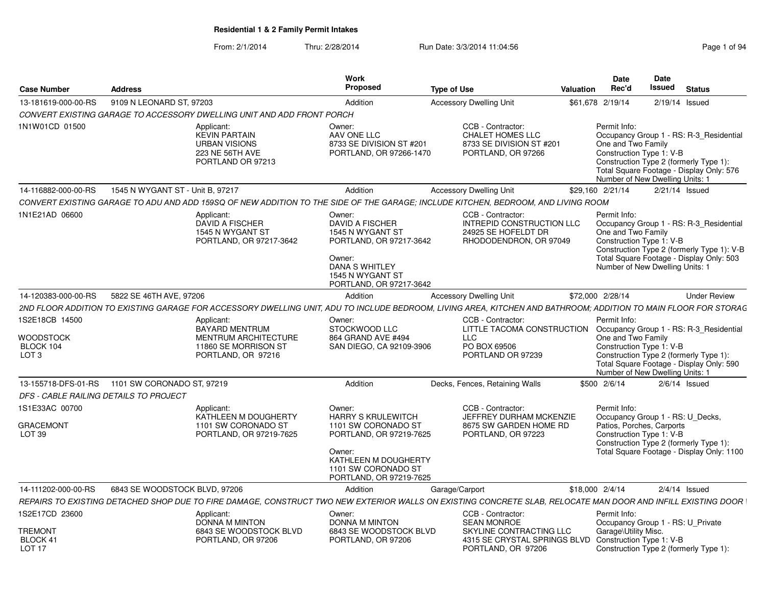# Residential 1 & 2 Family Permit Intakes

From: 2/1/2014 Thru: 2/28/2014 Run Date: 3/3/2014 11:04:56

| Case Number | Address | Work Proposed | Type of Use | Valuation | Date Rec'd | Date Issued | Status |
|---|---|---|---|---|---|---|---|
| 13-181619-000-00-RS | 9109 N LEONARD ST, 97203 | Addition | Accessory Dwelling Unit | $61,678 | 2/19/14 | 2/19/14 | Issued |

*CONVERT EXISTING GARAGE TO ACCESSORY DWELLING UNIT AND ADD FRONT PORCH*

1N1W01CD 01500

Applicant: KEVIN PARTAIN, URBAN VISIONS, 223 NE 56TH AVE, PORTLAND OR 97213

Owner: AAV ONE LLC, 8733 SE DIVISION ST #201, PORTLAND, OR 97266-1470

CCB - Contractor: CHALET HOMES LLC, 8733 SE DIVISION ST #201, PORTLAND, OR 97266

Permit Info: Occupancy Group 1 - RS: R-3_Residential One and Two Family; Construction Type 1: V-B; Construction Type 2 (formerly Type 1): ; Total Square Footage - Display Only: 576; Number of New Dwelling Units: 1

---

| Case Number | Address | Work Proposed | Type of Use | Valuation | Date Rec'd | Date Issued | Status |
|---|---|---|---|---|---|---|---|
| 14-116882-000-00-RS | 1545 N WYGANT ST - Unit B, 97217 | Addition | Accessory Dwelling Unit | $29,160 | 2/21/14 | 2/21/14 | Issued |

*CONVERT EXISTING GARAGE TO ADU AND ADD 159SQ OF NEW ADDITION TO THE SIDE OF THE GARAGE; INCLUDE KITCHEN, BEDROOM, AND LIVING ROOM*

1N1E21AD 06600

Applicant: DAVID A FISCHER, 1545 N WYGANT ST, PORTLAND, OR 97217-3642

Owner: DAVID A FISCHER, 1545 N WYGANT ST, PORTLAND, OR 97217-3642

Owner: DANA S WHITLEY, 1545 N WYGANT ST, PORTLAND, OR 97217-3642

CCB - Contractor: INTREPID CONSTRUCTION LLC, 24925 SE HOFELDT DR, RHODODENDRON, OR 97049

Permit Info: Occupancy Group 1 - RS: R-3_Residential One and Two Family; Construction Type 1: V-B; Construction Type 2 (formerly Type 1): V-B; Total Square Footage - Display Only: 503; Number of New Dwelling Units: 1

---

| Case Number | Address | Work Proposed | Type of Use | Valuation | Date Rec'd | Date Issued | Status |
|---|---|---|---|---|---|---|---|
| 14-120383-000-00-RS | 5822 SE 46TH AVE, 97206 | Addition | Accessory Dwelling Unit | $72,000 | 2/28/14 | | Under Review |

*2ND FLOOR ADDITION TO EXISTING GARAGE FOR ACCESSORY DWELLING UNIT, ADU TO INCLUDE BEDROOM, LIVING AREA, KITCHEN AND BATHROOM; ADDITION TO MAIN FLOOR FOR STORAG*

1S2E18CB 14500, WOODSTOCK, BLOCK 104, LOT 3

Applicant: BAYARD MENTRUM, MENTRUM ARCHITECTURE, 11860 SE MORRISON ST, PORTLAND, OR 97216

Owner: STOCKWOOD LLC, 864 GRAND AVE #494, SAN DIEGO, CA 92109-3906

CCB - Contractor: LITTLE TACOMA CONSTRUCTION LLC, PO BOX 69506, PORTLAND OR 97239

Permit Info: Occupancy Group 1 - RS: R-3_Residential One and Two Family; Construction Type 1: V-B; Construction Type 2 (formerly Type 1): ; Total Square Footage - Display Only: 590; Number of New Dwelling Units: 1

---

| Case Number | Address | Work Proposed | Type of Use | Valuation | Date Rec'd | Date Issued | Status |
|---|---|---|---|---|---|---|---|
| 13-155718-DFS-01-RS | 1101 SW CORONADO ST, 97219 | Addition | Decks, Fences, Retaining Walls | $500 | 2/6/14 | 2/6/14 | Issued |

*DFS - CABLE RAILING DETAILS TO PROJECT*

1S1E33AC 00700, GRACEMONT, LOT 39

Applicant: KATHLEEN M DOUGHERTY, 1101 SW CORONADO ST, PORTLAND, OR 97219-7625

Owner: HARRY S KRULEWITCH, 1101 SW CORONADO ST, PORTLAND, OR 97219-7625

Owner: KATHLEEN M DOUGHERTY, 1101 SW CORONADO ST, PORTLAND, OR 97219-7625

CCB - Contractor: JEFFREY DURHAM MCKENZIE, 8675 SW GARDEN HOME RD, PORTLAND, OR 97223

Permit Info: Occupancy Group 1 - RS: U_Decks, Patios, Porches, Carports; Construction Type 1: V-B; Construction Type 2 (formerly Type 1): ; Total Square Footage - Display Only: 1100

---

| Case Number | Address | Work Proposed | Type of Use | Valuation | Date Rec'd | Date Issued | Status |
|---|---|---|---|---|---|---|---|
| 14-111202-000-00-RS | 6843 SE WOODSTOCK BLVD, 97206 | Addition | Garage/Carport | $18,000 | 2/4/14 | 2/4/14 | Issued |

*REPAIRS TO EXISTING DETACHED SHOP DUE TO FIRE DAMAGE, CONSTRUCT TWO NEW EXTERIOR WALLS ON EXISTING CONCRETE SLAB, RELOCATE MAN DOOR AND INFILL EXISTING DOOR*

1S2E17CD 23600, TREMONT, BLOCK 41, LOT 17

Applicant: DONNA M MINTON, 6843 SE WOODSTOCK BLVD, PORTLAND, OR 97206

Owner: DONNA M MINTON, 6843 SE WOODSTOCK BLVD, PORTLAND, OR 97206

CCB - Contractor: SEAN MONROE, SKYLINE CONTRACTING LLC, 4315 SE CRYSTAL SPRINGS BLVD, PORTLAND, OR 97206

Permit Info: Occupancy Group 1 - RS: U_Private Garage\Utility Misc.; Construction Type 1: V-B; Construction Type 2 (formerly Type 1):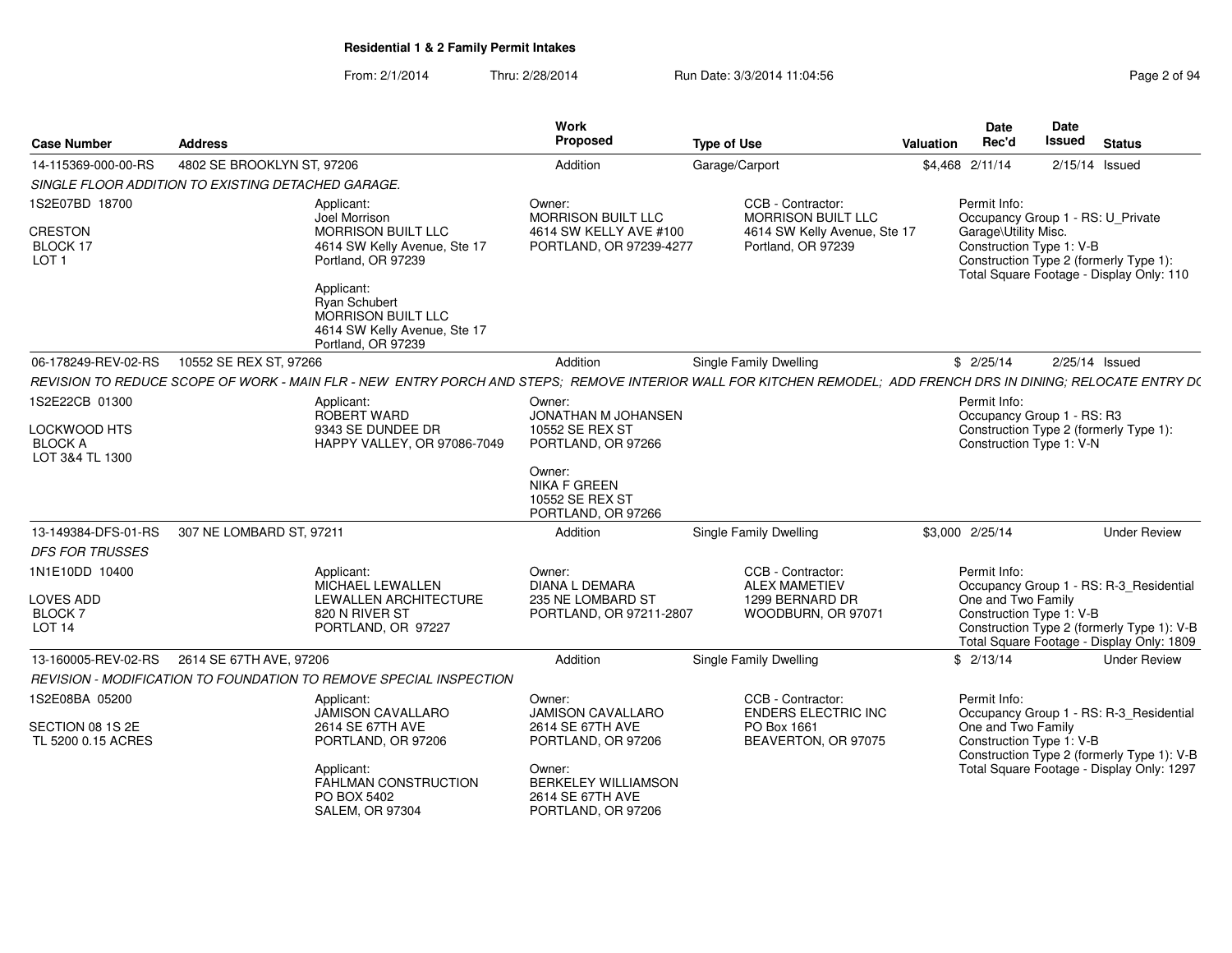**Residential 1 & 2 Family Permit Intakes**

From: 2/1/2014 Thru: 2/28/2014 Run Date: 3/3/2014 11:04:56

| Case Number | Address | Work Proposed | Type of Use | Valuation | Date Rec'd | Date Issued | Status |
|---|---|---|---|---|---|---|---|
| 14-115369-000-00-RS | 4802 SE BROOKLYN ST, 97206 | Addition | Garage/Carport | $4,468 | 2/11/14 | 2/15/14 | Issued |

*SINGLE FLOOR ADDITION TO EXISTING DETACHED GARAGE.*

1S2E07BD 18700
CRESTON
BLOCK 17
LOT 1

Applicant:
Joel Morrison
MORRISON BUILT LLC
4614 SW Kelly Avenue, Ste 17
Portland, OR 97239

Applicant:
Ryan Schubert
MORRISON BUILT LLC
4614 SW Kelly Avenue, Ste 17
Portland, OR 97239

Owner:
MORRISON BUILT LLC
4614 SW KELLY AVE #100
PORTLAND, OR 97239-4277

CCB - Contractor:
MORRISON BUILT LLC
4614 SW Kelly Avenue, Ste 17
Portland, OR 97239

Permit Info:
Occupancy Group 1 - RS: U_Private Garage\Utility Misc.
Construction Type 1: V-B
Construction Type 2 (formerly Type 1):
Total Square Footage - Display Only: 110

| Case Number | Address | Work Proposed | Type of Use | Valuation | Date Rec'd | Date Issued | Status |
|---|---|---|---|---|---|---|---|
| 06-178249-REV-02-RS | 10552 SE REX ST, 97266 | Addition | Single Family Dwelling | $ | 2/25/14 | 2/25/14 | Issued |

*REVISION TO REDUCE SCOPE OF WORK - MAIN FLR - NEW ENTRY PORCH AND STEPS; REMOVE INTERIOR WALL FOR KITCHEN REMODEL; ADD FRENCH DRS IN DINING; RELOCATE ENTRY DO*

1S2E22CB 01300
LOCKWOOD HTS
BLOCK A
LOT 3&4 TL 1300

Applicant:
ROBERT WARD
9343 SE DUNDEE DR
HAPPY VALLEY, OR 97086-7049

Owner:
JONATHAN M JOHANSEN
10552 SE REX ST
PORTLAND, OR 97266

Owner:
NIKA F GREEN
10552 SE REX ST
PORTLAND, OR 97266

Permit Info:
Occupancy Group 1 - RS: R3
Construction Type 2 (formerly Type 1):
Construction Type 1: V-N

| Case Number | Address | Work Proposed | Type of Use | Valuation | Date Rec'd | Date Issued | Status |
|---|---|---|---|---|---|---|---|
| 13-149384-DFS-01-RS | 307 NE LOMBARD ST, 97211 | Addition | Single Family Dwelling | $3,000 | 2/25/14 | | Under Review |

*DFS FOR TRUSSES*

1N1E10DD 10400
LOVES ADD
BLOCK 7
LOT 14

Applicant:
MICHAEL LEWALLEN
LEWALLEN ARCHITECTURE
820 N RIVER ST
PORTLAND, OR 97227

Owner:
DIANA L DEMARA
235 NE LOMBARD ST
PORTLAND, OR 97211-2807

CCB - Contractor:
ALEX MAMETIEV
1299 BERNARD DR
WOODBURN, OR 97071

Permit Info:
Occupancy Group 1 - RS: R-3_Residential One and Two Family
Construction Type 1: V-B
Construction Type 2 (formerly Type 1): V-B
Total Square Footage - Display Only: 1809

| Case Number | Address | Work Proposed | Type of Use | Valuation | Date Rec'd | Date Issued | Status |
|---|---|---|---|---|---|---|---|
| 13-160005-REV-02-RS | 2614 SE 67TH AVE, 97206 | Addition | Single Family Dwelling | $ | 2/13/14 | | Under Review |

*REVISION - MODIFICATION TO FOUNDATION TO REMOVE SPECIAL INSPECTION*

1S2E08BA 05200
SECTION 08 1S 2E
TL 5200 0.15 ACRES

Applicant:
JAMISON CAVALLARO
2614 SE 67TH AVE
PORTLAND, OR 97206

Applicant:
FAHLMAN CONSTRUCTION
PO BOX 5402
SALEM, OR 97304

Owner:
JAMISON CAVALLARO
2614 SE 67TH AVE
PORTLAND, OR 97206

Owner:
BERKELEY WILLIAMSON
2614 SE 67TH AVE
PORTLAND, OR 97206

CCB - Contractor:
ENDERS ELECTRIC INC
PO Box 1661
BEAVERTON, OR 97075

Permit Info:
Occupancy Group 1 - RS: R-3_Residential One and Two Family
Construction Type 1: V-B
Construction Type 2 (formerly Type 1): V-B
Total Square Footage - Display Only: 1297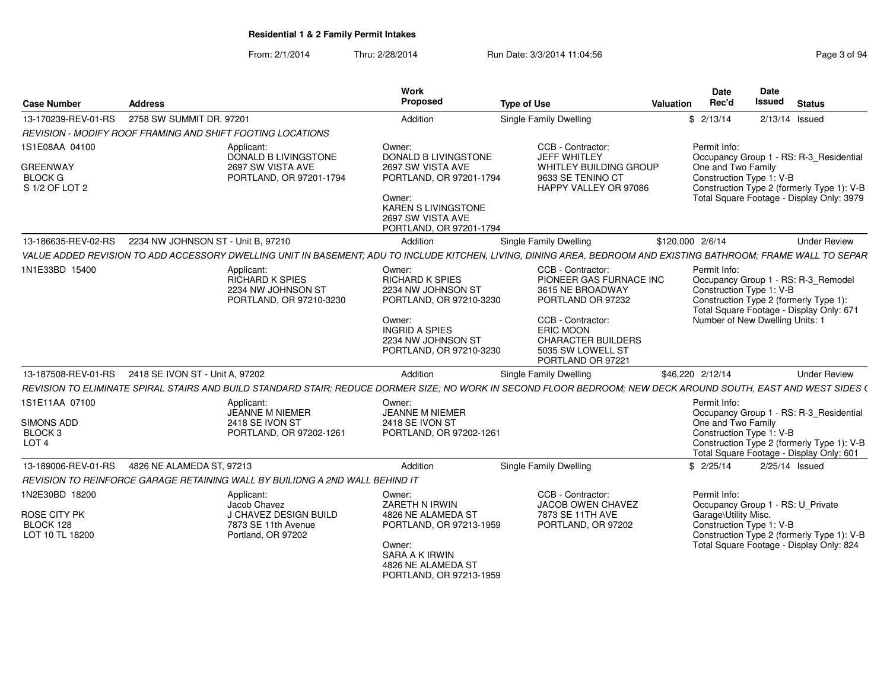## Residential 1 & 2 Family Permit Intakes

From: 2/1/2014 Thru: 2/28/2014 Run Date: 3/3/2014 11:04:56

| Case Number | Address | Work Proposed | Type of Use | Valuation | Date Rec'd | Date Issued | Status |
|---|---|---|---|---|---|---|---|
| 13-170239-REV-01-RS | 2758 SW SUMMIT DR, 97201 | Addition | Single Family Dwelling | $ | 2/13/14 | 2/13/14 | Issued |

*REVISION - MODIFY ROOF FRAMING AND SHIFT FOOTING LOCATIONS*

1S1E08AA 04100
GREENWAY
BLOCK G
S 1/2 OF LOT 2

Applicant:
DONALD B LIVINGSTONE
2697 SW VISTA AVE
PORTLAND, OR 97201-1794

Owner:
DONALD B LIVINGSTONE
2697 SW VISTA AVE
PORTLAND, OR 97201-1794

Owner:
KAREN S LIVINGSTONE
2697 SW VISTA AVE
PORTLAND, OR 97201-1794

CCB - Contractor:
JEFF WHITLEY
WHITLEY BUILDING GROUP
9633 SE TENINO CT
HAPPY VALLEY OR 97086

Permit Info:
Occupancy Group 1 - RS: R-3_Residential One and Two Family
Construction Type 1: V-B
Construction Type 2 (formerly Type 1): V-B
Total Square Footage - Display Only: 3979

| Case Number | Address | Work Proposed | Type of Use | Valuation | Date Rec'd | Date Issued | Status |
|---|---|---|---|---|---|---|---|
| 13-186635-REV-02-RS | 2234 NW JOHNSON ST - Unit B, 97210 | Addition | Single Family Dwelling | $120,000 | 2/6/14 | | Under Review |

*VALUE ADDED REVISION TO ADD ACCESSORY DWELLING UNIT IN BASEMENT; ADU TO INCLUDE KITCHEN, LIVING, DINING AREA, BEDROOM AND EXISTING BATHROOM; FRAME WALL TO SEPAR*

1N1E33BD 15400

Applicant:
RICHARD K SPIES
2234 NW JOHNSON ST
PORTLAND, OR 97210-3230

Owner:
RICHARD K SPIES
2234 NW JOHNSON ST
PORTLAND, OR 97210-3230

Owner:
INGRID A SPIES
2234 NW JOHNSON ST
PORTLAND, OR 97210-3230

CCB - Contractor:
PIONEER GAS FURNACE INC
3615 NE BROADWAY
PORTLAND OR 97232

CCB - Contractor:
ERIC MOON
CHARACTER BUILDERS
5035 SW LOWELL ST
PORTLAND OR 97221

Permit Info:
Occupancy Group 1 - RS: R-3_Remodel
Construction Type 1: V-B
Construction Type 2 (formerly Type 1):
Total Square Footage - Display Only: 671
Number of New Dwelling Units: 1

| Case Number | Address | Work Proposed | Type of Use | Valuation | Date Rec'd | Date Issued | Status |
|---|---|---|---|---|---|---|---|
| 13-187508-REV-01-RS | 2418 SE IVON ST - Unit A, 97202 | Addition | Single Family Dwelling | $46,220 | 2/12/14 | | Under Review |

*REVISION TO ELIMINATE SPIRAL STAIRS AND BUILD STANDARD STAIR; REDUCE DORMER SIZE; NO WORK IN SECOND FLOOR BEDROOM; NEW DECK AROUND SOUTH, EAST AND WEST SIDES (*

1S1E11AA 07100
SIMONS ADD
BLOCK 3
LOT 4

Applicant:
JEANNE M NIEMER
2418 SE IVON ST
PORTLAND, OR 97202-1261

Owner:
JEANNE M NIEMER
2418 SE IVON ST
PORTLAND, OR 97202-1261

Permit Info:
Occupancy Group 1 - RS: R-3_Residential One and Two Family
Construction Type 1: V-B
Construction Type 2 (formerly Type 1): V-B
Total Square Footage - Display Only: 601

| Case Number | Address | Work Proposed | Type of Use | Valuation | Date Rec'd | Date Issued | Status |
|---|---|---|---|---|---|---|---|
| 13-189006-REV-01-RS | 4826 NE ALAMEDA ST, 97213 | Addition | Single Family Dwelling | $ | 2/25/14 | 2/25/14 | Issued |

*REVISION TO REINFORCE GARAGE RETAINING WALL BY BUILIDNG A 2ND WALL BEHIND IT*

1N2E30BD 18200
ROSE CITY PK
BLOCK 128
LOT 10 TL 18200

Applicant:
Jacob Chavez
J CHAVEZ DESIGN BUILD
7873 SE 11th Avenue
Portland, OR 97202

Owner:
ZARETH N IRWIN
4826 NE ALAMEDA ST
PORTLAND, OR 97213-1959

Owner:
SARA A K IRWIN
4826 NE ALAMEDA ST
PORTLAND, OR 97213-1959

CCB - Contractor:
JACOB OWEN CHAVEZ
7873 SE 11TH AVE
PORTLAND, OR 97202

Permit Info:
Occupancy Group 1 - RS: U_Private Garage\Utility Misc.
Construction Type 1: V-B
Construction Type 2 (formerly Type 1): V-B
Total Square Footage - Display Only: 824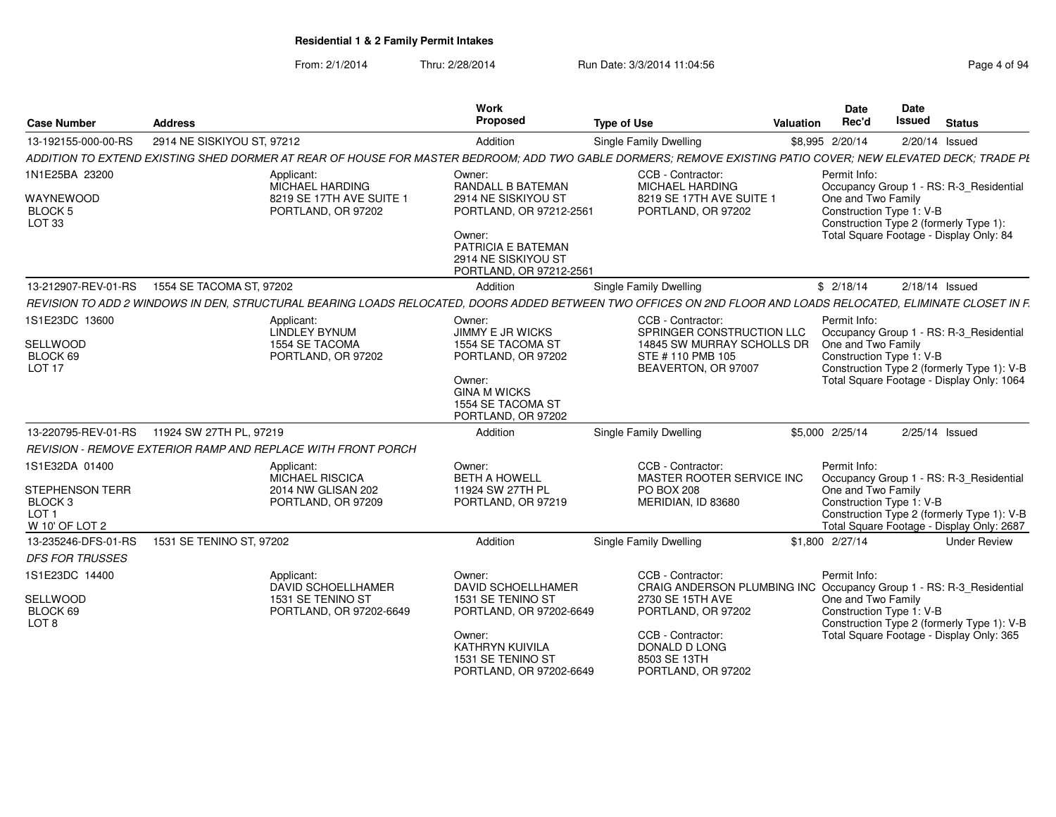## Residential 1 & 2 Family Permit Intakes

From: 2/1/2014 Thru: 2/28/2014 Run Date: 3/3/2014 11:04:56

| Case Number | Address | Work Proposed | Type of Use | Valuation | Date Rec'd | Date Issued | Status |
|---|---|---|---|---|---|---|---|
| 13-192155-000-00-RS | 2914 NE SISKIYOU ST, 97212 | Addition | Single Family Dwelling | $8,995 | 2/20/14 | 2/20/14 | Issued |

*ADDITION TO EXTEND EXISTING SHED DORMER AT REAR OF HOUSE FOR MASTER BEDROOM; ADD TWO GABLE DORMERS; REMOVE EXISTING PATIO COVER; NEW ELEVATED DECK; TRADE PE*

1N1E25BA 23200
WAYNEWOOD
BLOCK 5
LOT 33

Applicant:
MICHAEL HARDING
8219 SE 17TH AVE SUITE 1
PORTLAND, OR 97202

Owner:
RANDALL B BATEMAN
2914 NE SISKIYOU ST
PORTLAND, OR 97212-2561

Owner:
PATRICIA E BATEMAN
2914 NE SISKIYOU ST
PORTLAND, OR 97212-2561

CCB - Contractor:
MICHAEL HARDING
8219 SE 17TH AVE SUITE 1
PORTLAND, OR 97202

Permit Info:
Occupancy Group 1 - RS: R-3_Residential One and Two Family
Construction Type 1: V-B
Construction Type 2 (formerly Type 1):
Total Square Footage - Display Only: 84

---

| Case Number | Address | Work Proposed | Type of Use | Valuation | Date Rec'd | Date Issued | Status |
|---|---|---|---|---|---|---|---|
| 13-212907-REV-01-RS | 1554 SE TACOMA ST, 97202 | Addition | Single Family Dwelling | $ | 2/18/14 | 2/18/14 | Issued |

*REVISION TO ADD 2 WINDOWS IN DEN, STRUCTURAL BEARING LOADS RELOCATED, DOORS ADDED BETWEEN TWO OFFICES ON 2ND FLOOR AND LOADS RELOCATED, ELIMINATE CLOSET IN F*

1S1E23DC 13600
SELLWOOD
BLOCK 69
LOT 17

Applicant:
LINDLEY BYNUM
1554 SE TACOMA
PORTLAND, OR 97202

Owner:
JIMMY E JR WICKS
1554 SE TACOMA ST
PORTLAND, OR 97202

Owner:
GINA M WICKS
1554 SE TACOMA ST
PORTLAND, OR 97202

CCB - Contractor:
SPRINGER CONSTRUCTION LLC
14845 SW MURRAY SCHOLLS DR
STE # 110 PMB 105
BEAVERTON, OR 97007

Permit Info:
Occupancy Group 1 - RS: R-3_Residential One and Two Family
Construction Type 1: V-B
Construction Type 2 (formerly Type 1): V-B
Total Square Footage - Display Only: 1064

---

| Case Number | Address | Work Proposed | Type of Use | Valuation | Date Rec'd | Date Issued | Status |
|---|---|---|---|---|---|---|---|
| 13-220795-REV-01-RS | 11924 SW 27TH PL, 97219 | Addition | Single Family Dwelling | $5,000 | 2/25/14 | 2/25/14 | Issued |

*REVISION - REMOVE EXTERIOR RAMP AND REPLACE WITH FRONT PORCH*

1S1E32DA 01400
STEPHENSON TERR
BLOCK 3
LOT 1
W 10' OF LOT 2

Applicant:
MICHAEL RISCICA
2014 NW GLISAN 202
PORTLAND, OR 97209

Owner:
BETH A HOWELL
11924 SW 27TH PL
PORTLAND, OR 97219

CCB - Contractor:
MASTER ROOTER SERVICE INC
PO BOX 208
MERIDIAN, ID 83680

Permit Info:
Occupancy Group 1 - RS: R-3_Residential One and Two Family
Construction Type 1: V-B
Construction Type 2 (formerly Type 1): V-B
Total Square Footage - Display Only: 2687

---

| Case Number | Address | Work Proposed | Type of Use | Valuation | Date Rec'd | Date Issued | Status |
|---|---|---|---|---|---|---|---|
| 13-235246-DFS-01-RS | 1531 SE TENINO ST, 97202 | Addition | Single Family Dwelling | $1,800 | 2/27/14 | | Under Review |

*DFS FOR TRUSSES*

1S1E23DC 14400
SELLWOOD
BLOCK 69
LOT 8

Applicant:
DAVID SCHOELLHAMER
1531 SE TENINO ST
PORTLAND, OR 97202-6649

Owner:
DAVID SCHOELLHAMER
1531 SE TENINO ST
PORTLAND, OR 97202-6649

Owner:
KATHRYN KUIVILA
1531 SE TENINO ST
PORTLAND, OR 97202-6649

CCB - Contractor:
CRAIG ANDERSON PLUMBING INC
2730 SE 15TH AVE
PORTLAND, OR 97202

CCB - Contractor:
DONALD D LONG
8503 SE 13TH
PORTLAND, OR 97202

Permit Info:
Occupancy Group 1 - RS: R-3_Residential One and Two Family
Construction Type 1: V-B
Construction Type 2 (formerly Type 1): V-B
Total Square Footage - Display Only: 365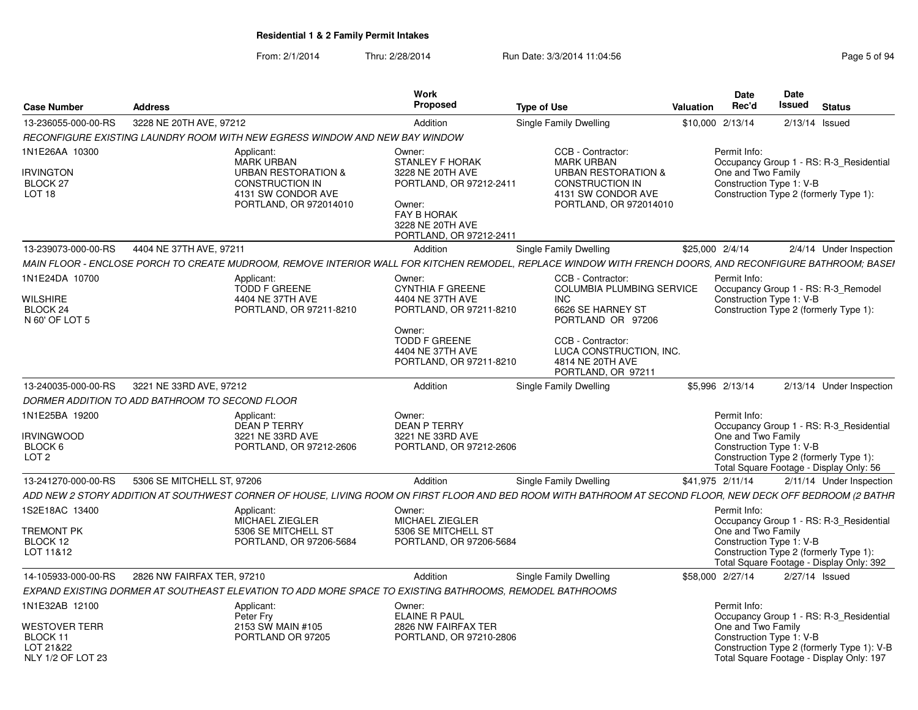**Residential 1 & 2 Family Permit Intakes**

From: 2/1/2014 Thru: 2/28/2014 Run Date: 3/3/2014 11:04:56

| Case Number | Address | Work Proposed | Type of Use | Valuation | Date Rec'd | Date Issued | Status |
|---|---|---|---|---|---|---|---|
| 13-236055-000-00-RS | 3228 NE 20TH AVE, 97212 | Addition | Single Family Dwelling | $10,000 | 2/13/14 | 2/13/14 | Issued |

*RECONFIGURE EXISTING LAUNDRY ROOM WITH NEW EGRESS WINDOW AND NEW BAY WINDOW*

1N1E26AA 10300
IRVINGTON
BLOCK 27
LOT 18

Applicant:
MARK URBAN
URBAN RESTORATION & CONSTRUCTION IN
4131 SW CONDOR AVE
PORTLAND, OR 972014010

Owner:
STANLEY F HORAK
3228 NE 20TH AVE
PORTLAND, OR 97212-2411

Owner:
FAY B HORAK
3228 NE 20TH AVE
PORTLAND, OR 97212-2411

CCB - Contractor:
MARK URBAN
URBAN RESTORATION & CONSTRUCTION IN
4131 SW CONDOR AVE
PORTLAND, OR 972014010

Permit Info:
Occupancy Group 1 - RS: R-3_Residential One and Two Family
Construction Type 1: V-B
Construction Type 2 (formerly Type 1):

---

| Case Number | Address | Work Proposed | Type of Use | Valuation | Date Rec'd | Date Issued | Status |
|---|---|---|---|---|---|---|---|
| 13-239073-000-00-RS | 4404 NE 37TH AVE, 97211 | Addition | Single Family Dwelling | $25,000 | 2/4/14 | 2/4/14 | Under Inspection |

*MAIN FLOOR - ENCLOSE PORCH TO CREATE MUDROOM, REMOVE INTERIOR WALL FOR KITCHEN REMODEL, REPLACE WINDOW WITH FRENCH DOORS, AND RECONFIGURE BATHROOM; BASEI*

1N1E24DA 10700
WILSHIRE
BLOCK 24
N 60' OF LOT 5

Applicant:
TODD F GREENE
4404 NE 37TH AVE
PORTLAND, OR 97211-8210

Owner:
CYNTHIA F GREENE
4404 NE 37TH AVE
PORTLAND, OR 97211-8210

Owner:
TODD F GREENE
4404 NE 37TH AVE
PORTLAND, OR 97211-8210

CCB - Contractor:
COLUMBIA PLUMBING SERVICE INC
6626 SE HARNEY ST
PORTLAND OR 97206

CCB - Contractor:
LUCA CONSTRUCTION, INC.
4814 NE 20TH AVE
PORTLAND, OR 97211

Permit Info:
Occupancy Group 1 - RS: R-3_Remodel
Construction Type 1: V-B
Construction Type 2 (formerly Type 1):

---

| Case Number | Address | Work Proposed | Type of Use | Valuation | Date Rec'd | Date Issued | Status |
|---|---|---|---|---|---|---|---|
| 13-240035-000-00-RS | 3221 NE 33RD AVE, 97212 | Addition | Single Family Dwelling | $5,996 | 2/13/14 | 2/13/14 | Under Inspection |

*DORMER ADDITION TO ADD BATHROOM TO SECOND FLOOR*

1N1E25BA 19200
IRVINGWOOD
BLOCK 6
LOT 2

Applicant:
DEAN P TERRY
3221 NE 33RD AVE
PORTLAND, OR 97212-2606

Owner:
DEAN P TERRY
3221 NE 33RD AVE
PORTLAND, OR 97212-2606

Permit Info:
Occupancy Group 1 - RS: R-3_Residential One and Two Family
Construction Type 1: V-B
Construction Type 2 (formerly Type 1):
Total Square Footage - Display Only: 56

---

| Case Number | Address | Work Proposed | Type of Use | Valuation | Date Rec'd | Date Issued | Status |
|---|---|---|---|---|---|---|---|
| 13-241270-000-00-RS | 5306 SE MITCHELL ST, 97206 | Addition | Single Family Dwelling | $41,975 | 2/11/14 | 2/11/14 | Under Inspection |

*ADD NEW 2 STORY ADDITION AT SOUTHWEST CORNER OF HOUSE, LIVING ROOM ON FIRST FLOOR AND BED ROOM WITH BATHROOM AT SECOND FLOOR, NEW DECK OFF BEDROOM (2 BATHR*

1S2E18AC 13400
TREMONT PK
BLOCK 12
LOT 11&12

Applicant:
MICHAEL ZIEGLER
5306 SE MITCHELL ST
PORTLAND, OR 97206-5684

Owner:
MICHAEL ZIEGLER
5306 SE MITCHELL ST
PORTLAND, OR 97206-5684

Permit Info:
Occupancy Group 1 - RS: R-3_Residential One and Two Family
Construction Type 1: V-B
Construction Type 2 (formerly Type 1):
Total Square Footage - Display Only: 392

---

| Case Number | Address | Work Proposed | Type of Use | Valuation | Date Rec'd | Date Issued | Status |
|---|---|---|---|---|---|---|---|
| 14-105933-000-00-RS | 2826 NW FAIRFAX TER, 97210 | Addition | Single Family Dwelling | $58,000 | 2/27/14 | 2/27/14 | Issued |

*EXPAND EXISTING DORMER AT SOUTHEAST ELEVATION TO ADD MORE SPACE TO EXISTING BATHROOMS, REMODEL BATHROOMS*

1N1E32AB 12100
WESTOVER TERR
BLOCK 11
LOT 21&22
NLY 1/2 OF LOT 23

Applicant:
Peter Fry
2153 SW MAIN #105
PORTLAND OR 97205

Owner:
ELAINE R PAUL
2826 NW FAIRFAX TER
PORTLAND, OR 97210-2806

Permit Info:
Occupancy Group 1 - RS: R-3_Residential One and Two Family
Construction Type 1: V-B
Construction Type 2 (formerly Type 1): V-B
Total Square Footage - Display Only: 197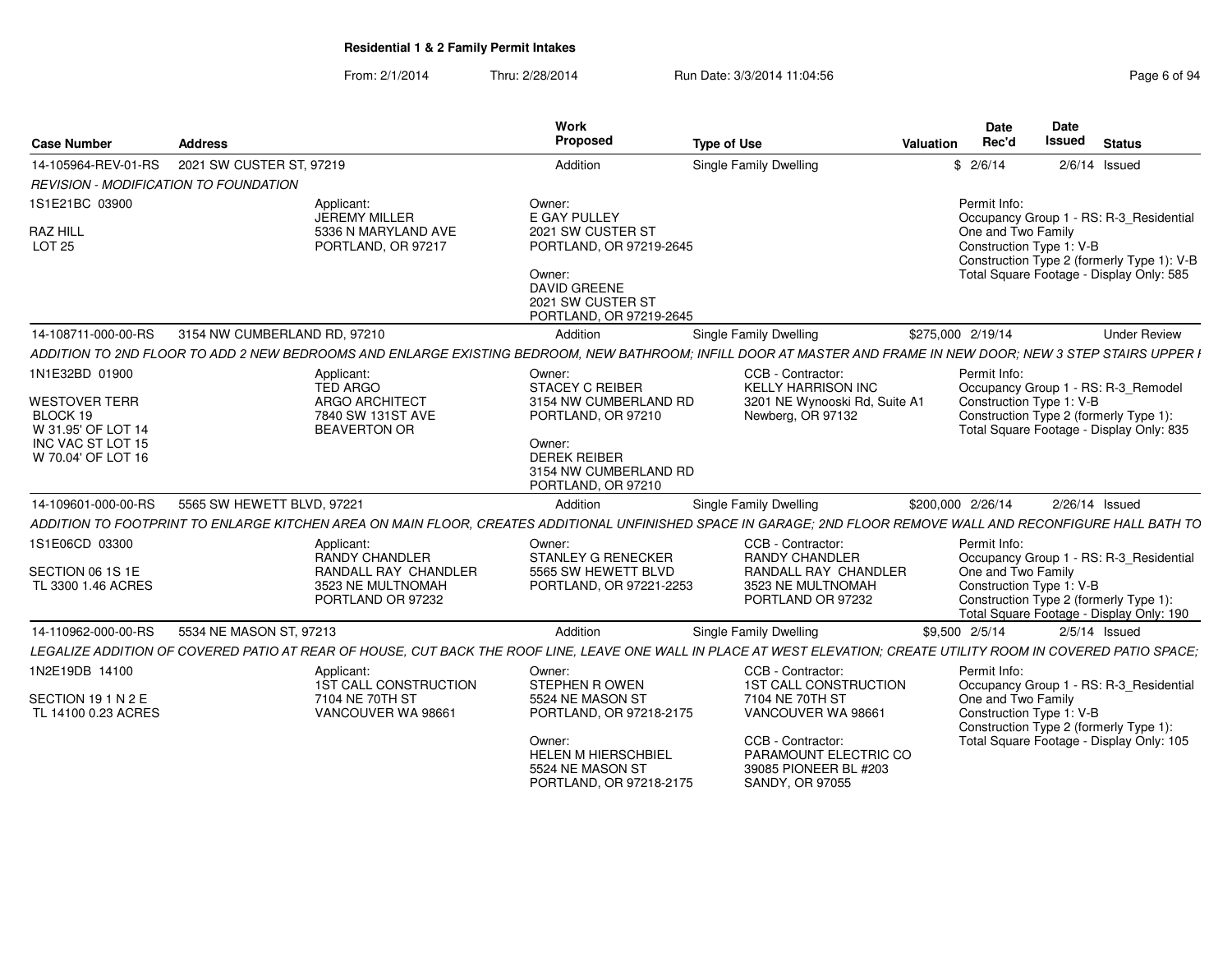# Residential 1 & 2 Family Permit Intakes

From: 2/1/2014 Thru: 2/28/2014 Run Date: 3/3/2014 11:04:56

| Case Number | Address | Work Proposed | Type of Use | Valuation | Date Rec'd | Date Issued | Status |
|---|---|---|---|---|---|---|---|
| 14-105964-REV-01-RS | 2021 SW CUSTER ST, 97219 | Addition | Single Family Dwelling | $ | 2/6/14 | 2/6/14 | Issued |

*REVISION - MODIFICATION TO FOUNDATION*

1S1E21BC 03900
RAZ HILL
LOT 25

Applicant:
JEREMY MILLER
5336 N MARYLAND AVE
PORTLAND, OR 97217

Owner:
E GAY PULLEY
2021 SW CUSTER ST
PORTLAND, OR 97219-2645

Owner:
DAVID GREENE
2021 SW CUSTER ST
PORTLAND, OR 97219-2645

Permit Info:
Occupancy Group 1 - RS: R-3_Residential One and Two Family
Construction Type 1: V-B
Construction Type 2 (formerly Type 1): V-B
Total Square Footage - Display Only: 585

| Case Number | Address | Work Proposed | Type of Use | Valuation | Date Rec'd | Date Issued | Status |
|---|---|---|---|---|---|---|---|
| 14-108711-000-00-RS | 3154 NW CUMBERLAND RD, 97210 | Addition | Single Family Dwelling | $275,000 | 2/19/14 | | Under Review |

*ADDITION TO 2ND FLOOR TO ADD 2 NEW BEDROOMS AND ENLARGE EXISTING BEDROOM, NEW BATHROOM; INFILL DOOR AT MASTER AND FRAME IN NEW DOOR; NEW 3 STEP STAIRS UPPER I*

1N1E32BD 01900
WESTOVER TERR
BLOCK 19
W 31.95' OF LOT 14
INC VAC ST LOT 15
W 70.04' OF LOT 16

Applicant:
TED ARGO
ARGO ARCHITECT
7840 SW 131ST AVE
BEAVERTON OR

Owner:
STACEY C REIBER
3154 NW CUMBERLAND RD
PORTLAND, OR 97210

Owner:
DEREK REIBER
3154 NW CUMBERLAND RD
PORTLAND, OR 97210

CCB - Contractor:
KELLY HARRISON INC
3201 NE Wynooski Rd, Suite A1
Newberg, OR 97132

Permit Info:
Occupancy Group 1 - RS: R-3_Remodel
Construction Type 1: V-B
Construction Type 2 (formerly Type 1):
Total Square Footage - Display Only: 835

| Case Number | Address | Work Proposed | Type of Use | Valuation | Date Rec'd | Date Issued | Status |
|---|---|---|---|---|---|---|---|
| 14-109601-000-00-RS | 5565 SW HEWETT BLVD, 97221 | Addition | Single Family Dwelling | $200,000 | 2/26/14 | 2/26/14 | Issued |

*ADDITION TO FOOTPRINT TO ENLARGE KITCHEN AREA ON MAIN FLOOR, CREATES ADDITIONAL UNFINISHED SPACE IN GARAGE; 2ND FLOOR REMOVE WALL AND RECONFIGURE HALL BATH TO*

1S1E06CD 03300
SECTION 06 1S 1E
TL 3300 1.46 ACRES

Applicant:
RANDY CHANDLER
RANDALL RAY CHANDLER
3523 NE MULTNOMAH
PORTLAND OR 97232

Owner:
STANLEY G RENECKER
5565 SW HEWETT BLVD
PORTLAND, OR 97221-2253

CCB - Contractor:
RANDY CHANDLER
RANDALL RAY CHANDLER
3523 NE MULTNOMAH
PORTLAND OR 97232

Permit Info:
Occupancy Group 1 - RS: R-3_Residential One and Two Family
Construction Type 1: V-B
Construction Type 2 (formerly Type 1):
Total Square Footage - Display Only: 190

| Case Number | Address | Work Proposed | Type of Use | Valuation | Date Rec'd | Date Issued | Status |
|---|---|---|---|---|---|---|---|
| 14-110962-000-00-RS | 5534 NE MASON ST, 97213 | Addition | Single Family Dwelling | $9,500 | 2/5/14 | 2/5/14 | Issued |

*LEGALIZE ADDITION OF COVERED PATIO AT REAR OF HOUSE, CUT BACK THE ROOF LINE, LEAVE ONE WALL IN PLACE AT WEST ELEVATION; CREATE UTILITY ROOM IN COVERED PATIO SPACE;*

1N2E19DB 14100
SECTION 19 1 N 2 E
TL 14100 0.23 ACRES

Applicant:
1ST CALL CONSTRUCTION
7104 NE 70TH ST
VANCOUVER WA 98661

Owner:
STEPHEN R OWEN
5524 NE MASON ST
PORTLAND, OR 97218-2175

Owner:
HELEN M HIERSCHBIEL
5524 NE MASON ST
PORTLAND, OR 97218-2175

CCB - Contractor:
1ST CALL CONSTRUCTION
7104 NE 70TH ST
VANCOUVER WA 98661

CCB - Contractor:
PARAMOUNT ELECTRIC CO
39085 PIONEER BL #203
SANDY, OR 97055

Permit Info:
Occupancy Group 1 - RS: R-3_Residential One and Two Family
Construction Type 1: V-B
Construction Type 2 (formerly Type 1):
Total Square Footage - Display Only: 105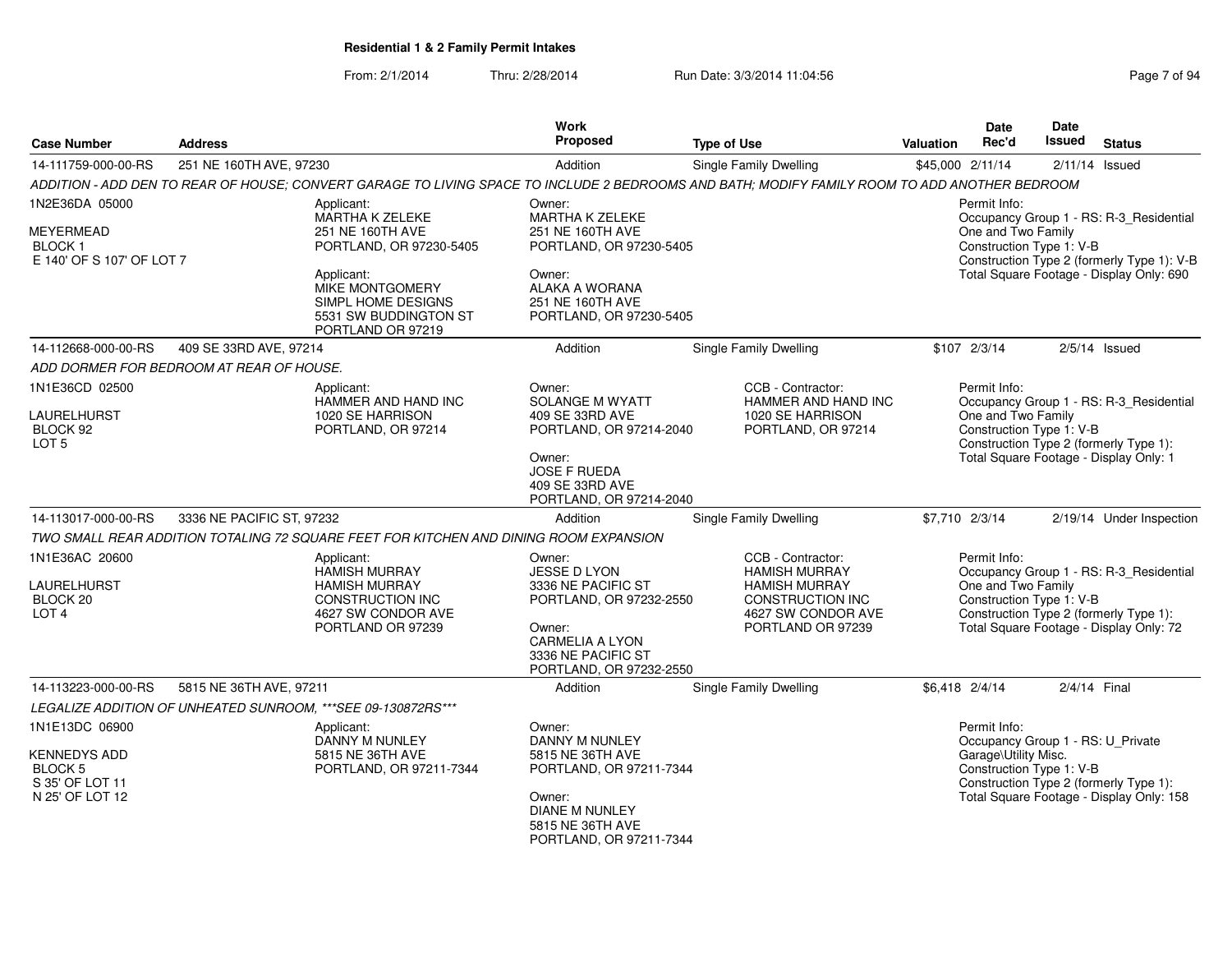**Residential 1 & 2 Family Permit Intakes**

From: 2/1/2014 Thru: 2/28/2014 Run Date: 3/3/2014 11:04:56

| Case Number | Address | Work Proposed | Type of Use | Valuation | Date Rec'd | Date Issued | Status |
|---|---|---|---|---|---|---|---|
| 14-111759-000-00-RS | 251 NE 160TH AVE, 97230 | Addition | Single Family Dwelling | $45,000 | 2/11/14 | 2/11/14 | Issued |

*ADDITION - ADD DEN TO REAR OF HOUSE; CONVERT GARAGE TO LIVING SPACE TO INCLUDE 2 BEDROOMS AND BATH; MODIFY FAMILY ROOM TO ADD ANOTHER BEDROOM*

1N2E36DA 05000
MEYERMEAD
BLOCK 1
E 140' OF S 107' OF LOT 7

Applicant:
MARTHA K ZELEKE
251 NE 160TH AVE
PORTLAND, OR 97230-5405

Applicant:
MIKE MONTGOMERY
SIMPL HOME DESIGNS
5531 SW BUDDINGTON ST
PORTLAND OR 97219

Owner:
MARTHA K ZELEKE
251 NE 160TH AVE
PORTLAND, OR 97230-5405

Owner:
ALAKA A WORANA
251 NE 160TH AVE
PORTLAND, OR 97230-5405

Permit Info:
Occupancy Group 1 - RS: R-3_Residential One and Two Family
Construction Type 1: V-B
Construction Type 2 (formerly Type 1): V-B
Total Square Footage - Display Only: 690

| Case Number | Address | Work Proposed | Type of Use | Valuation | Date Rec'd | Date Issued | Status |
|---|---|---|---|---|---|---|---|
| 14-112668-000-00-RS | 409 SE 33RD AVE, 97214 | Addition | Single Family Dwelling | $107 | 2/3/14 | 2/5/14 | Issued |

*ADD DORMER FOR BEDROOM AT REAR OF HOUSE.*

1N1E36CD 02500
LAURELHURST
BLOCK 92
LOT 5

Applicant:
HAMMER AND HAND INC
1020 SE HARRISON
PORTLAND, OR 97214

Owner:
SOLANGE M WYATT
409 SE 33RD AVE
PORTLAND, OR 97214-2040

Owner:
JOSE F RUEDA
409 SE 33RD AVE
PORTLAND, OR 97214-2040

CCB - Contractor:
HAMMER AND HAND INC
1020 SE HARRISON
PORTLAND, OR 97214

Permit Info:
Occupancy Group 1 - RS: R-3_Residential One and Two Family
Construction Type 1: V-B
Construction Type 2 (formerly Type 1):
Total Square Footage - Display Only: 1

| Case Number | Address | Work Proposed | Type of Use | Valuation | Date Rec'd | Date Issued | Status |
|---|---|---|---|---|---|---|---|
| 14-113017-000-00-RS | 3336 NE PACIFIC ST, 97232 | Addition | Single Family Dwelling | $7,710 | 2/3/14 | 2/19/14 | Under Inspection |

*TWO SMALL REAR ADDITION TOTALING 72 SQUARE FEET FOR KITCHEN AND DINING ROOM EXPANSION*

1N1E36AC 20600
LAURELHURST
BLOCK 20
LOT 4

Applicant:
HAMISH MURRAY
HAMISH MURRAY
CONSTRUCTION INC
4627 SW CONDOR AVE
PORTLAND OR 97239

Owner:
JESSE D LYON
3336 NE PACIFIC ST
PORTLAND, OR 97232-2550

Owner:
CARMELIA A LYON
3336 NE PACIFIC ST
PORTLAND, OR 97232-2550

CCB - Contractor:
HAMISH MURRAY
HAMISH MURRAY
CONSTRUCTION INC
4627 SW CONDOR AVE
PORTLAND OR 97239

Permit Info:
Occupancy Group 1 - RS: R-3_Residential One and Two Family
Construction Type 1: V-B
Construction Type 2 (formerly Type 1):
Total Square Footage - Display Only: 72

| Case Number | Address | Work Proposed | Type of Use | Valuation | Date Rec'd | Date Issued | Status |
|---|---|---|---|---|---|---|---|
| 14-113223-000-00-RS | 5815 NE 36TH AVE, 97211 | Addition | Single Family Dwelling | $6,418 | 2/4/14 | 2/4/14 | Final |

*LEGALIZE ADDITION OF UNHEATED SUNROOM, ***SEE 09-130872RS****

1N1E13DC 06900
KENNEDYS ADD
BLOCK 5
S 35' OF LOT 11
N 25' OF LOT 12

Applicant:
DANNY M NUNLEY
5815 NE 36TH AVE
PORTLAND, OR 97211-7344

Owner:
DANNY M NUNLEY
5815 NE 36TH AVE
PORTLAND, OR 97211-7344

Owner:
DIANE M NUNLEY
5815 NE 36TH AVE
PORTLAND, OR 97211-7344

Permit Info:
Occupancy Group 1 - RS: U_Private Garage\Utility Misc.
Construction Type 1: V-B
Construction Type 2 (formerly Type 1):
Total Square Footage - Display Only: 158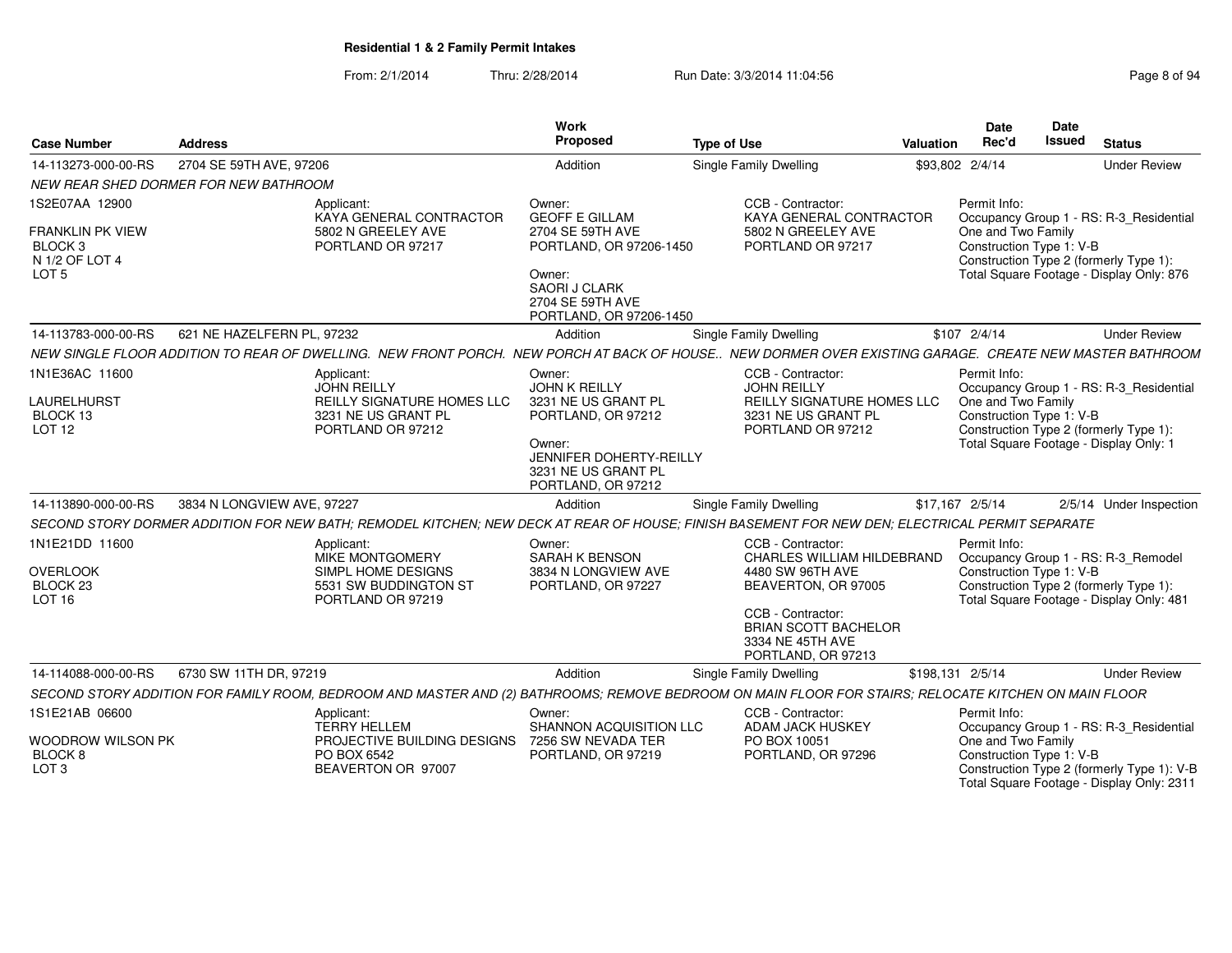**Residential 1 & 2 Family Permit Intakes**

From: 2/1/2014 Thru: 2/28/2014 Run Date: 3/3/2014 11:04:56

| Case Number | Address | Work Proposed | Type of Use | Valuation | Date Rec'd | Date Issued | Status |
|---|---|---|---|---|---|---|---|
| 14-113273-000-00-RS | 2704 SE 59TH AVE, 97206 | Addition | Single Family Dwelling | $93,802 | 2/4/14 | | Under Review |

*NEW REAR SHED DORMER FOR NEW BATHROOM*

1S2E07AA 12900

FRANKLIN PK VIEW
BLOCK 3
N 1/2 OF LOT 4
LOT 5

Applicant:
KAYA GENERAL CONTRACTOR
5802 N GREELEY AVE
PORTLAND OR 97217

Owner:
GEOFF E GILLAM
2704 SE 59TH AVE
PORTLAND, OR 97206-1450

Owner:
SAORI J CLARK
2704 SE 59TH AVE
PORTLAND, OR 97206-1450

CCB - Contractor:
KAYA GENERAL CONTRACTOR
5802 N GREELEY AVE
PORTLAND OR 97217

Permit Info:
Occupancy Group 1 - RS: R-3_Residential One and Two Family
Construction Type 1: V-B
Construction Type 2 (formerly Type 1):
Total Square Footage - Display Only: 876

| Case Number | Address | Work Proposed | Type of Use | Valuation | Date Rec'd | Date Issued | Status |
|---|---|---|---|---|---|---|---|
| 14-113783-000-00-RS | 621 NE HAZELFERN PL, 97232 | Addition | Single Family Dwelling | $107 | 2/4/14 | | Under Review |

*NEW SINGLE FLOOR ADDITION TO REAR OF DWELLING. NEW FRONT PORCH. NEW PORCH AT BACK OF HOUSE.. NEW DORMER OVER EXISTING GARAGE. CREATE NEW MASTER BATHROOM*

1N1E36AC 11600

LAURELHURST
BLOCK 13
LOT 12

Applicant:
JOHN REILLY
REILLY SIGNATURE HOMES LLC
3231 NE US GRANT PL
PORTLAND OR 97212

Owner:
JOHN K REILLY
3231 NE US GRANT PL
PORTLAND, OR 97212

Owner:
JENNIFER DOHERTY-REILLY
3231 NE US GRANT PL
PORTLAND, OR 97212

CCB - Contractor:
JOHN REILLY
REILLY SIGNATURE HOMES LLC
3231 NE US GRANT PL
PORTLAND OR 97212

Permit Info:
Occupancy Group 1 - RS: R-3_Residential One and Two Family
Construction Type 1: V-B
Construction Type 2 (formerly Type 1):
Total Square Footage - Display Only: 1

| Case Number | Address | Work Proposed | Type of Use | Valuation | Date Rec'd | Date Issued | Status |
|---|---|---|---|---|---|---|---|
| 14-113890-000-00-RS | 3834 N LONGVIEW AVE, 97227 | Addition | Single Family Dwelling | $17,167 | 2/5/14 | 2/5/14 | Under Inspection |

*SECOND STORY DORMER ADDITION FOR NEW BATH; REMODEL KITCHEN; NEW DECK AT REAR OF HOUSE; FINISH BASEMENT FOR NEW DEN; ELECTRICAL PERMIT SEPARATE*

1N1E21DD 11600

OVERLOOK
BLOCK 23
LOT 16

Applicant:
MIKE MONTGOMERY
SIMPL HOME DESIGNS
5531 SW BUDDINGTON ST
PORTLAND OR 97219

Owner:
SARAH K BENSON
3834 N LONGVIEW AVE
PORTLAND, OR 97227

CCB - Contractor:
CHARLES WILLIAM HILDEBRAND
4480 SW 96TH AVE
BEAVERTON, OR 97005

CCB - Contractor:
BRIAN SCOTT BACHELOR
3334 NE 45TH AVE
PORTLAND, OR 97213

Permit Info:
Occupancy Group 1 - RS: R-3_Remodel
Construction Type 1: V-B
Construction Type 2 (formerly Type 1):
Total Square Footage - Display Only: 481

| Case Number | Address | Work Proposed | Type of Use | Valuation | Date Rec'd | Date Issued | Status |
|---|---|---|---|---|---|---|---|
| 14-114088-000-00-RS | 6730 SW 11TH DR, 97219 | Addition | Single Family Dwelling | $198,131 | 2/5/14 | | Under Review |

*SECOND STORY ADDITION FOR FAMILY ROOM, BEDROOM AND MASTER AND (2) BATHROOMS; REMOVE BEDROOM ON MAIN FLOOR FOR STAIRS; RELOCATE KITCHEN ON MAIN FLOOR*

1S1E21AB 06600

WOODROW WILSON PK
BLOCK 8
LOT 3

Applicant:
TERRY HELLEM
PROJECTIVE BUILDING DESIGNS
PO BOX 6542
BEAVERTON OR 97007

Owner:
SHANNON ACQUISITION LLC
7256 SW NEVADA TER
PORTLAND, OR 97219

CCB - Contractor:
ADAM JACK HUSKEY
PO BOX 10051
PORTLAND, OR 97296

Permit Info:
Occupancy Group 1 - RS: R-3_Residential One and Two Family
Construction Type 1: V-B
Construction Type 2 (formerly Type 1): V-B
Total Square Footage - Display Only: 2311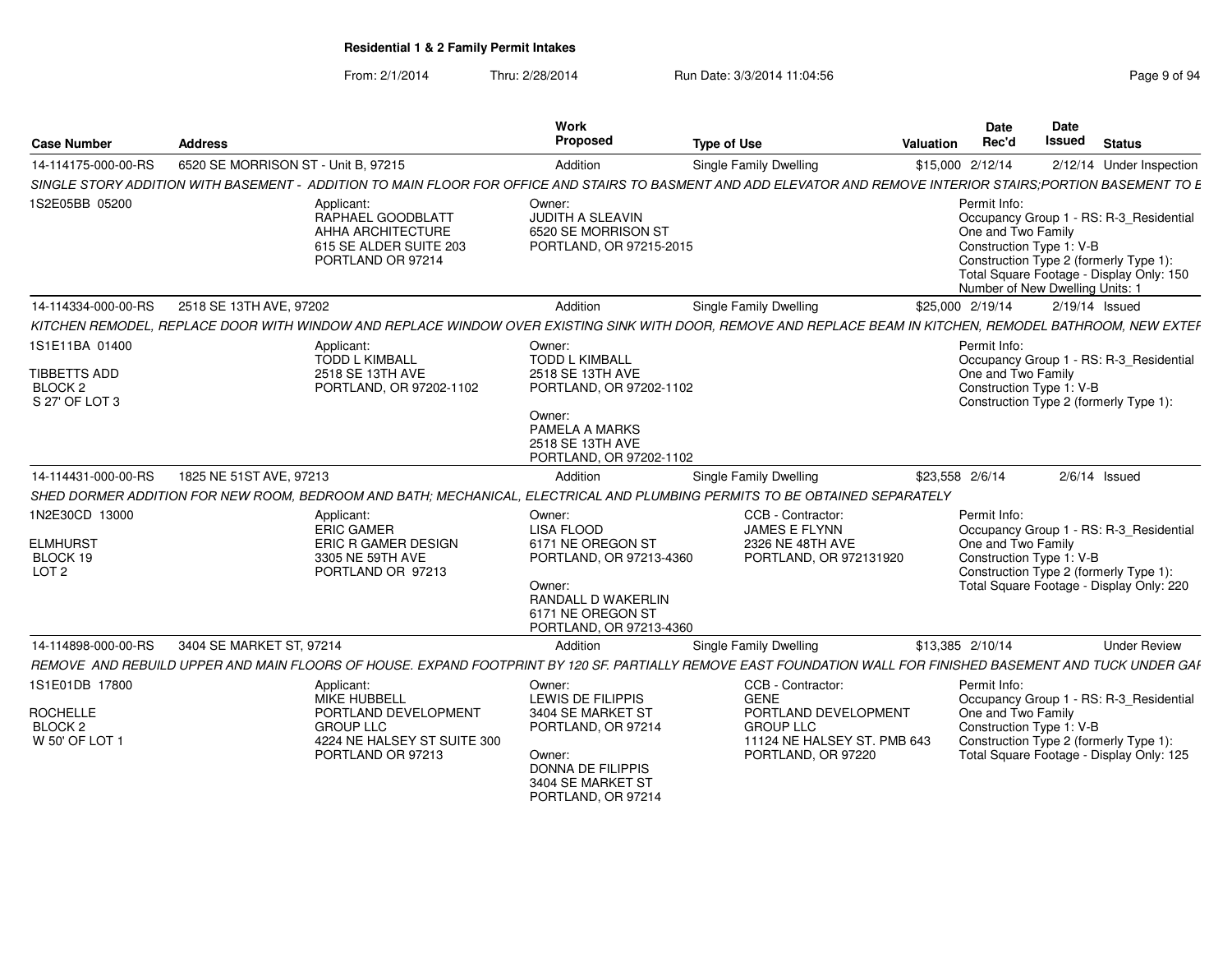**Residential 1 & 2 Family Permit Intakes**

From: 2/1/2014 Thru: 2/28/2014 Run Date: 3/3/2014 11:04:56

| Case Number | Address | Work Proposed | Type of Use | Valuation | Date Rec'd | Date Issued | Status |
|---|---|---|---|---|---|---|---|
| 14-114175-000-00-RS | 6520 SE MORRISON ST - Unit B, 97215 | Addition | Single Family Dwelling | $15,000 | 2/12/14 | 2/12/14 | Under Inspection |

*SINGLE STORY ADDITION WITH BASEMENT - ADDITION TO MAIN FLOOR FOR OFFICE AND STAIRS TO BASMENT AND ADD ELEVATOR AND REMOVE INTERIOR STAIRS;PORTION BASEMENT TO E*

1S2E05BB 05200

Applicant: RAPHAEL GOODBLATT, AHHA ARCHITECTURE, 615 SE ALDER SUITE 203, PORTLAND OR 97214

Owner: JUDITH A SLEAVIN, 6520 SE MORRISON ST, PORTLAND, OR 97215-2015

Permit Info: Occupancy Group 1 - RS: R-3_Residential One and Two Family; Construction Type 1: V-B; Construction Type 2 (formerly Type 1):; Total Square Footage - Display Only: 150; Number of New Dwelling Units: 1

| Case Number | Address | Work Proposed | Type of Use | Valuation | Date Rec'd | Date Issued | Status |
|---|---|---|---|---|---|---|---|
| 14-114334-000-00-RS | 2518 SE 13TH AVE, 97202 | Addition | Single Family Dwelling | $25,000 | 2/19/14 | 2/19/14 | Issued |

*KITCHEN REMODEL, REPLACE DOOR WITH WINDOW AND REPLACE WINDOW OVER EXISTING SINK WITH DOOR, REMOVE AND REPLACE BEAM IN KITCHEN, REMODEL BATHROOM, NEW EXTEF*

1S1E11BA 01400

TIBBETTS ADD
BLOCK 2
S 27' OF LOT 3

Applicant: TODD L KIMBALL, 2518 SE 13TH AVE, PORTLAND, OR 97202-1102

Owner: TODD L KIMBALL, 2518 SE 13TH AVE, PORTLAND, OR 97202-1102

Owner: PAMELA A MARKS, 2518 SE 13TH AVE, PORTLAND, OR 97202-1102

Permit Info: Occupancy Group 1 - RS: R-3_Residential One and Two Family; Construction Type 1: V-B; Construction Type 2 (formerly Type 1):

| Case Number | Address | Work Proposed | Type of Use | Valuation | Date Rec'd | Date Issued | Status |
|---|---|---|---|---|---|---|---|
| 14-114431-000-00-RS | 1825 NE 51ST AVE, 97213 | Addition | Single Family Dwelling | $23,558 | 2/6/14 | 2/6/14 | Issued |

*SHED DORMER ADDITION FOR NEW ROOM, BEDROOM AND BATH; MECHANICAL, ELECTRICAL AND PLUMBING PERMITS TO BE OBTAINED SEPARATELY*

1N2E30CD 13000

ELMHURST
BLOCK 19
LOT 2

Applicant: ERIC GAMER, ERIC R GAMER DESIGN, 3305 NE 59TH AVE, PORTLAND OR 97213

Owner: LISA FLOOD, 6171 NE OREGON ST, PORTLAND, OR 97213-4360

Owner: RANDALL D WAKERLIN, 6171 NE OREGON ST, PORTLAND, OR 97213-4360

CCB - Contractor: JAMES E FLYNN, 2326 NE 48TH AVE, PORTLAND, OR 972131920

Permit Info: Occupancy Group 1 - RS: R-3_Residential One and Two Family; Construction Type 1: V-B; Construction Type 2 (formerly Type 1):; Total Square Footage - Display Only: 220

| Case Number | Address | Work Proposed | Type of Use | Valuation | Date Rec'd | Date Issued | Status |
|---|---|---|---|---|---|---|---|
| 14-114898-000-00-RS | 3404 SE MARKET ST, 97214 | Addition | Single Family Dwelling | $13,385 | 2/10/14 | | Under Review |

*REMOVE AND REBUILD UPPER AND MAIN FLOORS OF HOUSE. EXPAND FOOTPRINT BY 120 SF. PARTIALLY REMOVE EAST FOUNDATION WALL FOR FINISHED BASEMENT AND TUCK UNDER GAF*

1S1E01DB 17800

ROCHELLE
BLOCK 2
W 50' OF LOT 1

Applicant: MIKE HUBBELL, PORTLAND DEVELOPMENT GROUP LLC, 4224 NE HALSEY ST SUITE 300, PORTLAND OR 97213

Owner: LEWIS DE FILIPPIS, 3404 SE MARKET ST, PORTLAND, OR 97214

Owner: DONNA DE FILIPPIS, 3404 SE MARKET ST, PORTLAND, OR 97214

CCB - Contractor: GENE, PORTLAND DEVELOPMENT GROUP LLC, 11124 NE HALSEY ST. PMB 643, PORTLAND, OR 97220

Permit Info: Occupancy Group 1 - RS: R-3_Residential One and Two Family; Construction Type 1: V-B; Construction Type 2 (formerly Type 1):; Total Square Footage - Display Only: 125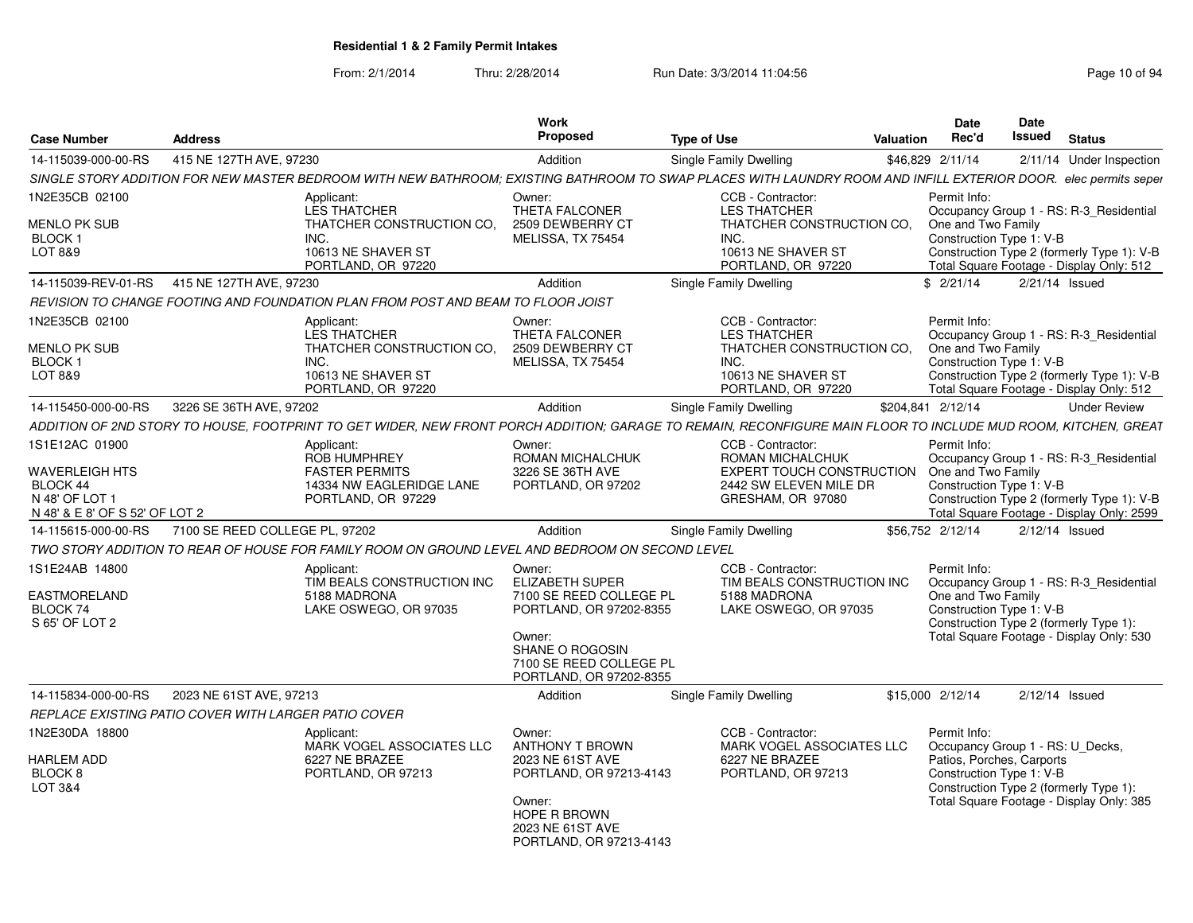**Residential 1 & 2 Family Permit Intakes**

From: 2/1/2014 Thru: 2/28/2014 Run Date: 3/3/2014 11:04:56

| Case Number | Address | Work Proposed | Type of Use | Valuation | Date Rec'd | Date Issued | Status |
|---|---|---|---|---|---|---|---|
| 14-115039-000-00-RS | 415 NE 127TH AVE, 97230 | Addition | Single Family Dwelling | $46,829 | 2/11/14 | 2/11/14 | Under Inspection |

*SINGLE STORY ADDITION FOR NEW MASTER BEDROOM WITH NEW BATHROOM; EXISTING BATHROOM TO SWAP PLACES WITH LAUNDRY ROOM AND INFILL EXTERIOR DOOR. elec permits seper*

1N2E35CB 02100
MENLO PK SUB
BLOCK 1
LOT 8&9

Applicant: LES THATCHER, THATCHER CONSTRUCTION CO, INC., 10613 NE SHAVER ST, PORTLAND, OR 97220

Owner: THETA FALCONER, 2509 DEWBERRY CT, MELISSA, TX 75454

CCB - Contractor: LES THATCHER, THATCHER CONSTRUCTION CO, INC., 10613 NE SHAVER ST, PORTLAND, OR 97220

Permit Info: Occupancy Group 1 - RS: R-3_Residential One and Two Family; Construction Type 1: V-B; Construction Type 2 (formerly Type 1): V-B; Total Square Footage - Display Only: 512

| Case Number | Address | Work Proposed | Type of Use | Valuation | Date Rec'd | Date Issued | Status |
|---|---|---|---|---|---|---|---|
| 14-115039-REV-01-RS | 415 NE 127TH AVE, 97230 | Addition | Single Family Dwelling | $ | 2/21/14 | 2/21/14 | Issued |

*REVISION TO CHANGE FOOTING AND FOUNDATION PLAN FROM POST AND BEAM TO FLOOR JOIST*

1N2E35CB 02100
MENLO PK SUB
BLOCK 1
LOT 8&9

Applicant: LES THATCHER, THATCHER CONSTRUCTION CO, INC., 10613 NE SHAVER ST, PORTLAND, OR 97220

Owner: THETA FALCONER, 2509 DEWBERRY CT, MELISSA, TX 75454

CCB - Contractor: LES THATCHER, THATCHER CONSTRUCTION CO, INC., 10613 NE SHAVER ST, PORTLAND, OR 97220

Permit Info: Occupancy Group 1 - RS: R-3_Residential One and Two Family; Construction Type 1: V-B; Construction Type 2 (formerly Type 1): V-B; Total Square Footage - Display Only: 512

| Case Number | Address | Work Proposed | Type of Use | Valuation | Date Rec'd | Date Issued | Status |
|---|---|---|---|---|---|---|---|
| 14-115450-000-00-RS | 3226 SE 36TH AVE, 97202 | Addition | Single Family Dwelling | $204,841 | 2/12/14 | | Under Review |

*ADDITION OF 2ND STORY TO HOUSE, FOOTPRINT TO GET WIDER, NEW FRONT PORCH ADDITION; GARAGE TO REMAIN, RECONFIGURE MAIN FLOOR TO INCLUDE MUD ROOM, KITCHEN, GREAT*

1S1E12AC 01900
WAVERLEIGH HTS
BLOCK 44
N 48' OF LOT 1
N 48' & E 8' OF S 52' OF LOT 2

Applicant: ROB HUMPHREY, FASTER PERMITS, 14334 NW EAGLERIDGE LANE, PORTLAND, OR 97229

Owner: ROMAN MICHALCHUK, 3226 SE 36TH AVE, PORTLAND, OR 97202

CCB - Contractor: ROMAN MICHALCHUK, EXPERT TOUCH CONSTRUCTION, 2442 SW ELEVEN MILE DR, GRESHAM, OR 97080

Permit Info: Occupancy Group 1 - RS: R-3_Residential One and Two Family; Construction Type 1: V-B; Construction Type 2 (formerly Type 1): V-B; Total Square Footage - Display Only: 2599

| Case Number | Address | Work Proposed | Type of Use | Valuation | Date Rec'd | Date Issued | Status |
|---|---|---|---|---|---|---|---|
| 14-115615-000-00-RS | 7100 SE REED COLLEGE PL, 97202 | Addition | Single Family Dwelling | $56,752 | 2/12/14 | 2/12/14 | Issued |

*TWO STORY ADDITION TO REAR OF HOUSE FOR FAMILY ROOM ON GROUND LEVEL AND BEDROOM ON SECOND LEVEL*

1S1E24AB 14800
EASTMORELAND
BLOCK 74
S 65' OF LOT 2

Applicant: TIM BEALS CONSTRUCTION INC, 5188 MADRONA, LAKE OSWEGO, OR 97035

Owner: ELIZABETH SUPER, 7100 SE REED COLLEGE PL, PORTLAND, OR 97202-8355

Owner: SHANE O ROGOSIN, 7100 SE REED COLLEGE PL, PORTLAND, OR 97202-8355

CCB - Contractor: TIM BEALS CONSTRUCTION INC, 5188 MADRONA, LAKE OSWEGO, OR 97035

Permit Info: Occupancy Group 1 - RS: R-3_Residential One and Two Family; Construction Type 1: V-B; Construction Type 2 (formerly Type 1):; Total Square Footage - Display Only: 530

| Case Number | Address | Work Proposed | Type of Use | Valuation | Date Rec'd | Date Issued | Status |
|---|---|---|---|---|---|---|---|
| 14-115834-000-00-RS | 2023 NE 61ST AVE, 97213 | Addition | Single Family Dwelling | $15,000 | 2/12/14 | 2/12/14 | Issued |

*REPLACE EXISTING PATIO COVER WITH LARGER PATIO COVER*

1N2E30DA 18800
HARLEM ADD
BLOCK 8
LOT 3&4

Applicant: MARK VOGEL ASSOCIATES LLC, 6227 NE BRAZEE, PORTLAND, OR 97213

Owner: ANTHONY T BROWN, 2023 NE 61ST AVE, PORTLAND, OR 97213-4143

Owner: HOPE R BROWN, 2023 NE 61ST AVE, PORTLAND, OR 97213-4143

CCB - Contractor: MARK VOGEL ASSOCIATES LLC, 6227 NE BRAZEE, PORTLAND, OR 97213

Permit Info: Occupancy Group 1 - RS: U_Decks, Patios, Porches, Carports; Construction Type 1: V-B; Construction Type 2 (formerly Type 1):; Total Square Footage - Display Only: 385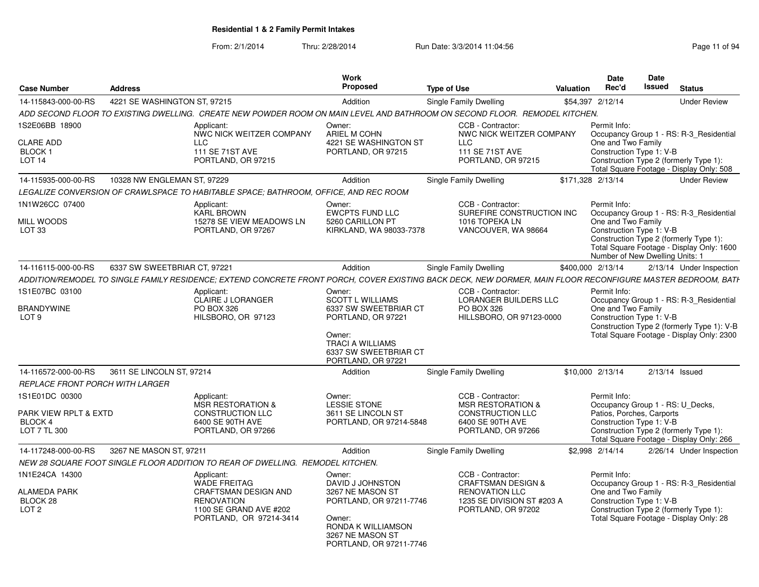# Residential 1 & 2 Family Permit Intakes

From: 2/1/2014 Thru: 2/28/2014 Run Date: 3/3/2014 11:04:56

| Case Number | Address | Work Proposed | Type of Use | Valuation | Date Rec'd | Date Issued | Status |
|---|---|---|---|---|---|---|---|
| 14-115843-000-00-RS | 4221 SE WASHINGTON ST, 97215 | Addition | Single Family Dwelling | $54,397 | 2/12/14 | | Under Review |

*ADD SECOND FLOOR TO EXISTING DWELLING. CREATE NEW POWDER ROOM ON MAIN LEVEL AND BATHROOM ON SECOND FLOOR. REMODEL KITCHEN.*

1S2E06BB 18900
CLARE ADD
BLOCK 1
LOT 14

Applicant: NWC NICK WEITZER COMPANY LLC, 111 SE 71ST AVE, PORTLAND, OR 97215

Owner: ARIEL M COHN, 4221 SE WASHINGTON ST, PORTLAND, OR 97215

CCB - Contractor: NWC NICK WEITZER COMPANY LLC, 111 SE 71ST AVE, PORTLAND, OR 97215

Permit Info: Occupancy Group 1 - RS: R-3_Residential One and Two Family; Construction Type 1: V-B; Construction Type 2 (formerly Type 1):; Total Square Footage - Display Only: 508

| Case Number | Address | Work Proposed | Type of Use | Valuation | Date Rec'd | Date Issued | Status |
|---|---|---|---|---|---|---|---|
| 14-115935-000-00-RS | 10328 NW ENGLEMAN ST, 97229 | Addition | Single Family Dwelling | $171,328 | 2/13/14 | | Under Review |

*LEGALIZE CONVERSION OF CRAWLSPACE TO HABITABLE SPACE; BATHROOM, OFFICE, AND REC ROOM*

1N1W26CC 07400
MILL WOODS
LOT 33

Applicant: KARL BROWN, 15278 SE VIEW MEADOWS LN, PORTLAND, OR 97267

Owner: EWCPTS FUND LLC, 5260 CARILLON PT, KIRKLAND, WA 98033-7378

CCB - Contractor: SUREFIRE CONSTRUCTION INC, 1016 TOPEKA LN, VANCOUVER, WA 98664

Permit Info: Occupancy Group 1 - RS: R-3_Residential One and Two Family; Construction Type 1: V-B; Construction Type 2 (formerly Type 1):; Total Square Footage - Display Only: 1600; Number of New Dwelling Units: 1

| Case Number | Address | Work Proposed | Type of Use | Valuation | Date Rec'd | Date Issued | Status |
|---|---|---|---|---|---|---|---|
| 14-116115-000-00-RS | 6337 SW SWEETBRIAR CT, 97221 | Addition | Single Family Dwelling | $400,000 | 2/13/14 | 2/13/14 | Under Inspection |

*ADDITION/REMODEL TO SINGLE FAMILY RESIDENCE; EXTEND CONCRETE FRONT PORCH, COVER EXISTING BACK DECK, NEW DORMER, MAIN FLOOR RECONFIGURE MASTER BEDROOM, BATH*

1S1E07BC 03100
BRANDYWINE
LOT 9

Applicant: CLAIRE J LORANGER, PO BOX 326, HILSBORO, OR 97123

Owner: SCOTT L WILLIAMS, 6337 SW SWEETBRIAR CT, PORTLAND, OR 97221

Owner: TRACI A WILLIAMS, 6337 SW SWEETBRIAR CT, PORTLAND, OR 97221

CCB - Contractor: LORANGER BUILDERS LLC, PO BOX 326, HILLSBORO, OR 97123-0000

Permit Info: Occupancy Group 1 - RS: R-3_Residential One and Two Family; Construction Type 1: V-B; Construction Type 2 (formerly Type 1): V-B; Total Square Footage - Display Only: 2300

| Case Number | Address | Work Proposed | Type of Use | Valuation | Date Rec'd | Date Issued | Status |
|---|---|---|---|---|---|---|---|
| 14-116572-000-00-RS | 3611 SE LINCOLN ST, 97214 | Addition | Single Family Dwelling | $10,000 | 2/13/14 | 2/13/14 | Issued |

*REPLACE FRONT PORCH WITH LARGER*

1S1E01DC 00300
PARK VIEW RPLT & EXTD
BLOCK 4
LOT 7 TL 300

Applicant: MSR RESTORATION & CONSTRUCTION LLC, 6400 SE 90TH AVE, PORTLAND, OR 97266

Owner: LESSIE STONE, 3611 SE LINCOLN ST, PORTLAND, OR 97214-5848

CCB - Contractor: MSR RESTORATION & CONSTRUCTION LLC, 6400 SE 90TH AVE, PORTLAND, OR 97266

Permit Info: Occupancy Group 1 - RS: U_Decks, Patios, Porches, Carports; Construction Type 1: V-B; Construction Type 2 (formerly Type 1):; Total Square Footage - Display Only: 266

| Case Number | Address | Work Proposed | Type of Use | Valuation | Date Rec'd | Date Issued | Status |
|---|---|---|---|---|---|---|---|
| 14-117248-000-00-RS | 3267 NE MASON ST, 97211 | Addition | Single Family Dwelling | $2,998 | 2/14/14 | 2/26/14 | Under Inspection |

*NEW 28 SQUARE FOOT SINGLE FLOOR ADDITION TO REAR OF DWELLING. REMODEL KITCHEN.*

1N1E24CA 14300
ALAMEDA PARK
BLOCK 28
LOT 2

Applicant: WADE FREITAG, CRAFTSMAN DESIGN AND RENOVATION, 1100 SE GRAND AVE #202, PORTLAND, OR 97214-3414

Owner: DAVID J JOHNSTON, 3267 NE MASON ST, PORTLAND, OR 97211-7746

Owner: RONDA K WILLIAMSON, 3267 NE MASON ST, PORTLAND, OR 97211-7746

CCB - Contractor: CRAFTSMAN DESIGN & RENOVATION LLC, 1235 SE DIVISION ST #203 A, PORTLAND, OR 97202

Permit Info: Occupancy Group 1 - RS: R-3_Residential One and Two Family; Construction Type 1: V-B; Construction Type 2 (formerly Type 1):; Total Square Footage - Display Only: 28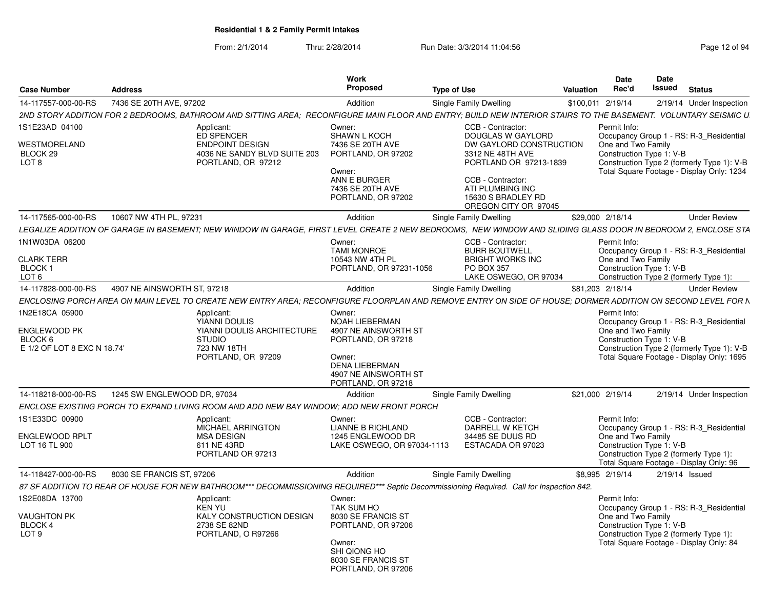**Residential 1 & 2 Family Permit Intakes**

From: 2/1/2014 Thru: 2/28/2014 Run Date: 3/3/2014 11:04:56

| Case Number | Address | Work Proposed | Type of Use | Valuation | Date Rec'd | Date Issued | Status |
|---|---|---|---|---|---|---|---|
| 14-117557-000-00-RS | 7436 SE 20TH AVE, 97202 | Addition | Single Family Dwelling | $100,011 | 2/19/14 | 2/19/14 | Under Inspection |

2ND STORY ADDITION FOR 2 BEDROOMS, BATHROOM AND SITTING AREA; RECONFIGURE MAIN FLOOR AND ENTRY; BUILD NEW INTERIOR STAIRS TO THE BASEMENT. VOLUNTARY SEISMIC U

1S1E23AD 04100
WESTMORELAND
BLOCK 29
LOT 8

Applicant:
ED SPENCER
ENDPOINT DESIGN
4036 NE SANDY BLVD SUITE 203
PORTLAND, OR 97212

Owner:
SHAWN L KOCH
7436 SE 20TH AVE
PORTLAND, OR 97202

Owner:
ANN E BURGER
7436 SE 20TH AVE
PORTLAND, OR 97202

CCB - Contractor:
DOUGLAS W GAYLORD
DW GAYLORD CONSTRUCTION
3312 NE 48TH AVE
PORTLAND OR 97213-1839

CCB - Contractor:
ATI PLUMBING INC
15630 S BRADLEY RD
OREGON CITY OR 97045

Permit Info:
Occupancy Group 1 - RS: R-3_Residential One and Two Family
Construction Type 1: V-B
Construction Type 2 (formerly Type 1): V-B
Total Square Footage - Display Only: 1234

| Case Number | Address | Work Proposed | Type of Use | Valuation | Date Rec'd | Date Issued | Status |
|---|---|---|---|---|---|---|---|
| 14-117565-000-00-RS | 10607 NW 4TH PL, 97231 | Addition | Single Family Dwelling | $29,000 | 2/18/14 | | Under Review |

LEGALIZE ADDITION OF GARAGE IN BASEMENT; NEW WINDOW IN GARAGE, FIRST LEVEL CREATE 2 NEW BEDROOMS, NEW WINDOW AND SLIDING GLASS DOOR IN BEDROOM 2, ENCLOSE STA

1N1W03DA 06200
CLARK TERR
BLOCK 1
LOT 6

Owner:
TAMI MONROE
10543 NW 4TH PL
PORTLAND, OR 97231-1056

CCB - Contractor:
BURR BOUTWELL
BRIGHT WORKS INC
PO BOX 357
LAKE OSWEGO, OR 97034

Permit Info:
Occupancy Group 1 - RS: R-3_Residential One and Two Family
Construction Type 1: V-B
Construction Type 2 (formerly Type 1):

| Case Number | Address | Work Proposed | Type of Use | Valuation | Date Rec'd | Date Issued | Status |
|---|---|---|---|---|---|---|---|
| 14-117828-000-00-RS | 4907 NE AINSWORTH ST, 97218 | Addition | Single Family Dwelling | $81,203 | 2/18/14 | | Under Review |

ENCLOSING PORCH AREA ON MAIN LEVEL TO CREATE NEW ENTRY AREA; RECONFIGURE FLOORPLAN AND REMOVE ENTRY ON SIDE OF HOUSE; DORMER ADDITION ON SECOND LEVEL FOR N

1N2E18CA 05900
ENGLEWOOD PK
BLOCK 6
E 1/2 OF LOT 8 EXC N 18.74'

Applicant:
YIANNI DOULIS
YIANNI DOULIS ARCHITECTURE STUDIO
723 NW 18TH
PORTLAND, OR 97209

Owner:
NOAH LIEBERMAN
4907 NE AINSWORTH ST
PORTLAND, OR 97218

Owner:
DENA LIEBERMAN
4907 NE AINSWORTH ST
PORTLAND, OR 97218

Permit Info:
Occupancy Group 1 - RS: R-3_Residential One and Two Family
Construction Type 1: V-B
Construction Type 2 (formerly Type 1): V-B
Total Square Footage - Display Only: 1695

| Case Number | Address | Work Proposed | Type of Use | Valuation | Date Rec'd | Date Issued | Status |
|---|---|---|---|---|---|---|---|
| 14-118218-000-00-RS | 1245 SW ENGLEWOOD DR, 97034 | Addition | Single Family Dwelling | $21,000 | 2/19/14 | 2/19/14 | Under Inspection |

ENCLOSE EXISTING PORCH TO EXPAND LIVING ROOM AND ADD NEW BAY WINDOW; ADD NEW FRONT PORCH

1S1E33DC 00900
ENGLEWOOD RPLT
LOT 16 TL 900

Applicant:
MICHAEL ARRINGTON
MSA DESIGN
611 NE 43RD
PORTLAND OR 97213

Owner:
LIANNE B RICHLAND
1245 ENGLEWOOD DR
LAKE OSWEGO, OR 97034-1113

CCB - Contractor:
DARRELL W KETCH
34485 SE DUUS RD
ESTACADA OR 97023

Permit Info:
Occupancy Group 1 - RS: R-3_Residential One and Two Family
Construction Type 1: V-B
Construction Type 2 (formerly Type 1):
Total Square Footage - Display Only: 96

| Case Number | Address | Work Proposed | Type of Use | Valuation | Date Rec'd | Date Issued | Status |
|---|---|---|---|---|---|---|---|
| 14-118427-000-00-RS | 8030 SE FRANCIS ST, 97206 | Addition | Single Family Dwelling | $8,995 | 2/19/14 | 2/19/14 | Issued |

87 SF ADDITION TO REAR OF HOUSE FOR NEW BATHROOM*** DECOMMISSIONING REQUIRED*** Septic Decommissioning Required. Call for Inspection 842.

1S2E08DA 13700
VAUGHTON PK
BLOCK 4
LOT 9

Applicant:
KEN YU
KALY CONSTRUCTION DESIGN
2738 SE 82ND
PORTLAND, O R97266

Owner:
TAK SUM HO
8030 SE FRANCIS ST
PORTLAND, OR 97206

Owner:
SHI QIONG HO
8030 SE FRANCIS ST
PORTLAND, OR 97206

Permit Info:
Occupancy Group 1 - RS: R-3_Residential One and Two Family
Construction Type 1: V-B
Construction Type 2 (formerly Type 1):
Total Square Footage - Display Only: 84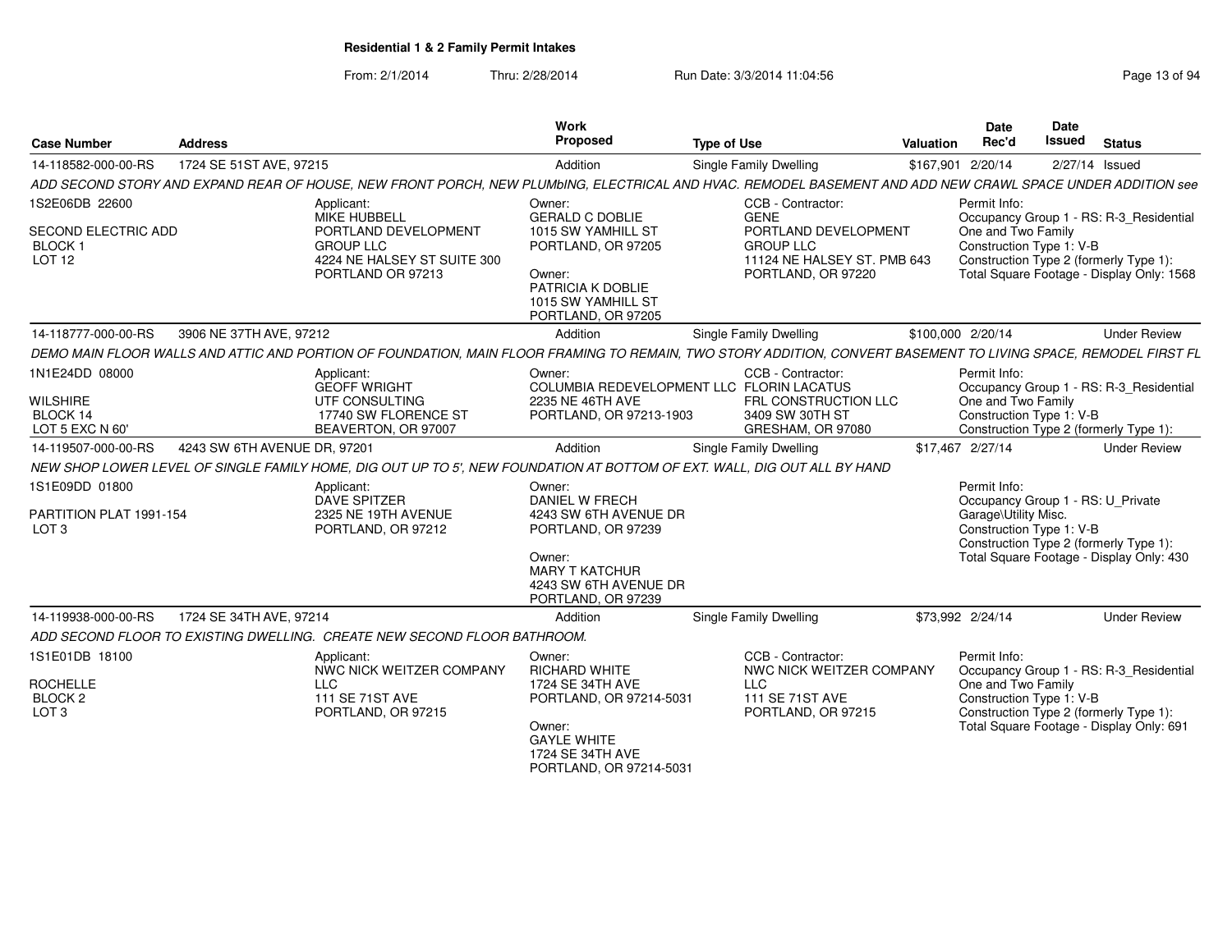## Residential 1 & 2 Family Permit Intakes

From: 2/1/2014 Thru: 2/28/2014 Run Date: 3/3/2014 11:04:56

| Case Number | Address | Work Proposed | Type of Use | Valuation | Date Rec'd | Date Issued | Status |
|---|---|---|---|---|---|---|---|
| 14-118582-000-00-RS | 1724 SE 51ST AVE, 97215 | Addition | Single Family Dwelling | $167,901 | 2/20/14 | 2/27/14 | Issued |

ADD SECOND STORY AND EXPAND REAR OF HOUSE, NEW FRONT PORCH, NEW PLUMbING, ELECTRICAL AND HVAC. REMODEL BASEMENT AND ADD NEW CRAWL SPACE UNDER ADDITION see

1S2E06DB 22600
SECOND ELECTRIC ADD
BLOCK 1
LOT 12

Applicant:
MIKE HUBBELL
PORTLAND DEVELOPMENT GROUP LLC
4224 NE HALSEY ST SUITE 300
PORTLAND OR 97213

Owner:
GERALD C DOBLIE
1015 SW YAMHILL ST
PORTLAND, OR 97205

Owner:
PATRICIA K DOBLIE
1015 SW YAMHILL ST
PORTLAND, OR 97205

CCB - Contractor:
GENE
PORTLAND DEVELOPMENT GROUP LLC
11124 NE HALSEY ST. PMB 643
PORTLAND, OR 97220

Permit Info:
Occupancy Group 1 - RS: R-3_Residential One and Two Family
Construction Type 1: V-B
Construction Type 2 (formerly Type 1):
Total Square Footage - Display Only: 1568

| Case Number | Address | Work Proposed | Type of Use | Valuation | Date Rec'd | Date Issued | Status |
|---|---|---|---|---|---|---|---|
| 14-118777-000-00-RS | 3906 NE 37TH AVE, 97212 | Addition | Single Family Dwelling | $100,000 | 2/20/14 | | Under Review |

DEMO MAIN FLOOR WALLS AND ATTIC AND PORTION OF FOUNDATION, MAIN FLOOR FRAMING TO REMAIN, TWO STORY ADDITION, CONVERT BASEMENT TO LIVING SPACE, REMODEL FIRST FL

1N1E24DD 08000
WILSHIRE
BLOCK 14
LOT 5 EXC N 60'

Applicant:
GEOFF WRIGHT
UTF CONSULTING
17740 SW FLORENCE ST
BEAVERTON, OR 97007

Owner:
COLUMBIA REDEVELOPMENT LLC
2235 NE 46TH AVE
PORTLAND, OR 97213-1903

CCB - Contractor:
FLORIN LACATUS
FRL CONSTRUCTION LLC
3409 SW 30TH ST
GRESHAM, OR 97080

Permit Info:
Occupancy Group 1 - RS: R-3_Residential One and Two Family
Construction Type 1: V-B
Construction Type 2 (formerly Type 1):

| Case Number | Address | Work Proposed | Type of Use | Valuation | Date Rec'd | Date Issued | Status |
|---|---|---|---|---|---|---|---|
| 14-119507-000-00-RS | 4243 SW 6TH AVENUE DR, 97201 | Addition | Single Family Dwelling | $17,467 | 2/27/14 | | Under Review |

NEW SHOP LOWER LEVEL OF SINGLE FAMILY HOME, DIG OUT UP TO 5', NEW FOUNDATION AT BOTTOM OF EXT. WALL, DIG OUT ALL BY HAND

1S1E09DD 01800
PARTITION PLAT 1991-154
LOT 3

Applicant:
DAVE SPITZER
2325 NE 19TH AVENUE
PORTLAND, OR 97212

Owner:
DANIEL W FRECH
4243 SW 6TH AVENUE DR
PORTLAND, OR 97239

Owner:
MARY T KATCHUR
4243 SW 6TH AVENUE DR
PORTLAND, OR 97239

Permit Info:
Occupancy Group 1 - RS: U_Private Garage\Utility Misc.
Construction Type 1: V-B
Construction Type 2 (formerly Type 1):
Total Square Footage - Display Only: 430

| Case Number | Address | Work Proposed | Type of Use | Valuation | Date Rec'd | Date Issued | Status |
|---|---|---|---|---|---|---|---|
| 14-119938-000-00-RS | 1724 SE 34TH AVE, 97214 | Addition | Single Family Dwelling | $73,992 | 2/24/14 | | Under Review |

ADD SECOND FLOOR TO EXISTING DWELLING. CREATE NEW SECOND FLOOR BATHROOM.

1S1E01DB 18100
ROCHELLE
BLOCK 2
LOT 3

Applicant:
NWC NICK WEITZER COMPANY LLC
111 SE 71ST AVE
PORTLAND, OR 97215

Owner:
RICHARD WHITE
1724 SE 34TH AVE
PORTLAND, OR 97214-5031

Owner:
GAYLE WHITE
1724 SE 34TH AVE
PORTLAND, OR 97214-5031

CCB - Contractor:
NWC NICK WEITZER COMPANY LLC
111 SE 71ST AVE
PORTLAND, OR 97215

Permit Info:
Occupancy Group 1 - RS: R-3_Residential One and Two Family
Construction Type 1: V-B
Construction Type 2 (formerly Type 1):
Total Square Footage - Display Only: 691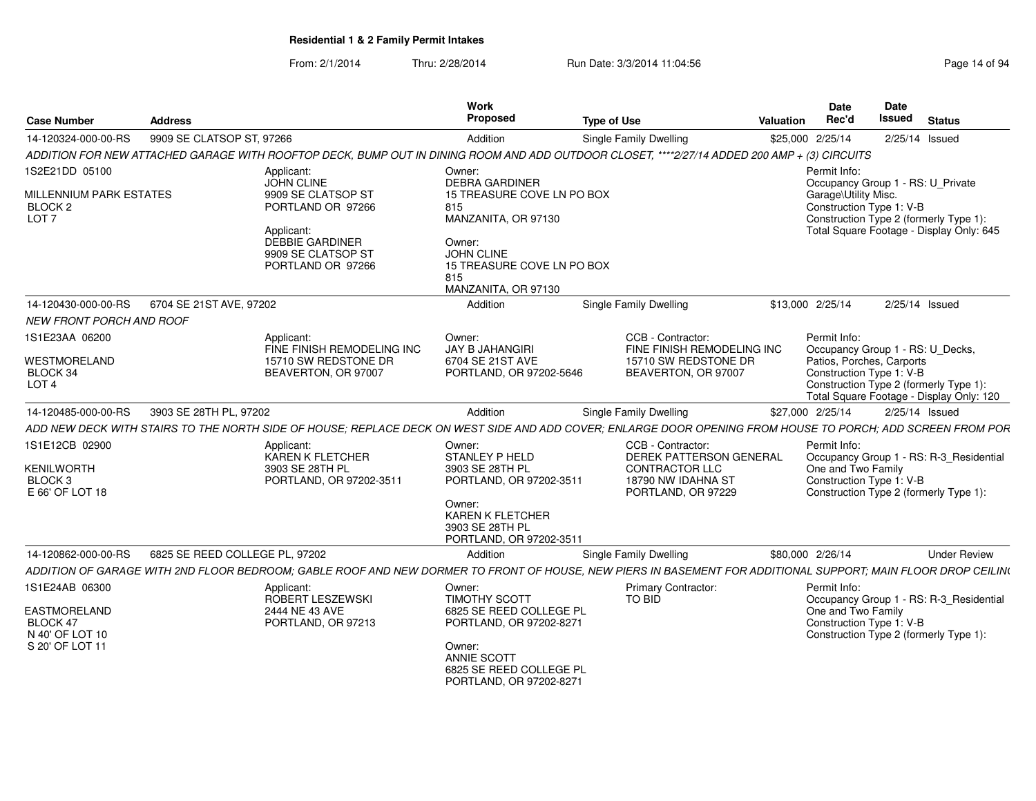## Residential 1 & 2 Family Permit Intakes

From: 2/1/2014 Thru: 2/28/2014 Run Date: 3/3/2014 11:04:56

| Case Number | Address | Work Proposed | Type of Use | Valuation | Date Rec'd | Date Issued | Status |
|---|---|---|---|---|---|---|---|
| 14-120324-000-00-RS | 9909 SE CLATSOP ST, 97266 | Addition | Single Family Dwelling | $25,000 | 2/25/14 | 2/25/14 | Issued |

*ADDITION FOR NEW ATTACHED GARAGE WITH ROOFTOP DECK, BUMP OUT IN DINING ROOM AND ADD OUTDOOR CLOSET, ****2/27/14 ADDED 200 AMP + (3) CIRCUITS*

1S2E21DD 05100
MILLENNIUM PARK ESTATES
BLOCK 2
LOT 7

Applicant:
JOHN CLINE
9909 SE CLATSOP ST
PORTLAND OR 97266

Applicant:
DEBBIE GARDINER
9909 SE CLATSOP ST
PORTLAND OR 97266

Owner:
DEBRA GARDINER
15 TREASURE COVE LN PO BOX 815
MANZANITA, OR 97130

Owner:
JOHN CLINE
15 TREASURE COVE LN PO BOX 815
MANZANITA, OR 97130

Permit Info:
Occupancy Group 1 - RS: U_Private Garage\Utility Misc.
Construction Type 1: V-B
Construction Type 2 (formerly Type 1):
Total Square Footage - Display Only: 645

| Case Number | Address | Work Proposed | Type of Use | Valuation | Date Rec'd | Date Issued | Status |
|---|---|---|---|---|---|---|---|
| 14-120430-000-00-RS | 6704 SE 21ST AVE, 97202 | Addition | Single Family Dwelling | $13,000 | 2/25/14 | 2/25/14 | Issued |

*NEW FRONT PORCH AND ROOF*

1S1E23AA 06200
WESTMORELAND
BLOCK 34
LOT 4

Applicant:
FINE FINISH REMODELING INC
15710 SW REDSTONE DR
BEAVERTON, OR 97007

Owner:
JAY B JAHANGIRI
6704 SE 21ST AVE
PORTLAND, OR 97202-5646

CCB - Contractor:
FINE FINISH REMODELING INC
15710 SW REDSTONE DR
BEAVERTON, OR 97007

Permit Info:
Occupancy Group 1 - RS: U_Decks, Patios, Porches, Carports
Construction Type 1: V-B
Construction Type 2 (formerly Type 1):
Total Square Footage - Display Only: 120

| Case Number | Address | Work Proposed | Type of Use | Valuation | Date Rec'd | Date Issued | Status |
|---|---|---|---|---|---|---|---|
| 14-120485-000-00-RS | 3903 SE 28TH PL, 97202 | Addition | Single Family Dwelling | $27,000 | 2/25/14 | 2/25/14 | Issued |

*ADD NEW DECK WITH STAIRS TO THE NORTH SIDE OF HOUSE; REPLACE DECK ON WEST SIDE AND ADD COVER; ENLARGE DOOR OPENING FROM HOUSE TO PORCH; ADD SCREEN FROM POR*

1S1E12CB 02900
KENILWORTH
BLOCK 3
E 66' OF LOT 18

Applicant:
KAREN K FLETCHER
3903 SE 28TH PL
PORTLAND, OR 97202-3511

Owner:
STANLEY P HELD
3903 SE 28TH PL
PORTLAND, OR 97202-3511

Owner:
KAREN K FLETCHER
3903 SE 28TH PL
PORTLAND, OR 97202-3511

CCB - Contractor:
DEREK PATTERSON GENERAL CONTRACTOR LLC
18790 NW IDAHNA ST
PORTLAND, OR 97229

Permit Info:
Occupancy Group 1 - RS: R-3_Residential One and Two Family
Construction Type 1: V-B
Construction Type 2 (formerly Type 1):

| Case Number | Address | Work Proposed | Type of Use | Valuation | Date Rec'd | Date Issued | Status |
|---|---|---|---|---|---|---|---|
| 14-120862-000-00-RS | 6825 SE REED COLLEGE PL, 97202 | Addition | Single Family Dwelling | $80,000 | 2/26/14 | | Under Review |

*ADDITION OF GARAGE WITH 2ND FLOOR BEDROOM; GABLE ROOF AND NEW DORMER TO FRONT OF HOUSE, NEW PIERS IN BASEMENT FOR ADDITIONAL SUPPORT; MAIN FLOOR DROP CEILIN*

1S1E24AB 06300
EASTMORELAND
BLOCK 47
N 40' OF LOT 10
S 20' OF LOT 11

Applicant:
ROBERT LESZEWSKI
2444 NE 43 AVE
PORTLAND, OR 97213

Owner:
TIMOTHY SCOTT
6825 SE REED COLLEGE PL
PORTLAND, OR 97202-8271

Owner:
ANNIE SCOTT
6825 SE REED COLLEGE PL
PORTLAND, OR 97202-8271

Primary Contractor:
TO BID

Permit Info:
Occupancy Group 1 - RS: R-3_Residential One and Two Family
Construction Type 1: V-B
Construction Type 2 (formerly Type 1):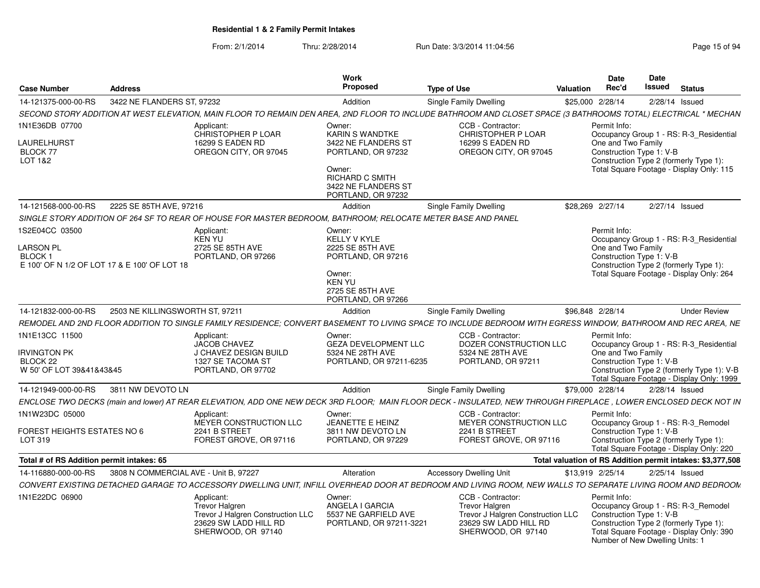## Residential 1 & 2 Family Permit Intakes

From: 2/1/2014 Thru: 2/28/2014 Run Date: 3/3/2014 11:04:56

| Case Number | Address | Work Proposed | Type of Use | Valuation | Date Rec'd | Date Issued | Status |
|---|---|---|---|---|---|---|---|
| 14-121375-000-00-RS | 3422 NE FLANDERS ST, 97232 | Addition | Single Family Dwelling | $25,000 | 2/28/14 | 2/28/14 | Issued |

SECOND STORY ADDITION AT WEST ELEVATION, MAIN FLOOR TO REMAIN DEN AREA, 2ND FLOOR TO INCLUDE BATHROOM AND CLOSET SPACE (3 BATHROOMS TOTAL) ELECTRICAL * MECHAN

1N1E36DB 07700
LAURELHURST
BLOCK 77
LOT 1&2

Applicant:
CHRISTOPHER P LOAR
16299 S EADEN RD
OREGON CITY, OR 97045

Owner:
KARIN S WANDTKE
3422 NE FLANDERS ST
PORTLAND, OR 97232

Owner:
RICHARD C SMITH
3422 NE FLANDERS ST
PORTLAND, OR 97232

CCB - Contractor:
CHRISTOPHER P LOAR
16299 S EADEN RD
OREGON CITY, OR 97045

Permit Info:
Occupancy Group 1 - RS: R-3_Residential One and Two Family
Construction Type 1: V-B
Construction Type 2 (formerly Type 1):
Total Square Footage - Display Only: 115

| Case Number | Address | Work Proposed | Type of Use | Valuation | Date Rec'd | Date Issued | Status |
|---|---|---|---|---|---|---|---|
| 14-121568-000-00-RS | 2225 SE 85TH AVE, 97216 | Addition | Single Family Dwelling | $28,269 | 2/27/14 | 2/27/14 | Issued |

SINGLE STORY ADDITION OF 264 SF TO REAR OF HOUSE FOR MASTER BEDROOM, BATHROOM; RELOCATE METER BASE AND PANEL

1S2E04CC 03500
LARSON PL
BLOCK 1
E 100' OF N 1/2 OF LOT 17 & E 100' OF LOT 18

Applicant:
KEN YU
2725 SE 85TH AVE
PORTLAND, OR 97266

Owner:
KELLY V KYLE
2225 SE 85TH AVE
PORTLAND, OR 97216

Owner:
KEN YU
2725 SE 85TH AVE
PORTLAND, OR 97266

Permit Info:
Occupancy Group 1 - RS: R-3_Residential One and Two Family
Construction Type 1: V-B
Construction Type 2 (formerly Type 1):
Total Square Footage - Display Only: 264

| Case Number | Address | Work Proposed | Type of Use | Valuation | Date Rec'd | Date Issued | Status |
|---|---|---|---|---|---|---|---|
| 14-121832-000-00-RS | 2503 NE KILLINGSWORTH ST, 97211 | Addition | Single Family Dwelling | $96,848 | 2/28/14 | | Under Review |

REMODEL AND 2ND FLOOR ADDITION TO SINGLE FAMILY RESIDENCE; CONVERT BASEMENT TO LIVING SPACE TO INCLUDE BEDROOM WITH EGRESS WINDOW, BATHROOM AND REC AREA, NE

1N1E13CC 11500
IRVINGTON PK
BLOCK 22
W 50' OF LOT 39&41&43&45

Applicant:
JACOB CHAVEZ
J CHAVEZ DESIGN BUILD
1327 SE TACOMA ST
PORTLAND, OR 97702

Owner:
GEZA DEVELOPMENT LLC
5324 NE 28TH AVE
PORTLAND, OR 97211-6235

CCB - Contractor:
DOZER CONSTRUCTION LLC
5324 NE 28TH AVE
PORTLAND, OR 97211

Permit Info:
Occupancy Group 1 - RS: R-3_Residential One and Two Family
Construction Type 1: V-B
Construction Type 2 (formerly Type 1): V-B
Total Square Footage - Display Only: 1999

| Case Number | Address | Work Proposed | Type of Use | Valuation | Date Rec'd | Date Issued | Status |
|---|---|---|---|---|---|---|---|
| 14-121949-000-00-RS | 3811 NW DEVOTO LN | Addition | Single Family Dwelling | $79,000 | 2/28/14 | 2/28/14 | Issued |

ENCLOSE TWO DECKS (main and lower) AT REAR ELEVATION, ADD ONE NEW DECK 3RD FLOOR; MAIN FLOOR DECK - INSULATED, NEW THROUGH FIREPLACE , LOWER ENCLOSED DECK NOT IN

1N1W23DC 05000
FOREST HEIGHTS ESTATES NO 6
LOT 319

Applicant:
MEYER CONSTRUCTION LLC
2241 B STREET
FOREST GROVE, OR 97116

Owner:
JEANETTE E HEINZ
3811 NW DEVOTO LN
PORTLAND, OR 97229

CCB - Contractor:
MEYER CONSTRUCTION LLC
2241 B STREET
FOREST GROVE, OR 97116

Permit Info:
Occupancy Group 1 - RS: R-3_Remodel
Construction Type 1: V-B
Construction Type 2 (formerly Type 1):
Total Square Footage - Display Only: 220

**Total # of RS Addition permit intakes: 65** — **Total valuation of RS Addition permit intakes: $3,377,508**

| Case Number | Address | Work Proposed | Type of Use | Valuation | Date Rec'd | Date Issued | Status |
|---|---|---|---|---|---|---|---|
| 14-116880-000-00-RS | 3808 N COMMERCIAL AVE - Unit B, 97227 | Alteration | Accessory Dwelling Unit | $13,919 | 2/25/14 | 2/25/14 | Issued |

CONVERT EXISTING DETACHED GARAGE TO ACCESSORY DWELLING UNIT, INFILL OVERHEAD DOOR AT BEDROOM AND LIVING ROOM, NEW WALLS TO SEPARATE LIVING ROOM AND BEDROOM

1N1E22DC 06900

Applicant:
Trevor Halgren
Trevor J Halgren Construction LLC
23629 SW LADD HILL RD
SHERWOOD, OR 97140

Owner:
ANGELA I GARCIA
5537 NE GARFIELD AVE
PORTLAND, OR 97211-3221

CCB - Contractor:
Trevor Halgren
Trevor J Halgren Construction LLC
23629 SW LADD HILL RD
SHERWOOD, OR 97140

Permit Info:
Occupancy Group 1 - RS: R-3_Remodel
Construction Type 1: V-B
Construction Type 2 (formerly Type 1):
Total Square Footage - Display Only: 390
Number of New Dwelling Units: 1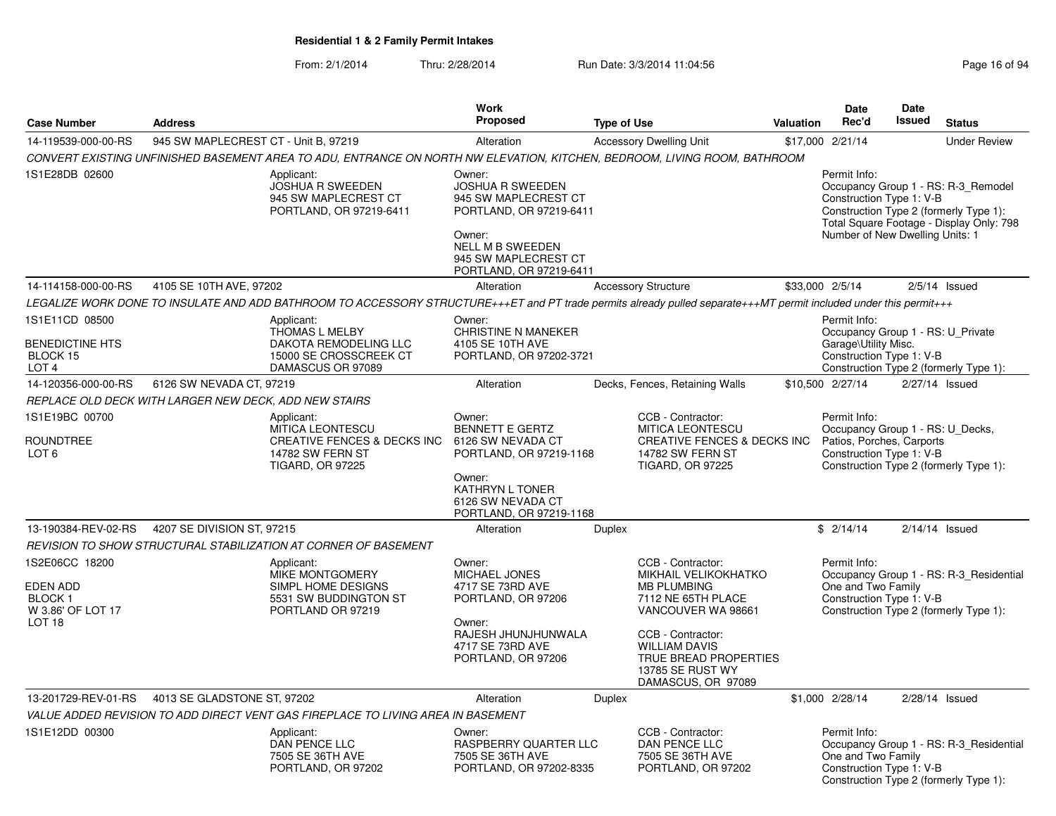**Residential 1 & 2 Family Permit Intakes**

From: 2/1/2014 Thru: 2/28/2014 Run Date: 3/3/2014 11:04:56

| Case Number | Address | Work Proposed | Type of Use | Valuation | Date Rec'd | Date Issued | Status |
|---|---|---|---|---|---|---|---|
| 14-119539-000-00-RS | 945 SW MAPLECREST CT - Unit B, 97219 | Alteration | Accessory Dwelling Unit | $17,000 | 2/21/14 | | Under Review |

*CONVERT EXISTING UNFINISHED BASEMENT AREA TO ADU, ENTRANCE ON NORTH NW ELEVATION, KITCHEN, BEDROOM, LIVING ROOM, BATHROOM*

1S1E28DB 02600

Applicant: JOSHUA R SWEEDEN, 945 SW MAPLECREST CT, PORTLAND, OR 97219-6411

Owner: JOSHUA R SWEEDEN, 945 SW MAPLECREST CT, PORTLAND, OR 97219-6411

Owner: NELL M B SWEEDEN, 945 SW MAPLECREST CT, PORTLAND, OR 97219-6411

Permit Info: Occupancy Group 1 - RS: R-3_Remodel; Construction Type 1: V-B; Construction Type 2 (formerly Type 1):; Total Square Footage - Display Only: 798; Number of New Dwelling Units: 1

| Case Number | Address | Work Proposed | Type of Use | Valuation | Date Rec'd | Date Issued | Status |
|---|---|---|---|---|---|---|---|
| 14-114158-000-00-RS | 4105 SE 10TH AVE, 97202 | Alteration | Accessory Structure | $33,000 | 2/5/14 | 2/5/14 | Issued |

*LEGALIZE WORK DONE TO INSULATE AND ADD BATHROOM TO ACCESSORY STRUCTURE+++ET and PT trade permits already pulled separate+++MT permit included under this permit+++*

1S1E11CD 08500; BENEDICTINE HTS; BLOCK 15; LOT 4

Applicant: THOMAS L MELBY, DAKOTA REMODELING LLC, 15000 SE CROSSCREEK CT, DAMASCUS OR 97089

Owner: CHRISTINE N MANEKER, 4105 SE 10TH AVE, PORTLAND, OR 97202-3721

Permit Info: Occupancy Group 1 - RS: U_Private Garage\Utility Misc.; Construction Type 1: V-B; Construction Type 2 (formerly Type 1):

| Case Number | Address | Work Proposed | Type of Use | Valuation | Date Rec'd | Date Issued | Status |
|---|---|---|---|---|---|---|---|
| 14-120356-000-00-RS | 6126 SW NEVADA CT, 97219 | Alteration | Decks, Fences, Retaining Walls | $10,500 | 2/27/14 | 2/27/14 | Issued |

*REPLACE OLD DECK WITH LARGER NEW DECK, ADD NEW STAIRS*

1S1E19BC 00700; ROUNDTREE; LOT 6

Applicant: MITICA LEONTESCU, CREATIVE FENCES & DECKS INC, 14782 SW FERN ST, TIGARD, OR 97225

Owner: BENNETT E GERTZ, 6126 SW NEVADA CT, PORTLAND, OR 97219-1168

Owner: KATHRYN L TONER, 6126 SW NEVADA CT, PORTLAND, OR 97219-1168

CCB - Contractor: MITICA LEONTESCU, CREATIVE FENCES & DECKS INC, 14782 SW FERN ST, TIGARD, OR 97225

Permit Info: Occupancy Group 1 - RS: U_Decks, Patios, Porches, Carports; Construction Type 1: V-B; Construction Type 2 (formerly Type 1):

| Case Number | Address | Work Proposed | Type of Use | Valuation | Date Rec'd | Date Issued | Status |
|---|---|---|---|---|---|---|---|
| 13-190384-REV-02-RS | 4207 SE DIVISION ST, 97215 | Alteration | Duplex | $ | 2/14/14 | 2/14/14 | Issued |

*REVISION TO SHOW STRUCTURAL STABILIZATION AT CORNER OF BASEMENT*

1S2E06CC 18200; EDEN ADD; BLOCK 1; W 3.86' OF LOT 17; LOT 18

Applicant: MIKE MONTGOMERY, SIMPL HOME DESIGNS, 5531 SW BUDDINGTON ST, PORTLAND OR 97219

Owner: MICHAEL JONES, 4717 SE 73RD AVE, PORTLAND, OR 97206

Owner: RAJESH JHUNJHUNWALA, 4717 SE 73RD AVE, PORTLAND, OR 97206

CCB - Contractor: MIKHAIL VELIKOKHATKO, MB PLUMBING, 7112 NE 65TH PLACE, VANCOUVER WA 98661

CCB - Contractor: WILLIAM DAVIS, TRUE BREAD PROPERTIES, 13785 SE RUST WY, DAMASCUS, OR 97089

Permit Info: Occupancy Group 1 - RS: R-3_Residential One and Two Family; Construction Type 1: V-B; Construction Type 2 (formerly Type 1):

| Case Number | Address | Work Proposed | Type of Use | Valuation | Date Rec'd | Date Issued | Status |
|---|---|---|---|---|---|---|---|
| 13-201729-REV-01-RS | 4013 SE GLADSTONE ST, 97202 | Alteration | Duplex | $1,000 | 2/28/14 | 2/28/14 | Issued |

*VALUE ADDED REVISION TO ADD DIRECT VENT GAS FIREPLACE TO LIVING AREA IN BASEMENT*

1S1E12DD 00300

Applicant: DAN PENCE LLC, 7505 SE 36TH AVE, PORTLAND, OR 97202

Owner: RASPBERRY QUARTER LLC, 7505 SE 36TH AVE, PORTLAND, OR 97202-8335

CCB - Contractor: DAN PENCE LLC, 7505 SE 36TH AVE, PORTLAND, OR 97202

Permit Info: Occupancy Group 1 - RS: R-3_Residential One and Two Family; Construction Type 1: V-B; Construction Type 2 (formerly Type 1):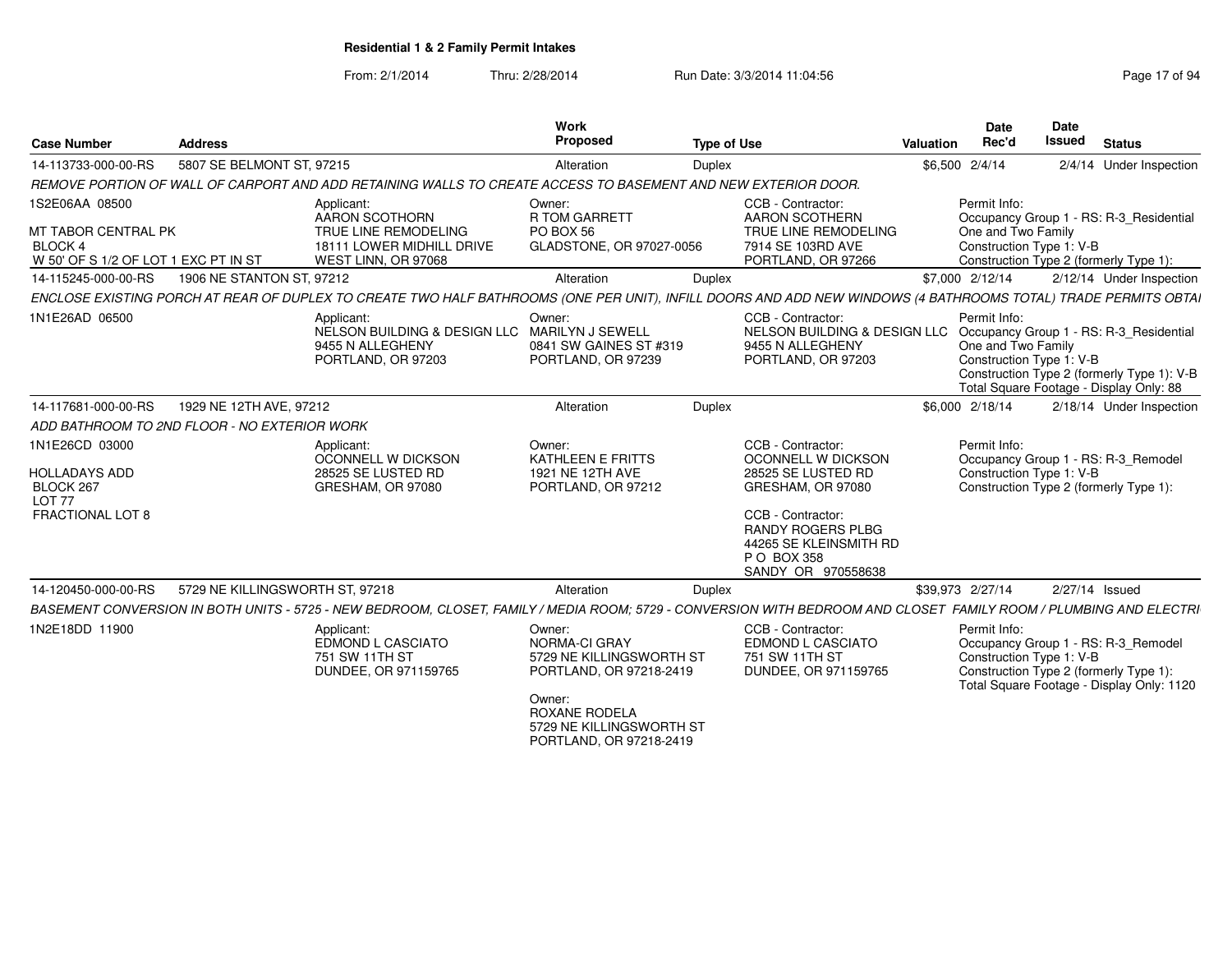## Residential 1 & 2 Family Permit Intakes

From: 2/1/2014 Thru: 2/28/2014 Run Date: 3/3/2014 11:04:56

| Case Number | Address | Work Proposed | Type of Use | Valuation | Date Rec'd | Date Issued | Status |
|---|---|---|---|---|---|---|---|
| 14-113733-000-00-RS | 5807 SE BELMONT ST, 97215 | Alteration | Duplex | $6,500 | 2/4/14 | 2/4/14 | Under Inspection |

*REMOVE PORTION OF WALL OF CARPORT AND ADD RETAINING WALLS TO CREATE ACCESS TO BASEMENT AND NEW EXTERIOR DOOR.*

1S2E06AA 08500
MT TABOR CENTRAL PK
BLOCK 4
W 50' OF S 1/2 OF LOT 1 EXC PT IN ST

Applicant: AARON SCOTHORN, TRUE LINE REMODELING, 18111 LOWER MIDHILL DRIVE, WEST LINN, OR 97068

Owner: R TOM GARRETT, PO BOX 56, GLADSTONE, OR 97027-0056

CCB - Contractor: AARON SCOTHERN, TRUE LINE REMODELING, 7914 SE 103RD AVE, PORTLAND, OR 97266

Permit Info: Occupancy Group 1 - RS: R-3_Residential One and Two Family; Construction Type 1: V-B; Construction Type 2 (formerly Type 1):

| Case Number | Address | Work Proposed | Type of Use | Valuation | Date Rec'd | Date Issued | Status |
|---|---|---|---|---|---|---|---|
| 14-115245-000-00-RS | 1906 NE STANTON ST, 97212 | Alteration | Duplex | $7,000 | 2/12/14 | 2/12/14 | Under Inspection |

*ENCLOSE EXISTING PORCH AT REAR OF DUPLEX TO CREATE TWO HALF BATHROOMS (ONE PER UNIT), INFILL DOORS AND ADD NEW WINDOWS (4 BATHROOMS TOTAL) TRADE PERMITS OBTAI*

1N1E26AD 06500

Applicant: NELSON BUILDING & DESIGN LLC, 9455 N ALLEGHENY, PORTLAND, OR 97203

Owner: MARILYN J SEWELL, 0841 SW GAINES ST #319, PORTLAND, OR 97239

CCB - Contractor: NELSON BUILDING & DESIGN LLC, 9455 N ALLEGHENY, PORTLAND, OR 97203

Permit Info: Occupancy Group 1 - RS: R-3_Residential One and Two Family; Construction Type 1: V-B; Construction Type 2 (formerly Type 1): V-B; Total Square Footage - Display Only: 88

| Case Number | Address | Work Proposed | Type of Use | Valuation | Date Rec'd | Date Issued | Status |
|---|---|---|---|---|---|---|---|
| 14-117681-000-00-RS | 1929 NE 12TH AVE, 97212 | Alteration | Duplex | $6,000 | 2/18/14 | 2/18/14 | Under Inspection |

*ADD BATHROOM TO 2ND FLOOR - NO EXTERIOR WORK*

1N1E26CD 03000
HOLLADAYS ADD
BLOCK 267
LOT 77
FRACTIONAL LOT 8

Applicant: OCONNELL W DICKSON, 28525 SE LUSTED RD, GRESHAM, OR 97080

Owner: KATHLEEN E FRITTS, 1921 NE 12TH AVE, PORTLAND, OR 97212

CCB - Contractor: OCONNELL W DICKSON, 28525 SE LUSTED RD, GRESHAM, OR 97080

CCB - Contractor: RANDY ROGERS PLBG, 44265 SE KLEINSMITH RD, P O BOX 358, SANDY OR 970558638

Permit Info: Occupancy Group 1 - RS: R-3_Remodel; Construction Type 1: V-B; Construction Type 2 (formerly Type 1):

| Case Number | Address | Work Proposed | Type of Use | Valuation | Date Rec'd | Date Issued | Status |
|---|---|---|---|---|---|---|---|
| 14-120450-000-00-RS | 5729 NE KILLINGSWORTH ST, 97218 | Alteration | Duplex | $39,973 | 2/27/14 | 2/27/14 | Issued |

*BASEMENT CONVERSION IN BOTH UNITS - 5725 - NEW BEDROOM, CLOSET, FAMILY / MEDIA ROOM; 5729 - CONVERSION WITH BEDROOM AND CLOSET FAMILY ROOM / PLUMBING AND ELECTRI*

1N2E18DD 11900

Applicant: EDMOND L CASCIATO, 751 SW 11TH ST, DUNDEE, OR 971159765

Owner: NORMA-CI GRAY, 5729 NE KILLINGSWORTH ST, PORTLAND, OR 97218-2419

Owner: ROXANE RODELA, 5729 NE KILLINGSWORTH ST, PORTLAND, OR 97218-2419

CCB - Contractor: EDMOND L CASCIATO, 751 SW 11TH ST, DUNDEE, OR 971159765

Permit Info: Occupancy Group 1 - RS: R-3_Remodel; Construction Type 1: V-B; Construction Type 2 (formerly Type 1):; Total Square Footage - Display Only: 1120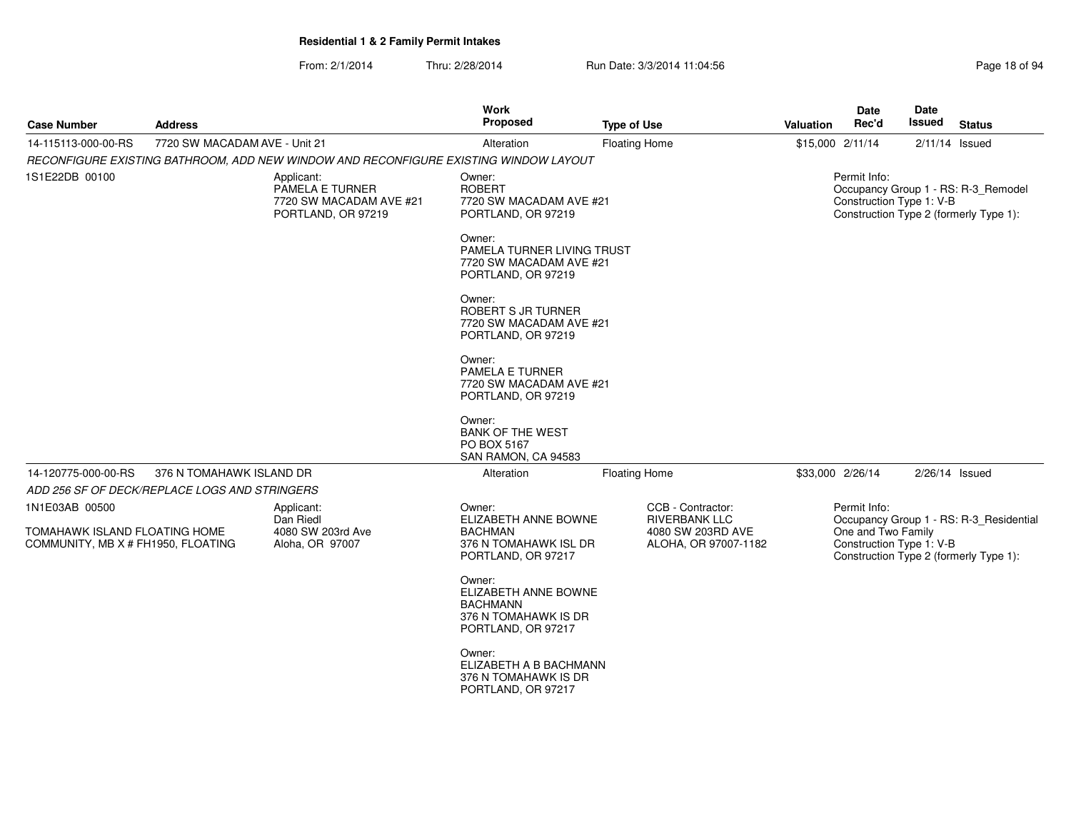**Residential 1 & 2 Family Permit Intakes**

From: 2/1/2014 Thru: 2/28/2014 Run Date: 3/3/2014 11:04:56

| Case Number | Address | Work Proposed | Type of Use | Valuation | Date Rec'd | Date Issued | Status |
|---|---|---|---|---|---|---|---|
| 14-115113-000-00-RS | 7720 SW MACADAM AVE - Unit 21 | Alteration | Floating Home | $15,000 | 2/11/14 | 2/11/14 | Issued |

*RECONFIGURE EXISTING BATHROOM, ADD NEW WINDOW AND RECONFIGURE EXISTING WINDOW LAYOUT*

1S1E22DB 00100

Applicant:
PAMELA E TURNER
7720 SW MACADAM AVE #21
PORTLAND, OR 97219

Owner:
ROBERT
7720 SW MACADAM AVE #21
PORTLAND, OR 97219

Owner:
PAMELA TURNER LIVING TRUST
7720 SW MACADAM AVE #21
PORTLAND, OR 97219

Owner:
ROBERT S JR TURNER
7720 SW MACADAM AVE #21
PORTLAND, OR 97219

Owner:
PAMELA E TURNER
7720 SW MACADAM AVE #21
PORTLAND, OR 97219

Owner:
BANK OF THE WEST
PO BOX 5167
SAN RAMON, CA 94583

Permit Info:
Occupancy Group 1 - RS: R-3_Remodel
Construction Type 1: V-B
Construction Type 2 (formerly Type 1):

| Case Number | Address | Work Proposed | Type of Use | Valuation | Date Rec'd | Date Issued | Status |
|---|---|---|---|---|---|---|---|
| 14-120775-000-00-RS | 376 N TOMAHAWK ISLAND DR | Alteration | Floating Home | $33,000 | 2/26/14 | 2/26/14 | Issued |

*ADD 256 SF OF DECK/REPLACE LOGS AND STRINGERS*

1N1E03AB 00500

TOMAHAWK ISLAND FLOATING HOME COMMUNITY, MB X # FH1950, FLOATING

Applicant:
Dan Riedl
4080 SW 203rd Ave
Aloha, OR 97007

Owner:
ELIZABETH ANNE BOWNE BACHMAN
376 N TOMAHAWK ISL DR
PORTLAND, OR 97217

Owner:
ELIZABETH ANNE BOWNE BACHMANN
376 N TOMAHAWK IS DR
PORTLAND, OR 97217

Owner:
ELIZABETH A B BACHMANN
376 N TOMAHAWK IS DR
PORTLAND, OR 97217

CCB - Contractor:
RIVERBANK LLC
4080 SW 203RD AVE
ALOHA, OR 97007-1182

Permit Info:
Occupancy Group 1 - RS: R-3_Residential One and Two Family
Construction Type 1: V-B
Construction Type 2 (formerly Type 1):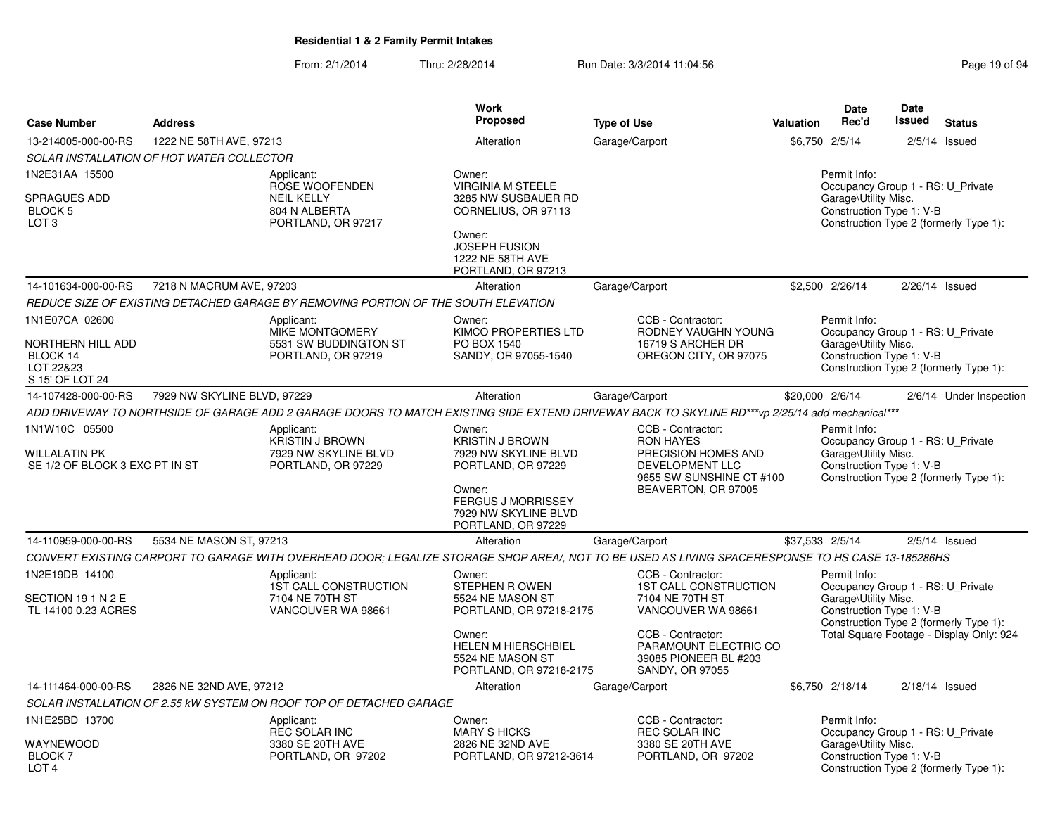## Residential 1 & 2 Family Permit Intakes

From: 2/1/2014 Thru: 2/28/2014 Run Date: 3/3/2014 11:04:56

| Case Number | Address | Work Proposed | Type of Use | Valuation | Date Rec'd | Date Issued | Status |
|---|---|---|---|---|---|---|---|
| 13-214005-000-00-RS | 1222 NE 58TH AVE, 97213 | Alteration | Garage/Carport | $6,750 | 2/5/14 | 2/5/14 | Issued |

*SOLAR INSTALLATION OF HOT WATER COLLECTOR*

1N2E31AA 15500
SPRAGUES ADD
BLOCK 5
LOT 3

Applicant:
ROSE WOOFENDEN
NEIL KELLY
804 N ALBERTA
PORTLAND, OR 97217

Owner:
VIRGINIA M STEELE
3285 NW SUSBAUER RD
CORNELIUS, OR 97113

Owner:
JOSEPH FUSION
1222 NE 58TH AVE
PORTLAND, OR 97213

Permit Info:
Occupancy Group 1 - RS: U_Private Garage\Utility Misc.
Construction Type 1: V-B
Construction Type 2 (formerly Type 1):

---

| Case Number | Address | Work Proposed | Type of Use | Valuation | Date Rec'd | Date Issued | Status |
|---|---|---|---|---|---|---|---|
| 14-101634-000-00-RS | 7218 N MACRUM AVE, 97203 | Alteration | Garage/Carport | $2,500 | 2/26/14 | 2/26/14 | Issued |

*REDUCE SIZE OF EXISTING DETACHED GARAGE BY REMOVING PORTION OF THE SOUTH ELEVATION*

1N1E07CA 02600
NORTHERN HILL ADD
BLOCK 14
LOT 22&23
S 15' OF LOT 24

Applicant:
MIKE MONTGOMERY
5531 SW BUDDINGTON ST
PORTLAND, OR 97219

Owner:
KIMCO PROPERTIES LTD
PO BOX 1540
SANDY, OR 97055-1540

CCB - Contractor:
RODNEY VAUGHN YOUNG
16719 S ARCHER DR
OREGON CITY, OR 97075

Permit Info:
Occupancy Group 1 - RS: U_Private Garage\Utility Misc.
Construction Type 1: V-B
Construction Type 2 (formerly Type 1):

---

| Case Number | Address | Work Proposed | Type of Use | Valuation | Date Rec'd | Date Issued | Status |
|---|---|---|---|---|---|---|---|
| 14-107428-000-00-RS | 7929 NW SKYLINE BLVD, 97229 | Alteration | Garage/Carport | $20,000 | 2/6/14 | 2/6/14 | Under Inspection |

*ADD DRIVEWAY TO NORTHSIDE OF GARAGE ADD 2 GARAGE DOORS TO MATCH EXISTING SIDE EXTEND DRIVEWAY BACK TO SKYLINE RD\*\*\*vp 2/25/14 add mechanical\*\*\**

1N1W10C 05500
WILLALATIN PK
SE 1/2 OF BLOCK 3 EXC PT IN ST

Applicant:
KRISTIN J BROWN
7929 NW SKYLINE BLVD
PORTLAND, OR 97229

Owner:
KRISTIN J BROWN
7929 NW SKYLINE BLVD
PORTLAND, OR 97229

Owner:
FERGUS J MORRISSEY
7929 NW SKYLINE BLVD
PORTLAND, OR 97229

CCB - Contractor:
RON HAYES
PRECISION HOMES AND DEVELOPMENT LLC
9655 SW SUNSHINE CT #100
BEAVERTON, OR 97005

Permit Info:
Occupancy Group 1 - RS: U_Private Garage\Utility Misc.
Construction Type 1: V-B
Construction Type 2 (formerly Type 1):

---

| Case Number | Address | Work Proposed | Type of Use | Valuation | Date Rec'd | Date Issued | Status |
|---|---|---|---|---|---|---|---|
| 14-110959-000-00-RS | 5534 NE MASON ST, 97213 | Alteration | Garage/Carport | $37,533 | 2/5/14 | 2/5/14 | Issued |

*CONVERT EXISTING CARPORT TO GARAGE WITH OVERHEAD DOOR; LEGALIZE STORAGE SHOP AREA/, NOT TO BE USED AS LIVING SPACERESPONSE TO HS CASE 13-185286HS*

1N2E19DB 14100
SECTION 19 1 N 2 E
TL 14100 0.23 ACRES

Applicant:
1ST CALL CONSTRUCTION
7104 NE 70TH ST
VANCOUVER WA 98661

Owner:
STEPHEN R OWEN
5524 NE MASON ST
PORTLAND, OR 97218-2175

Owner:
HELEN M HIERSCHBIEL
5524 NE MASON ST
PORTLAND, OR 97218-2175

CCB - Contractor:
1ST CALL CONSTRUCTION
7104 NE 70TH ST
VANCOUVER WA 98661

CCB - Contractor:
PARAMOUNT ELECTRIC CO
39085 PIONEER BL #203
SANDY, OR 97055

Permit Info:
Occupancy Group 1 - RS: U_Private Garage\Utility Misc.
Construction Type 1: V-B
Construction Type 2 (formerly Type 1):
Total Square Footage - Display Only: 924

---

| Case Number | Address | Work Proposed | Type of Use | Valuation | Date Rec'd | Date Issued | Status |
|---|---|---|---|---|---|---|---|
| 14-111464-000-00-RS | 2826 NE 32ND AVE, 97212 | Alteration | Garage/Carport | $6,750 | 2/18/14 | 2/18/14 | Issued |

*SOLAR INSTALLATION OF 2.55 kW SYSTEM ON ROOF TOP OF DETACHED GARAGE*

1N1E25BD 13700
WAYNEWOOD
BLOCK 7
LOT 4

Applicant:
REC SOLAR INC
3380 SE 20TH AVE
PORTLAND, OR 97202

Owner:
MARY S HICKS
2826 NE 32ND AVE
PORTLAND, OR 97212-3614

CCB - Contractor:
REC SOLAR INC
3380 SE 20TH AVE
PORTLAND, OR 97202

Permit Info:
Occupancy Group 1 - RS: U_Private Garage\Utility Misc.
Construction Type 1: V-B
Construction Type 2 (formerly Type 1):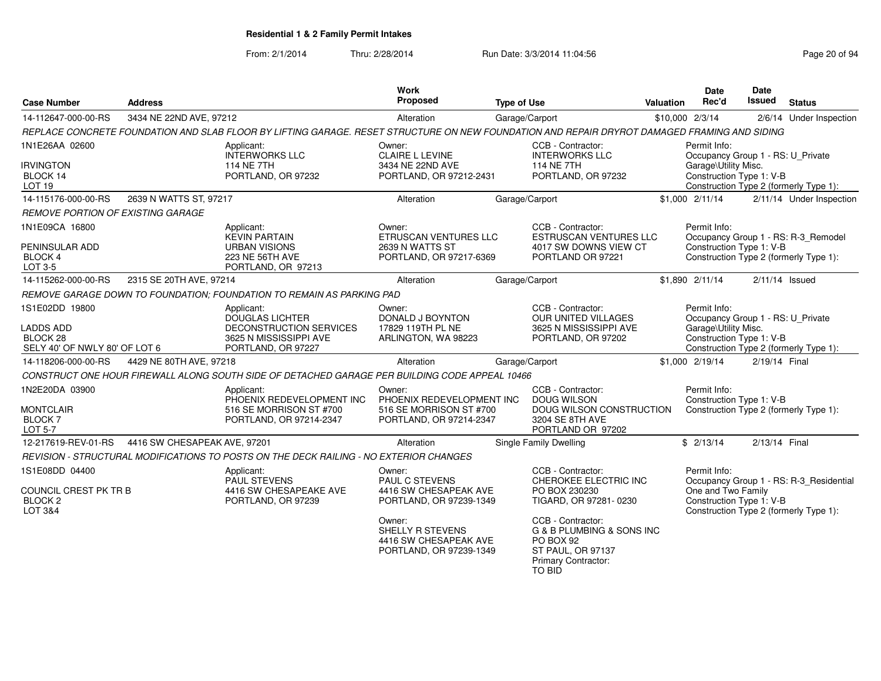## Residential 1 & 2 Family Permit Intakes

From: 2/1/2014 Thru: 2/28/2014 Run Date: 3/3/2014 11:04:56

| Case Number | Address | Work Proposed | Type of Use | Valuation | Date Rec'd | Date Issued | Status |
|---|---|---|---|---|---|---|---|
| 14-112647-000-00-RS | 3434 NE 22ND AVE, 97212 | Alteration | Garage/Carport | $10,000 | 2/3/14 | 2/6/14 | Under Inspection |

REPLACE CONCRETE FOUNDATION AND SLAB FLOOR BY LIFTING GARAGE. RESET STRUCTURE ON NEW FOUNDATION AND REPAIR DRYROT DAMAGED FRAMING AND SIDING

1N1E26AA 02600
IRVINGTON
BLOCK 14
LOT 19

Applicant: INTERWORKS LLC, 114 NE 7TH, PORTLAND, OR 97232

Owner: CLAIRE L LEVINE, 3434 NE 22ND AVE, PORTLAND, OR 97212-2431

CCB - Contractor: INTERWORKS LLC, 114 NE 7TH, PORTLAND, OR 97232

Permit Info: Occupancy Group 1 - RS: U_Private Garage\Utility Misc. Construction Type 1: V-B Construction Type 2 (formerly Type 1):

| Case Number | Address | Work Proposed | Type of Use | Valuation | Date Rec'd | Date Issued | Status |
|---|---|---|---|---|---|---|---|
| 14-115176-000-00-RS | 2639 N WATTS ST, 97217 | Alteration | Garage/Carport | $1,000 | 2/11/14 | 2/11/14 | Under Inspection |

REMOVE PORTION OF EXISTING GARAGE

1N1E09CA 16800
PENINSULAR ADD
BLOCK 4
LOT 3-5

Applicant: KEVIN PARTAIN, URBAN VISIONS, 223 NE 56TH AVE, PORTLAND, OR 97213

Owner: ETRUSCAN VENTURES LLC, 2639 N WATTS ST, PORTLAND, OR 97217-6369

CCB - Contractor: ETRUSCAN VENTURES LLC, 4017 SW DOWNS VIEW CT, PORTLAND OR 97221

Permit Info: Occupancy Group 1 - RS: R-3_Remodel Construction Type 1: V-B Construction Type 2 (formerly Type 1):

| Case Number | Address | Work Proposed | Type of Use | Valuation | Date Rec'd | Date Issued | Status |
|---|---|---|---|---|---|---|---|
| 14-115262-000-00-RS | 2315 SE 20TH AVE, 97214 | Alteration | Garage/Carport | $1,890 | 2/11/14 | 2/11/14 | Issued |

REMOVE GARAGE DOWN TO FOUNDATION; FOUNDATION TO REMAIN AS PARKING PAD

1S1E02DD 19800
LADDS ADD
BLOCK 28
SELY 40' OF NWLY 80' OF LOT 6

Applicant: DOUGLAS LICHTER, DECONSTRUCTION SERVICES, 3625 N MISSISSIPPI AVE, PORTLAND, OR 97227

Owner: DONALD J BOYNTON, 17829 119TH PL NE, ARLINGTON, WA 98223

CCB - Contractor: OUR UNITED VILLAGES, 3625 N MISSISSIPPI AVE, PORTLAND, OR 97202

Permit Info: Occupancy Group 1 - RS: U_Private Garage\Utility Misc. Construction Type 1: V-B Construction Type 2 (formerly Type 1):

| Case Number | Address | Work Proposed | Type of Use | Valuation | Date Rec'd | Date Issued | Status |
|---|---|---|---|---|---|---|---|
| 14-118206-000-00-RS | 4429 NE 80TH AVE, 97218 | Alteration | Garage/Carport | $1,000 | 2/19/14 | 2/19/14 | Final |

CONSTRUCT ONE HOUR FIREWALL ALONG SOUTH SIDE OF DETACHED GARAGE PER BUILDING CODE APPEAL 10466

1N2E20DA 03900
MONTCLAIR
BLOCK 7
LOT 5-7

Applicant: PHOENIX REDEVELOPMENT INC, 516 SE MORRISON ST #700, PORTLAND, OR 97214-2347

Owner: PHOENIX REDEVELOPMENT INC, 516 SE MORRISON ST #700, PORTLAND, OR 97214-2347

CCB - Contractor: DOUG WILSON, DOUG WILSON CONSTRUCTION, 3204 SE 8TH AVE, PORTLAND OR 97202

Permit Info: Construction Type 1: V-B Construction Type 2 (formerly Type 1):

| Case Number | Address | Work Proposed | Type of Use | Valuation | Date Rec'd | Date Issued | Status |
|---|---|---|---|---|---|---|---|
| 12-217619-REV-01-RS | 4416 SW CHESAPEAK AVE, 97201 | Alteration | Single Family Dwelling | $ | 2/13/14 | 2/13/14 | Final |

REVISION - STRUCTURAL MODIFICATIONS TO POSTS ON THE DECK RAILING - NO EXTERIOR CHANGES

1S1E08DD 04400
COUNCIL CREST PK TR B
BLOCK 2
LOT 3&4

Applicant: PAUL STEVENS, 4416 SW CHESAPEAKE AVE, PORTLAND, OR 97239

Owner: PAUL C STEVENS, 4416 SW CHESAPEAK AVE, PORTLAND, OR 97239-1349

Owner: SHELLY R STEVENS, 4416 SW CHESAPEAK AVE, PORTLAND, OR 97239-1349

CCB - Contractor: CHEROKEE ELECTRIC INC, PO BOX 230230, TIGARD, OR 97281- 0230

CCB - Contractor: G & B PLUMBING & SONS INC, PO BOX 92, ST PAUL, OR 97137

Primary Contractor: TO BID

Permit Info: Occupancy Group 1 - RS: R-3_Residential One and Two Family Construction Type 1: V-B Construction Type 2 (formerly Type 1):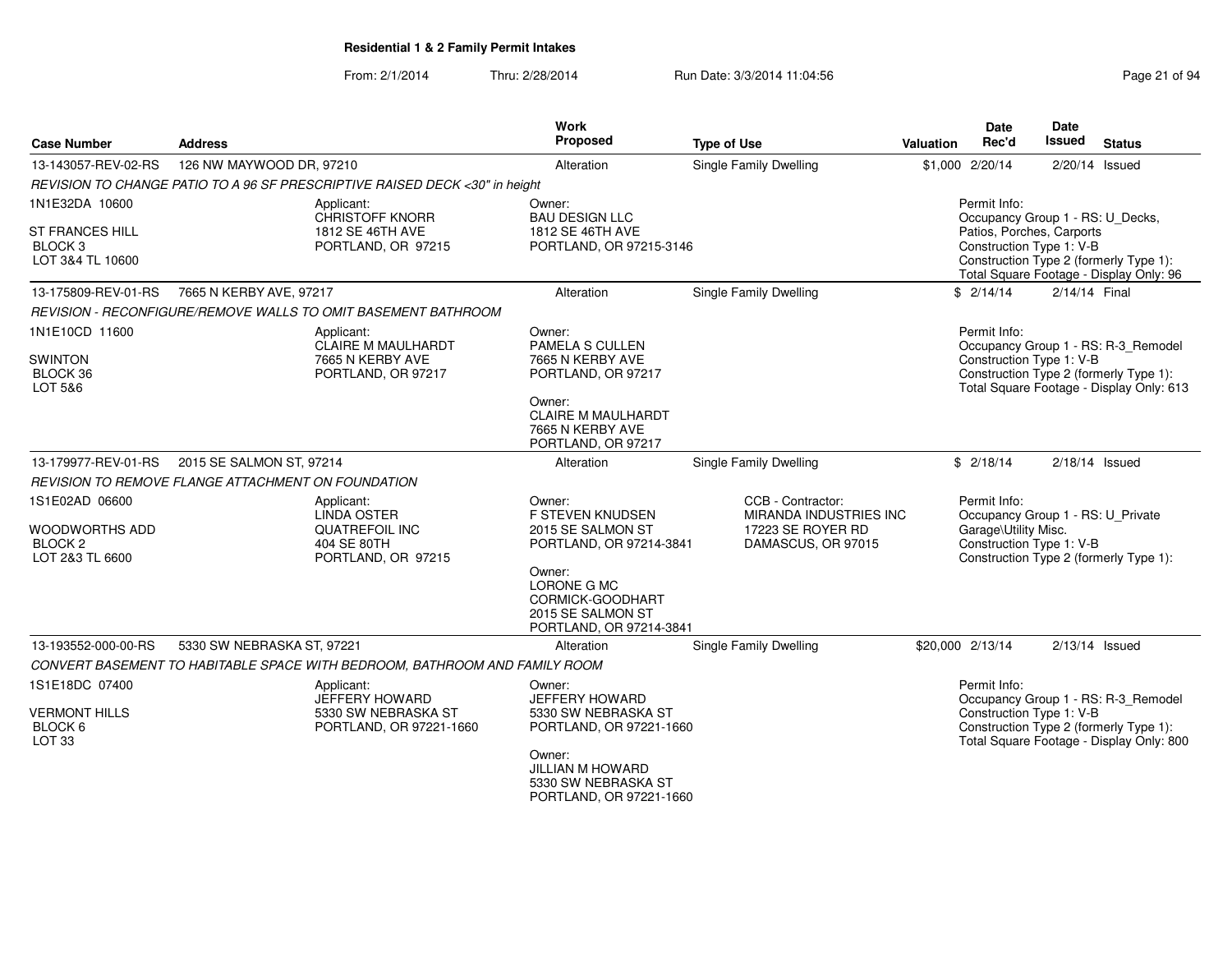**Residential 1 & 2 Family Permit Intakes**

From: 2/1/2014 Thru: 2/28/2014 Run Date: 3/3/2014 11:04:56

| Case Number | Address | Work Proposed | Type of Use | Valuation | Date Rec'd | Date Issued | Status |
|---|---|---|---|---|---|---|---|
| 13-143057-REV-02-RS | 126 NW MAYWOOD DR, 97210 | Alteration | Single Family Dwelling | $1,000 | 2/20/14 | 2/20/14 | Issued |
| REVISION TO CHANGE PATIO TO A 96 SF PRESCRIPTIVE RAISED DECK <30" in height | | | | | | | |
| 1N1E32DA 10600<br>ST FRANCES HILL<br>BLOCK 3<br>LOT 3&4 TL 10600 | Applicant:<br>CHRISTOFF KNORR<br>1812 SE 46TH AVE<br>PORTLAND, OR 97215 | Owner:<br>BAU DESIGN LLC<br>1812 SE 46TH AVE<br>PORTLAND, OR 97215-3146 | | | Permit Info:<br>Occupancy Group 1 - RS: U_Decks, Patios, Porches, Carports<br>Construction Type 1: V-B<br>Construction Type 2 (formerly Type 1):<br>Total Square Footage - Display Only: 96 | | |
| 13-175809-REV-01-RS | 7665 N KERBY AVE, 97217 | Alteration | Single Family Dwelling | $ | 2/14/14 | 2/14/14 | Final |
| REVISION - RECONFIGURE/REMOVE WALLS TO OMIT BASEMENT BATHROOM | | | | | | | |
| 1N1E10CD 11600<br>SWINTON<br>BLOCK 36<br>LOT 5&6 | Applicant:<br>CLAIRE M MAULHARDT<br>7665 N KERBY AVE<br>PORTLAND, OR 97217 | Owner:<br>PAMELA S CULLEN<br>7665 N KERBY AVE<br>PORTLAND, OR 97217<br>Owner:<br>CLAIRE M MAULHARDT<br>7665 N KERBY AVE<br>PORTLAND, OR 97217 | | | Permit Info:<br>Occupancy Group 1 - RS: R-3_Remodel<br>Construction Type 1: V-B<br>Construction Type 2 (formerly Type 1):<br>Total Square Footage - Display Only: 613 | | |
| 13-179977-REV-01-RS | 2015 SE SALMON ST, 97214 | Alteration | Single Family Dwelling | $ | 2/18/14 | 2/18/14 | Issued |
| REVISION TO REMOVE FLANGE ATTACHMENT ON FOUNDATION | | | | | | | |
| 1S1E02AD 06600<br>WOODWORTHS ADD<br>BLOCK 2<br>LOT 2&3 TL 6600 | Applicant:<br>LINDA OSTER<br>QUATREFOIL INC<br>404 SE 80TH<br>PORTLAND, OR 97215 | Owner:<br>F STEVEN KNUDSEN<br>2015 SE SALMON ST<br>PORTLAND, OR 97214-3841<br>Owner:<br>LORONE G MC CORMICK-GOODHART<br>2015 SE SALMON ST<br>PORTLAND, OR 97214-3841 | CCB - Contractor:<br>MIRANDA INDUSTRIES INC<br>17223 SE ROYER RD<br>DAMASCUS, OR 97015 | | Permit Info:<br>Occupancy Group 1 - RS: U_Private Garage\Utility Misc.<br>Construction Type 1: V-B<br>Construction Type 2 (formerly Type 1): | | |
| 13-193552-000-00-RS | 5330 SW NEBRASKA ST, 97221 | Alteration | Single Family Dwelling | $20,000 | 2/13/14 | 2/13/14 | Issued |
| CONVERT BASEMENT TO HABITABLE SPACE WITH BEDROOM, BATHROOM AND FAMILY ROOM | | | | | | | |
| 1S1E18DC 07400<br>VERMONT HILLS<br>BLOCK 6<br>LOT 33 | Applicant:<br>JEFFERY HOWARD<br>5330 SW NEBRASKA ST<br>PORTLAND, OR 97221-1660 | Owner:<br>JEFFERY HOWARD<br>5330 SW NEBRASKA ST<br>PORTLAND, OR 97221-1660<br>Owner:<br>JILLIAN M HOWARD<br>5330 SW NEBRASKA ST<br>PORTLAND, OR 97221-1660 | | | Permit Info:<br>Occupancy Group 1 - RS: R-3_Remodel<br>Construction Type 1: V-B<br>Construction Type 2 (formerly Type 1):<br>Total Square Footage - Display Only: 800 | | |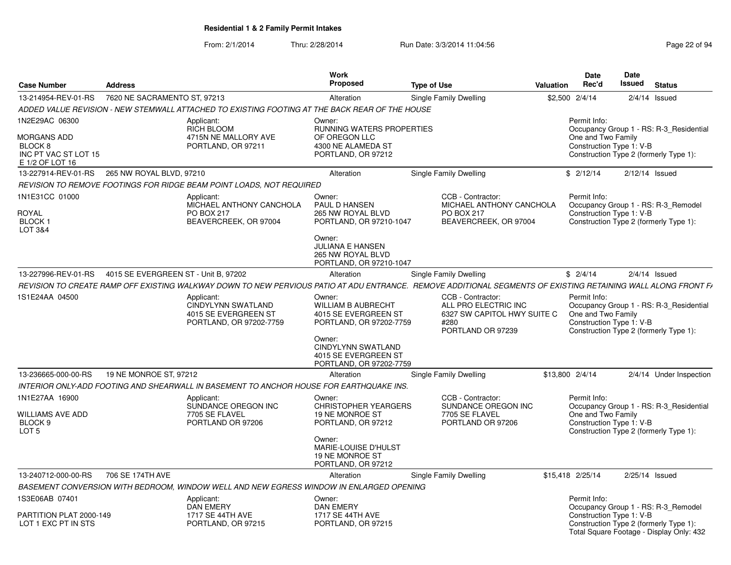## Residential 1 & 2 Family Permit Intakes

From: 2/1/2014 Thru: 2/28/2014 Run Date: 3/3/2014 11:04:56

| Case Number | Address | Work Proposed | Type of Use | Valuation | Date Rec'd | Date Issued | Status |
|---|---|---|---|---|---|---|---|
| 13-214954-REV-01-RS | 7620 NE SACRAMENTO ST, 97213 | Alteration | Single Family Dwelling | $2,500 | 2/4/14 | 2/4/14 | Issued |

*ADDED VALUE REVISION - NEW STEMWALL ATTACHED TO EXISTING FOOTING AT THE BACK REAR OF THE HOUSE*

1N2E29AC 06300
MORGANS ADD
BLOCK 8
INC PT VAC ST LOT 15
E 1/2 OF LOT 16

Applicant:
RICH BLOOM
4715N NE MALLORY AVE
PORTLAND, OR 97211

Owner:
RUNNING WATERS PROPERTIES OF OREGON LLC
4300 NE ALAMEDA ST
PORTLAND, OR 97212

Permit Info:
Occupancy Group 1 - RS: R-3_Residential One and Two Family
Construction Type 1: V-B
Construction Type 2 (formerly Type 1):

| Case Number | Address | Work Proposed | Type of Use | Valuation | Date Rec'd | Date Issued | Status |
|---|---|---|---|---|---|---|---|
| 13-227914-REV-01-RS | 265 NW ROYAL BLVD, 97210 | Alteration | Single Family Dwelling | $ | 2/12/14 | 2/12/14 | Issued |

*REVISION TO REMOVE FOOTINGS FOR RIDGE BEAM POINT LOADS, NOT REQUIRED*

1N1E31CC 01000
ROYAL
BLOCK 1
LOT 3&4

Applicant:
MICHAEL ANTHONY CANCHOLA
PO BOX 217
BEAVERCREEK, OR 97004

Owner:
PAUL D HANSEN
265 NW ROYAL BLVD
PORTLAND, OR 97210-1047

Owner:
JULIANA E HANSEN
265 NW ROYAL BLVD
PORTLAND, OR 97210-1047

CCB - Contractor:
MICHAEL ANTHONY CANCHOLA
PO BOX 217
BEAVERCREEK, OR 97004

Permit Info:
Occupancy Group 1 - RS: R-3_Remodel
Construction Type 1: V-B
Construction Type 2 (formerly Type 1):

| Case Number | Address | Work Proposed | Type of Use | Valuation | Date Rec'd | Date Issued | Status |
|---|---|---|---|---|---|---|---|
| 13-227996-REV-01-RS | 4015 SE EVERGREEN ST - Unit B, 97202 | Alteration | Single Family Dwelling | $ | 2/4/14 | 2/4/14 | Issued |

*REVISION TO CREATE RAMP OFF EXISTING WALKWAY DOWN TO NEW PERVIOUS PATIO AT ADU ENTRANCE. REMOVE ADDITIONAL SEGMENTS OF EXISTING RETAINING WALL ALONG FRONT F*

1S1E24AA 04500

Applicant:
CINDYLYNN SWATLAND
4015 SE EVERGREEN ST
PORTLAND, OR 97202-7759

Owner:
WILLIAM B AUBRECHT
4015 SE EVERGREEN ST
PORTLAND, OR 97202-7759

Owner:
CINDYLYNN SWATLAND
4015 SE EVERGREEN ST
PORTLAND, OR 97202-7759

CCB - Contractor:
ALL PRO ELECTRIC INC
6327 SW CAPITOL HWY SUITE C #280
PORTLAND OR 97239

Permit Info:
Occupancy Group 1 - RS: R-3_Residential One and Two Family
Construction Type 1: V-B
Construction Type 2 (formerly Type 1):

| Case Number | Address | Work Proposed | Type of Use | Valuation | Date Rec'd | Date Issued | Status |
|---|---|---|---|---|---|---|---|
| 13-236665-000-00-RS | 19 NE MONROE ST, 97212 | Alteration | Single Family Dwelling | $13,800 | 2/4/14 | 2/4/14 | Under Inspection |

*INTERIOR ONLY-ADD FOOTING AND SHEARWALL IN BASEMENT TO ANCHOR HOUSE FOR EARTHQUAKE INS.*

1N1E27AA 16900
WILLIAMS AVE ADD
BLOCK 9
LOT 5

Applicant:
SUNDANCE OREGON INC
7705 SE FLAVEL
PORTLAND OR 97206

Owner:
CHRISTOPHER YEARGERS
19 NE MONROE ST
PORTLAND, OR 97212

Owner:
MARIE-LOUISE D'HULST
19 NE MONROE ST
PORTLAND, OR 97212

CCB - Contractor:
SUNDANCE OREGON INC
7705 SE FLAVEL
PORTLAND OR 97206

Permit Info:
Occupancy Group 1 - RS: R-3_Residential One and Two Family
Construction Type 1: V-B
Construction Type 2 (formerly Type 1):

| Case Number | Address | Work Proposed | Type of Use | Valuation | Date Rec'd | Date Issued | Status |
|---|---|---|---|---|---|---|---|
| 13-240712-000-00-RS | 706 SE 174TH AVE | Alteration | Single Family Dwelling | $15,418 | 2/25/14 | 2/25/14 | Issued |

*BASEMENT CONVERSION WITH BEDROOM, WINDOW WELL AND NEW EGRESS WINDOW IN ENLARGED OPENING*

1S3E06AB 07401
PARTITION PLAT 2000-149
LOT 1 EXC PT IN STS

Applicant:
DAN EMERY
1717 SE 44TH AVE
PORTLAND, OR 97215

Owner:
DAN EMERY
1717 SE 44TH AVE
PORTLAND, OR 97215

Permit Info:
Occupancy Group 1 - RS: R-3_Remodel
Construction Type 1: V-B
Construction Type 2 (formerly Type 1):
Total Square Footage - Display Only: 432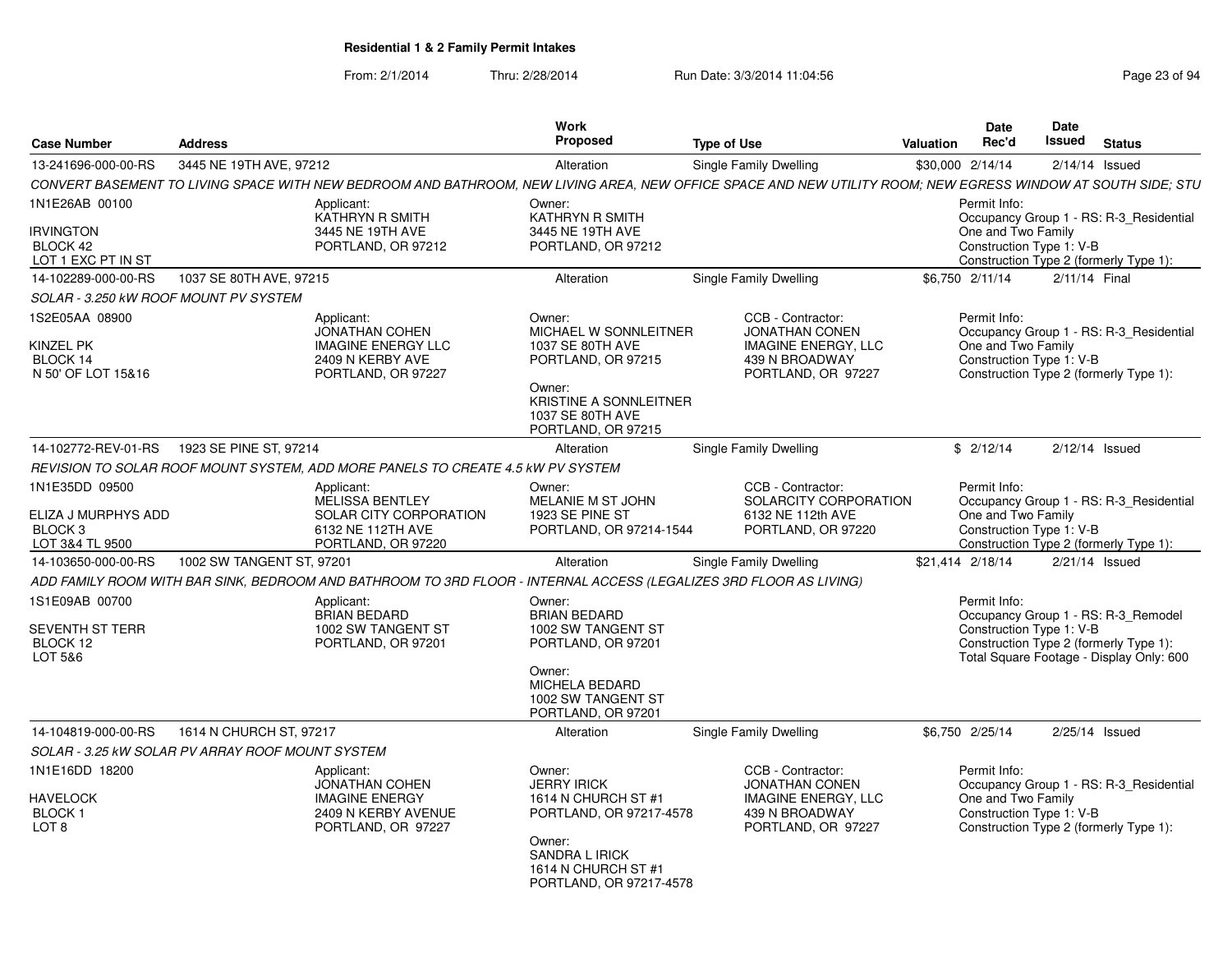**Residential 1 & 2 Family Permit Intakes**

From: 2/1/2014 Thru: 2/28/2014 Run Date: 3/3/2014 11:04:56

| Case Number | Address | Work Proposed | Type of Use | Valuation | Date Rec'd | Date Issued | Status |
|---|---|---|---|---|---|---|---|
| 13-241696-000-00-RS | 3445 NE 19TH AVE, 97212 | Alteration | Single Family Dwelling | $30,000 | 2/14/14 | 2/14/14 | Issued |

*CONVERT BASEMENT TO LIVING SPACE WITH NEW BEDROOM AND BATHROOM, NEW LIVING AREA, NEW OFFICE SPACE AND NEW UTILITY ROOM; NEW EGRESS WINDOW AT SOUTH SIDE; STU*

1N1E26AB 00100
IRVINGTON
BLOCK 42
LOT 1 EXC PT IN ST

Applicant:
KATHRYN R SMITH
3445 NE 19TH AVE
PORTLAND, OR 97212

Owner:
KATHRYN R SMITH
3445 NE 19TH AVE
PORTLAND, OR 97212

Permit Info:
Occupancy Group 1 - RS: R-3_Residential One and Two Family
Construction Type 1: V-B
Construction Type 2 (formerly Type 1):

| Case Number | Address | Work Proposed | Type of Use | Valuation | Date Rec'd | Date Issued | Status |
|---|---|---|---|---|---|---|---|
| 14-102289-000-00-RS | 1037 SE 80TH AVE, 97215 | Alteration | Single Family Dwelling | $6,750 | 2/11/14 | 2/11/14 | Final |

*SOLAR - 3.250 kW ROOF MOUNT PV SYSTEM*

1S2E05AA 08900
KINZEL PK
BLOCK 14
N 50' OF LOT 15&16

Applicant:
JONATHAN COHEN
IMAGINE ENERGY LLC
2409 N KERBY AVE
PORTLAND, OR 97227

Owner:
MICHAEL W SONNLEITNER
1037 SE 80TH AVE
PORTLAND, OR 97215

Owner:
KRISTINE A SONNLEITNER
1037 SE 80TH AVE
PORTLAND, OR 97215

CCB - Contractor:
JONATHAN CONEN
IMAGINE ENERGY, LLC
439 N BROADWAY
PORTLAND, OR 97227

Permit Info:
Occupancy Group 1 - RS: R-3_Residential One and Two Family
Construction Type 1: V-B
Construction Type 2 (formerly Type 1):

| Case Number | Address | Work Proposed | Type of Use | Valuation | Date Rec'd | Date Issued | Status |
|---|---|---|---|---|---|---|---|
| 14-102772-REV-01-RS | 1923 SE PINE ST, 97214 | Alteration | Single Family Dwelling | $ | 2/12/14 | 2/12/14 | Issued |

*REVISION TO SOLAR ROOF MOUNT SYSTEM, ADD MORE PANELS TO CREATE 4.5 kW PV SYSTEM*

1N1E35DD 09500
ELIZA J MURPHYS ADD
BLOCK 3
LOT 3&4 TL 9500

Applicant:
MELISSA BENTLEY
SOLAR CITY CORPORATION
6132 NE 112TH AVE
PORTLAND, OR 97220

Owner:
MELANIE M ST JOHN
1923 SE PINE ST
PORTLAND, OR 97214-1544

CCB - Contractor:
SOLARCITY CORPORATION
6132 NE 112th AVE
PORTLAND, OR 97220

Permit Info:
Occupancy Group 1 - RS: R-3_Residential One and Two Family
Construction Type 1: V-B
Construction Type 2 (formerly Type 1):

| Case Number | Address | Work Proposed | Type of Use | Valuation | Date Rec'd | Date Issued | Status |
|---|---|---|---|---|---|---|---|
| 14-103650-000-00-RS | 1002 SW TANGENT ST, 97201 | Alteration | Single Family Dwelling | $21,414 | 2/18/14 | 2/21/14 | Issued |

*ADD FAMILY ROOM WITH BAR SINK, BEDROOM AND BATHROOM TO 3RD FLOOR - INTERNAL ACCESS (LEGALIZES 3RD FLOOR AS LIVING)*

1S1E09AB 00700
SEVENTH ST TERR
BLOCK 12
LOT 5&6

Applicant:
BRIAN BEDARD
1002 SW TANGENT ST
PORTLAND, OR 97201

Owner:
BRIAN BEDARD
1002 SW TANGENT ST
PORTLAND, OR 97201

Owner:
MICHELA BEDARD
1002 SW TANGENT ST
PORTLAND, OR 97201

Permit Info:
Occupancy Group 1 - RS: R-3_Remodel
Construction Type 1: V-B
Construction Type 2 (formerly Type 1):
Total Square Footage - Display Only: 600

| Case Number | Address | Work Proposed | Type of Use | Valuation | Date Rec'd | Date Issued | Status |
|---|---|---|---|---|---|---|---|
| 14-104819-000-00-RS | 1614 N CHURCH ST, 97217 | Alteration | Single Family Dwelling | $6,750 | 2/25/14 | 2/25/14 | Issued |

*SOLAR - 3.25 kW SOLAR PV ARRAY ROOF MOUNT SYSTEM*

1N1E16DD 18200
HAVELOCK
BLOCK 1
LOT 8

Applicant:
JONATHAN COHEN
IMAGINE ENERGY
2409 N KERBY AVENUE
PORTLAND, OR 97227

Owner:
JERRY IRICK
1614 N CHURCH ST #1
PORTLAND, OR 97217-4578

Owner:
SANDRA L IRICK
1614 N CHURCH ST #1
PORTLAND, OR 97217-4578

CCB - Contractor:
JONATHAN CONEN
IMAGINE ENERGY, LLC
439 N BROADWAY
PORTLAND, OR 97227

Permit Info:
Occupancy Group 1 - RS: R-3_Residential One and Two Family
Construction Type 1: V-B
Construction Type 2 (formerly Type 1):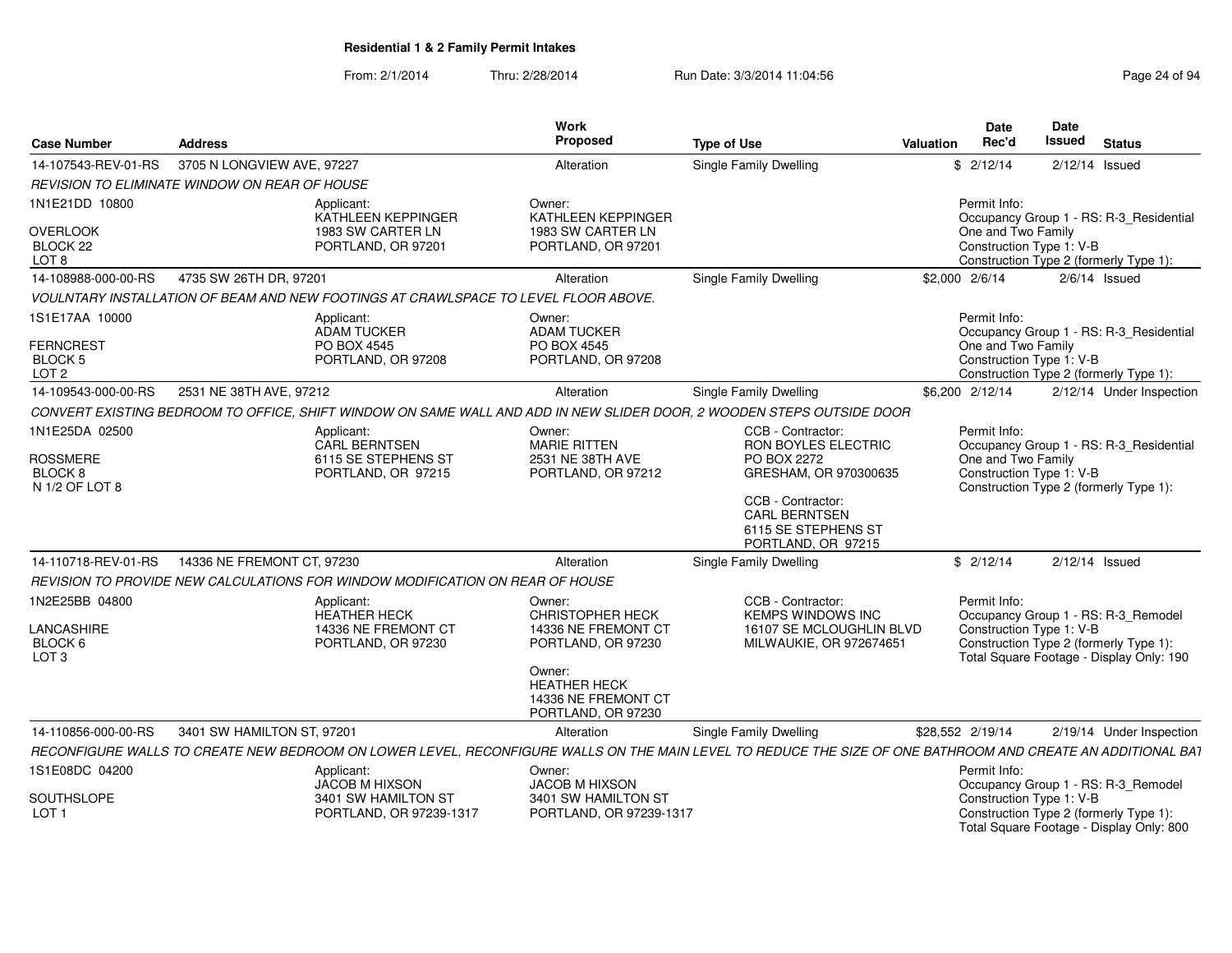# Residential 1 & 2 Family Permit Intakes

From: 2/1/2014 Thru: 2/28/2014 Run Date: 3/3/2014 11:04:56

| Case Number | Address | Work Proposed | Type of Use | Valuation | Date Rec'd | Date Issued | Status |
|---|---|---|---|---|---|---|---|
| 14-107543-REV-01-RS | 3705 N LONGVIEW AVE, 97227 | Alteration | Single Family Dwelling | $ | 2/12/14 | 2/12/14 | Issued |

*REVISION TO ELIMINATE WINDOW ON REAR OF HOUSE*

1N1E21DD 10800
OVERLOOK
BLOCK 22
LOT 8

Applicant: KATHLEEN KEPPINGER, 1983 SW CARTER LN, PORTLAND, OR 97201

Owner: KATHLEEN KEPPINGER, 1983 SW CARTER LN, PORTLAND, OR 97201

Permit Info: Occupancy Group 1 - RS: R-3_Residential One and Two Family; Construction Type 1: V-B; Construction Type 2 (formerly Type 1):

| Case Number | Address | Work Proposed | Type of Use | Valuation | Date Rec'd | Date Issued | Status |
|---|---|---|---|---|---|---|---|
| 14-108988-000-00-RS | 4735 SW 26TH DR, 97201 | Alteration | Single Family Dwelling | $2,000 | 2/6/14 | 2/6/14 | Issued |

*VOULNTARY INSTALLATION OF BEAM AND NEW FOOTINGS AT CRAWLSPACE TO LEVEL FLOOR ABOVE.*

1S1E17AA 10000
FERNCREST
BLOCK 5
LOT 2

Applicant: ADAM TUCKER, PO BOX 4545, PORTLAND, OR 97208

Owner: ADAM TUCKER, PO BOX 4545, PORTLAND, OR 97208

Permit Info: Occupancy Group 1 - RS: R-3_Residential One and Two Family; Construction Type 1: V-B; Construction Type 2 (formerly Type 1):

| Case Number | Address | Work Proposed | Type of Use | Valuation | Date Rec'd | Date Issued | Status |
|---|---|---|---|---|---|---|---|
| 14-109543-000-00-RS | 2531 NE 38TH AVE, 97212 | Alteration | Single Family Dwelling | $6,200 | 2/12/14 | 2/12/14 | Under Inspection |

*CONVERT EXISTING BEDROOM TO OFFICE, SHIFT WINDOW ON SAME WALL AND ADD IN NEW SLIDER DOOR, 2 WOODEN STEPS OUTSIDE DOOR*

1N1E25DA 02500
ROSSMERE
BLOCK 8
N 1/2 OF LOT 8

Applicant: CARL BERNTSEN, 6115 SE STEPHENS ST, PORTLAND, OR 97215

Owner: MARIE RITTEN, 2531 NE 38TH AVE, PORTLAND, OR 97212

CCB - Contractor: RON BOYLES ELECTRIC, PO BOX 2272, GRESHAM, OR 970300635

CCB - Contractor: CARL BERNTSEN, 6115 SE STEPHENS ST, PORTLAND, OR 97215

Permit Info: Occupancy Group 1 - RS: R-3_Residential One and Two Family; Construction Type 1: V-B; Construction Type 2 (formerly Type 1):

| Case Number | Address | Work Proposed | Type of Use | Valuation | Date Rec'd | Date Issued | Status |
|---|---|---|---|---|---|---|---|
| 14-110718-REV-01-RS | 14336 NE FREMONT CT, 97230 | Alteration | Single Family Dwelling | $ | 2/12/14 | 2/12/14 | Issued |

*REVISION TO PROVIDE NEW CALCULATIONS FOR WINDOW MODIFICATION ON REAR OF HOUSE*

1N2E25BB 04800
LANCASHIRE
BLOCK 6
LOT 3

Applicant: HEATHER HECK, 14336 NE FREMONT CT, PORTLAND, OR 97230

Owner: CHRISTOPHER HECK, 14336 NE FREMONT CT, PORTLAND, OR 97230

Owner: HEATHER HECK, 14336 NE FREMONT CT, PORTLAND, OR 97230

CCB - Contractor: KEMPS WINDOWS INC, 16107 SE MCLOUGHLIN BLVD, MILWAUKIE, OR 972674651

Permit Info: Occupancy Group 1 - RS: R-3_Remodel; Construction Type 1: V-B; Construction Type 2 (formerly Type 1):; Total Square Footage - Display Only: 190

| Case Number | Address | Work Proposed | Type of Use | Valuation | Date Rec'd | Date Issued | Status |
|---|---|---|---|---|---|---|---|
| 14-110856-000-00-RS | 3401 SW HAMILTON ST, 97201 | Alteration | Single Family Dwelling | $28,552 | 2/19/14 | 2/19/14 | Under Inspection |

*RECONFIGURE WALLS TO CREATE NEW BEDROOM ON LOWER LEVEL, RECONFIGURE WALLS ON THE MAIN LEVEL TO REDUCE THE SIZE OF ONE BATHROOM AND CREATE AN ADDITIONAL BAT*

1S1E08DC 04200
SOUTHSLOPE
LOT 1

Applicant: JACOB M HIXSON, 3401 SW HAMILTON ST, PORTLAND, OR 97239-1317

Owner: JACOB M HIXSON, 3401 SW HAMILTON ST, PORTLAND, OR 97239-1317

Permit Info: Occupancy Group 1 - RS: R-3_Remodel; Construction Type 1: V-B; Construction Type 2 (formerly Type 1):; Total Square Footage - Display Only: 800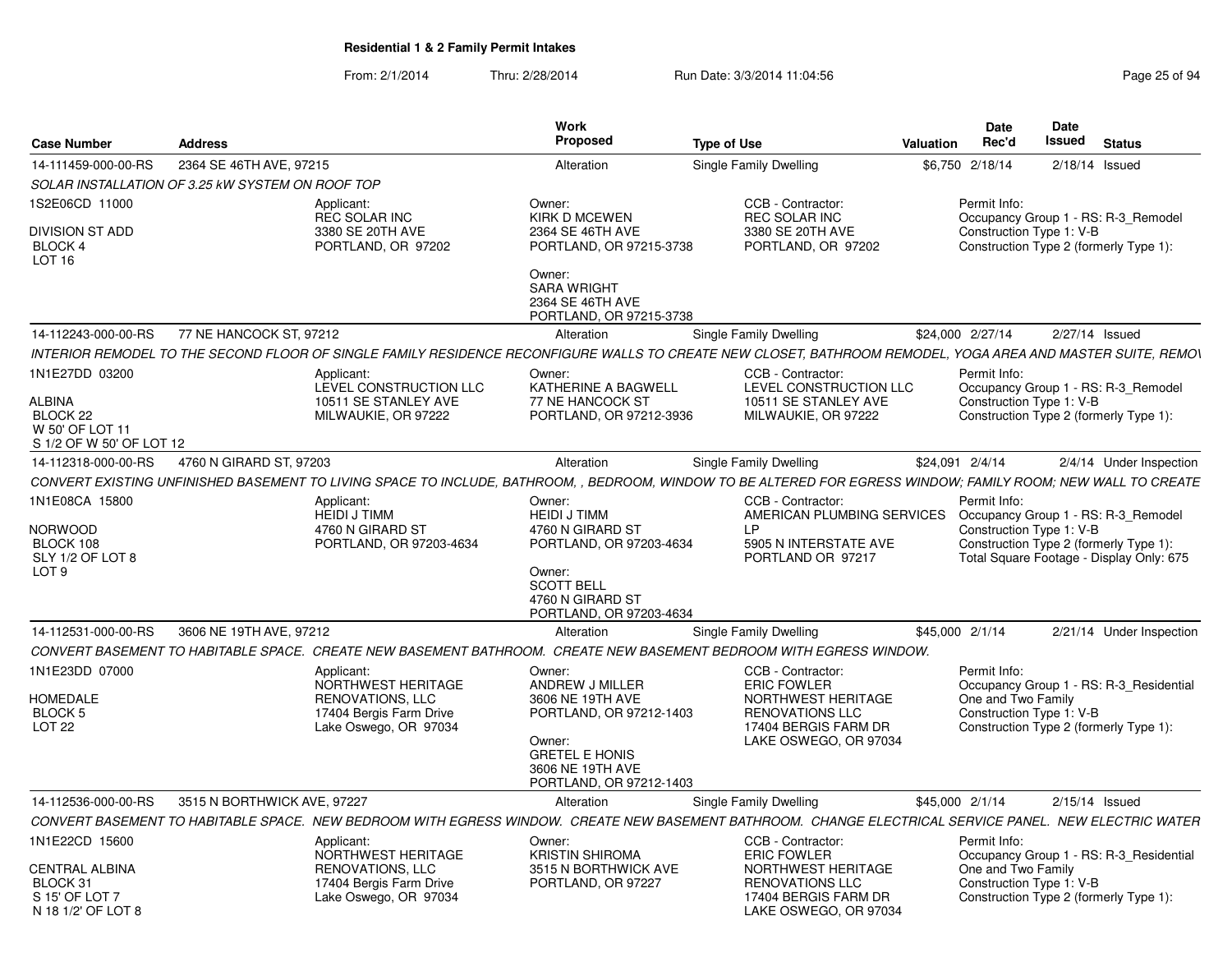## Residential 1 & 2 Family Permit Intakes

From: 2/1/2014 Thru: 2/28/2014 Run Date: 3/3/2014 11:04:56

| Case Number | Address | Work Proposed | Type of Use | Valuation | Date Rec'd | Date Issued | Status |
|---|---|---|---|---|---|---|---|
| 14-111459-000-00-RS | 2364 SE 46TH AVE, 97215 | Alteration | Single Family Dwelling | $6,750 | 2/18/14 | 2/18/14 | Issued |

*SOLAR INSTALLATION OF 3.25 kW SYSTEM ON ROOF TOP*

1S2E06CD 11000
DIVISION ST ADD
BLOCK 4
LOT 16

Applicant: REC SOLAR INC, 3380 SE 20TH AVE, PORTLAND, OR 97202

Owner: KIRK D MCEWEN, 2364 SE 46TH AVE, PORTLAND, OR 97215-3738

Owner: SARA WRIGHT, 2364 SE 46TH AVE, PORTLAND, OR 97215-3738

CCB - Contractor: REC SOLAR INC, 3380 SE 20TH AVE, PORTLAND, OR 97202

Permit Info:
Occupancy Group 1 - RS: R-3_Remodel
Construction Type 1: V-B
Construction Type 2 (formerly Type 1):

---

| Case Number | Address | Work Proposed | Type of Use | Valuation | Date Rec'd | Date Issued | Status |
|---|---|---|---|---|---|---|---|
| 14-112243-000-00-RS | 77 NE HANCOCK ST, 97212 | Alteration | Single Family Dwelling | $24,000 | 2/27/14 | 2/27/14 | Issued |

*INTERIOR REMODEL TO THE SECOND FLOOR OF SINGLE FAMILY RESIDENCE RECONFIGURE WALLS TO CREATE NEW CLOSET, BATHROOM REMODEL, YOGA AREA AND MASTER SUITE, REMOV*

1N1E27DD 03200
ALBINA
BLOCK 22
W 50' OF LOT 11
S 1/2 OF W 50' OF LOT 12

Applicant: LEVEL CONSTRUCTION LLC, 10511 SE STANLEY AVE, MILWAUKIE, OR 97222

Owner: KATHERINE A BAGWELL, 77 NE HANCOCK ST, PORTLAND, OR 97212-3936

CCB - Contractor: LEVEL CONSTRUCTION LLC, 10511 SE STANLEY AVE, MILWAUKIE, OR 97222

Permit Info:
Occupancy Group 1 - RS: R-3_Remodel
Construction Type 1: V-B
Construction Type 2 (formerly Type 1):

---

| Case Number | Address | Work Proposed | Type of Use | Valuation | Date Rec'd | Date Issued | Status |
|---|---|---|---|---|---|---|---|
| 14-112318-000-00-RS | 4760 N GIRARD ST, 97203 | Alteration | Single Family Dwelling | $24,091 | 2/4/14 | 2/4/14 | Under Inspection |

*CONVERT EXISTING UNFINISHED BASEMENT TO LIVING SPACE TO INCLUDE, BATHROOM, , BEDROOM, WINDOW TO BE ALTERED FOR EGRESS WINDOW; FAMILY ROOM; NEW WALL TO CREATE*

1N1E08CA 15800
NORWOOD
BLOCK 108
SLY 1/2 OF LOT 8
LOT 9

Applicant: HEIDI J TIMM, 4760 N GIRARD ST, PORTLAND, OR 97203-4634

Owner: HEIDI J TIMM, 4760 N GIRARD ST, PORTLAND, OR 97203-4634

Owner: SCOTT BELL, 4760 N GIRARD ST, PORTLAND, OR 97203-4634

CCB - Contractor: AMERICAN PLUMBING SERVICES LP, 5905 N INTERSTATE AVE, PORTLAND OR 97217

Permit Info:
Occupancy Group 1 - RS: R-3_Remodel
Construction Type 1: V-B
Construction Type 2 (formerly Type 1):
Total Square Footage - Display Only: 675

---

| Case Number | Address | Work Proposed | Type of Use | Valuation | Date Rec'd | Date Issued | Status |
|---|---|---|---|---|---|---|---|
| 14-112531-000-00-RS | 3606 NE 19TH AVE, 97212 | Alteration | Single Family Dwelling | $45,000 | 2/1/14 | 2/21/14 | Under Inspection |

*CONVERT BASEMENT TO HABITABLE SPACE. CREATE NEW BASEMENT BATHROOM. CREATE NEW BASEMENT BEDROOM WITH EGRESS WINDOW.*

1N1E23DD 07000
HOMEDALE
BLOCK 5
LOT 22

Applicant: NORTHWEST HERITAGE RENOVATIONS, LLC, 17404 Bergis Farm Drive, Lake Oswego, OR 97034

Owner: ANDREW J MILLER, 3606 NE 19TH AVE, PORTLAND, OR 97212-1403

Owner: GRETEL E HONIS, 3606 NE 19TH AVE, PORTLAND, OR 97212-1403

CCB - Contractor: ERIC FOWLER, NORTHWEST HERITAGE RENOVATIONS LLC, 17404 BERGIS FARM DR, LAKE OSWEGO, OR 97034

Permit Info:
Occupancy Group 1 - RS: R-3_Residential One and Two Family
Construction Type 1: V-B
Construction Type 2 (formerly Type 1):

---

| Case Number | Address | Work Proposed | Type of Use | Valuation | Date Rec'd | Date Issued | Status |
|---|---|---|---|---|---|---|---|
| 14-112536-000-00-RS | 3515 N BORTHWICK AVE, 97227 | Alteration | Single Family Dwelling | $45,000 | 2/1/14 | 2/15/14 | Issued |

*CONVERT BASEMENT TO HABITABLE SPACE. NEW BEDROOM WITH EGRESS WINDOW. CREATE NEW BASEMENT BATHROOM. CHANGE ELECTRICAL SERVICE PANEL. NEW ELECTRIC WATER*

1N1E22CD 15600
CENTRAL ALBINA
BLOCK 31
S 15' OF LOT 7
N 18 1/2' OF LOT 8

Applicant: NORTHWEST HERITAGE RENOVATIONS, LLC, 17404 Bergis Farm Drive, Lake Oswego, OR 97034

Owner: KRISTIN SHIROMA, 3515 N BORTHWICK AVE, PORTLAND, OR 97227

CCB - Contractor: ERIC FOWLER, NORTHWEST HERITAGE RENOVATIONS LLC, 17404 BERGIS FARM DR, LAKE OSWEGO, OR 97034

Permit Info:
Occupancy Group 1 - RS: R-3_Residential One and Two Family
Construction Type 1: V-B
Construction Type 2 (formerly Type 1):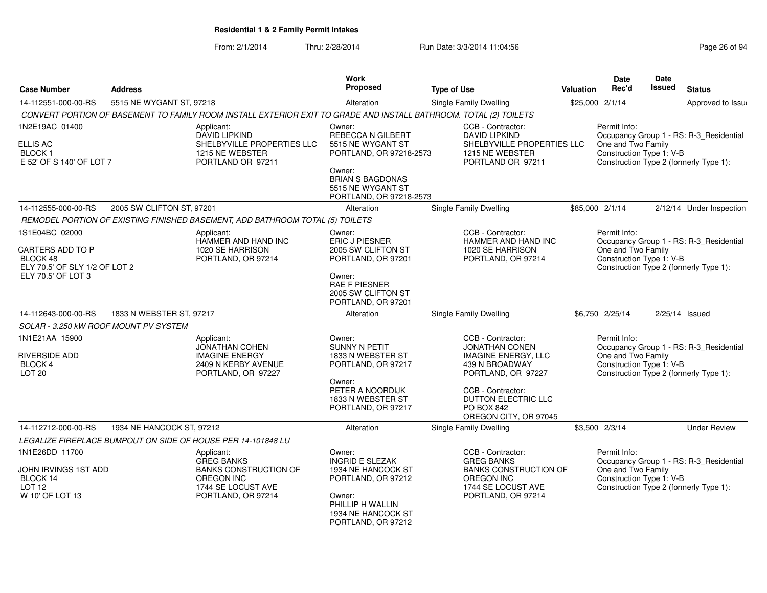# Residential 1 & 2 Family Permit Intakes

From: 2/1/2014 Thru: 2/28/2014 Run Date: 3/3/2014 11:04:56

| Case Number | Address | Work Proposed | Type of Use | Valuation | Date Rec'd | Date Issued | Status |
|---|---|---|---|---|---|---|---|
| 14-112551-000-00-RS | 5515 NE WYGANT ST, 97218 | Alteration | Single Family Dwelling | $25,000 | 2/1/14 | | Approved to Issue |
| 14-112555-000-00-RS | 2005 SW CLIFTON ST, 97201 | Alteration | Single Family Dwelling | $85,000 | 2/1/14 | 2/12/14 | Under Inspection |
| 14-112643-000-00-RS | 1833 N WEBSTER ST, 97217 | Alteration | Single Family Dwelling | $6,750 | 2/25/14 | 2/25/14 | Issued |
| 14-112712-000-00-RS | 1934 NE HANCOCK ST, 97212 | Alteration | Single Family Dwelling | $3,500 | 2/3/14 | | Under Review |

## 14-112551-000-00-RS — 5515 NE WYGANT ST, 97218

*CONVERT PORTION OF BASEMENT TO FAMILY ROOM INSTALL EXTERIOR EXIT TO GRADE AND INSTALL BATHROOM. TOTAL (2) TOILETS*

1N2E19AC 01400
ELLIS AC
BLOCK 1
E 52' OF S 140' OF LOT 7

Applicant:
DAVID LIPKIND
SHELBYVILLE PROPERTIES LLC
1215 NE WEBSTER
PORTLAND OR 97211

Owner:
REBECCA N GILBERT
5515 NE WYGANT ST
PORTLAND, OR 97218-2573

Owner:
BRIAN S BAGDONAS
5515 NE WYGANT ST
PORTLAND, OR 97218-2573

CCB - Contractor:
DAVID LIPKIND
SHELBYVILLE PROPERTIES LLC
1215 NE WEBSTER
PORTLAND OR 97211

Permit Info:
Occupancy Group 1 - RS: R-3_Residential One and Two Family
Construction Type 1: V-B
Construction Type 2 (formerly Type 1):

## 14-112555-000-00-RS — 2005 SW CLIFTON ST, 97201

*REMODEL PORTION OF EXISTING FINISHED BASEMENT, ADD BATHROOM TOTAL (5) TOILETS*

1S1E04BC 02000
CARTERS ADD TO P
BLOCK 48
ELY 70.5' OF SLY 1/2 OF LOT 2
ELY 70.5' OF LOT 3

Applicant:
HAMMER AND HAND INC
1020 SE HARRISON
PORTLAND, OR 97214

Owner:
ERIC J PIESNER
2005 SW CLIFTON ST
PORTLAND, OR 97201

Owner:
RAE F PIESNER
2005 SW CLIFTON ST
PORTLAND, OR 97201

CCB - Contractor:
HAMMER AND HAND INC
1020 SE HARRISON
PORTLAND, OR 97214

Permit Info:
Occupancy Group 1 - RS: R-3_Residential One and Two Family
Construction Type 1: V-B
Construction Type 2 (formerly Type 1):

## 14-112643-000-00-RS — 1833 N WEBSTER ST, 97217

*SOLAR - 3.250 kW ROOF MOUNT PV SYSTEM*

1N1E21AA 15900
RIVERSIDE ADD
BLOCK 4
LOT 20

Applicant:
JONATHAN COHEN
IMAGINE ENERGY
2409 N KERBY AVENUE
PORTLAND, OR 97227

Owner:
SUNNY N PETIT
1833 N WEBSTER ST
PORTLAND, OR 97217

Owner:
PETER A NOORDIJK
1833 N WEBSTER ST
PORTLAND, OR 97217

CCB - Contractor:
JONATHAN CONEN
IMAGINE ENERGY, LLC
439 N BROADWAY
PORTLAND, OR 97227

CCB - Contractor:
DUTTON ELECTRIC LLC
PO BOX 842
OREGON CITY, OR 97045

Permit Info:
Occupancy Group 1 - RS: R-3_Residential One and Two Family
Construction Type 1: V-B
Construction Type 2 (formerly Type 1):

## 14-112712-000-00-RS — 1934 NE HANCOCK ST, 97212

*LEGALIZE FIREPLACE BUMPOUT ON SIDE OF HOUSE PER 14-101848 LU*

1N1E26DD 11700
JOHN IRVINGS 1ST ADD
BLOCK 14
LOT 12
W 10' OF LOT 13

Applicant:
GREG BANKS
BANKS CONSTRUCTION OF OREGON INC
1744 SE LOCUST AVE
PORTLAND, OR 97214

Owner:
INGRID E SLEZAK
1934 NE HANCOCK ST
PORTLAND, OR 97212

Owner:
PHILLIP H WALLIN
1934 NE HANCOCK ST
PORTLAND, OR 97212

CCB - Contractor:
GREG BANKS
BANKS CONSTRUCTION OF OREGON INC
1744 SE LOCUST AVE
PORTLAND, OR 97214

Permit Info:
Occupancy Group 1 - RS: R-3_Residential One and Two Family
Construction Type 1: V-B
Construction Type 2 (formerly Type 1):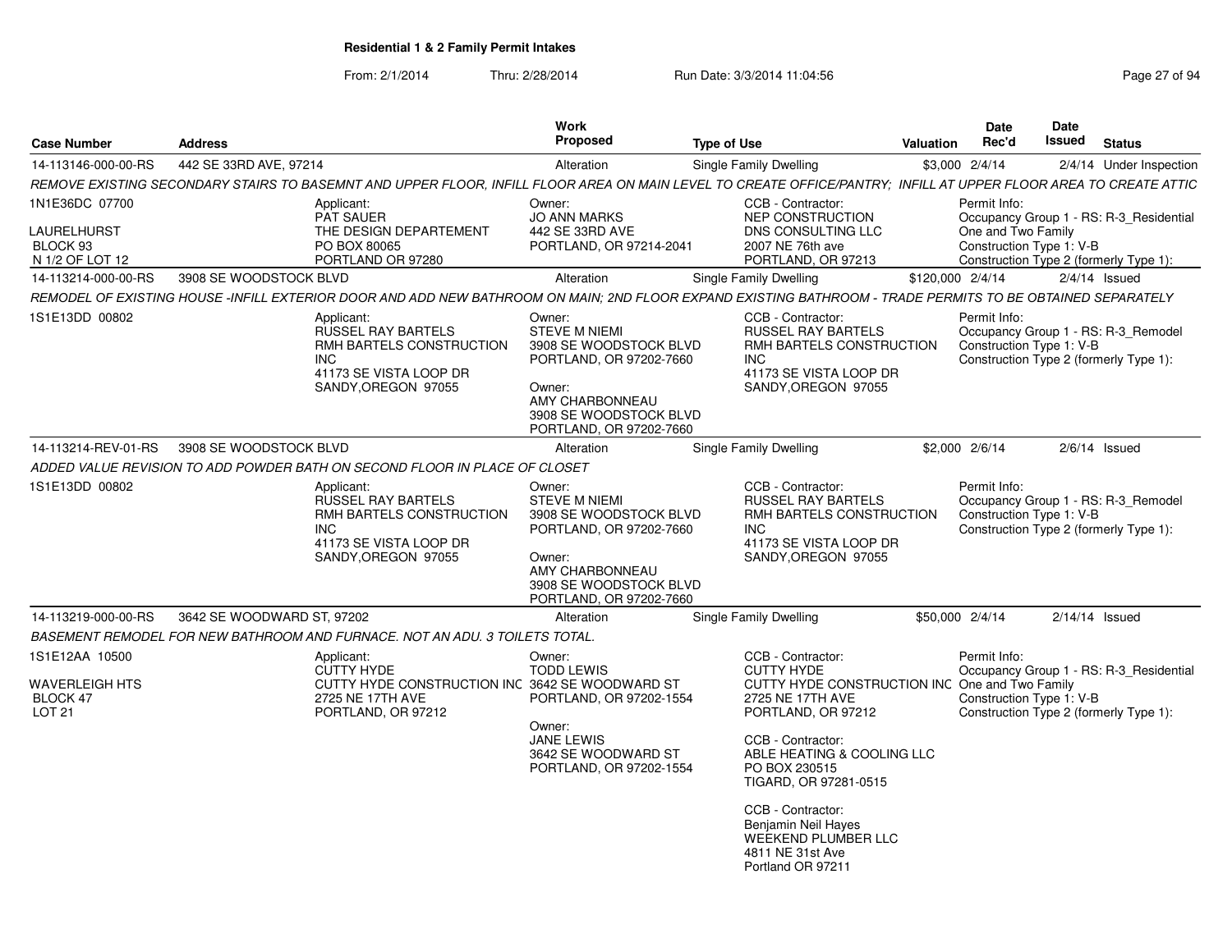**Residential 1 & 2 Family Permit Intakes**

From: 2/1/2014 Thru: 2/28/2014 Run Date: 3/3/2014 11:04:56

| Case Number | Address | Work Proposed | Type of Use | Valuation | Date Rec'd | Date Issued | Status |
|---|---|---|---|---|---|---|---|
| 14-113146-000-00-RS | 442 SE 33RD AVE, 97214 | Alteration | Single Family Dwelling | $3,000 | 2/4/14 | 2/4/14 | Under Inspection |

REMOVE EXISTING SECONDARY STAIRS TO BASEMNT AND UPPER FLOOR, INFILL FLOOR AREA ON MAIN LEVEL TO CREATE OFFICE/PANTRY; INFILL AT UPPER FLOOR AREA TO CREATE ATTIC

1N1E36DC 07700
LAURELHURST
BLOCK 93
N 1/2 OF LOT 12

Applicant:
PAT SAUER
THE DESIGN DEPARTEMENT
PO BOX 80065
PORTLAND OR 97280

Owner:
JO ANN MARKS
442 SE 33RD AVE
PORTLAND, OR 97214-2041

CCB - Contractor:
NEP CONSTRUCTION
DNS CONSULTING LLC
2007 NE 76th ave
PORTLAND, OR 97213

Permit Info:
Occupancy Group 1 - RS: R-3_Residential One and Two Family
Construction Type 1: V-B
Construction Type 2 (formerly Type 1):

| Case Number | Address | Work Proposed | Type of Use | Valuation | Date Rec'd | Date Issued | Status |
|---|---|---|---|---|---|---|---|
| 14-113214-000-00-RS | 3908 SE WOODSTOCK BLVD | Alteration | Single Family Dwelling | $120,000 | 2/4/14 | 2/4/14 | Issued |

REMODEL OF EXISTING HOUSE -INFILL EXTERIOR DOOR AND ADD NEW BATHROOM ON MAIN; 2ND FLOOR EXPAND EXISTING BATHROOM - TRADE PERMITS TO BE OBTAINED SEPARATELY

1S1E13DD 00802

Applicant:
RUSSEL RAY BARTELS
RMH BARTELS CONSTRUCTION INC
41173 SE VISTA LOOP DR
SANDY,OREGON 97055

Owner:
STEVE M NIEMI
3908 SE WOODSTOCK BLVD
PORTLAND, OR 97202-7660

Owner:
AMY CHARBONNEAU
3908 SE WOODSTOCK BLVD
PORTLAND, OR 97202-7660

CCB - Contractor:
RUSSEL RAY BARTELS
RMH BARTELS CONSTRUCTION INC
41173 SE VISTA LOOP DR
SANDY,OREGON 97055

Permit Info:
Occupancy Group 1 - RS: R-3_Remodel
Construction Type 1: V-B
Construction Type 2 (formerly Type 1):

| Case Number | Address | Work Proposed | Type of Use | Valuation | Date Rec'd | Date Issued | Status |
|---|---|---|---|---|---|---|---|
| 14-113214-REV-01-RS | 3908 SE WOODSTOCK BLVD | Alteration | Single Family Dwelling | $2,000 | 2/6/14 | 2/6/14 | Issued |

ADDED VALUE REVISION TO ADD POWDER BATH ON SECOND FLOOR IN PLACE OF CLOSET

1S1E13DD 00802

Applicant:
RUSSEL RAY BARTELS
RMH BARTELS CONSTRUCTION INC
41173 SE VISTA LOOP DR
SANDY,OREGON 97055

Owner:
STEVE M NIEMI
3908 SE WOODSTOCK BLVD
PORTLAND, OR 97202-7660

Owner:
AMY CHARBONNEAU
3908 SE WOODSTOCK BLVD
PORTLAND, OR 97202-7660

CCB - Contractor:
RUSSEL RAY BARTELS
RMH BARTELS CONSTRUCTION INC
41173 SE VISTA LOOP DR
SANDY,OREGON 97055

Permit Info:
Occupancy Group 1 - RS: R-3_Remodel
Construction Type 1: V-B
Construction Type 2 (formerly Type 1):

| Case Number | Address | Work Proposed | Type of Use | Valuation | Date Rec'd | Date Issued | Status |
|---|---|---|---|---|---|---|---|
| 14-113219-000-00-RS | 3642 SE WOODWARD ST, 97202 | Alteration | Single Family Dwelling | $50,000 | 2/4/14 | 2/14/14 | Issued |

BASEMENT REMODEL FOR NEW BATHROOM AND FURNACE. NOT AN ADU. 3 TOILETS TOTAL.

1S1E12AA 10500
WAVERLEIGH HTS
BLOCK 47
LOT 21

Applicant:
CUTTY HYDE
CUTTY HYDE CONSTRUCTION INC
2725 NE 17TH AVE
PORTLAND, OR 97212

Owner:
TODD LEWIS
3642 SE WOODWARD ST
PORTLAND, OR 97202-1554

Owner:
JANE LEWIS
3642 SE WOODWARD ST
PORTLAND, OR 97202-1554

CCB - Contractor:
CUTTY HYDE
CUTTY HYDE CONSTRUCTION INC
2725 NE 17TH AVE
PORTLAND, OR 97212

CCB - Contractor:
ABLE HEATING & COOLING LLC
PO BOX 230515
TIGARD, OR 97281-0515

CCB - Contractor:
Benjamin Neil Hayes
WEEKEND PLUMBER LLC
4811 NE 31st Ave
Portland OR 97211

Permit Info:
Occupancy Group 1 - RS: R-3_Residential One and Two Family
Construction Type 1: V-B
Construction Type 2 (formerly Type 1):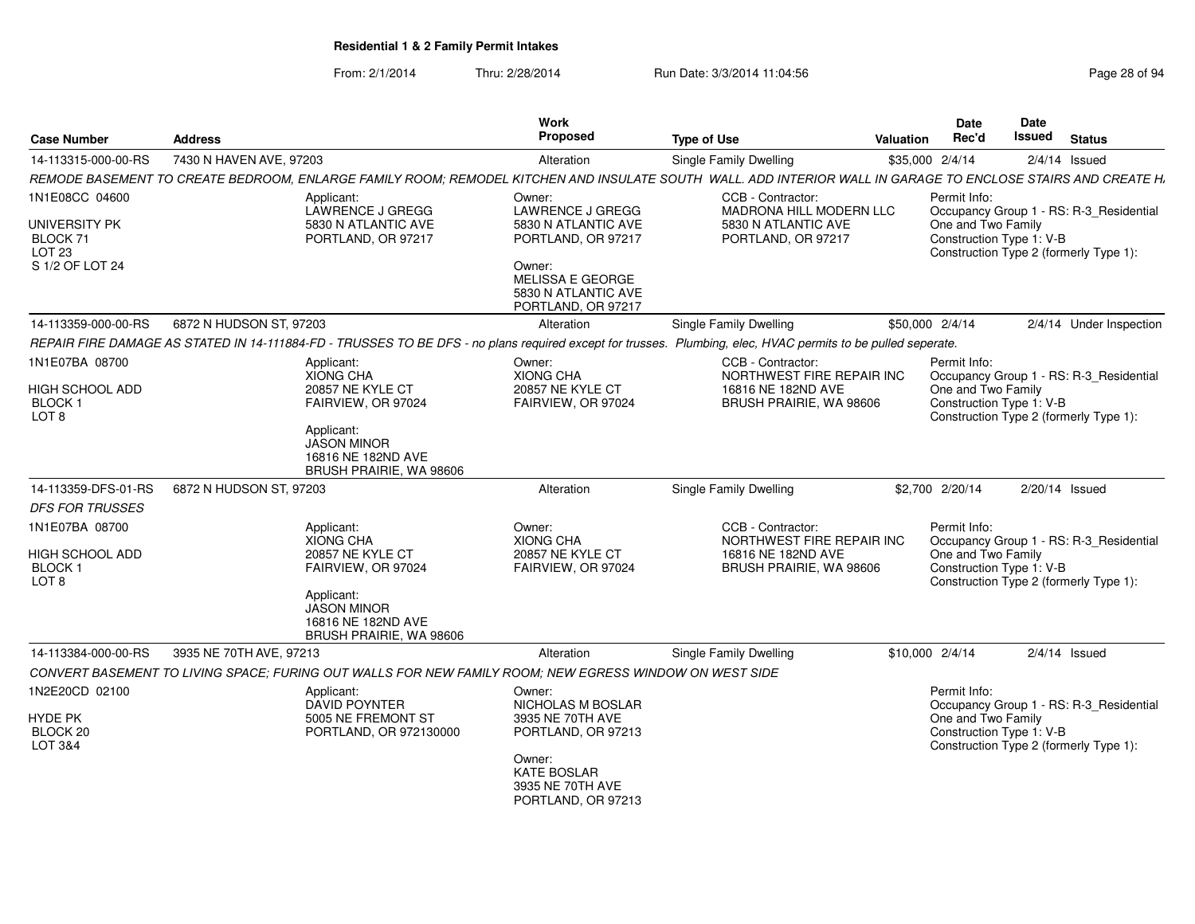# Residential 1 & 2 Family Permit Intakes

From: 2/1/2014 Thru: 2/28/2014 Run Date: 3/3/2014 11:04:56

| Case Number | Address | Work Proposed | Type of Use | Valuation | Date Rec'd | Date Issued | Status |
|---|---|---|---|---|---|---|---|
| 14-113315-000-00-RS | 7430 N HAVEN AVE, 97203 | Alteration | Single Family Dwelling | $35,000 | 2/4/14 | 2/4/14 | Issued |

*REMODE BASEMENT TO CREATE BEDROOM, ENLARGE FAMILY ROOM; REMODEL KITCHEN AND INSULATE SOUTH WALL. ADD INTERIOR WALL IN GARAGE TO ENCLOSE STAIRS AND CREATE H.*

1N1E08CC 04600
UNIVERSITY PK
BLOCK 71
LOT 23
S 1/2 OF LOT 24

Applicant:
LAWRENCE J GREGG
5830 N ATLANTIC AVE
PORTLAND, OR 97217

Owner:
LAWRENCE J GREGG
5830 N ATLANTIC AVE
PORTLAND, OR 97217

Owner:
MELISSA E GEORGE
5830 N ATLANTIC AVE
PORTLAND, OR 97217

CCB - Contractor:
MADRONA HILL MODERN LLC
5830 N ATLANTIC AVE
PORTLAND, OR 97217

Permit Info:
Occupancy Group 1 - RS: R-3_Residential One and Two Family
Construction Type 1: V-B
Construction Type 2 (formerly Type 1):

---

| Case Number | Address | Work Proposed | Type of Use | Valuation | Date Rec'd | Date Issued | Status |
|---|---|---|---|---|---|---|---|
| 14-113359-000-00-RS | 6872 N HUDSON ST, 97203 | Alteration | Single Family Dwelling | $50,000 | 2/4/14 | 2/4/14 | Under Inspection |

*REPAIR FIRE DAMAGE AS STATED IN 14-111884-FD - TRUSSES TO BE DFS - no plans required except for trusses. Plumbing, elec, HVAC permits to be pulled seperate.*

1N1E07BA 08700
HIGH SCHOOL ADD
BLOCK 1
LOT 8

Applicant:
XIONG CHA
20857 NE KYLE CT
FAIRVIEW, OR 97024

Applicant:
JASON MINOR
16816 NE 182ND AVE
BRUSH PRAIRIE, WA 98606

Owner:
XIONG CHA
20857 NE KYLE CT
FAIRVIEW, OR 97024

CCB - Contractor:
NORTHWEST FIRE REPAIR INC
16816 NE 182ND AVE
BRUSH PRAIRIE, WA 98606

Permit Info:
Occupancy Group 1 - RS: R-3_Residential One and Two Family
Construction Type 1: V-B
Construction Type 2 (formerly Type 1):

---

| Case Number | Address | Work Proposed | Type of Use | Valuation | Date Rec'd | Date Issued | Status |
|---|---|---|---|---|---|---|---|
| 14-113359-DFS-01-RS | 6872 N HUDSON ST, 97203 | Alteration | Single Family Dwelling | $2,700 | 2/20/14 | 2/20/14 | Issued |

*DFS FOR TRUSSES*

1N1E07BA 08700
HIGH SCHOOL ADD
BLOCK 1
LOT 8

Applicant:
XIONG CHA
20857 NE KYLE CT
FAIRVIEW, OR 97024

Applicant:
JASON MINOR
16816 NE 182ND AVE
BRUSH PRAIRIE, WA 98606

Owner:
XIONG CHA
20857 NE KYLE CT
FAIRVIEW, OR 97024

CCB - Contractor:
NORTHWEST FIRE REPAIR INC
16816 NE 182ND AVE
BRUSH PRAIRIE, WA 98606

Permit Info:
Occupancy Group 1 - RS: R-3_Residential One and Two Family
Construction Type 1: V-B
Construction Type 2 (formerly Type 1):

---

| Case Number | Address | Work Proposed | Type of Use | Valuation | Date Rec'd | Date Issued | Status |
|---|---|---|---|---|---|---|---|
| 14-113384-000-00-RS | 3935 NE 70TH AVE, 97213 | Alteration | Single Family Dwelling | $10,000 | 2/4/14 | 2/4/14 | Issued |

*CONVERT BASEMENT TO LIVING SPACE; FURING OUT WALLS FOR NEW FAMILY ROOM; NEW EGRESS WINDOW ON WEST SIDE*

1N2E20CD 02100
HYDE PK
BLOCK 20
LOT 3&4

Applicant:
DAVID POYNTER
5005 NE FREMONT ST
PORTLAND, OR 972130000

Owner:
NICHOLAS M BOSLAR
3935 NE 70TH AVE
PORTLAND, OR 97213

Owner:
KATE BOSLAR
3935 NE 70TH AVE
PORTLAND, OR 97213

Permit Info:
Occupancy Group 1 - RS: R-3_Residential One and Two Family
Construction Type 1: V-B
Construction Type 2 (formerly Type 1):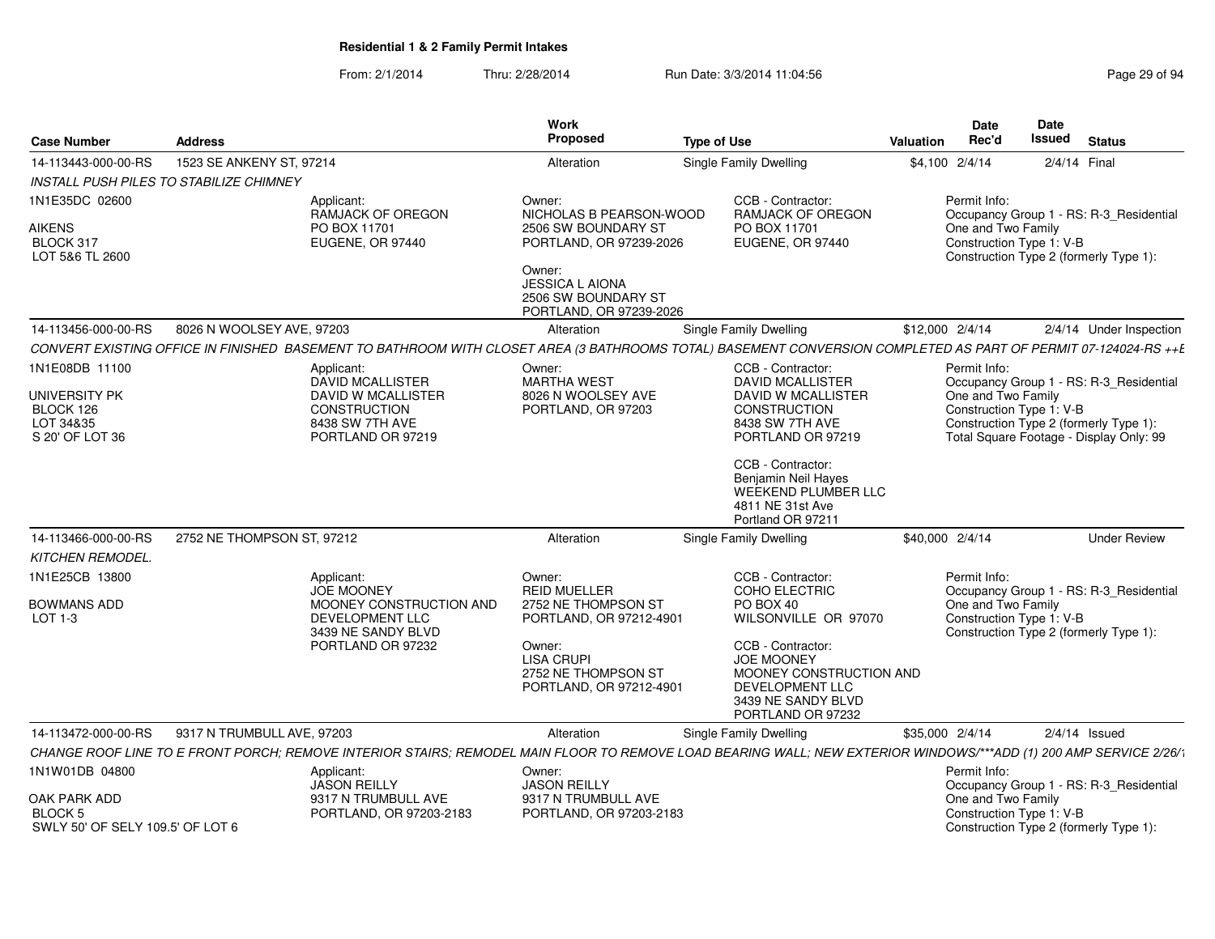## Residential 1 & 2 Family Permit Intakes

From: 2/1/2014 Thru: 2/28/2014 Run Date: 3/3/2014 11:04:56

| Case Number | Address | Work Proposed | Type of Use | Valuation | Date Rec'd | Date Issued | Status |
|---|---|---|---|---|---|---|---|
| 14-113443-000-00-RS | 1523 SE ANKENY ST, 97214 | Alteration | Single Family Dwelling | $4,100 | 2/4/14 | 2/4/14 | Final |

*INSTALL PUSH PILES TO STABILIZE CHIMNEY*

1N1E35DC 02600
AIKENS
BLOCK 317
LOT 5&6 TL 2600

Applicant:
RAMJACK OF OREGON
PO BOX 11701
EUGENE, OR 97440

Owner:
NICHOLAS B PEARSON-WOOD
2506 SW BOUNDARY ST
PORTLAND, OR 97239-2026

Owner:
JESSICA L AIONA
2506 SW BOUNDARY ST
PORTLAND, OR 97239-2026

CCB - Contractor:
RAMJACK OF OREGON
PO BOX 11701
EUGENE, OR 97440

Permit Info:
Occupancy Group 1 - RS: R-3_Residential One and Two Family
Construction Type 1: V-B
Construction Type 2 (formerly Type 1):

---

| Case Number | Address | Work Proposed | Type of Use | Valuation | Date Rec'd | Date Issued | Status |
|---|---|---|---|---|---|---|---|
| 14-113456-000-00-RS | 8026 N WOOLSEY AVE, 97203 | Alteration | Single Family Dwelling | $12,000 | 2/4/14 | 2/4/14 | Under Inspection |

*CONVERT EXISTING OFFICE IN FINISHED BASEMENT TO BATHROOM WITH CLOSET AREA (3 BATHROOMS TOTAL) BASEMENT CONVERSION COMPLETED AS PART OF PERMIT 07-124024-RS ++E*

1N1E08DB 11100
UNIVERSITY PK
BLOCK 126
LOT 34&35
S 20' OF LOT 36

Applicant:
DAVID MCALLISTER
DAVID W MCALLISTER CONSTRUCTION
8438 SW 7TH AVE
PORTLAND OR 97219

Owner:
MARTHA WEST
8026 N WOOLSEY AVE
PORTLAND, OR 97203

CCB - Contractor:
DAVID MCALLISTER
DAVID W MCALLISTER CONSTRUCTION
8438 SW 7TH AVE
PORTLAND OR 97219

CCB - Contractor:
Benjamin Neil Hayes
WEEKEND PLUMBER LLC
4811 NE 31st Ave
Portland OR 97211

Permit Info:
Occupancy Group 1 - RS: R-3_Residential One and Two Family
Construction Type 1: V-B
Construction Type 2 (formerly Type 1):
Total Square Footage - Display Only: 99

---

| Case Number | Address | Work Proposed | Type of Use | Valuation | Date Rec'd | Date Issued | Status |
|---|---|---|---|---|---|---|---|
| 14-113466-000-00-RS | 2752 NE THOMPSON ST, 97212 | Alteration | Single Family Dwelling | $40,000 | 2/4/14 | | Under Review |

*KITCHEN REMODEL.*

1N1E25CB 13800
BOWMANS ADD
LOT 1-3

Applicant:
JOE MOONEY
MOONEY CONSTRUCTION AND DEVELOPMENT LLC
3439 NE SANDY BLVD
PORTLAND OR 97232

Owner:
REID MUELLER
2752 NE THOMPSON ST
PORTLAND, OR 97212-4901

Owner:
LISA CRUPI
2752 NE THOMPSON ST
PORTLAND, OR 97212-4901

CCB - Contractor:
COHO ELECTRIC
PO BOX 40
WILSONVILLE OR 97070

CCB - Contractor:
JOE MOONEY
MOONEY CONSTRUCTION AND DEVELOPMENT LLC
3439 NE SANDY BLVD
PORTLAND OR 97232

Permit Info:
Occupancy Group 1 - RS: R-3_Residential One and Two Family
Construction Type 1: V-B
Construction Type 2 (formerly Type 1):

---

| Case Number | Address | Work Proposed | Type of Use | Valuation | Date Rec'd | Date Issued | Status |
|---|---|---|---|---|---|---|---|
| 14-113472-000-00-RS | 9317 N TRUMBULL AVE, 97203 | Alteration | Single Family Dwelling | $35,000 | 2/4/14 | 2/4/14 | Issued |

*CHANGE ROOF LINE TO E FRONT PORCH; REMOVE INTERIOR STAIRS; REMODEL MAIN FLOOR TO REMOVE LOAD BEARING WALL; NEW EXTERIOR WINDOWS/***ADD (1) 200 AMP SERVICE 2/26/1*

1N1W01DB 04800
OAK PARK ADD
BLOCK 5
SWLY 50' OF SELY 109.5' OF LOT 6

Applicant:
JASON REILLY
9317 N TRUMBULL AVE
PORTLAND, OR 97203-2183

Owner:
JASON REILLY
9317 N TRUMBULL AVE
PORTLAND, OR 97203-2183

Permit Info:
Occupancy Group 1 - RS: R-3_Residential One and Two Family
Construction Type 1: V-B
Construction Type 2 (formerly Type 1):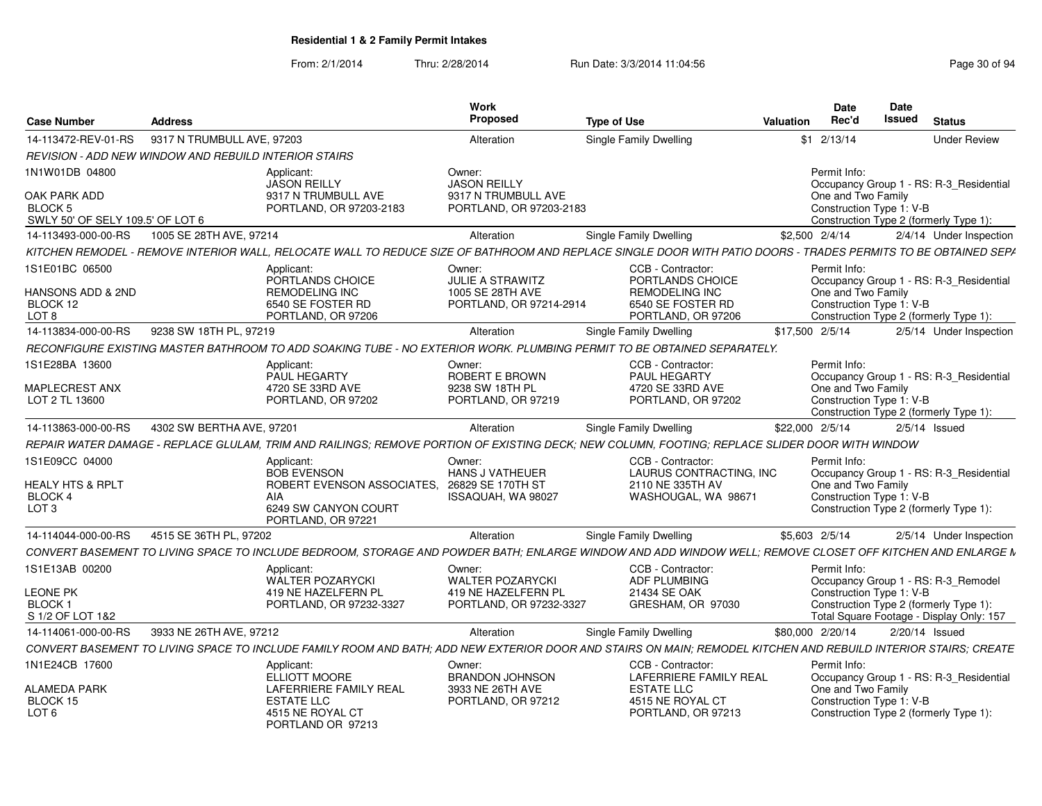# Residential 1 & 2 Family Permit Intakes

From: 2/1/2014 Thru: 2/28/2014 Run Date: 3/3/2014 11:04:56

| Case Number | Address | Work Proposed | Type of Use | Valuation | Date Rec'd | Date Issued | Status |
|---|---|---|---|---|---|---|---|
| 14-113472-REV-01-RS | 9317 N TRUMBULL AVE, 97203 | Alteration | Single Family Dwelling | $1 | 2/13/14 | | Under Review |
| REVISION - ADD NEW WINDOW AND REBUILD INTERIOR STAIRS | | | | | | | |
| 1N1W01DB 04800<br>OAK PARK ADD<br>BLOCK 5<br>SWLY 50' OF SELY 109.5' OF LOT 6 | Applicant:<br>JASON REILLY<br>9317 N TRUMBULL AVE<br>PORTLAND, OR 97203-2183 | Owner:<br>JASON REILLY<br>9317 N TRUMBULL AVE<br>PORTLAND, OR 97203-2183 | | | Permit Info:<br>Occupancy Group 1 - RS: R-3_Residential One and Two Family<br>Construction Type 1: V-B<br>Construction Type 2 (formerly Type 1): | | |
| 14-113493-000-00-RS | 1005 SE 28TH AVE, 97214 | Alteration | Single Family Dwelling | $2,500 | 2/4/14 | 2/4/14 | Under Inspection |
| KITCHEN REMODEL - REMOVE INTERIOR WALL, RELOCATE WALL TO REDUCE SIZE OF BATHROOM AND REPLACE SINGLE DOOR WITH PATIO DOORS - TRADES PERMITS TO BE OBTAINED SEPA | | | | | | | |
| 1S1E01BC 06500<br>HANSONS ADD & 2ND<br>BLOCK 12<br>LOT 8 | Applicant:<br>PORTLANDS CHOICE REMODELING INC<br>6540 SE FOSTER RD<br>PORTLAND, OR 97206 | Owner:<br>JULIE A STRAWITZ<br>1005 SE 28TH AVE<br>PORTLAND, OR 97214-2914 | CCB - Contractor:<br>PORTLANDS CHOICE REMODELING INC<br>6540 SE FOSTER RD<br>PORTLAND, OR 97206 | | Permit Info:<br>Occupancy Group 1 - RS: R-3_Residential One and Two Family<br>Construction Type 1: V-B<br>Construction Type 2 (formerly Type 1): | | |
| 14-113834-000-00-RS | 9238 SW 18TH PL, 97219 | Alteration | Single Family Dwelling | $17,500 | 2/5/14 | 2/5/14 | Under Inspection |
| RECONFIGURE EXISTING MASTER BATHROOM TO ADD SOAKING TUBE - NO EXTERIOR WORK. PLUMBING PERMIT TO BE OBTAINED SEPARATELY. | | | | | | | |
| 1S1E28BA 13600<br>MAPLECREST ANX<br>LOT 2 TL 13600 | Applicant:<br>PAUL HEGARTY<br>4720 SE 33RD AVE<br>PORTLAND, OR 97202 | Owner:<br>ROBERT E BROWN<br>9238 SW 18TH PL<br>PORTLAND, OR 97219 | CCB - Contractor:<br>PAUL HEGARTY<br>4720 SE 33RD AVE<br>PORTLAND, OR 97202 | | Permit Info:<br>Occupancy Group 1 - RS: R-3_Residential One and Two Family<br>Construction Type 1: V-B<br>Construction Type 2 (formerly Type 1): | | |
| 14-113863-000-00-RS | 4302 SW BERTHA AVE, 97201 | Alteration | Single Family Dwelling | $22,000 | 2/5/14 | 2/5/14 | Issued |
| REPAIR WATER DAMAGE - REPLACE GLULAM, TRIM AND RAILINGS; REMOVE PORTION OF EXISTING DECK; NEW COLUMN, FOOTING; REPLACE SLIDER DOOR WITH WINDOW | | | | | | | |
| 1S1E09CC 04000<br>HEALY HTS & RPLT<br>BLOCK 4<br>LOT 3 | Applicant:<br>BOB EVENSON<br>ROBERT EVENSON ASSOCIATES, AIA<br>6249 SW CANYON COURT<br>PORTLAND, OR 97221 | Owner:<br>HANS J VATHEUER<br>26829 SE 170TH ST<br>ISSAQUAH, WA 98027 | CCB - Contractor:<br>LAURUS CONTRACTING, INC<br>2110 NE 335TH AV<br>WASHOUGAL, WA 98671 | | Permit Info:<br>Occupancy Group 1 - RS: R-3_Residential One and Two Family<br>Construction Type 1: V-B<br>Construction Type 2 (formerly Type 1): | | |
| 14-114044-000-00-RS | 4515 SE 36TH PL, 97202 | Alteration | Single Family Dwelling | $5,603 | 2/5/14 | 2/5/14 | Under Inspection |
| CONVERT BASEMENT TO LIVING SPACE TO INCLUDE BEDROOM, STORAGE AND POWDER BATH; ENLARGE WINDOW AND ADD WINDOW WELL; REMOVE CLOSET OFF KITCHEN AND ENLARGE K | | | | | | | |
| 1S1E13AB 00200<br>LEONE PK<br>BLOCK 1<br>S 1/2 OF LOT 1&2 | Applicant:<br>WALTER POZARYCKI<br>419 NE HAZELFERN PL<br>PORTLAND, OR 97232-3327 | Owner:<br>WALTER POZARYCKI<br>419 NE HAZELFERN PL<br>PORTLAND, OR 97232-3327 | CCB - Contractor:<br>ADF PLUMBING<br>21434 SE OAK<br>GRESHAM, OR 97030 | | Permit Info:<br>Occupancy Group 1 - RS: R-3_Remodel<br>Construction Type 1: V-B<br>Construction Type 2 (formerly Type 1):<br>Total Square Footage - Display Only: 157 | | |
| 14-114061-000-00-RS | 3933 NE 26TH AVE, 97212 | Alteration | Single Family Dwelling | $80,000 | 2/20/14 | 2/20/14 | Issued |
| CONVERT BASEMENT TO LIVING SPACE TO INCLUDE FAMILY ROOM AND BATH; ADD NEW EXTERIOR DOOR AND STAIRS ON MAIN; REMODEL KITCHEN AND REBUILD INTERIOR STAIRS; CREATE | | | | | | | |
| 1N1E24CB 17600<br>ALAMEDA PARK<br>BLOCK 15<br>LOT 6 | Applicant:<br>ELLIOTT MOORE<br>LAFERRIERE FAMILY REAL ESTATE LLC<br>4515 NE ROYAL CT<br>PORTLAND OR 97213 | Owner:<br>BRANDON JOHNSON<br>3933 NE 26TH AVE<br>PORTLAND, OR 97212 | CCB - Contractor:<br>LAFERRIERE FAMILY REAL ESTATE LLC<br>4515 NE ROYAL CT<br>PORTLAND, OR 97213 | | Permit Info:<br>Occupancy Group 1 - RS: R-3_Residential One and Two Family<br>Construction Type 1: V-B<br>Construction Type 2 (formerly Type 1): | | |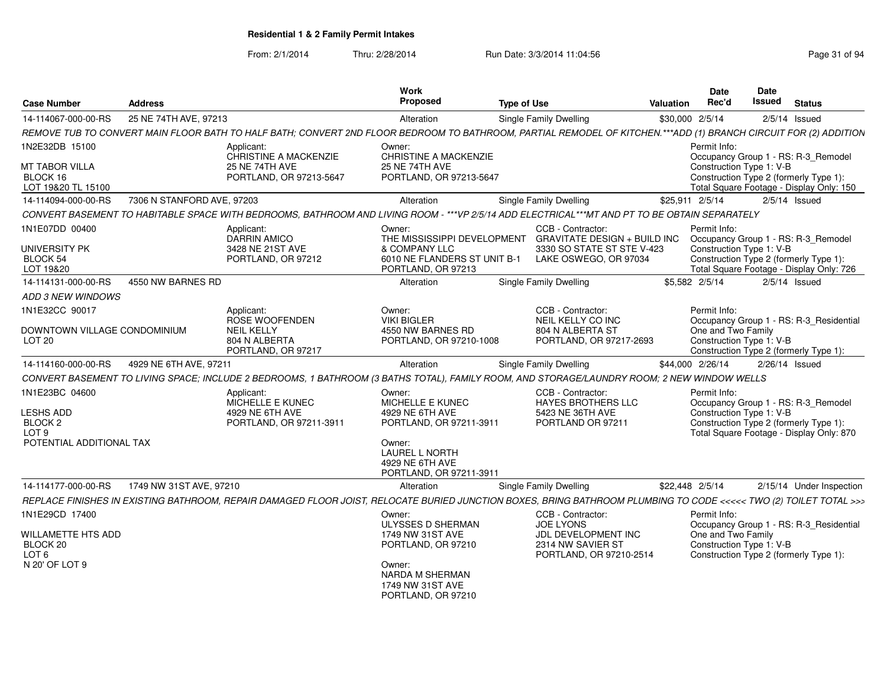# Residential 1 & 2 Family Permit Intakes

From: 2/1/2014 Thru: 2/28/2014 Run Date: 3/3/2014 11:04:56

| Case Number | Address | Work Proposed | Type of Use | Valuation | Date Rec'd | Date Issued | Status |
|---|---|---|---|---|---|---|---|
| 14-114067-000-00-RS | 25 NE 74TH AVE, 97213 | Alteration | Single Family Dwelling | $30,000 | 2/5/14 | 2/5/14 | Issued |

*REMOVE TUB TO CONVERT MAIN FLOOR BATH TO HALF BATH; CONVERT 2ND FLOOR BEDROOM TO BATHROOM, PARTIAL REMODEL OF KITCHEN.***ADD (1) BRANCH CIRCUIT FOR (2) ADDITION*

1N2E32DB 15100
MT TABOR VILLA
BLOCK 16
LOT 19&20 TL 15100

Applicant: CHRISTINE A MACKENZIE, 25 NE 74TH AVE, PORTLAND, OR 97213-5647

Owner: CHRISTINE A MACKENZIE, 25 NE 74TH AVE, PORTLAND, OR 97213-5647

Permit Info: Occupancy Group 1 - RS: R-3_Remodel; Construction Type 1: V-B; Construction Type 2 (formerly Type 1):; Total Square Footage - Display Only: 150

| Case Number | Address | Work Proposed | Type of Use | Valuation | Date Rec'd | Date Issued | Status |
|---|---|---|---|---|---|---|---|
| 14-114094-000-00-RS | 7306 N STANFORD AVE, 97203 | Alteration | Single Family Dwelling | $25,911 | 2/5/14 | 2/5/14 | Issued |

*CONVERT BASEMENT TO HABITABLE SPACE WITH BEDROOMS, BATHROOM AND LIVING ROOM - ***VP 2/5/14 ADD ELECTRICAL***MT AND PT TO BE OBTAIN SEPARATELY*

1N1E07DD 00400
UNIVERSITY PK
BLOCK 54
LOT 19&20

Applicant: DARRIN AMICO, 3428 NE 21ST AVE, PORTLAND, OR 97212

Owner: THE MISSISSIPPI DEVELOPMENT & COMPANY LLC, 6010 NE FLANDERS ST UNIT B-1, PORTLAND, OR 97213

CCB - Contractor: GRAVITATE DESIGN + BUILD INC, 3330 SO STATE ST STE V-423, LAKE OSWEGO, OR 97034

Permit Info: Occupancy Group 1 - RS: R-3_Remodel; Construction Type 1: V-B; Construction Type 2 (formerly Type 1):; Total Square Footage - Display Only: 726

| Case Number | Address | Work Proposed | Type of Use | Valuation | Date Rec'd | Date Issued | Status |
|---|---|---|---|---|---|---|---|
| 14-114131-000-00-RS | 4550 NW BARNES RD | Alteration | Single Family Dwelling | $5,582 | 2/5/14 | 2/5/14 | Issued |

*ADD 3 NEW WINDOWS*

1N1E32CC 90017
DOWNTOWN VILLAGE CONDOMINIUM
LOT 20

Applicant: ROSE WOOFENDEN, NEIL KELLY, 804 N ALBERTA, PORTLAND, OR 97217

Owner: VIKI BIGLER, 4550 NW BARNES RD, PORTLAND, OR 97210-1008

CCB - Contractor: NEIL KELLY CO INC, 804 N ALBERTA ST, PORTLAND, OR 97217-2693

Permit Info: Occupancy Group 1 - RS: R-3_Residential One and Two Family; Construction Type 1: V-B; Construction Type 2 (formerly Type 1):

| Case Number | Address | Work Proposed | Type of Use | Valuation | Date Rec'd | Date Issued | Status |
|---|---|---|---|---|---|---|---|
| 14-114160-000-00-RS | 4929 NE 6TH AVE, 97211 | Alteration | Single Family Dwelling | $44,000 | 2/26/14 | 2/26/14 | Issued |

*CONVERT BASEMENT TO LIVING SPACE; INCLUDE 2 BEDROOMS, 1 BATHROOM (3 BATHS TOTAL), FAMILY ROOM, AND STORAGE/LAUNDRY ROOM; 2 NEW WINDOW WELLS*

1N1E23BC 04600
LESHS ADD
BLOCK 2
LOT 9
POTENTIAL ADDITIONAL TAX

Applicant: MICHELLE E KUNEC, 4929 NE 6TH AVE, PORTLAND, OR 97211-3911

Owner: MICHELLE E KUNEC, 4929 NE 6TH AVE, PORTLAND, OR 97211-3911

Owner: LAUREL L NORTH, 4929 NE 6TH AVE, PORTLAND, OR 97211-3911

CCB - Contractor: HAYES BROTHERS LLC, 5423 NE 36TH AVE, PORTLAND OR 97211

Permit Info: Occupancy Group 1 - RS: R-3_Remodel; Construction Type 1: V-B; Construction Type 2 (formerly Type 1):; Total Square Footage - Display Only: 870

| Case Number | Address | Work Proposed | Type of Use | Valuation | Date Rec'd | Date Issued | Status |
|---|---|---|---|---|---|---|---|
| 14-114177-000-00-RS | 1749 NW 31ST AVE, 97210 | Alteration | Single Family Dwelling | $22,448 | 2/5/14 | 2/15/14 | Under Inspection |

*REPLACE FINISHES IN EXISTING BATHROOM, REPAIR DAMAGED FLOOR JOIST, RELOCATE BURIED JUNCTION BOXES, BRING BATHROOM PLUMBING TO CODE <<<<< TWO (2) TOILET TOTAL >>>*

1N1E29CD 17400
WILLAMETTE HTS ADD
BLOCK 20
LOT 6
N 20' OF LOT 9

Owner: ULYSSES D SHERMAN, 1749 NW 31ST AVE, PORTLAND, OR 97210

Owner: NARDA M SHERMAN, 1749 NW 31ST AVE, PORTLAND, OR 97210

CCB - Contractor: JOE LYONS, JDL DEVELOPMENT INC, 2314 NW SAVIER ST, PORTLAND, OR 97210-2514

Permit Info: Occupancy Group 1 - RS: R-3_Residential One and Two Family; Construction Type 1: V-B; Construction Type 2 (formerly Type 1):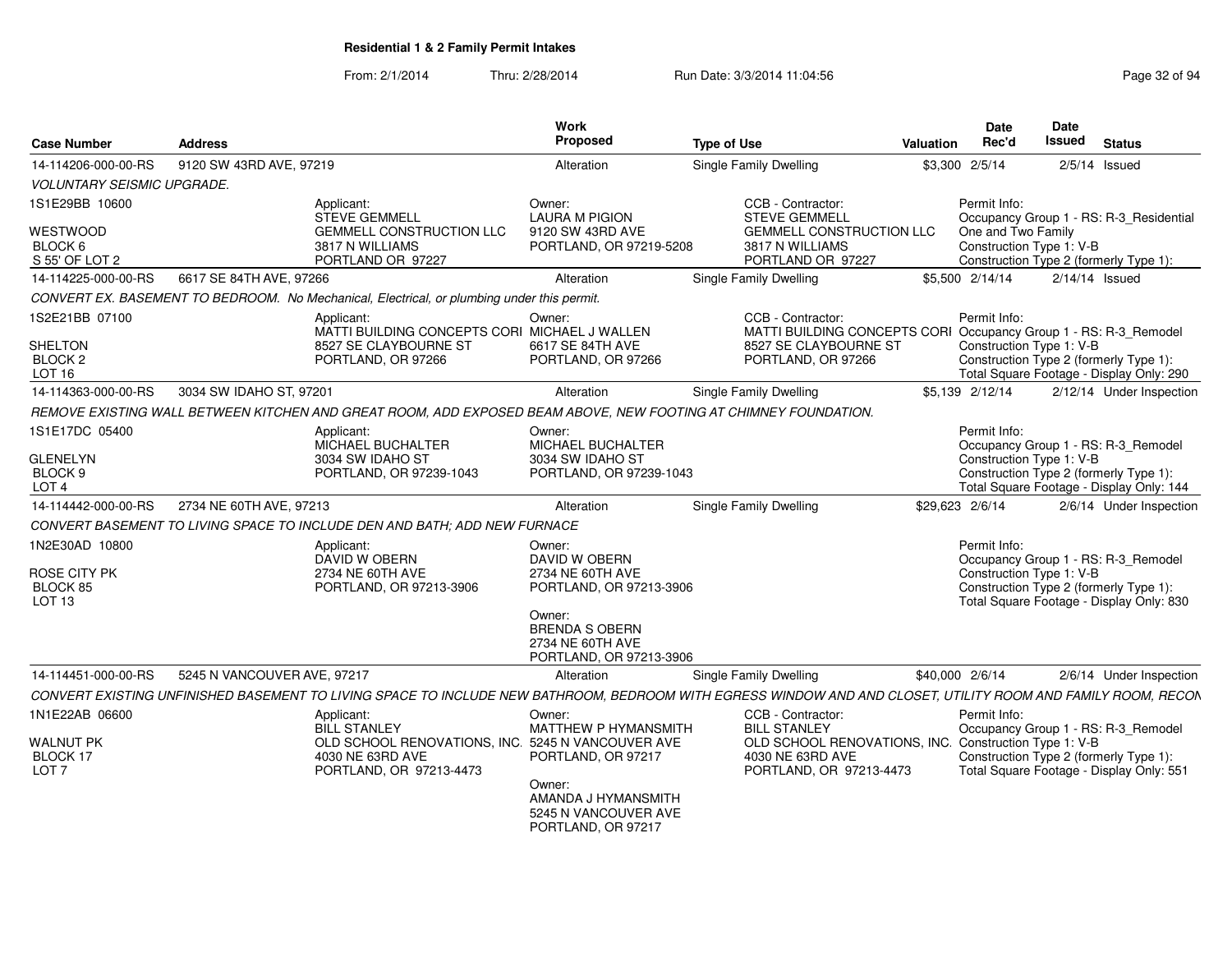**Residential 1 & 2 Family Permit Intakes**

From: 2/1/2014 Thru: 2/28/2014 Run Date: 3/3/2014 11:04:56

| Case Number | Address | Work Proposed | Type of Use | Valuation | Date Rec'd | Date Issued | Status |
|---|---|---|---|---|---|---|---|
| 14-114206-000-00-RS | 9120 SW 43RD AVE, 97219 | Alteration | Single Family Dwelling | $3,300 | 2/5/14 | 2/5/14 | Issued |

VOLUNTARY SEISMIC UPGRADE.

1S1E29BB 10600
WESTWOOD
BLOCK 6
S 55' OF LOT 2

Applicant: STEVE GEMMELL, GEMMELL CONSTRUCTION LLC, 3817 N WILLIAMS, PORTLAND OR 97227
Owner: LAURA M PIGION, 9120 SW 43RD AVE, PORTLAND, OR 97219-5208
CCB - Contractor: STEVE GEMMELL, GEMMELL CONSTRUCTION LLC, 3817 N WILLIAMS, PORTLAND OR 97227
Permit Info: Occupancy Group 1 - RS: R-3_Residential One and Two Family; Construction Type 1: V-B; Construction Type 2 (formerly Type 1):

| Case Number | Address | Work Proposed | Type of Use | Valuation | Date Rec'd | Date Issued | Status |
|---|---|---|---|---|---|---|---|
| 14-114225-000-00-RS | 6617 SE 84TH AVE, 97266 | Alteration | Single Family Dwelling | $5,500 | 2/14/14 | 2/14/14 | Issued |

CONVERT EX. BASEMENT TO BEDROOM. No Mechanical, Electrical, or plumbing under this permit.

1S2E21BB 07100
SHELTON
BLOCK 2
LOT 16

Applicant: MATTI BUILDING CONCEPTS CORI, 8527 SE CLAYBOURNE ST, PORTLAND, OR 97266
Owner: MICHAEL J WALLEN, 6617 SE 84TH AVE, PORTLAND, OR 97266
CCB - Contractor: MATTI BUILDING CONCEPTS CORI, 8527 SE CLAYBOURNE ST, PORTLAND, OR 97266
Permit Info: Occupancy Group 1 - RS: R-3_Remodel; Construction Type 1: V-B; Construction Type 2 (formerly Type 1):; Total Square Footage - Display Only: 290

| Case Number | Address | Work Proposed | Type of Use | Valuation | Date Rec'd | Date Issued | Status |
|---|---|---|---|---|---|---|---|
| 14-114363-000-00-RS | 3034 SW IDAHO ST, 97201 | Alteration | Single Family Dwelling | $5,139 | 2/12/14 | 2/12/14 | Under Inspection |

REMOVE EXISTING WALL BETWEEN KITCHEN AND GREAT ROOM, ADD EXPOSED BEAM ABOVE, NEW FOOTING AT CHIMNEY FOUNDATION.

1S1E17DC 05400
GLENELYN
BLOCK 9
LOT 4

Applicant: MICHAEL BUCHALTER, 3034 SW IDAHO ST, PORTLAND, OR 97239-1043
Owner: MICHAEL BUCHALTER, 3034 SW IDAHO ST, PORTLAND, OR 97239-1043
Permit Info: Occupancy Group 1 - RS: R-3_Remodel; Construction Type 1: V-B; Construction Type 2 (formerly Type 1):; Total Square Footage - Display Only: 144

| Case Number | Address | Work Proposed | Type of Use | Valuation | Date Rec'd | Date Issued | Status |
|---|---|---|---|---|---|---|---|
| 14-114442-000-00-RS | 2734 NE 60TH AVE, 97213 | Alteration | Single Family Dwelling | $29,623 | 2/6/14 | 2/6/14 | Under Inspection |

CONVERT BASEMENT TO LIVING SPACE TO INCLUDE DEN AND BATH; ADD NEW FURNACE

1N2E30AD 10800
ROSE CITY PK
BLOCK 85
LOT 13

Applicant: DAVID W OBERN, 2734 NE 60TH AVE, PORTLAND, OR 97213-3906
Owner: DAVID W OBERN, 2734 NE 60TH AVE, PORTLAND, OR 97213-3906
Owner: BRENDA S OBERN, 2734 NE 60TH AVE, PORTLAND, OR 97213-3906
Permit Info: Occupancy Group 1 - RS: R-3_Remodel; Construction Type 1: V-B; Construction Type 2 (formerly Type 1):; Total Square Footage - Display Only: 830

| Case Number | Address | Work Proposed | Type of Use | Valuation | Date Rec'd | Date Issued | Status |
|---|---|---|---|---|---|---|---|
| 14-114451-000-00-RS | 5245 N VANCOUVER AVE, 97217 | Alteration | Single Family Dwelling | $40,000 | 2/6/14 | 2/6/14 | Under Inspection |

CONVERT EXISTING UNFINISHED BASEMENT TO LIVING SPACE TO INCLUDE NEW BATHROOM, BEDROOM WITH EGRESS WINDOW AND AND CLOSET, UTILITY ROOM AND FAMILY ROOM, RECON

1N1E22AB 06600
WALNUT PK
BLOCK 17
LOT 7

Applicant: BILL STANLEY, OLD SCHOOL RENOVATIONS, INC., 4030 NE 63RD AVE, PORTLAND, OR 97213-4473
Owner: MATTHEW P HYMANSMITH, 5245 N VANCOUVER AVE, PORTLAND, OR 97217
Owner: AMANDA J HYMANSMITH, 5245 N VANCOUVER AVE, PORTLAND, OR 97217
CCB - Contractor: BILL STANLEY, OLD SCHOOL RENOVATIONS, INC., 4030 NE 63RD AVE, PORTLAND, OR 97213-4473
Permit Info: Occupancy Group 1 - RS: R-3_Remodel; Construction Type 1: V-B; Construction Type 2 (formerly Type 1):; Total Square Footage - Display Only: 551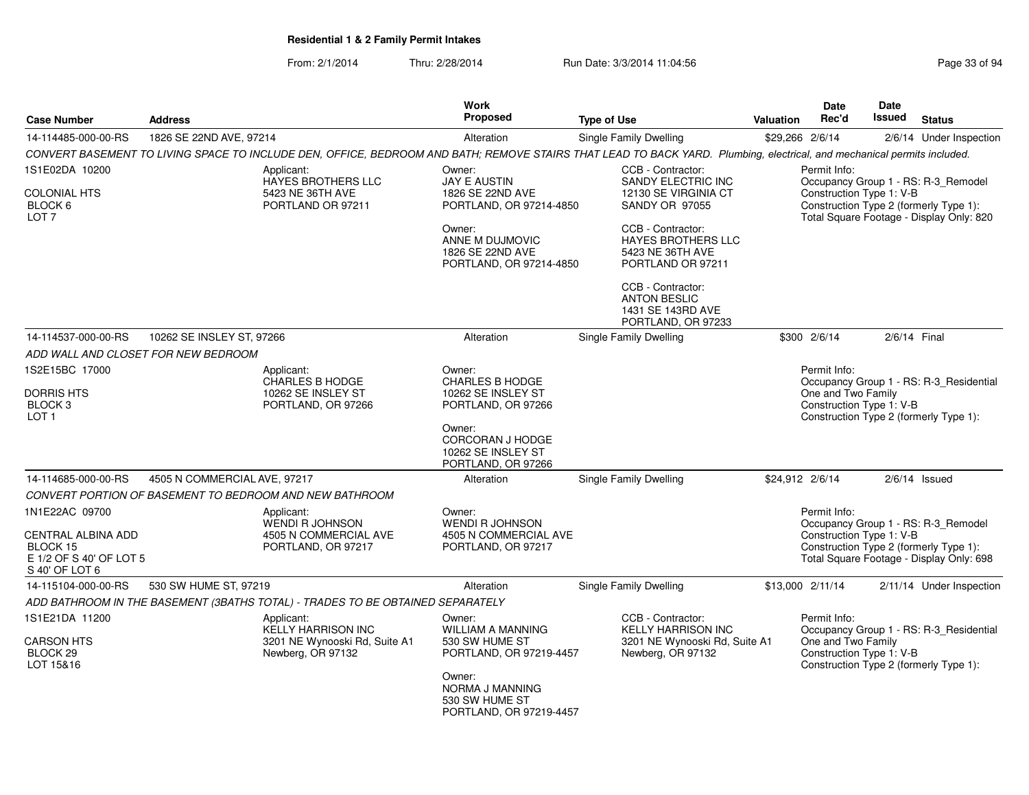**Residential 1 & 2 Family Permit Intakes**

From: 2/1/2014 Thru: 2/28/2014 Run Date: 3/3/2014 11:04:56

| Case Number | Address | Work Proposed | Type of Use | Valuation | Date Rec'd | Date Issued | Status |
|---|---|---|---|---|---|---|---|
| 14-114485-000-00-RS | 1826 SE 22ND AVE, 97214 | Alteration | Single Family Dwelling | $29,266 | 2/6/14 | 2/6/14 | Under Inspection |

CONVERT BASEMENT TO LIVING SPACE TO INCLUDE DEN, OFFICE, BEDROOM AND BATH; REMOVE STAIRS THAT LEAD TO BACK YARD. Plumbing, electrical, and mechanical permits included.

1S1E02DA 10200
COLONIAL HTS
BLOCK 6
LOT 7

Applicant:
HAYES BROTHERS LLC
5423 NE 36TH AVE
PORTLAND OR 97211

Owner:
JAY E AUSTIN
1826 SE 22ND AVE
PORTLAND, OR 97214-4850

Owner:
ANNE M DUJMOVIC
1826 SE 22ND AVE
PORTLAND, OR 97214-4850

CCB - Contractor:
SANDY ELECTRIC INC
12130 SE VIRGINIA CT
SANDY OR 97055

CCB - Contractor:
HAYES BROTHERS LLC
5423 NE 36TH AVE
PORTLAND OR 97211

CCB - Contractor:
ANTON BESLIC
1431 SE 143RD AVE
PORTLAND, OR 97233

Permit Info:
Occupancy Group 1 - RS: R-3_Remodel
Construction Type 1: V-B
Construction Type 2 (formerly Type 1):
Total Square Footage - Display Only: 820

| Case Number | Address | Work Proposed | Type of Use | Valuation | Date Rec'd | Date Issued | Status |
|---|---|---|---|---|---|---|---|
| 14-114537-000-00-RS | 10262 SE INSLEY ST, 97266 | Alteration | Single Family Dwelling | $300 | 2/6/14 | 2/6/14 | Final |

ADD WALL AND CLOSET FOR NEW BEDROOM

1S2E15BC 17000
DORRIS HTS
BLOCK 3
LOT 1

Applicant:
CHARLES B HODGE
10262 SE INSLEY ST
PORTLAND, OR 97266

Owner:
CHARLES B HODGE
10262 SE INSLEY ST
PORTLAND, OR 97266

Owner:
CORCORAN J HODGE
10262 SE INSLEY ST
PORTLAND, OR 97266

Permit Info:
Occupancy Group 1 - RS: R-3_Residential One and Two Family
Construction Type 1: V-B
Construction Type 2 (formerly Type 1):

| Case Number | Address | Work Proposed | Type of Use | Valuation | Date Rec'd | Date Issued | Status |
|---|---|---|---|---|---|---|---|
| 14-114685-000-00-RS | 4505 N COMMERCIAL AVE, 97217 | Alteration | Single Family Dwelling | $24,912 | 2/6/14 | 2/6/14 | Issued |

CONVERT PORTION OF BASEMENT TO BEDROOM AND NEW BATHROOM

1N1E22AC 09700
CENTRAL ALBINA ADD
BLOCK 15
E 1/2 OF S 40' OF LOT 5
S 40' OF LOT 6

Applicant:
WENDI R JOHNSON
4505 N COMMERCIAL AVE
PORTLAND, OR 97217

Owner:
WENDI R JOHNSON
4505 N COMMERCIAL AVE
PORTLAND, OR 97217

Permit Info:
Occupancy Group 1 - RS: R-3_Remodel
Construction Type 1: V-B
Construction Type 2 (formerly Type 1):
Total Square Footage - Display Only: 698

| Case Number | Address | Work Proposed | Type of Use | Valuation | Date Rec'd | Date Issued | Status |
|---|---|---|---|---|---|---|---|
| 14-115104-000-00-RS | 530 SW HUME ST, 97219 | Alteration | Single Family Dwelling | $13,000 | 2/11/14 | 2/11/14 | Under Inspection |

ADD BATHROOM IN THE BASEMENT (3BATHS TOTAL) - TRADES TO BE OBTAINED SEPARATELY

1S1E21DA 11200
CARSON HTS
BLOCK 29
LOT 15&16

Applicant:
KELLY HARRISON INC
3201 NE Wynooski Rd, Suite A1
Newberg, OR 97132

Owner:
WILLIAM A MANNING
530 SW HUME ST
PORTLAND, OR 97219-4457

Owner:
NORMA J MANNING
530 SW HUME ST
PORTLAND, OR 97219-4457

CCB - Contractor:
KELLY HARRISON INC
3201 NE Wynooski Rd, Suite A1
Newberg, OR 97132

Permit Info:
Occupancy Group 1 - RS: R-3_Residential One and Two Family
Construction Type 1: V-B
Construction Type 2 (formerly Type 1):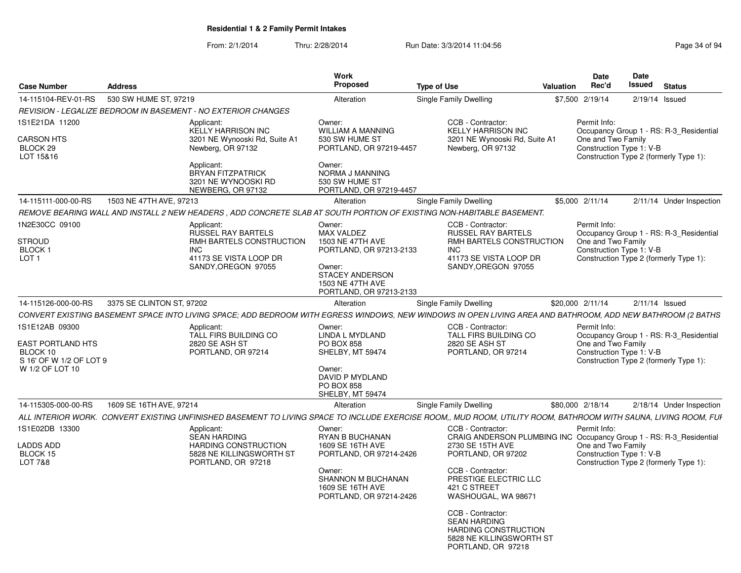**Residential 1 & 2 Family Permit Intakes**

From: 2/1/2014 Thru: 2/28/2014 Run Date: 3/3/2014 11:04:56

| Case Number | Address | Work Proposed | Type of Use | Valuation | Date Rec'd | Date Issued | Status |
|---|---|---|---|---|---|---|---|
| 14-115104-REV-01-RS | 530 SW HUME ST, 97219 | Alteration | Single Family Dwelling | $7,500 | 2/19/14 | 2/19/14 | Issued |
| 14-115111-000-00-RS | 1503 NE 47TH AVE, 97213 | Alteration | Single Family Dwelling | $5,000 | 2/11/14 | 2/11/14 | Under Inspection |
| 14-115126-000-00-RS | 3375 SE CLINTON ST, 97202 | Alteration | Single Family Dwelling | $20,000 | 2/11/14 | 2/11/14 | Issued |
| 14-115305-000-00-RS | 1609 SE 16TH AVE, 97214 | Alteration | Single Family Dwelling | $80,000 | 2/18/14 | 2/18/14 | Under Inspection |

**14-115104-REV-01-RS** — 530 SW HUME ST, 97219

*REVISION - LEGALIZE BEDROOM IN BASEMENT - NO EXTERIOR CHANGES*

1S1E21DA 11200
CARSON HTS
BLOCK 29
LOT 15&16

Applicant:
KELLY HARRISON INC
3201 NE Wynooski Rd, Suite A1
Newberg, OR 97132

Applicant:
BRYAN FITZPATRICK
3201 NE WYNOOSKI RD
NEWBERG, OR 97132

Owner:
WILLIAM A MANNING
530 SW HUME ST
PORTLAND, OR 97219-4457

Owner:
NORMA J MANNING
530 SW HUME ST
PORTLAND, OR 97219-4457

CCB - Contractor:
KELLY HARRISON INC
3201 NE Wynooski Rd, Suite A1
Newberg, OR 97132

Permit Info:
Occupancy Group 1 - RS: R-3_Residential One and Two Family
Construction Type 1: V-B
Construction Type 2 (formerly Type 1):

**14-115111-000-00-RS** — 1503 NE 47TH AVE, 97213

*REMOVE BEARING WALL AND INSTALL 2 NEW HEADERS , ADD CONCRETE SLAB AT SOUTH PORTION OF EXISTING NON-HABITABLE BASEMENT.*

1N2E30CC 09100
STROUD
BLOCK 1
LOT 1

Applicant:
RUSSEL RAY BARTELS
RMH BARTELS CONSTRUCTION INC
41173 SE VISTA LOOP DR
SANDY,OREGON 97055

Owner:
MAX VALDEZ
1503 NE 47TH AVE
PORTLAND, OR 97213-2133

Owner:
STACEY ANDERSON
1503 NE 47TH AVE
PORTLAND, OR 97213-2133

CCB - Contractor:
RUSSEL RAY BARTELS
RMH BARTELS CONSTRUCTION INC
41173 SE VISTA LOOP DR
SANDY,OREGON 97055

Permit Info:
Occupancy Group 1 - RS: R-3_Residential One and Two Family
Construction Type 1: V-B
Construction Type 2 (formerly Type 1):

**14-115126-000-00-RS** — 3375 SE CLINTON ST, 97202

*CONVERT EXISTING BASEMENT SPACE INTO LIVING SPACE; ADD BEDROOM WITH EGRESS WINDOWS, NEW WINDOWS IN OPEN LIVING AREA AND BATHROOM, ADD NEW BATHROOM (2 BATHS*

1S1E12AB 09300
EAST PORTLAND HTS
BLOCK 10
S 16' OF W 1/2 OF LOT 9
W 1/2 OF LOT 10

Applicant:
TALL FIRS BUILDING CO
2820 SE ASH ST
PORTLAND, OR 97214

Owner:
LINDA L MYDLAND
PO BOX 858
SHELBY, MT 59474

Owner:
DAVID P MYDLAND
PO BOX 858
SHELBY, MT 59474

CCB - Contractor:
TALL FIRS BUILDING CO
2820 SE ASH ST
PORTLAND, OR 97214

Permit Info:
Occupancy Group 1 - RS: R-3_Residential One and Two Family
Construction Type 1: V-B
Construction Type 2 (formerly Type 1):

**14-115305-000-00-RS** — 1609 SE 16TH AVE, 97214

*ALL INTERIOR WORK. CONVERT EXISTING UNFINISHED BASEMENT TO LIVING SPACE TO INCLUDE EXERCISE ROOM,, MUD ROOM, UTILITY ROOM, BATHROOM WITH SAUNA, LIVING ROOM, FUI*

1S1E02DB 13300
LADDS ADD
BLOCK 15
LOT 7&8

Applicant:
SEAN HARDING
HARDING CONSTRUCTION
5828 NE KILLINGSWORTH ST
PORTLAND, OR 97218

Owner:
RYAN B BUCHANAN
1609 SE 16TH AVE
PORTLAND, OR 97214-2426

Owner:
SHANNON M BUCHANAN
1609 SE 16TH AVE
PORTLAND, OR 97214-2426

CCB - Contractor:
CRAIG ANDERSON PLUMBING INC
2730 SE 15TH AVE
PORTLAND, OR 97202

CCB - Contractor:
PRESTIGE ELECTRIC LLC
421 C STREET
WASHOUGAL, WA 98671

CCB - Contractor:
SEAN HARDING
HARDING CONSTRUCTION
5828 NE KILLINGSWORTH ST
PORTLAND, OR 97218

Permit Info:
Occupancy Group 1 - RS: R-3_Residential One and Two Family
Construction Type 1: V-B
Construction Type 2 (formerly Type 1):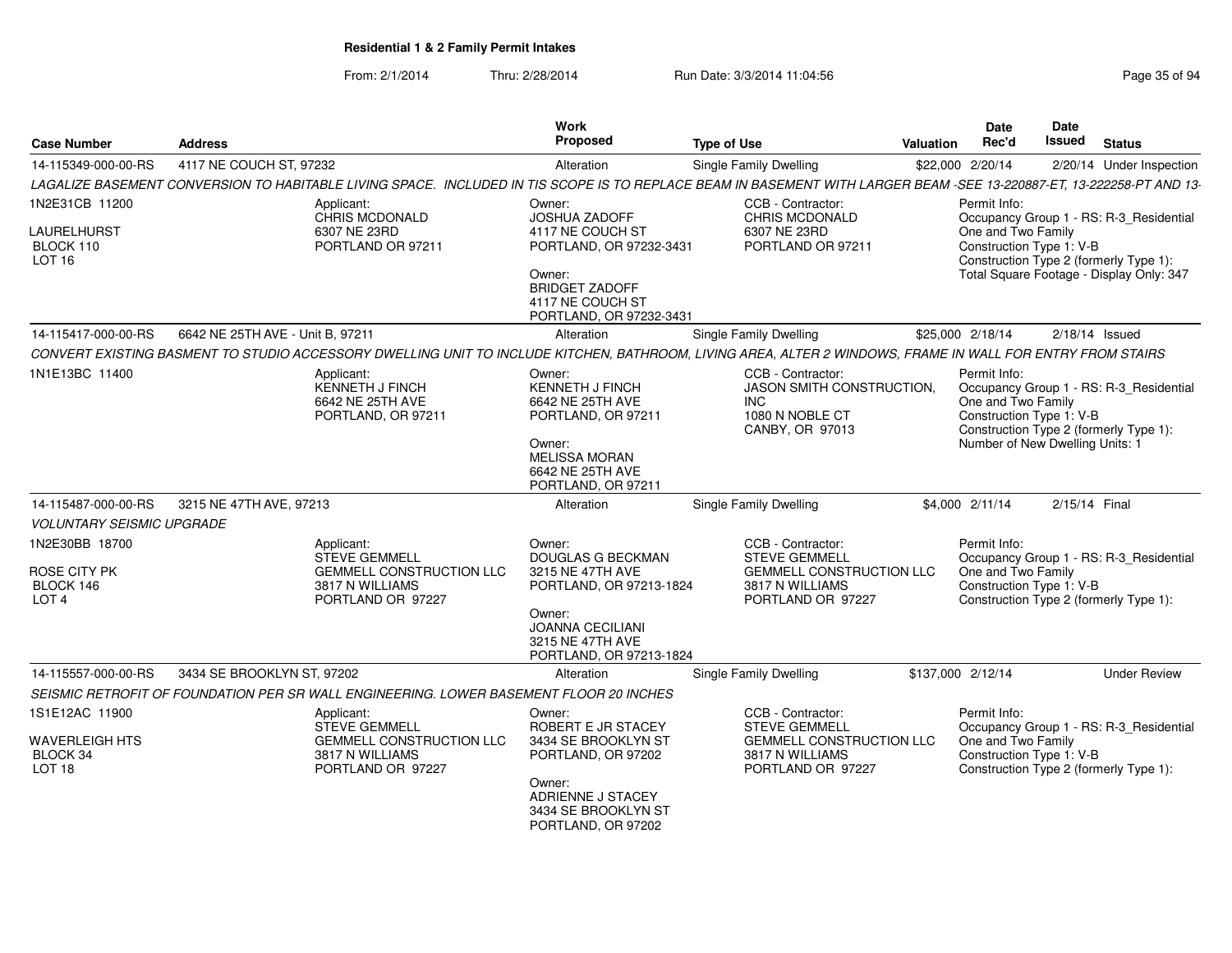# Residential 1 & 2 Family Permit Intakes

From: 2/1/2014 Thru: 2/28/2014 Run Date: 3/3/2014 11:04:56

| Case Number | Address | Work Proposed | Type of Use | Valuation | Date Rec'd | Date Issued | Status |
|---|---|---|---|---|---|---|---|
| 14-115349-000-00-RS | 4117 NE COUCH ST, 97232 | Alteration | Single Family Dwelling | $22,000 | 2/20/14 | 2/20/14 | Under Inspection |

*LAGALIZE BASEMENT CONVERSION TO HABITABLE LIVING SPACE. INCLUDED IN TIS SCOPE IS TO REPLACE BEAM IN BASEMENT WITH LARGER BEAM -SEE 13-220887-ET, 13-222258-PT AND 13-*

1N2E31CB 11200
LAURELHURST
BLOCK 110
LOT 16

Applicant:
CHRIS MCDONALD
6307 NE 23RD
PORTLAND OR 97211

Owner:
JOSHUA ZADOFF
4117 NE COUCH ST
PORTLAND, OR 97232-3431

Owner:
BRIDGET ZADOFF
4117 NE COUCH ST
PORTLAND, OR 97232-3431

CCB - Contractor:
CHRIS MCDONALD
6307 NE 23RD
PORTLAND OR 97211

Permit Info:
Occupancy Group 1 - RS: R-3_Residential One and Two Family
Construction Type 1: V-B
Construction Type 2 (formerly Type 1):
Total Square Footage - Display Only: 347

| Case Number | Address | Work Proposed | Type of Use | Valuation | Date Rec'd | Date Issued | Status |
|---|---|---|---|---|---|---|---|
| 14-115417-000-00-RS | 6642 NE 25TH AVE - Unit B, 97211 | Alteration | Single Family Dwelling | $25,000 | 2/18/14 | 2/18/14 | Issued |

*CONVERT EXISTING BASMENT TO STUDIO ACCESSORY DWELLING UNIT TO INCLUDE KITCHEN, BATHROOM, LIVING AREA, ALTER 2 WINDOWS, FRAME IN WALL FOR ENTRY FROM STAIRS*

1N1E13BC 11400

Applicant:
KENNETH J FINCH
6642 NE 25TH AVE
PORTLAND, OR 97211

Owner:
KENNETH J FINCH
6642 NE 25TH AVE
PORTLAND, OR 97211

Owner:
MELISSA MORAN
6642 NE 25TH AVE
PORTLAND, OR 97211

CCB - Contractor:
JASON SMITH CONSTRUCTION, INC
1080 N NOBLE CT
CANBY, OR 97013

Permit Info:
Occupancy Group 1 - RS: R-3_Residential One and Two Family
Construction Type 1: V-B
Construction Type 2 (formerly Type 1):
Number of New Dwelling Units: 1

| Case Number | Address | Work Proposed | Type of Use | Valuation | Date Rec'd | Date Issued | Status |
|---|---|---|---|---|---|---|---|
| 14-115487-000-00-RS | 3215 NE 47TH AVE, 97213 | Alteration | Single Family Dwelling | $4,000 | 2/11/14 | 2/15/14 | Final |

*VOLUNTARY SEISMIC UPGRADE*

1N2E30BB 18700
ROSE CITY PK
BLOCK 146
LOT 4

Applicant:
STEVE GEMMELL
GEMMELL CONSTRUCTION LLC
3817 N WILLIAMS
PORTLAND OR 97227

Owner:
DOUGLAS G BECKMAN
3215 NE 47TH AVE
PORTLAND, OR 97213-1824

Owner:
JOANNA CECILIANI
3215 NE 47TH AVE
PORTLAND, OR 97213-1824

CCB - Contractor:
STEVE GEMMELL
GEMMELL CONSTRUCTION LLC
3817 N WILLIAMS
PORTLAND OR 97227

Permit Info:
Occupancy Group 1 - RS: R-3_Residential One and Two Family
Construction Type 1: V-B
Construction Type 2 (formerly Type 1):

| Case Number | Address | Work Proposed | Type of Use | Valuation | Date Rec'd | Date Issued | Status |
|---|---|---|---|---|---|---|---|
| 14-115557-000-00-RS | 3434 SE BROOKLYN ST, 97202 | Alteration | Single Family Dwelling | $137,000 | 2/12/14 | | Under Review |

*SEISMIC RETROFIT OF FOUNDATION PER SR WALL ENGINEERING. LOWER BASEMENT FLOOR 20 INCHES*

1S1E12AC 11900
WAVERLEIGH HTS
BLOCK 34
LOT 18

Applicant:
STEVE GEMMELL
GEMMELL CONSTRUCTION LLC
3817 N WILLIAMS
PORTLAND OR 97227

Owner:
ROBERT E JR STACEY
3434 SE BROOKLYN ST
PORTLAND, OR 97202

Owner:
ADRIENNE J STACEY
3434 SE BROOKLYN ST
PORTLAND, OR 97202

CCB - Contractor:
STEVE GEMMELL
GEMMELL CONSTRUCTION LLC
3817 N WILLIAMS
PORTLAND OR 97227

Permit Info:
Occupancy Group 1 - RS: R-3_Residential One and Two Family
Construction Type 1: V-B
Construction Type 2 (formerly Type 1):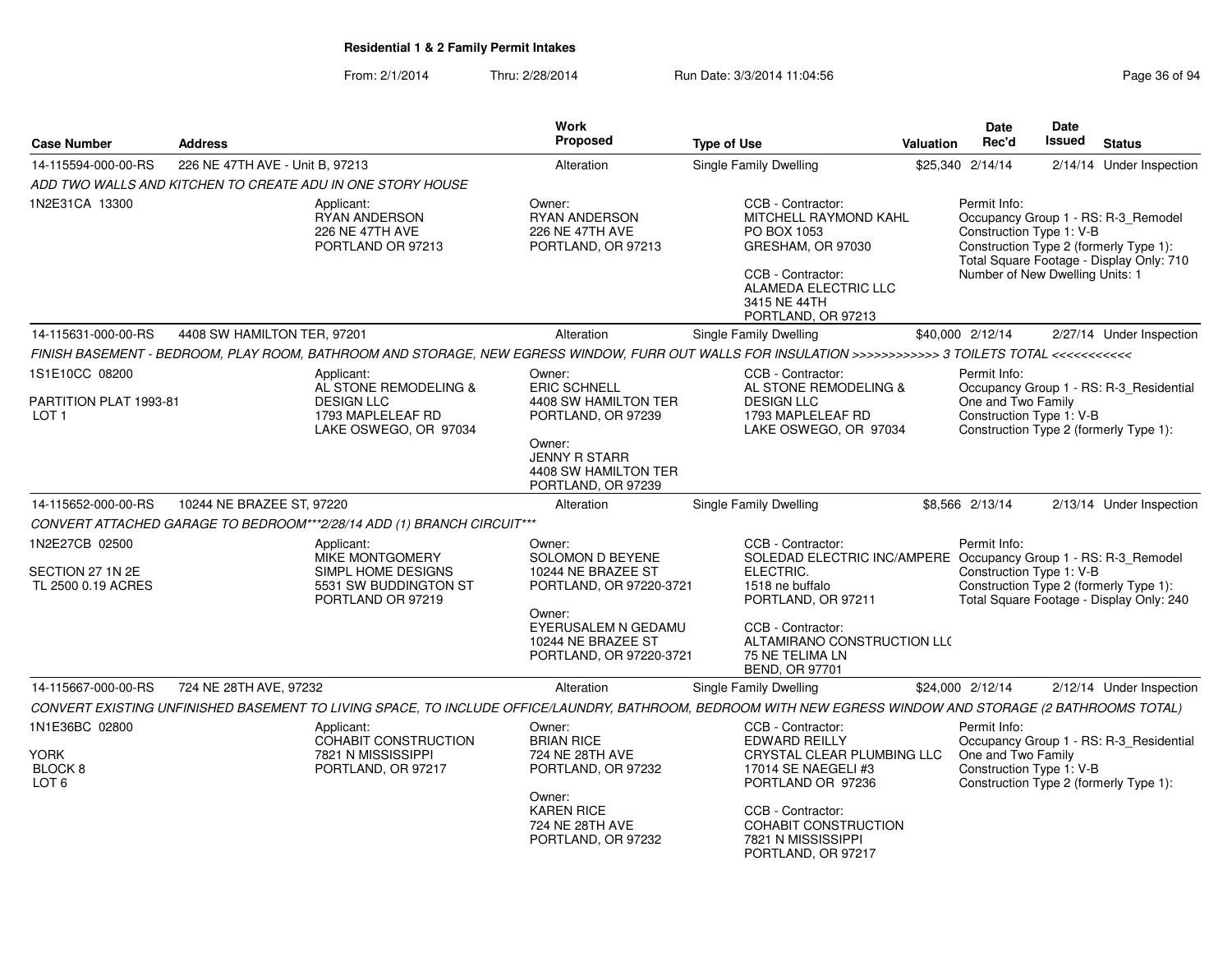## Residential 1 & 2 Family Permit Intakes

From: 2/1/2014 Thru: 2/28/2014 Run Date: 3/3/2014 11:04:56

| Case Number | Address | Work Proposed | Type of Use | Valuation | Date Rec'd | Date Issued | Status |
|---|---|---|---|---|---|---|---|
| 14-115594-000-00-RS | 226 NE 47TH AVE - Unit B, 97213 | Alteration | Single Family Dwelling | $25,340 | 2/14/14 | 2/14/14 | Under Inspection |

*ADD TWO WALLS AND KITCHEN TO CREATE ADU IN ONE STORY HOUSE*

1N2E31CA 13300

Applicant: RYAN ANDERSON, 226 NE 47TH AVE, PORTLAND OR 97213

Owner: RYAN ANDERSON, 226 NE 47TH AVE, PORTLAND, OR 97213

CCB - Contractor: MITCHELL RAYMOND KAHL, PO BOX 1053, GRESHAM, OR 97030

CCB - Contractor: ALAMEDA ELECTRIC LLC, 3415 NE 44TH, PORTLAND, OR 97213

Permit Info: Occupancy Group 1 - RS: R-3_Remodel; Construction Type 1: V-B; Construction Type 2 (formerly Type 1):; Total Square Footage - Display Only: 710; Number of New Dwelling Units: 1

| Case Number | Address | Work Proposed | Type of Use | Valuation | Date Rec'd | Date Issued | Status |
|---|---|---|---|---|---|---|---|
| 14-115631-000-00-RS | 4408 SW HAMILTON TER, 97201 | Alteration | Single Family Dwelling | $40,000 | 2/12/14 | 2/27/14 | Under Inspection |

*FINISH BASEMENT - BEDROOM, PLAY ROOM, BATHROOM AND STORAGE, NEW EGRESS WINDOW, FURR OUT WALLS FOR INSULATION >>>>>>>>>>>> 3 TOILETS TOTAL <<<<<<<<<<<*

1S1E10CC 08200
PARTITION PLAT 1993-81
LOT 1

Applicant: AL STONE REMODELING & DESIGN LLC, 1793 MAPLELEAF RD, LAKE OSWEGO, OR 97034

Owner: ERIC SCHNELL, 4408 SW HAMILTON TER, PORTLAND, OR 97239

Owner: JENNY R STARR, 4408 SW HAMILTON TER, PORTLAND, OR 97239

CCB - Contractor: AL STONE REMODELING & DESIGN LLC, 1793 MAPLELEAF RD, LAKE OSWEGO, OR 97034

Permit Info: Occupancy Group 1 - RS: R-3_Residential One and Two Family; Construction Type 1: V-B; Construction Type 2 (formerly Type 1):

| Case Number | Address | Work Proposed | Type of Use | Valuation | Date Rec'd | Date Issued | Status |
|---|---|---|---|---|---|---|---|
| 14-115652-000-00-RS | 10244 NE BRAZEE ST, 97220 | Alteration | Single Family Dwelling | $8,566 | 2/13/14 | 2/13/14 | Under Inspection |

*CONVERT ATTACHED GARAGE TO BEDROOM***2/28/14 ADD (1) BRANCH CIRCUIT****

1N2E27CB 02500
SECTION 27 1N 2E
TL 2500 0.19 ACRES

Applicant: MIKE MONTGOMERY, SIMPL HOME DESIGNS, 5531 SW BUDDINGTON ST, PORTLAND OR 97219

Owner: SOLOMON D BEYENE, 10244 NE BRAZEE ST, PORTLAND, OR 97220-3721

Owner: EYERUSALEM N GEDAMU, 10244 NE BRAZEE ST, PORTLAND, OR 97220-3721

CCB - Contractor: SOLEDAD ELECTRIC INC/AMPERE ELECTRIC., 1518 ne buffalo, PORTLAND, OR 97211

CCB - Contractor: ALTAMIRANO CONSTRUCTION LL(, 75 NE TELIMA LN, BEND, OR 97701

Permit Info: Occupancy Group 1 - RS: R-3_Remodel; Construction Type 1: V-B; Construction Type 2 (formerly Type 1):; Total Square Footage - Display Only: 240

| Case Number | Address | Work Proposed | Type of Use | Valuation | Date Rec'd | Date Issued | Status |
|---|---|---|---|---|---|---|---|
| 14-115667-000-00-RS | 724 NE 28TH AVE, 97232 | Alteration | Single Family Dwelling | $24,000 | 2/12/14 | 2/12/14 | Under Inspection |

*CONVERT EXISTING UNFINISHED BASEMENT TO LIVING SPACE, TO INCLUDE OFFICE/LAUNDRY, BATHROOM, BEDROOM WITH NEW EGRESS WINDOW AND STORAGE (2 BATHROOMS TOTAL)*

1N1E36BC 02800
YORK
BLOCK 8
LOT 6

Applicant: COHABIT CONSTRUCTION, 7821 N MISSISSIPPI, PORTLAND, OR 97217

Owner: BRIAN RICE, 724 NE 28TH AVE, PORTLAND, OR 97232

Owner: KAREN RICE, 724 NE 28TH AVE, PORTLAND, OR 97232

CCB - Contractor: EDWARD REILLY, CRYSTAL CLEAR PLUMBING LLC, 17014 SE NAEGELI #3, PORTLAND OR 97236

CCB - Contractor: COHABIT CONSTRUCTION, 7821 N MISSISSIPPI, PORTLAND, OR 97217

Permit Info: Occupancy Group 1 - RS: R-3_Residential One and Two Family; Construction Type 1: V-B; Construction Type 2 (formerly Type 1):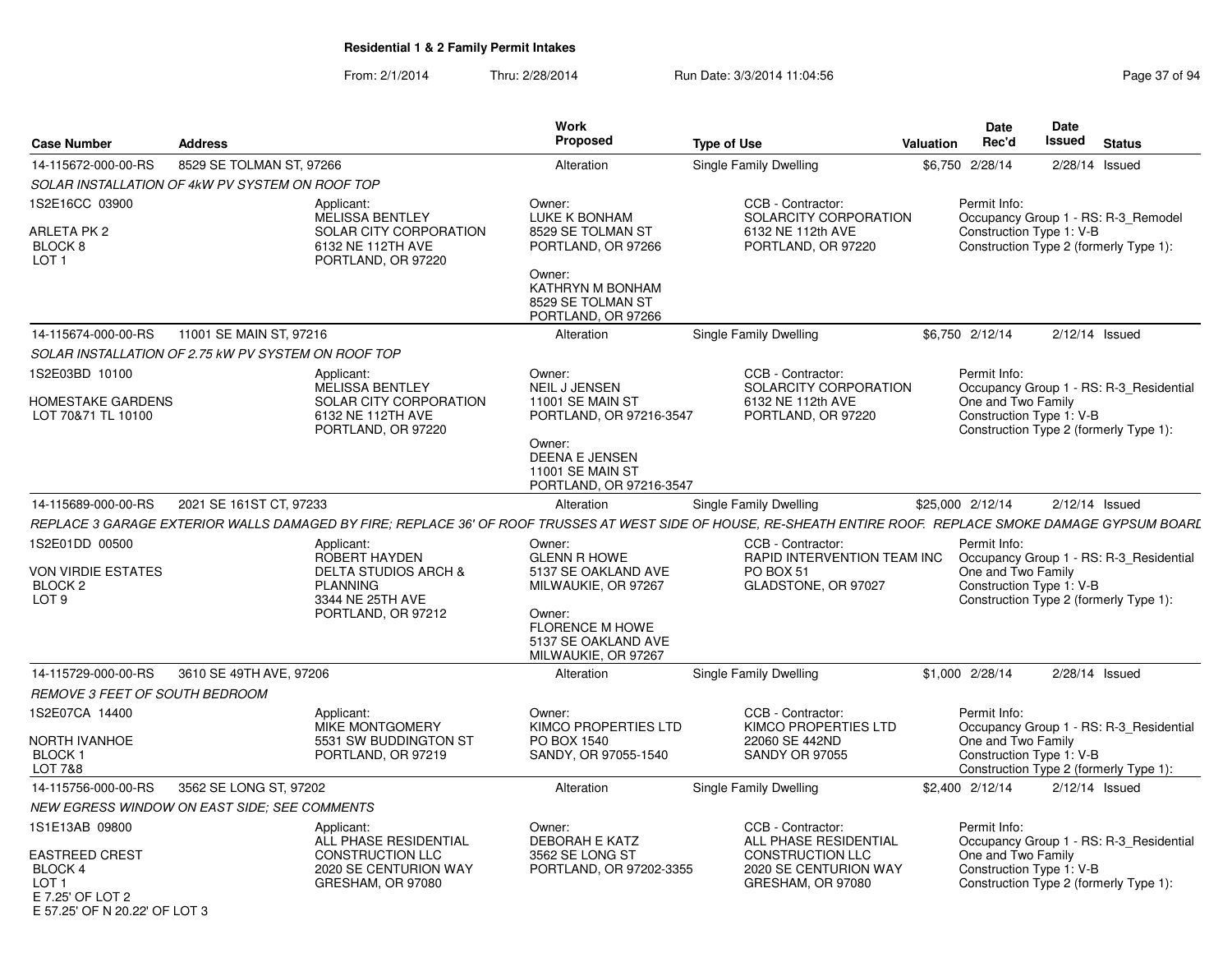## Residential 1 & 2 Family Permit Intakes

From: 2/1/2014 Thru: 2/28/2014 Run Date: 3/3/2014 11:04:56

| Case Number | Address | Work Proposed | Type of Use | Valuation | Date Rec'd | Date Issued | Status |
|---|---|---|---|---|---|---|---|
| 14-115672-000-00-RS | 8529 SE TOLMAN ST, 97266 | Alteration | Single Family Dwelling | $6,750 | 2/28/14 | 2/28/14 | Issued |

*SOLAR INSTALLATION OF 4kW PV SYSTEM ON ROOF TOP*

1S2E16CC 03900
ARLETA PK 2
BLOCK 8
LOT 1

Applicant: MELISSA BENTLEY, SOLAR CITY CORPORATION, 6132 NE 112TH AVE, PORTLAND, OR 97220

Owner: LUKE K BONHAM, 8529 SE TOLMAN ST, PORTLAND, OR 97266

Owner: KATHRYN M BONHAM, 8529 SE TOLMAN ST, PORTLAND, OR 97266

CCB - Contractor: SOLARCITY CORPORATION, 6132 NE 112th AVE, PORTLAND, OR 97220

Permit Info: Occupancy Group 1 - RS: R-3_Remodel; Construction Type 1: V-B; Construction Type 2 (formerly Type 1):

---

| Case Number | Address | Work Proposed | Type of Use | Valuation | Date Rec'd | Date Issued | Status |
|---|---|---|---|---|---|---|---|
| 14-115674-000-00-RS | 11001 SE MAIN ST, 97216 | Alteration | Single Family Dwelling | $6,750 | 2/12/14 | 2/12/14 | Issued |

*SOLAR INSTALLATION OF 2.75 kW PV SYSTEM ON ROOF TOP*

1S2E03BD 10100
HOMESTAKE GARDENS
LOT 70&71 TL 10100

Applicant: MELISSA BENTLEY, SOLAR CITY CORPORATION, 6132 NE 112TH AVE, PORTLAND, OR 97220

Owner: NEIL J JENSEN, 11001 SE MAIN ST, PORTLAND, OR 97216-3547

Owner: DEENA E JENSEN, 11001 SE MAIN ST, PORTLAND, OR 97216-3547

CCB - Contractor: SOLARCITY CORPORATION, 6132 NE 112th AVE, PORTLAND, OR 97220

Permit Info: Occupancy Group 1 - RS: R-3_Residential One and Two Family; Construction Type 1: V-B; Construction Type 2 (formerly Type 1):

---

| Case Number | Address | Work Proposed | Type of Use | Valuation | Date Rec'd | Date Issued | Status |
|---|---|---|---|---|---|---|---|
| 14-115689-000-00-RS | 2021 SE 161ST CT, 97233 | Alteration | Single Family Dwelling | $25,000 | 2/12/14 | 2/12/14 | Issued |

*REPLACE 3 GARAGE EXTERIOR WALLS DAMAGED BY FIRE; REPLACE 36' OF ROOF TRUSSES AT WEST SIDE OF HOUSE, RE-SHEATH ENTIRE ROOF. REPLACE SMOKE DAMAGE GYPSUM BOARD*

1S2E01DD 00500
VON VIRDIE ESTATES
BLOCK 2
LOT 9

Applicant: ROBERT HAYDEN, DELTA STUDIOS ARCH & PLANNING, 3344 NE 25TH AVE, PORTLAND, OR 97212

Owner: GLENN R HOWE, 5137 SE OAKLAND AVE, MILWAUKIE, OR 97267

Owner: FLORENCE M HOWE, 5137 SE OAKLAND AVE, MILWAUKIE, OR 97267

CCB - Contractor: RAPID INTERVENTION TEAM INC, PO BOX 51, GLADSTONE, OR 97027

Permit Info: Occupancy Group 1 - RS: R-3_Residential One and Two Family; Construction Type 1: V-B; Construction Type 2 (formerly Type 1):

---

| Case Number | Address | Work Proposed | Type of Use | Valuation | Date Rec'd | Date Issued | Status |
|---|---|---|---|---|---|---|---|
| 14-115729-000-00-RS | 3610 SE 49TH AVE, 97206 | Alteration | Single Family Dwelling | $1,000 | 2/28/14 | 2/28/14 | Issued |

*REMOVE 3 FEET OF SOUTH BEDROOM*

1S2E07CA 14400
NORTH IVANHOE
BLOCK 1
LOT 7&8

Applicant: MIKE MONTGOMERY, 5531 SW BUDDINGTON ST, PORTLAND, OR 97219

Owner: KIMCO PROPERTIES LTD, PO BOX 1540, SANDY, OR 97055-1540

CCB - Contractor: KIMCO PROPERTIES LTD, 22060 SE 442ND, SANDY OR 97055

Permit Info: Occupancy Group 1 - RS: R-3_Residential One and Two Family; Construction Type 1: V-B; Construction Type 2 (formerly Type 1):

---

| Case Number | Address | Work Proposed | Type of Use | Valuation | Date Rec'd | Date Issued | Status |
|---|---|---|---|---|---|---|---|
| 14-115756-000-00-RS | 3562 SE LONG ST, 97202 | Alteration | Single Family Dwelling | $2,400 | 2/12/14 | 2/12/14 | Issued |

*NEW EGRESS WINDOW ON EAST SIDE; SEE COMMENTS*

1S1E13AB 09800
EASTREED CREST
BLOCK 4
LOT 1
E 7.25' OF LOT 2
E 57.25' OF N 20.22' OF LOT 3

Applicant: ALL PHASE RESIDENTIAL CONSTRUCTION LLC, 2020 SE CENTURION WAY, GRESHAM, OR 97080

Owner: DEBORAH E KATZ, 3562 SE LONG ST, PORTLAND, OR 97202-3355

CCB - Contractor: ALL PHASE RESIDENTIAL CONSTRUCTION LLC, 2020 SE CENTURION WAY, GRESHAM, OR 97080

Permit Info: Occupancy Group 1 - RS: R-3_Residential One and Two Family; Construction Type 1: V-B; Construction Type 2 (formerly Type 1):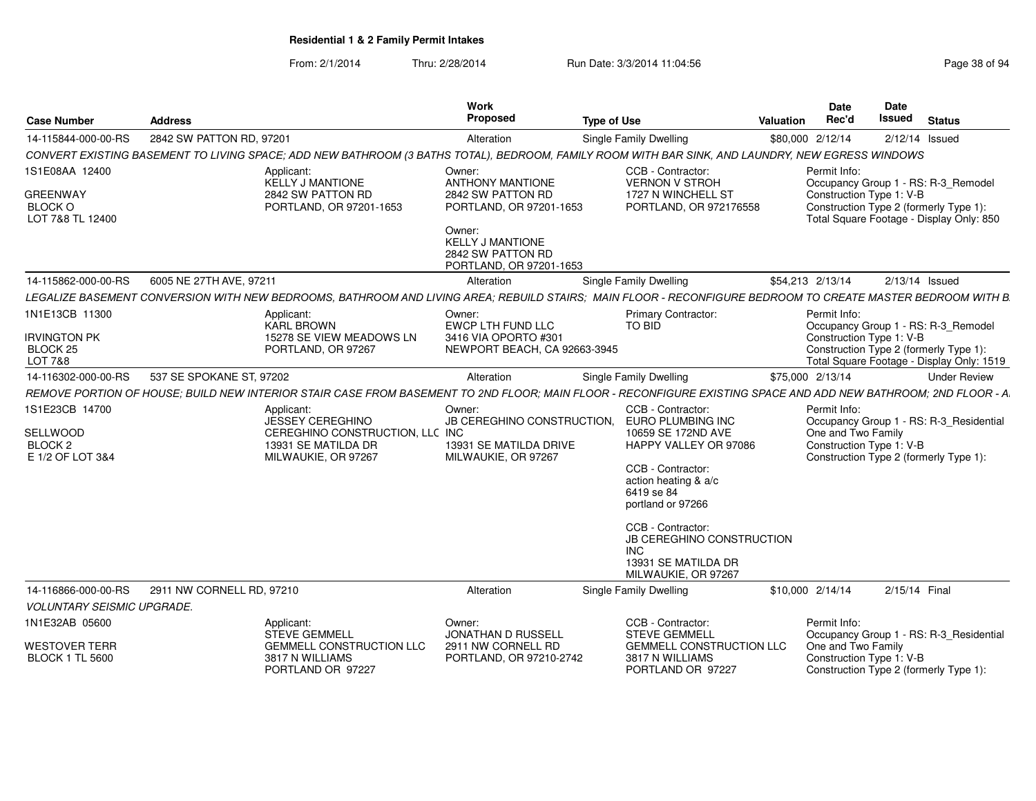## Residential 1 & 2 Family Permit Intakes

From: 2/1/2014 Thru: 2/28/2014 Run Date: 3/3/2014 11:04:56

| Case Number | Address | Work Proposed | Type of Use | Valuation | Date Rec'd | Date Issued | Status |
|---|---|---|---|---|---|---|---|
| 14-115844-000-00-RS | 2842 SW PATTON RD, 97201 | Alteration | Single Family Dwelling | $80,000 | 2/12/14 | 2/12/14 | Issued |

*CONVERT EXISTING BASEMENT TO LIVING SPACE; ADD NEW BATHROOM (3 BATHS TOTAL), BEDROOM, FAMILY ROOM WITH BAR SINK, AND LAUNDRY, NEW EGRESS WINDOWS*

1S1E08AA 12400
GREENWAY
BLOCK O
LOT 7&8 TL 12400

Applicant:
KELLY J MANTIONE
2842 SW PATTON RD
PORTLAND, OR 97201-1653

Owner:
ANTHONY MANTIONE
2842 SW PATTON RD
PORTLAND, OR 97201-1653

Owner:
KELLY J MANTIONE
2842 SW PATTON RD
PORTLAND, OR 97201-1653

CCB - Contractor:
VERNON V STROH
1727 N WINCHELL ST
PORTLAND, OR 972176558

Permit Info:
Occupancy Group 1 - RS: R-3_Remodel
Construction Type 1: V-B
Construction Type 2 (formerly Type 1):
Total Square Footage - Display Only: 850

| Case Number | Address | Work Proposed | Type of Use | Valuation | Date Rec'd | Date Issued | Status |
|---|---|---|---|---|---|---|---|
| 14-115862-000-00-RS | 6005 NE 27TH AVE, 97211 | Alteration | Single Family Dwelling | $54,213 | 2/13/14 | 2/13/14 | Issued |

*LEGALIZE BASEMENT CONVERSION WITH NEW BEDROOMS, BATHROOM AND LIVING AREA; REBUILD STAIRS; MAIN FLOOR - RECONFIGURE BEDROOM TO CREATE MASTER BEDROOM WITH B*

1N1E13CB 11300
IRVINGTON PK
BLOCK 25
LOT 7&8

Applicant:
KARL BROWN
15278 SE VIEW MEADOWS LN
PORTLAND, OR 97267

Owner:
EWCP LTH FUND LLC
3416 VIA OPORTO #301
NEWPORT BEACH, CA 92663-3945

Primary Contractor:
TO BID

Permit Info:
Occupancy Group 1 - RS: R-3_Remodel
Construction Type 1: V-B
Construction Type 2 (formerly Type 1):
Total Square Footage - Display Only: 1519

| Case Number | Address | Work Proposed | Type of Use | Valuation | Date Rec'd | Date Issued | Status |
|---|---|---|---|---|---|---|---|
| 14-116302-000-00-RS | 537 SE SPOKANE ST, 97202 | Alteration | Single Family Dwelling | $75,000 | 2/13/14 | | Under Review |

*REMOVE PORTION OF HOUSE; BUILD NEW INTERIOR STAIR CASE FROM BASEMENT TO 2ND FLOOR; MAIN FLOOR - RECONFIGURE EXISTING SPACE AND ADD NEW BATHROOM; 2ND FLOOR - A*

1S1E23CB 14700
SELLWOOD
BLOCK 2
E 1/2 OF LOT 3&4

Applicant:
JESSEY CEREGHINO
CEREGHINO CONSTRUCTION, LLC
13931 SE MATILDA DR
MILWAUKIE, OR 97267

Owner:
JB CEREGHINO CONSTRUCTION, INC
13931 SE MATILDA DRIVE
MILWAUKIE, OR 97267

CCB - Contractor:
EURO PLUMBING INC
10659 SE 172ND AVE
HAPPY VALLEY OR 97086

CCB - Contractor:
action heating & a/c
6419 se 84
portland or 97266

CCB - Contractor:
JB CEREGHINO CONSTRUCTION INC
13931 SE MATILDA DR
MILWAUKIE, OR 97267

Permit Info:
Occupancy Group 1 - RS: R-3_Residential One and Two Family
Construction Type 1: V-B
Construction Type 2 (formerly Type 1):

| Case Number | Address | Work Proposed | Type of Use | Valuation | Date Rec'd | Date Issued | Status |
|---|---|---|---|---|---|---|---|
| 14-116866-000-00-RS | 2911 NW CORNELL RD, 97210 | Alteration | Single Family Dwelling | $10,000 | 2/14/14 | 2/15/14 | Final |

*VOLUNTARY SEISMIC UPGRADE.*

1N1E32AB 05600
WESTOVER TERR
BLOCK 1 TL 5600

Applicant:
STEVE GEMMELL
GEMMELL CONSTRUCTION LLC
3817 N WILLIAMS
PORTLAND OR 97227

Owner:
JONATHAN D RUSSELL
2911 NW CORNELL RD
PORTLAND, OR 97210-2742

CCB - Contractor:
STEVE GEMMELL
GEMMELL CONSTRUCTION LLC
3817 N WILLIAMS
PORTLAND OR 97227

Permit Info:
Occupancy Group 1 - RS: R-3_Residential One and Two Family
Construction Type 1: V-B
Construction Type 2 (formerly Type 1):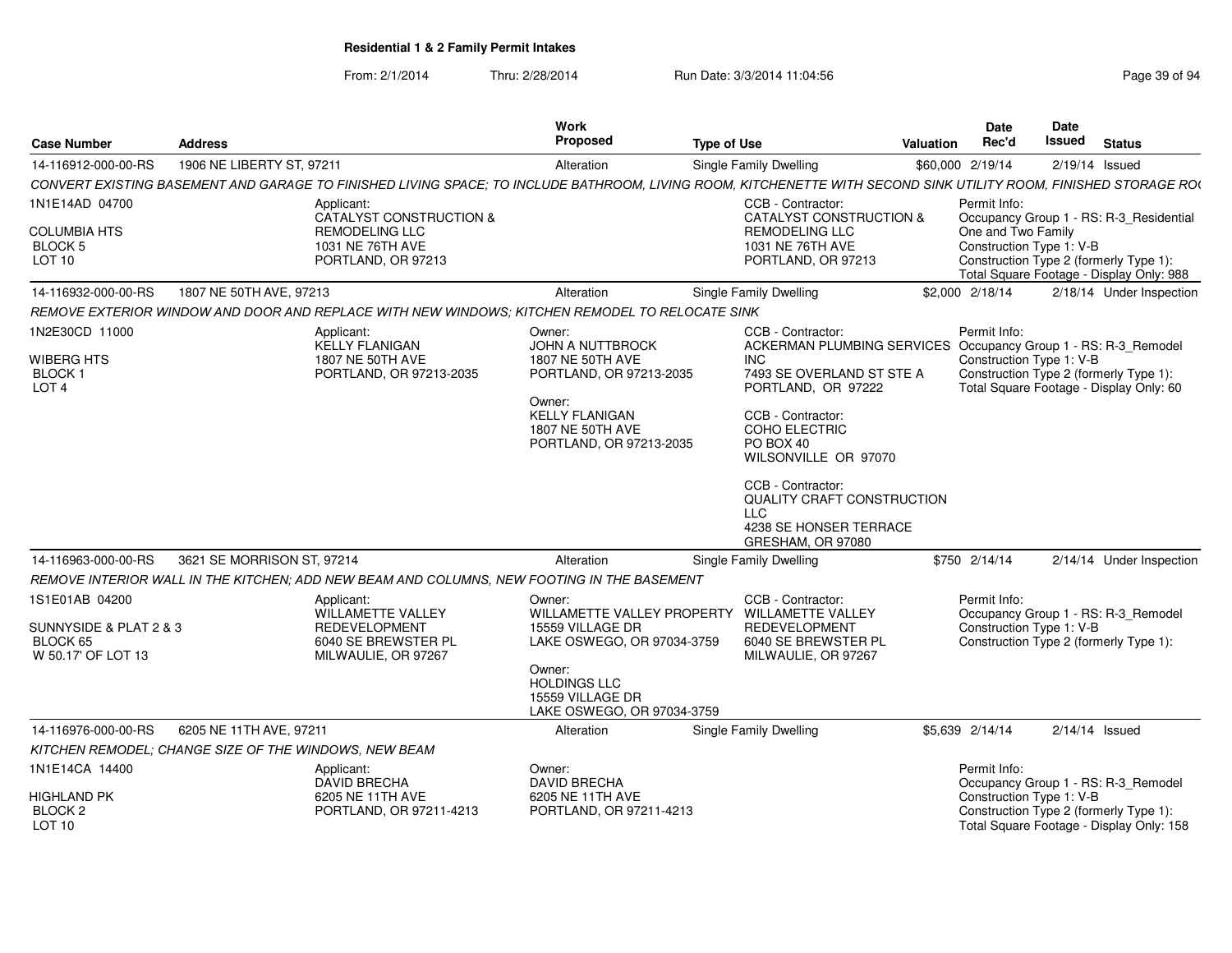**Residential 1 & 2 Family Permit Intakes**

From: 2/1/2014 Thru: 2/28/2014 Run Date: 3/3/2014 11:04:56

| Case Number | Address | Work Proposed | Type of Use | Valuation | Date Rec'd | Date Issued | Status |
|---|---|---|---|---|---|---|---|
| 14-116912-000-00-RS | 1906 NE LIBERTY ST, 97211 | Alteration | Single Family Dwelling | $60,000 | 2/19/14 | 2/19/14 | Issued |

*CONVERT EXISTING BASEMENT AND GARAGE TO FINISHED LIVING SPACE; TO INCLUDE BATHROOM, LIVING ROOM, KITCHENETTE WITH SECOND SINK UTILITY ROOM, FINISHED STORAGE RO(*

1N1E14AD 04700
COLUMBIA HTS
BLOCK 5
LOT 10

Applicant:
CATALYST CONSTRUCTION & REMODELING LLC
1031 NE 76TH AVE
PORTLAND, OR 97213

CCB - Contractor:
CATALYST CONSTRUCTION & REMODELING LLC
1031 NE 76TH AVE
PORTLAND, OR 97213

Permit Info:
Occupancy Group 1 - RS: R-3_Residential One and Two Family
Construction Type 1: V-B
Construction Type 2 (formerly Type 1):
Total Square Footage - Display Only: 988

| Case Number | Address | Work Proposed | Type of Use | Valuation | Date Rec'd | Date Issued | Status |
|---|---|---|---|---|---|---|---|
| 14-116932-000-00-RS | 1807 NE 50TH AVE, 97213 | Alteration | Single Family Dwelling | $2,000 | 2/18/14 | 2/18/14 | Under Inspection |

*REMOVE EXTERIOR WINDOW AND DOOR AND REPLACE WITH NEW WINDOWS; KITCHEN REMODEL TO RELOCATE SINK*

1N2E30CD 11000
WIBERG HTS
BLOCK 1
LOT 4

Applicant:
KELLY FLANIGAN
1807 NE 50TH AVE
PORTLAND, OR 97213-2035

Owner:
JOHN A NUTTBROCK
1807 NE 50TH AVE
PORTLAND, OR 97213-2035

Owner:
KELLY FLANIGAN
1807 NE 50TH AVE
PORTLAND, OR 97213-2035

CCB - Contractor:
ACKERMAN PLUMBING SERVICES INC
7493 SE OVERLAND ST STE A
PORTLAND, OR 97222

CCB - Contractor:
COHO ELECTRIC
PO BOX 40
WILSONVILLE OR 97070

CCB - Contractor:
QUALITY CRAFT CONSTRUCTION LLC
4238 SE HONSER TERRACE
GRESHAM, OR 97080

Permit Info:
Occupancy Group 1 - RS: R-3_Remodel
Construction Type 1: V-B
Construction Type 2 (formerly Type 1):
Total Square Footage - Display Only: 60

| Case Number | Address | Work Proposed | Type of Use | Valuation | Date Rec'd | Date Issued | Status |
|---|---|---|---|---|---|---|---|
| 14-116963-000-00-RS | 3621 SE MORRISON ST, 97214 | Alteration | Single Family Dwelling | $750 | 2/14/14 | 2/14/14 | Under Inspection |

*REMOVE INTERIOR WALL IN THE KITCHEN; ADD NEW BEAM AND COLUMNS, NEW FOOTING IN THE BASEMENT*

1S1E01AB 04200
SUNNYSIDE & PLAT 2 & 3
BLOCK 65
W 50.17' OF LOT 13

Applicant:
WILLAMETTE VALLEY REDEVELOPMENT
6040 SE BREWSTER PL
MILWAULIE, OR 97267

Owner:
WILLAMETTE VALLEY PROPERTY
15559 VILLAGE DR
LAKE OSWEGO, OR 97034-3759

Owner:
HOLDINGS LLC
15559 VILLAGE DR
LAKE OSWEGO, OR 97034-3759

CCB - Contractor:
WILLAMETTE VALLEY REDEVELOPMENT
6040 SE BREWSTER PL
MILWAULIE, OR 97267

Permit Info:
Occupancy Group 1 - RS: R-3_Remodel
Construction Type 1: V-B
Construction Type 2 (formerly Type 1):

| Case Number | Address | Work Proposed | Type of Use | Valuation | Date Rec'd | Date Issued | Status |
|---|---|---|---|---|---|---|---|
| 14-116976-000-00-RS | 6205 NE 11TH AVE, 97211 | Alteration | Single Family Dwelling | $5,639 | 2/14/14 | 2/14/14 | Issued |

*KITCHEN REMODEL; CHANGE SIZE OF THE WINDOWS, NEW BEAM*

1N1E14CA 14400
HIGHLAND PK
BLOCK 2
LOT 10

Applicant:
DAVID BRECHA
6205 NE 11TH AVE
PORTLAND, OR 97211-4213

Owner:
DAVID BRECHA
6205 NE 11TH AVE
PORTLAND, OR 97211-4213

Permit Info:
Occupancy Group 1 - RS: R-3_Remodel
Construction Type 1: V-B
Construction Type 2 (formerly Type 1):
Total Square Footage - Display Only: 158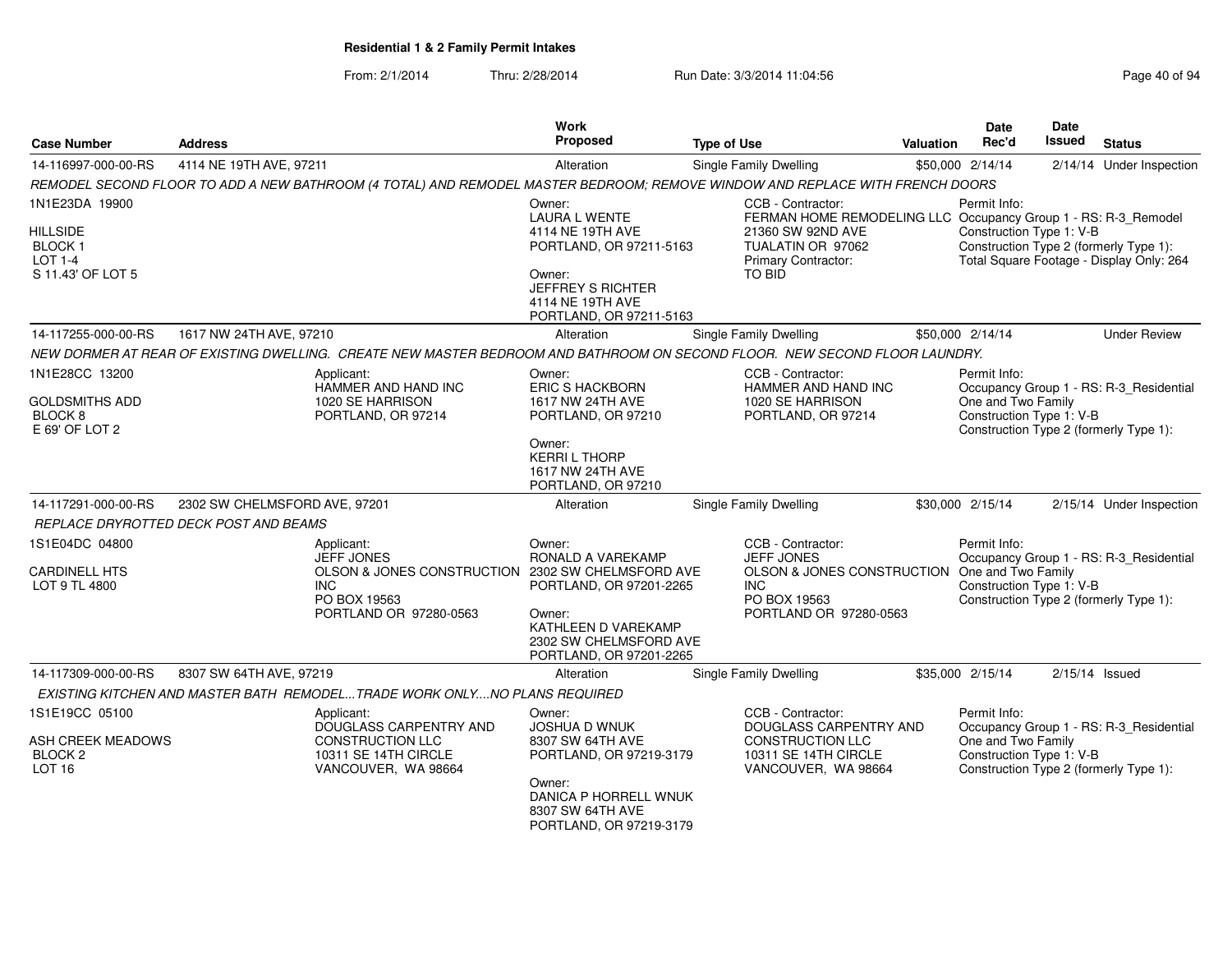**Residential 1 & 2 Family Permit Intakes**

From: 2/1/2014 Thru: 2/28/2014 Run Date: 3/3/2014 11:04:56

| Case Number | Address | Work Proposed | Type of Use | Valuation | Date Rec'd | Date Issued | Status |
|---|---|---|---|---|---|---|---|
| 14-116997-000-00-RS | 4114 NE 19TH AVE, 97211 | Alteration | Single Family Dwelling | $50,000 | 2/14/14 | 2/14/14 | Under Inspection |

*REMODEL SECOND FLOOR TO ADD A NEW BATHROOM (4 TOTAL) AND REMODEL MASTER BEDROOM; REMOVE WINDOW AND REPLACE WITH FRENCH DOORS*

1N1E23DA 19900
HILLSIDE
BLOCK 1
LOT 1-4
S 11.43' OF LOT 5

Owner:
LAURA L WENTE
4114 NE 19TH AVE
PORTLAND, OR 97211-5163

Owner:
JEFFREY S RICHTER
4114 NE 19TH AVE
PORTLAND, OR 97211-5163

CCB - Contractor:
FERMAN HOME REMODELING LLC
21360 SW 92ND AVE
TUALATIN OR 97062
Primary Contractor:
TO BID

Permit Info:
Occupancy Group 1 - RS: R-3_Remodel
Construction Type 1: V-B
Construction Type 2 (formerly Type 1):
Total Square Footage - Display Only: 264

| Case Number | Address | Work Proposed | Type of Use | Valuation | Date Rec'd | Date Issued | Status |
|---|---|---|---|---|---|---|---|
| 14-117255-000-00-RS | 1617 NW 24TH AVE, 97210 | Alteration | Single Family Dwelling | $50,000 | 2/14/14 | | Under Review |

*NEW DORMER AT REAR OF EXISTING DWELLING. CREATE NEW MASTER BEDROOM AND BATHROOM ON SECOND FLOOR. NEW SECOND FLOOR LAUNDRY.*

1N1E28CC 13200
GOLDSMITHS ADD
BLOCK 8
E 69' OF LOT 2

Applicant:
HAMMER AND HAND INC
1020 SE HARRISON
PORTLAND, OR 97214

Owner:
ERIC S HACKBORN
1617 NW 24TH AVE
PORTLAND, OR 97210

Owner:
KERRI L THORP
1617 NW 24TH AVE
PORTLAND, OR 97210

CCB - Contractor:
HAMMER AND HAND INC
1020 SE HARRISON
PORTLAND, OR 97214

Permit Info:
Occupancy Group 1 - RS: R-3_Residential One and Two Family
Construction Type 1: V-B
Construction Type 2 (formerly Type 1):

| Case Number | Address | Work Proposed | Type of Use | Valuation | Date Rec'd | Date Issued | Status |
|---|---|---|---|---|---|---|---|
| 14-117291-000-00-RS | 2302 SW CHELMSFORD AVE, 97201 | Alteration | Single Family Dwelling | $30,000 | 2/15/14 | 2/15/14 | Under Inspection |

*REPLACE DRYROTTED DECK POST AND BEAMS*

1S1E04DC 04800
CARDINELL HTS
LOT 9 TL 4800

Applicant:
JEFF JONES
OLSON & JONES CONSTRUCTION INC
PO BOX 19563
PORTLAND OR 97280-0563

Owner:
RONALD A VAREKAMP
2302 SW CHELMSFORD AVE
PORTLAND, OR 97201-2265

Owner:
KATHLEEN D VAREKAMP
2302 SW CHELMSFORD AVE
PORTLAND, OR 97201-2265

CCB - Contractor:
JEFF JONES
OLSON & JONES CONSTRUCTION INC
PO BOX 19563
PORTLAND OR 97280-0563

Permit Info:
Occupancy Group 1 - RS: R-3_Residential One and Two Family
Construction Type 1: V-B
Construction Type 2 (formerly Type 1):

| Case Number | Address | Work Proposed | Type of Use | Valuation | Date Rec'd | Date Issued | Status |
|---|---|---|---|---|---|---|---|
| 14-117309-000-00-RS | 8307 SW 64TH AVE, 97219 | Alteration | Single Family Dwelling | $35,000 | 2/15/14 | 2/15/14 | Issued |

*EXISTING KITCHEN AND MASTER BATH REMODEL...TRADE WORK ONLY....NO PLANS REQUIRED*

1S1E19CC 05100
ASH CREEK MEADOWS
BLOCK 2
LOT 16

Applicant:
DOUGLASS CARPENTRY AND CONSTRUCTION LLC
10311 SE 14TH CIRCLE
VANCOUVER, WA 98664

Owner:
JOSHUA D WNUK
8307 SW 64TH AVE
PORTLAND, OR 97219-3179

Owner:
DANICA P HORRELL WNUK
8307 SW 64TH AVE
PORTLAND, OR 97219-3179

CCB - Contractor:
DOUGLASS CARPENTRY AND CONSTRUCTION LLC
10311 SE 14TH CIRCLE
VANCOUVER, WA 98664

Permit Info:
Occupancy Group 1 - RS: R-3_Residential One and Two Family
Construction Type 1: V-B
Construction Type 2 (formerly Type 1):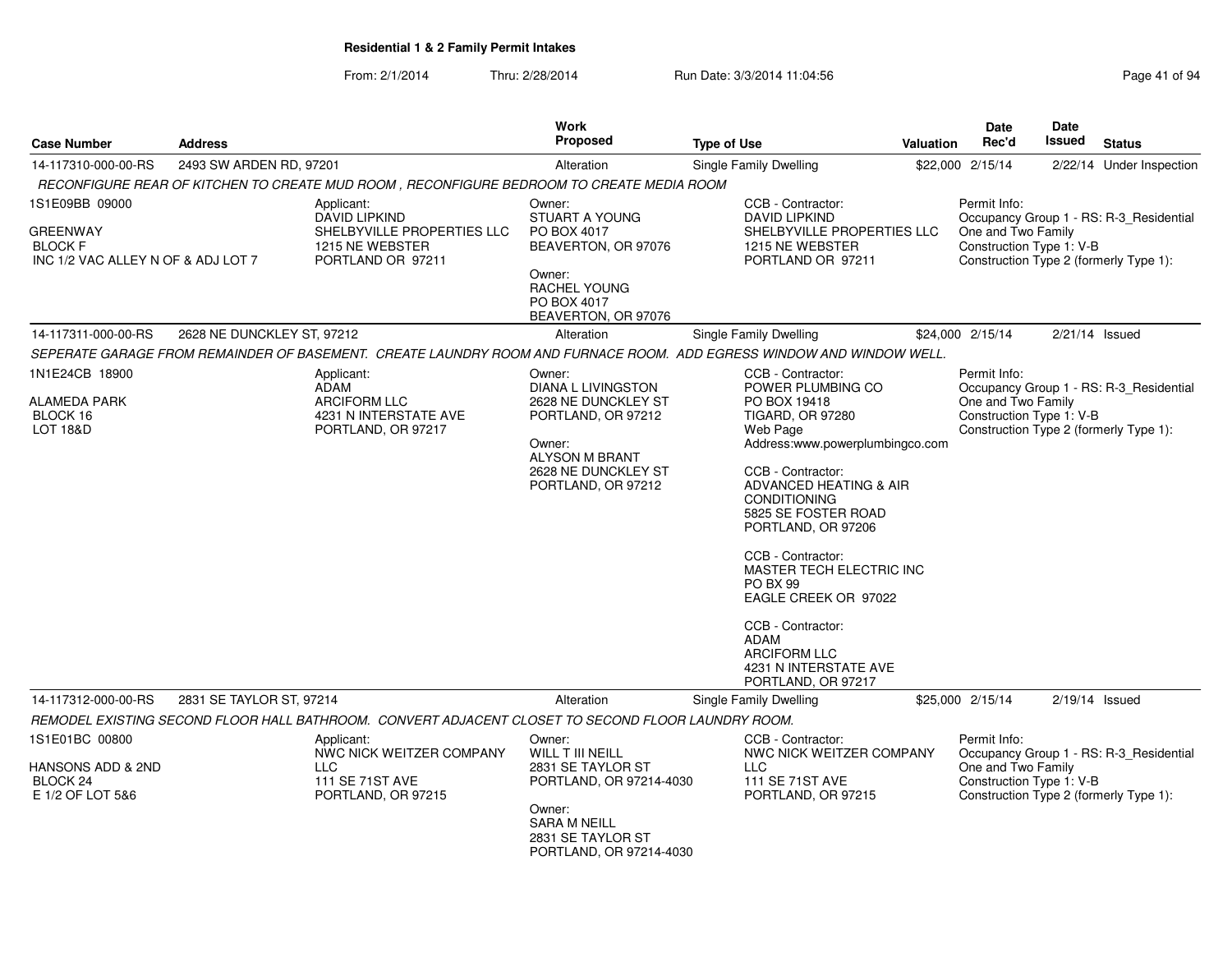**Residential 1 & 2 Family Permit Intakes**

From: 2/1/2014 Thru: 2/28/2014 Run Date: 3/3/2014 11:04:56

| Case Number | Address | Work Proposed | Type of Use | Valuation | Date Rec'd | Date Issued | Status |
|---|---|---|---|---|---|---|---|
| 14-117310-000-00-RS | 2493 SW ARDEN RD, 97201 | Alteration | Single Family Dwelling | $22,000 | 2/15/14 | 2/22/14 | Under Inspection |

*RECONFIGURE REAR OF KITCHEN TO CREATE MUD ROOM , RECONFIGURE BEDROOM TO CREATE MEDIA ROOM*

1S1E09BB 09000
GREENWAY
BLOCK F
INC 1/2 VAC ALLEY N OF & ADJ LOT 7

Applicant:
DAVID LIPKIND
SHELBYVILLE PROPERTIES LLC
1215 NE WEBSTER
PORTLAND OR 97211

Owner:
STUART A YOUNG
PO BOX 4017
BEAVERTON, OR 97076

Owner:
RACHEL YOUNG
PO BOX 4017
BEAVERTON, OR 97076

CCB - Contractor:
DAVID LIPKIND
SHELBYVILLE PROPERTIES LLC
1215 NE WEBSTER
PORTLAND OR 97211

Permit Info:
Occupancy Group 1 - RS: R-3_Residential One and Two Family
Construction Type 1: V-B
Construction Type 2 (formerly Type 1):

| Case Number | Address | Work Proposed | Type of Use | Valuation | Date Rec'd | Date Issued | Status |
|---|---|---|---|---|---|---|---|
| 14-117311-000-00-RS | 2628 NE DUNCKLEY ST, 97212 | Alteration | Single Family Dwelling | $24,000 | 2/15/14 | 2/21/14 | Issued |

*SEPERATE GARAGE FROM REMAINDER OF BASEMENT. CREATE LAUNDRY ROOM AND FURNACE ROOM. ADD EGRESS WINDOW AND WINDOW WELL.*

1N1E24CB 18900
ALAMEDA PARK
BLOCK 16
LOT 18&D

Applicant:
ADAM
ARCIFORM LLC
4231 N INTERSTATE AVE
PORTLAND, OR 97217

Owner:
DIANA L LIVINGSTON
2628 NE DUNCKLEY ST
PORTLAND, OR 97212

Owner:
ALYSON M BRANT
2628 NE DUNCKLEY ST
PORTLAND, OR 97212

CCB - Contractor:
POWER PLUMBING CO
PO BOX 19418
TIGARD, OR 97280
Web Page
Address:www.powerplumbingco.com

CCB - Contractor:
ADVANCED HEATING & AIR CONDITIONING
5825 SE FOSTER ROAD
PORTLAND, OR 97206

CCB - Contractor:
MASTER TECH ELECTRIC INC
PO BX 99
EAGLE CREEK OR 97022

CCB - Contractor:
ADAM
ARCIFORM LLC
4231 N INTERSTATE AVE
PORTLAND, OR 97217

Permit Info:
Occupancy Group 1 - RS: R-3_Residential One and Two Family
Construction Type 1: V-B
Construction Type 2 (formerly Type 1):

| Case Number | Address | Work Proposed | Type of Use | Valuation | Date Rec'd | Date Issued | Status |
|---|---|---|---|---|---|---|---|
| 14-117312-000-00-RS | 2831 SE TAYLOR ST, 97214 | Alteration | Single Family Dwelling | $25,000 | 2/15/14 | 2/19/14 | Issued |

*REMODEL EXISTING SECOND FLOOR HALL BATHROOM. CONVERT ADJACENT CLOSET TO SECOND FLOOR LAUNDRY ROOM.*

1S1E01BC 00800
HANSONS ADD & 2ND
BLOCK 24
E 1/2 OF LOT 5&6

Applicant:
NWC NICK WEITZER COMPANY LLC
111 SE 71ST AVE
PORTLAND, OR 97215

Owner:
WILL T III NEILL
2831 SE TAYLOR ST
PORTLAND, OR 97214-4030

Owner:
SARA M NEILL
2831 SE TAYLOR ST
PORTLAND, OR 97214-4030

CCB - Contractor:
NWC NICK WEITZER COMPANY LLC
111 SE 71ST AVE
PORTLAND, OR 97215

Permit Info:
Occupancy Group 1 - RS: R-3_Residential One and Two Family
Construction Type 1: V-B
Construction Type 2 (formerly Type 1):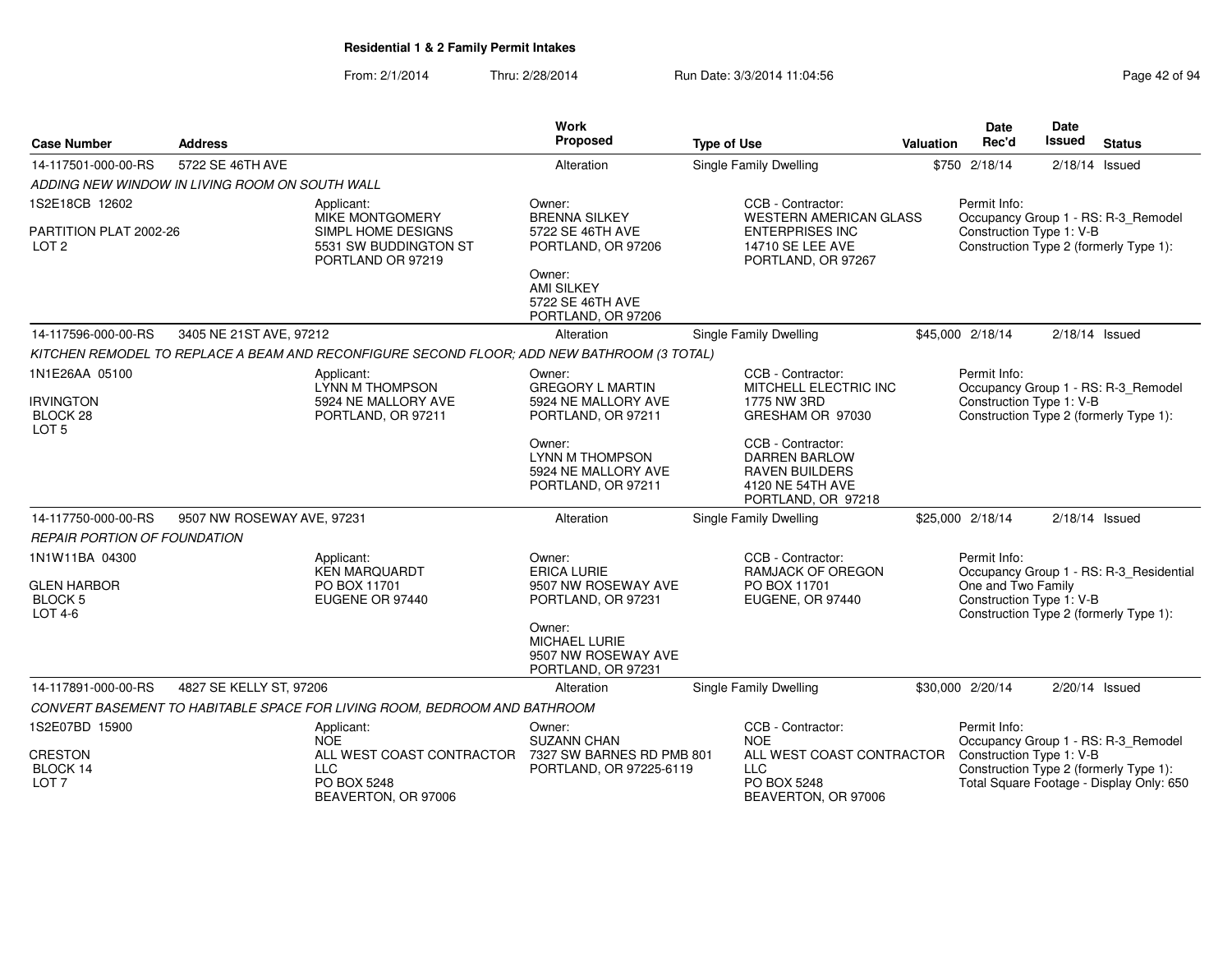**Residential 1 & 2 Family Permit Intakes**

From: 2/1/2014 Thru: 2/28/2014 Run Date: 3/3/2014 11:04:56

| Case Number | Address | | Work Proposed | Type of Use | | Valuation | Date Rec'd | Date Issued | Status |
|---|---|---|---|---|---|---|---|---|---|
| 14-117501-000-00-RS | 5722 SE 46TH AVE | | Alteration | Single Family Dwelling | | $750 | 2/18/14 | 2/18/14 | Issued |
| *ADDING NEW WINDOW IN LIVING ROOM ON SOUTH WALL* | | | | | | | | | |
| 1S2E18CB 12602<br><br>PARTITION PLAT 2002-26<br>LOT 2 | | Applicant:<br>MIKE MONTGOMERY<br>SIMPL HOME DESIGNS<br>5531 SW BUDDINGTON ST<br>PORTLAND OR 97219 | Owner:<br>BRENNA SILKEY<br>5722 SE 46TH AVE<br>PORTLAND, OR 97206<br><br>Owner:<br>AMI SILKEY<br>5722 SE 46TH AVE<br>PORTLAND, OR 97206 | | CCB - Contractor:<br>WESTERN AMERICAN GLASS ENTERPRISES INC<br>14710 SE LEE AVE<br>PORTLAND, OR 97267 | | Permit Info:<br>Occupancy Group 1 - RS: R-3_Remodel<br>Construction Type 1: V-B<br>Construction Type 2 (formerly Type 1): | | |
| 14-117596-000-00-RS | 3405 NE 21ST AVE, 97212 | | Alteration | Single Family Dwelling | | $45,000 | 2/18/14 | 2/18/14 | Issued |
| *KITCHEN REMODEL TO REPLACE A BEAM AND RECONFIGURE SECOND FLOOR; ADD NEW BATHROOM (3 TOTAL)* | | | | | | | | | |
| 1N1E26AA 05100<br><br>IRVINGTON<br>BLOCK 28<br>LOT 5 | | Applicant:<br>LYNN M THOMPSON<br>5924 NE MALLORY AVE<br>PORTLAND, OR 97211 | Owner:<br>GREGORY L MARTIN<br>5924 NE MALLORY AVE<br>PORTLAND, OR 97211<br><br>Owner:<br>LYNN M THOMPSON<br>5924 NE MALLORY AVE<br>PORTLAND, OR 97211 | | CCB - Contractor:<br>MITCHELL ELECTRIC INC<br>1775 NW 3RD<br>GRESHAM OR 97030<br><br>CCB - Contractor:<br>DARREN BARLOW<br>RAVEN BUILDERS<br>4120 NE 54TH AVE<br>PORTLAND, OR 97218 | | Permit Info:<br>Occupancy Group 1 - RS: R-3_Remodel<br>Construction Type 1: V-B<br>Construction Type 2 (formerly Type 1): | | |
| 14-117750-000-00-RS | 9507 NW ROSEWAY AVE, 97231 | | Alteration | Single Family Dwelling | | $25,000 | 2/18/14 | 2/18/14 | Issued |
| *REPAIR PORTION OF FOUNDATION* | | | | | | | | | |
| 1N1W11BA 04300<br><br>GLEN HARBOR<br>BLOCK 5<br>LOT 4-6 | | Applicant:<br>KEN MARQUARDT<br>PO BOX 11701<br>EUGENE OR 97440 | Owner:<br>ERICA LURIE<br>9507 NW ROSEWAY AVE<br>PORTLAND, OR 97231<br><br>Owner:<br>MICHAEL LURIE<br>9507 NW ROSEWAY AVE<br>PORTLAND, OR 97231 | | CCB - Contractor:<br>RAMJACK OF OREGON<br>PO BOX 11701<br>EUGENE, OR 97440 | | Permit Info:<br>Occupancy Group 1 - RS: R-3_Residential One and Two Family<br>Construction Type 1: V-B<br>Construction Type 2 (formerly Type 1): | | |
| 14-117891-000-00-RS | 4827 SE KELLY ST, 97206 | | Alteration | Single Family Dwelling | | $30,000 | 2/20/14 | 2/20/14 | Issued |
| *CONVERT BASEMENT TO HABITABLE SPACE FOR LIVING ROOM, BEDROOM AND BATHROOM* | | | | | | | | | |
| 1S2E07BD 15900<br><br>CRESTON<br>BLOCK 14<br>LOT 7 | | Applicant:<br>NOE<br>ALL WEST COAST CONTRACTOR LLC<br>PO BOX 5248<br>BEAVERTON, OR 97006 | Owner:<br>SUZANN CHAN<br>7327 SW BARNES RD PMB 801<br>PORTLAND, OR 97225-6119 | | CCB - Contractor:<br>NOE<br>ALL WEST COAST CONTRACTOR LLC<br>PO BOX 5248<br>BEAVERTON, OR 97006 | | Permit Info:<br>Occupancy Group 1 - RS: R-3_Remodel<br>Construction Type 1: V-B<br>Construction Type 2 (formerly Type 1):<br>Total Square Footage - Display Only: 650 | | |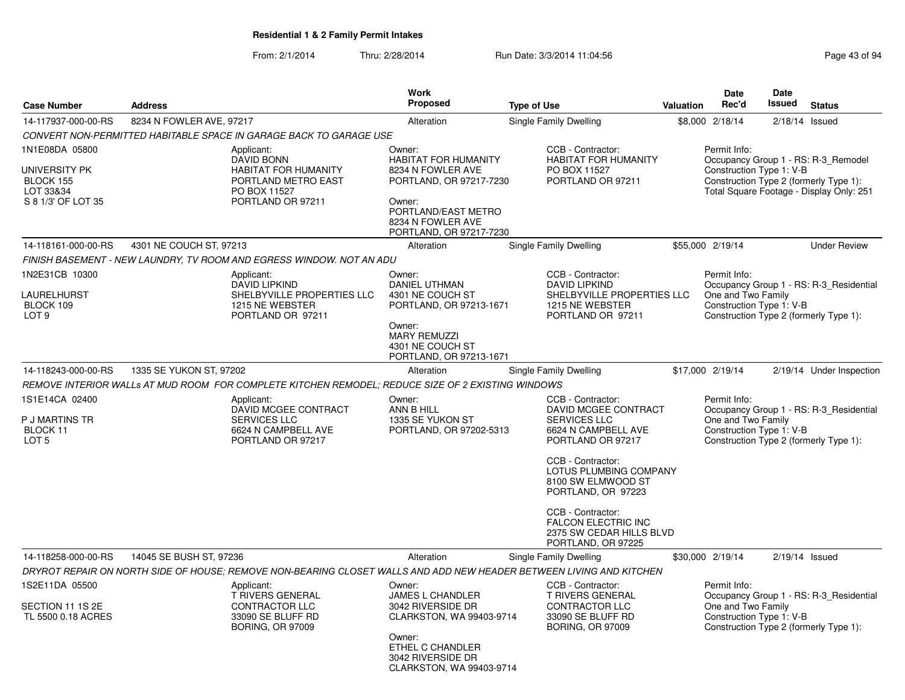# Residential 1 & 2 Family Permit Intakes

From: 2/1/2014 Thru: 2/28/2014 Run Date: 3/3/2014 11:04:56

| Case Number | Address | Work Proposed | Type of Use | Valuation | Date Rec'd | Date Issued | Status |
|---|---|---|---|---|---|---|---|
| 14-117937-000-00-RS | 8234 N FOWLER AVE, 97217 | Alteration | Single Family Dwelling | $8,000 | 2/18/14 | 2/18/14 | Issued |

*CONVERT NON-PERMITTED HABITABLE SPACE IN GARAGE BACK TO GARAGE USE*

1N1E08DA 05800

UNIVERSITY PK
BLOCK 155
LOT 33&34
S 8 1/3' OF LOT 35

Applicant:
DAVID BONN
HABITAT FOR HUMANITY
PORTLAND METRO EAST
PO BOX 11527
PORTLAND OR 97211

Owner:
HABITAT FOR HUMANITY
8234 N FOWLER AVE
PORTLAND, OR 97217-7230

Owner:
PORTLAND/EAST METRO
8234 N FOWLER AVE
PORTLAND, OR 97217-7230

CCB - Contractor:
HABITAT FOR HUMANITY
PO BOX 11527
PORTLAND OR 97211

Permit Info:
Occupancy Group 1 - RS: R-3_Remodel
Construction Type 1: V-B
Construction Type 2 (formerly Type 1):
Total Square Footage - Display Only: 251

| Case Number | Address | Work Proposed | Type of Use | Valuation | Date Rec'd | Date Issued | Status |
|---|---|---|---|---|---|---|---|
| 14-118161-000-00-RS | 4301 NE COUCH ST, 97213 | Alteration | Single Family Dwelling | $55,000 | 2/19/14 | | Under Review |

*FINISH BASEMENT - NEW LAUNDRY, TV ROOM AND EGRESS WINDOW. NOT AN ADU*

1N2E31CB 10300

LAURELHURST
BLOCK 109
LOT 9

Applicant:
DAVID LIPKIND
SHELBYVILLE PROPERTIES LLC
1215 NE WEBSTER
PORTLAND OR 97211

Owner:
DANIEL UTHMAN
4301 NE COUCH ST
PORTLAND, OR 97213-1671

Owner:
MARY REMUZZI
4301 NE COUCH ST
PORTLAND, OR 97213-1671

CCB - Contractor:
DAVID LIPKIND
SHELBYVILLE PROPERTIES LLC
1215 NE WEBSTER
PORTLAND OR 97211

Permit Info:
Occupancy Group 1 - RS: R-3_Residential One and Two Family
Construction Type 1: V-B
Construction Type 2 (formerly Type 1):

| Case Number | Address | Work Proposed | Type of Use | Valuation | Date Rec'd | Date Issued | Status |
|---|---|---|---|---|---|---|---|
| 14-118243-000-00-RS | 1335 SE YUKON ST, 97202 | Alteration | Single Family Dwelling | $17,000 | 2/19/14 | 2/19/14 | Under Inspection |

*REMOVE INTERIOR WALLs AT MUD ROOM FOR COMPLETE KITCHEN REMODEL; REDUCE SIZE OF 2 EXISTING WINDOWS*

1S1E14CA 02400

P J MARTINS TR
BLOCK 11
LOT 5

Applicant:
DAVID MCGEE CONTRACT
SERVICES LLC
6624 N CAMPBELL AVE
PORTLAND OR 97217

Owner:
ANN B HILL
1335 SE YUKON ST
PORTLAND, OR 97202-5313

CCB - Contractor:
DAVID MCGEE CONTRACT
SERVICES LLC
6624 N CAMPBELL AVE
PORTLAND OR 97217

CCB - Contractor:
LOTUS PLUMBING COMPANY
8100 SW ELMWOOD ST
PORTLAND, OR 97223

CCB - Contractor:
FALCON ELECTRIC INC
2375 SW CEDAR HILLS BLVD
PORTLAND, OR 97225

Permit Info:
Occupancy Group 1 - RS: R-3_Residential One and Two Family
Construction Type 1: V-B
Construction Type 2 (formerly Type 1):

| Case Number | Address | Work Proposed | Type of Use | Valuation | Date Rec'd | Date Issued | Status |
|---|---|---|---|---|---|---|---|
| 14-118258-000-00-RS | 14045 SE BUSH ST, 97236 | Alteration | Single Family Dwelling | $30,000 | 2/19/14 | 2/19/14 | Issued |

*DRYROT REPAIR ON NORTH SIDE OF HOUSE; REMOVE NON-BEARING CLOSET WALLS AND ADD NEW HEADER BETWEEN LIVING AND KITCHEN*

1S2E11DA 05500

SECTION 11 1S 2E
TL 5500 0.18 ACRES

Applicant:
T RIVERS GENERAL
CONTRACTOR LLC
33090 SE BLUFF RD
BORING, OR 97009

Owner:
JAMES L CHANDLER
3042 RIVERSIDE DR
CLARKSTON, WA 99403-9714

Owner:
ETHEL C CHANDLER
3042 RIVERSIDE DR
CLARKSTON, WA 99403-9714

CCB - Contractor:
T RIVERS GENERAL
CONTRACTOR LLC
33090 SE BLUFF RD
BORING, OR 97009

Permit Info:
Occupancy Group 1 - RS: R-3_Residential One and Two Family
Construction Type 1: V-B
Construction Type 2 (formerly Type 1):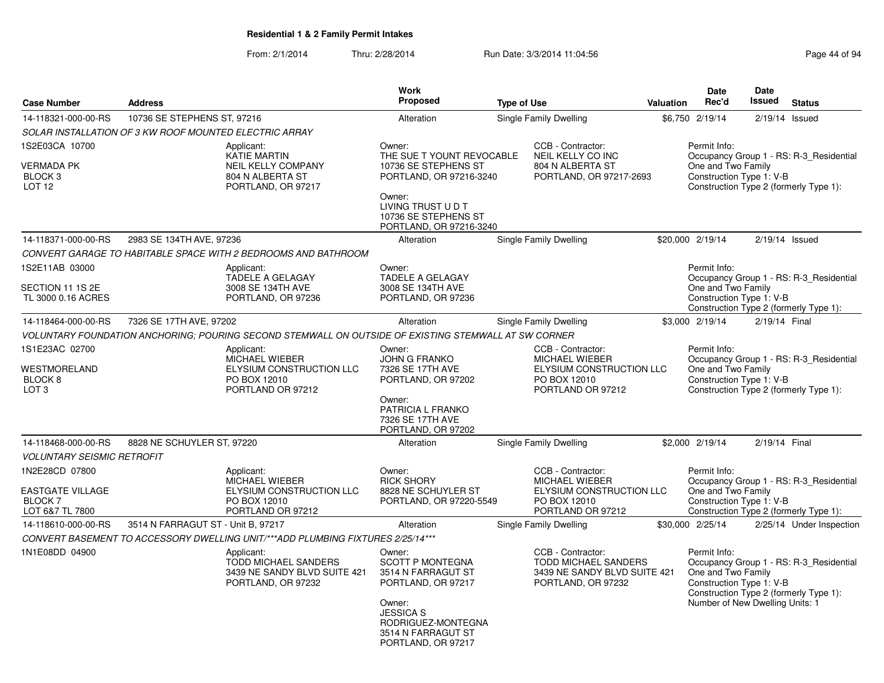**Residential 1 & 2 Family Permit Intakes**

From: 2/1/2014 Thru: 2/28/2014 Run Date: 3/3/2014 11:04:56

| Case Number | Address | Work Proposed | Type of Use | Valuation | Date Rec'd | Date Issued | Status |
|---|---|---|---|---|---|---|---|
| 14-118321-000-00-RS | 10736 SE STEPHENS ST, 97216 | Alteration | Single Family Dwelling | $6,750 | 2/19/14 | 2/19/14 | Issued |

*SOLAR INSTALLATION OF 3 KW ROOF MOUNTED ELECTRIC ARRAY*

1S2E03CA 10700
VERMADA PK
BLOCK 3
LOT 12

Applicant:
KATIE MARTIN
NEIL KELLY COMPANY
804 N ALBERTA ST
PORTLAND, OR 97217

Owner:
THE SUE T YOUNT REVOCABLE
10736 SE STEPHENS ST
PORTLAND, OR 97216-3240

Owner:
LIVING TRUST U D T
10736 SE STEPHENS ST
PORTLAND, OR 97216-3240

CCB - Contractor:
NEIL KELLY CO INC
804 N ALBERTA ST
PORTLAND, OR 97217-2693

Permit Info:
Occupancy Group 1 - RS: R-3_Residential One and Two Family
Construction Type 1: V-B
Construction Type 2 (formerly Type 1):

---

| Case Number | Address | Work Proposed | Type of Use | Valuation | Date Rec'd | Date Issued | Status |
|---|---|---|---|---|---|---|---|
| 14-118371-000-00-RS | 2983 SE 134TH AVE, 97236 | Alteration | Single Family Dwelling | $20,000 | 2/19/14 | 2/19/14 | Issued |

*CONVERT GARAGE TO HABITABLE SPACE WITH 2 BEDROOMS AND BATHROOM*

1S2E11AB 03000
SECTION 11 1S 2E
TL 3000 0.16 ACRES

Applicant:
TADELE A GELAGAY
3008 SE 134TH AVE
PORTLAND, OR 97236

Owner:
TADELE A GELAGAY
3008 SE 134TH AVE
PORTLAND, OR 97236

Permit Info:
Occupancy Group 1 - RS: R-3_Residential One and Two Family
Construction Type 1: V-B
Construction Type 2 (formerly Type 1):

---

| Case Number | Address | Work Proposed | Type of Use | Valuation | Date Rec'd | Date Issued | Status |
|---|---|---|---|---|---|---|---|
| 14-118464-000-00-RS | 7326 SE 17TH AVE, 97202 | Alteration | Single Family Dwelling | $3,000 | 2/19/14 | 2/19/14 | Final |

*VOLUNTARY FOUNDATION ANCHORING; POURING SECOND STEMWALL ON OUTSIDE OF EXISTING STEMWALL AT SW CORNER*

1S1E23AC 02700
WESTMORELAND
BLOCK 8
LOT 3

Applicant:
MICHAEL WIEBER
ELYSIUM CONSTRUCTION LLC
PO BOX 12010
PORTLAND OR 97212

Owner:
JOHN G FRANKO
7326 SE 17TH AVE
PORTLAND, OR 97202

Owner:
PATRICIA L FRANKO
7326 SE 17TH AVE
PORTLAND, OR 97202

CCB - Contractor:
MICHAEL WIEBER
ELYSIUM CONSTRUCTION LLC
PO BOX 12010
PORTLAND OR 97212

Permit Info:
Occupancy Group 1 - RS: R-3_Residential One and Two Family
Construction Type 1: V-B
Construction Type 2 (formerly Type 1):

---

| Case Number | Address | Work Proposed | Type of Use | Valuation | Date Rec'd | Date Issued | Status |
|---|---|---|---|---|---|---|---|
| 14-118468-000-00-RS | 8828 NE SCHUYLER ST, 97220 | Alteration | Single Family Dwelling | $2,000 | 2/19/14 | 2/19/14 | Final |

*VOLUNTARY SEISMIC RETROFIT*

1N2E28CD 07800
EASTGATE VILLAGE
BLOCK 7
LOT 6&7 TL 7800

Applicant:
MICHAEL WIEBER
ELYSIUM CONSTRUCTION LLC
PO BOX 12010
PORTLAND OR 97212

Owner:
RICK SHORY
8828 NE SCHUYLER ST
PORTLAND, OR 97220-5549

CCB - Contractor:
MICHAEL WIEBER
ELYSIUM CONSTRUCTION LLC
PO BOX 12010
PORTLAND OR 97212

Permit Info:
Occupancy Group 1 - RS: R-3_Residential One and Two Family
Construction Type 1: V-B
Construction Type 2 (formerly Type 1):

---

| Case Number | Address | Work Proposed | Type of Use | Valuation | Date Rec'd | Date Issued | Status |
|---|---|---|---|---|---|---|---|
| 14-118610-000-00-RS | 3514 N FARRAGUT ST - Unit B, 97217 | Alteration | Single Family Dwelling | $30,000 | 2/25/14 | 2/25/14 | Under Inspection |

*CONVERT BASEMENT TO ACCESSORY DWELLING UNIT/***ADD PLUMBING FIXTURES 2/25/14****

1N1E08DD 04900

Applicant:
TODD MICHAEL SANDERS
3439 NE SANDY BLVD SUITE 421
PORTLAND, OR 97232

Owner:
SCOTT P MONTEGNA
3514 N FARRAGUT ST
PORTLAND, OR 97217

Owner:
JESSICA S
RODRIGUEZ-MONTEGNA
3514 N FARRAGUT ST
PORTLAND, OR 97217

CCB - Contractor:
TODD MICHAEL SANDERS
3439 NE SANDY BLVD SUITE 421
PORTLAND, OR 97232

Permit Info:
Occupancy Group 1 - RS: R-3_Residential One and Two Family
Construction Type 1: V-B
Construction Type 2 (formerly Type 1):
Number of New Dwelling Units: 1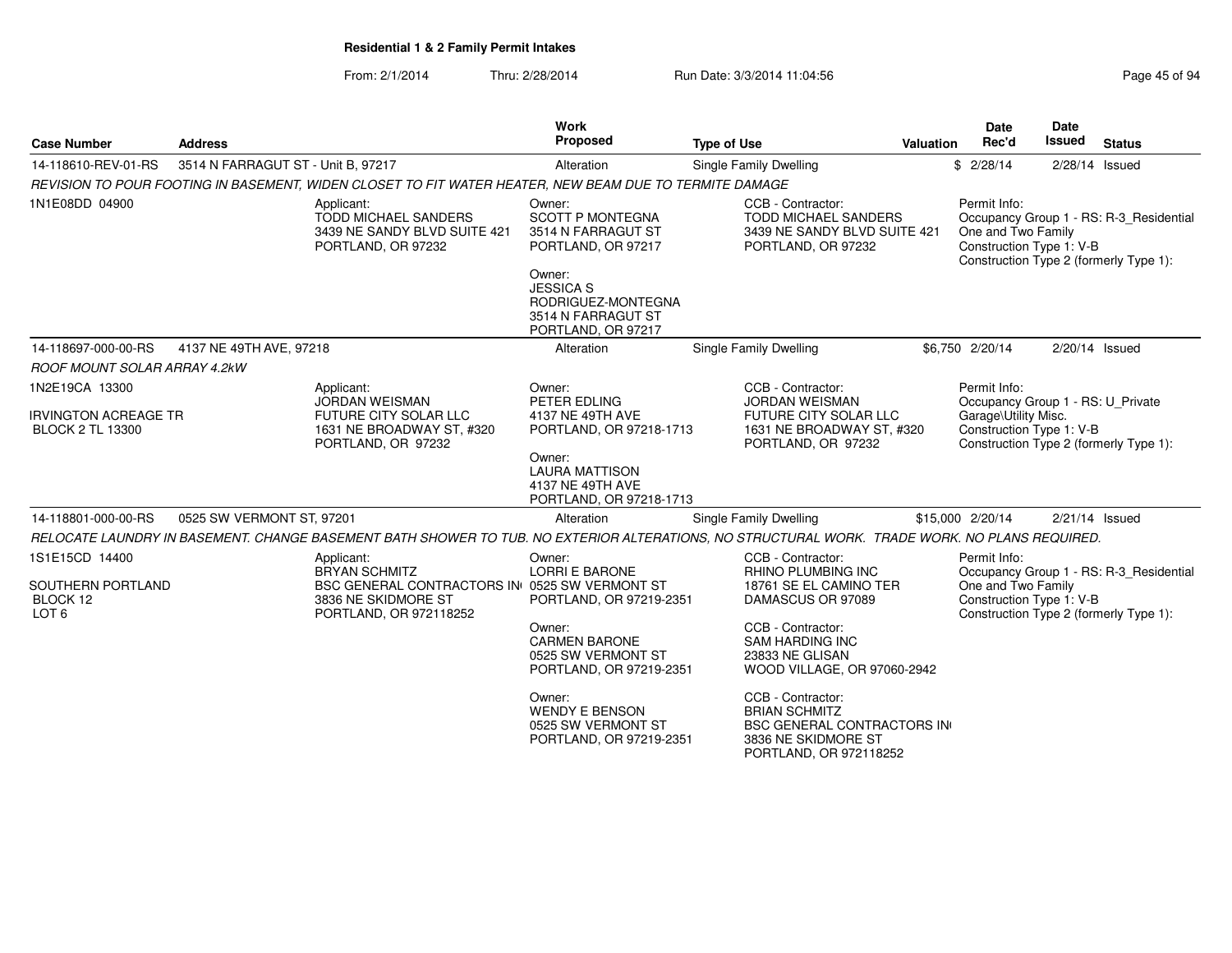**Residential 1 & 2 Family Permit Intakes**

From: 2/1/2014 Thru: 2/28/2014 Run Date: 3/3/2014 11:04:56

| Case Number | Address | Work Proposed | Type of Use | Valuation | Date Rec'd | Date Issued | Status |
|---|---|---|---|---|---|---|---|
| 14-118610-REV-01-RS | 3514 N FARRAGUT ST - Unit B, 97217 | Alteration | Single Family Dwelling | $ | 2/28/14 | 2/28/14 | Issued |

*REVISION TO POUR FOOTING IN BASEMENT, WIDEN CLOSET TO FIT WATER HEATER, NEW BEAM DUE TO TERMITE DAMAGE*

1N1E08DD 04900

Applicant:
TODD MICHAEL SANDERS
3439 NE SANDY BLVD SUITE 421
PORTLAND, OR 97232

Owner:
SCOTT P MONTEGNA
3514 N FARRAGUT ST
PORTLAND, OR 97217

Owner:
JESSICA S
RODRIGUEZ-MONTEGNA
3514 N FARRAGUT ST
PORTLAND, OR 97217

CCB - Contractor:
TODD MICHAEL SANDERS
3439 NE SANDY BLVD SUITE 421
PORTLAND, OR 97232

Permit Info:
Occupancy Group 1 - RS: R-3_Residential One and Two Family
Construction Type 1: V-B
Construction Type 2 (formerly Type 1):

| Case Number | Address | Work Proposed | Type of Use | Valuation | Date Rec'd | Date Issued | Status |
|---|---|---|---|---|---|---|---|
| 14-118697-000-00-RS | 4137 NE 49TH AVE, 97218 | Alteration | Single Family Dwelling | $6,750 | 2/20/14 | 2/20/14 | Issued |

*ROOF MOUNT SOLAR ARRAY 4.2kW*

1N2E19CA 13300

IRVINGTON ACREAGE TR
BLOCK 2 TL 13300

Applicant:
JORDAN WEISMAN
FUTURE CITY SOLAR LLC
1631 NE BROADWAY ST, #320
PORTLAND, OR 97232

Owner:
PETER EDLING
4137 NE 49TH AVE
PORTLAND, OR 97218-1713

Owner:
LAURA MATTISON
4137 NE 49TH AVE
PORTLAND, OR 97218-1713

CCB - Contractor:
JORDAN WEISMAN
FUTURE CITY SOLAR LLC
1631 NE BROADWAY ST, #320
PORTLAND, OR 97232

Permit Info:
Occupancy Group 1 - RS: U_Private Garage\Utility Misc.
Construction Type 1: V-B
Construction Type 2 (formerly Type 1):

| Case Number | Address | Work Proposed | Type of Use | Valuation | Date Rec'd | Date Issued | Status |
|---|---|---|---|---|---|---|---|
| 14-118801-000-00-RS | 0525 SW VERMONT ST, 97201 | Alteration | Single Family Dwelling | $15,000 | 2/20/14 | 2/21/14 | Issued |

*RELOCATE LAUNDRY IN BASEMENT. CHANGE BASEMENT BATH SHOWER TO TUB. NO EXTERIOR ALTERATIONS, NO STRUCTURAL WORK. TRADE WORK. NO PLANS REQUIRED.*

1S1E15CD 14400

SOUTHERN PORTLAND
BLOCK 12
LOT 6

Applicant:
BRYAN SCHMITZ
BSC GENERAL CONTRACTORS IN
3836 NE SKIDMORE ST
PORTLAND, OR 972118252

Owner:
LORRI E BARONE
0525 SW VERMONT ST
PORTLAND, OR 97219-2351

Owner:
CARMEN BARONE
0525 SW VERMONT ST
PORTLAND, OR 97219-2351

Owner:
WENDY E BENSON
0525 SW VERMONT ST
PORTLAND, OR 97219-2351

CCB - Contractor:
RHINO PLUMBING INC
18761 SE EL CAMINO TER
DAMASCUS OR 97089

CCB - Contractor:
SAM HARDING INC
23833 NE GLISAN
WOOD VILLAGE, OR 97060-2942

CCB - Contractor:
BRIAN SCHMITZ
BSC GENERAL CONTRACTORS IN
3836 NE SKIDMORE ST
PORTLAND, OR 972118252

Permit Info:
Occupancy Group 1 - RS: R-3_Residential One and Two Family
Construction Type 1: V-B
Construction Type 2 (formerly Type 1):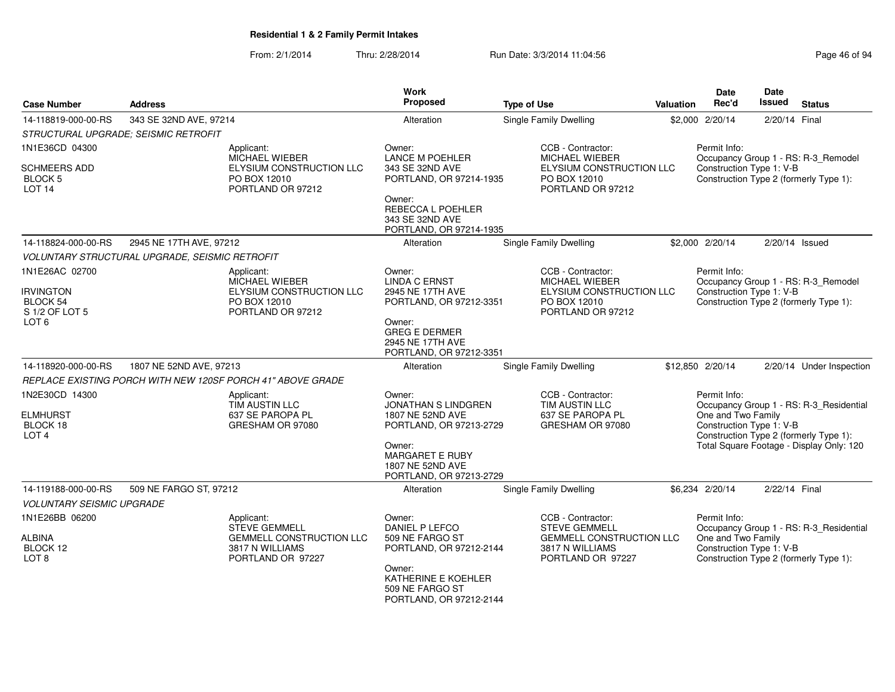## Residential 1 & 2 Family Permit Intakes

From: 2/1/2014 Thru: 2/28/2014 Run Date: 3/3/2014 11:04:56

| Case Number | Address | Work Proposed | Type of Use | Valuation | Date Rec'd | Date Issued | Status |
|---|---|---|---|---|---|---|---|
| 14-118819-000-00-RS | 343 SE 32ND AVE, 97214 | Alteration | Single Family Dwelling | $2,000 | 2/20/14 | 2/20/14 | Final |

*STRUCTURAL UPGRADE; SEISMIC RETROFIT*

1N1E36CD 04300

SCHMEERS ADD
BLOCK 5
LOT 14

Applicant:
MICHAEL WIEBER
ELYSIUM CONSTRUCTION LLC
PO BOX 12010
PORTLAND OR 97212

Owner:
LANCE M POEHLER
343 SE 32ND AVE
PORTLAND, OR 97214-1935

Owner:
REBECCA L POEHLER
343 SE 32ND AVE
PORTLAND, OR 97214-1935

CCB - Contractor:
MICHAEL WIEBER
ELYSIUM CONSTRUCTION LLC
PO BOX 12010
PORTLAND OR 97212

Permit Info:
Occupancy Group 1 - RS: R-3_Remodel
Construction Type 1: V-B
Construction Type 2 (formerly Type 1):

| Case Number | Address | Work Proposed | Type of Use | Valuation | Date Rec'd | Date Issued | Status |
|---|---|---|---|---|---|---|---|
| 14-118824-000-00-RS | 2945 NE 17TH AVE, 97212 | Alteration | Single Family Dwelling | $2,000 | 2/20/14 | 2/20/14 | Issued |

*VOLUNTARY STRUCTURAL UPGRADE, SEISMIC RETROFIT*

1N1E26AC 02700

IRVINGTON
BLOCK 54
S 1/2 OF LOT 5
LOT 6

Applicant:
MICHAEL WIEBER
ELYSIUM CONSTRUCTION LLC
PO BOX 12010
PORTLAND OR 97212

Owner:
LINDA C ERNST
2945 NE 17TH AVE
PORTLAND, OR 97212-3351

Owner:
GREG E DERMER
2945 NE 17TH AVE
PORTLAND, OR 97212-3351

CCB - Contractor:
MICHAEL WIEBER
ELYSIUM CONSTRUCTION LLC
PO BOX 12010
PORTLAND OR 97212

Permit Info:
Occupancy Group 1 - RS: R-3_Remodel
Construction Type 1: V-B
Construction Type 2 (formerly Type 1):

| Case Number | Address | Work Proposed | Type of Use | Valuation | Date Rec'd | Date Issued | Status |
|---|---|---|---|---|---|---|---|
| 14-118920-000-00-RS | 1807 NE 52ND AVE, 97213 | Alteration | Single Family Dwelling | $12,850 | 2/20/14 | 2/20/14 | Under Inspection |

*REPLACE EXISTING PORCH WITH NEW 120SF PORCH 41" ABOVE GRADE*

1N2E30CD 14300

ELMHURST
BLOCK 18
LOT 4

Applicant:
TIM AUSTIN LLC
637 SE PAROPA PL
GRESHAM OR 97080

Owner:
JONATHAN S LINDGREN
1807 NE 52ND AVE
PORTLAND, OR 97213-2729

Owner:
MARGARET E RUBY
1807 NE 52ND AVE
PORTLAND, OR 97213-2729

CCB - Contractor:
TIM AUSTIN LLC
637 SE PAROPA PL
GRESHAM OR 97080

Permit Info:
Occupancy Group 1 - RS: R-3_Residential One and Two Family
Construction Type 1: V-B
Construction Type 2 (formerly Type 1):
Total Square Footage - Display Only: 120

| Case Number | Address | Work Proposed | Type of Use | Valuation | Date Rec'd | Date Issued | Status |
|---|---|---|---|---|---|---|---|
| 14-119188-000-00-RS | 509 NE FARGO ST, 97212 | Alteration | Single Family Dwelling | $6,234 | 2/20/14 | 2/22/14 | Final |

*VOLUNTARY SEISMIC UPGRADE*

1N1E26BB 06200

ALBINA
BLOCK 12
LOT 8

Applicant:
STEVE GEMMELL
GEMMELL CONSTRUCTION LLC
3817 N WILLIAMS
PORTLAND OR 97227

Owner:
DANIEL P LEFCO
509 NE FARGO ST
PORTLAND, OR 97212-2144

Owner:
KATHERINE E KOEHLER
509 NE FARGO ST
PORTLAND, OR 97212-2144

CCB - Contractor:
STEVE GEMMELL
GEMMELL CONSTRUCTION LLC
3817 N WILLIAMS
PORTLAND OR 97227

Permit Info:
Occupancy Group 1 - RS: R-3_Residential One and Two Family
Construction Type 1: V-B
Construction Type 2 (formerly Type 1):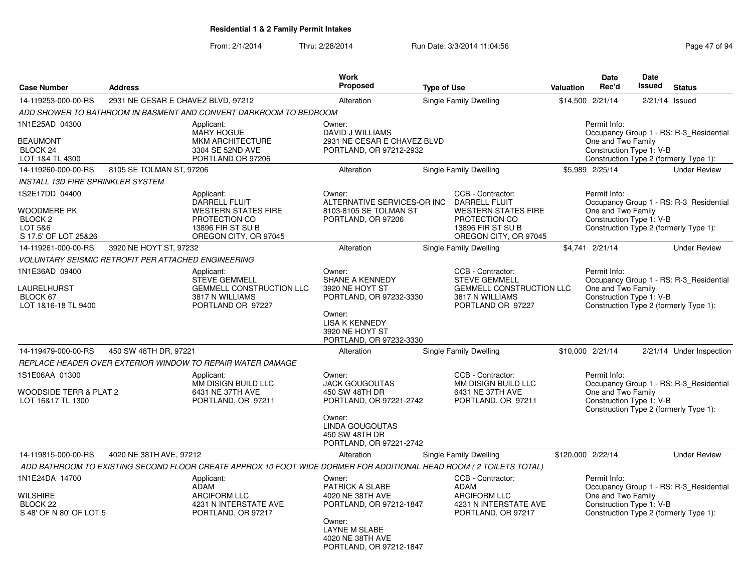# Residential 1 & 2 Family Permit Intakes

From: 2/1/2014 Thru: 2/28/2014 Run Date: 3/3/2014 11:04:56

| Case Number | Address | Work Proposed | Type of Use | Valuation | Date Rec'd | Date Issued | Status |
|---|---|---|---|---|---|---|---|
| 14-119253-000-00-RS | 2931 NE CESAR E CHAVEZ BLVD, 97212 | Alteration | Single Family Dwelling | $14,500 | 2/21/14 | 2/21/14 | Issued |

*ADD SHOWER TO BATHROOM IN BASMENT AND CONVERT DARKROOM TO BEDROOM*

1N1E25AD 04300
BEAUMONT
BLOCK 24
LOT 1&4 TL 4300

Applicant: MARY HOGUE, MKM ARCHITECTURE, 3304 SE 52ND AVE, PORTLAND OR 97206

Owner: DAVID J WILLIAMS, 2931 NE CESAR E CHAVEZ BLVD, PORTLAND, OR 97212-2932

Permit Info: Occupancy Group 1 - RS: R-3_Residential One and Two Family; Construction Type 1: V-B; Construction Type 2 (formerly Type 1):

| Case Number | Address | Work Proposed | Type of Use | Valuation | Date Rec'd | Date Issued | Status |
|---|---|---|---|---|---|---|---|
| 14-119260-000-00-RS | 8105 SE TOLMAN ST, 97206 | Alteration | Single Family Dwelling | $5,989 | 2/25/14 | | Under Review |

*INSTALL 13D FIRE SPRINKLER SYSTEM*

1S2E17DD 04400
WOODMERE PK
BLOCK 2
LOT 5&6
S 17.5' OF LOT 25&26

Applicant: DARRELL FLUIT, WESTERN STATES FIRE PROTECTION CO, 13896 FIR ST SU B, OREGON CITY, OR 97045

Owner: ALTERNATIVE SERVICES-OR INC, 8103-8105 SE TOLMAN ST, PORTLAND, OR 97206

CCB - Contractor: DARRELL FLUIT, WESTERN STATES FIRE PROTECTION CO, 13896 FIR ST SU B, OREGON CITY, OR 97045

Permit Info: Occupancy Group 1 - RS: R-3_Residential One and Two Family; Construction Type 1: V-B; Construction Type 2 (formerly Type 1):

| Case Number | Address | Work Proposed | Type of Use | Valuation | Date Rec'd | Date Issued | Status |
|---|---|---|---|---|---|---|---|
| 14-119261-000-00-RS | 3920 NE HOYT ST, 97232 | Alteration | Single Family Dwelling | $4,741 | 2/21/14 | | Under Review |

*VOLUNTARY SEISMIC RETROFIT PER ATTACHED ENGINEERING*

1N1E36AD 09400
LAURELHURST
BLOCK 67
LOT 1&16-18 TL 9400

Applicant: STEVE GEMMELL, GEMMELL CONSTRUCTION LLC, 3817 N WILLIAMS, PORTLAND OR 97227

Owner: SHANE A KENNEDY, 3920 NE HOYT ST, PORTLAND, OR 97232-3330

Owner: LISA K KENNEDY, 3920 NE HOYT ST, PORTLAND, OR 97232-3330

CCB - Contractor: STEVE GEMMELL, GEMMELL CONSTRUCTION LLC, 3817 N WILLIAMS, PORTLAND OR 97227

Permit Info: Occupancy Group 1 - RS: R-3_Residential One and Two Family; Construction Type 1: V-B; Construction Type 2 (formerly Type 1):

| Case Number | Address | Work Proposed | Type of Use | Valuation | Date Rec'd | Date Issued | Status |
|---|---|---|---|---|---|---|---|
| 14-119479-000-00-RS | 450 SW 48TH DR, 97221 | Alteration | Single Family Dwelling | $10,000 | 2/21/14 | 2/21/14 | Under Inspection |

*REPLACE HEADER OVER EXTERIOR WINDOW TO REPAIR WATER DAMAGE*

1S1E06AA 01300
WOODSIDE TERR & PLAT 2
LOT 16&17 TL 1300

Applicant: MM DISIGN BUILD LLC, 6431 NE 37TH AVE, PORTLAND, OR 97211

Owner: JACK GOUGOUTAS, 450 SW 48TH DR, PORTLAND, OR 97221-2742

Owner: LINDA GOUGOUTAS, 450 SW 48TH DR, PORTLAND, OR 97221-2742

CCB - Contractor: MM DISIGN BUILD LLC, 6431 NE 37TH AVE, PORTLAND, OR 97211

Permit Info: Occupancy Group 1 - RS: R-3_Residential One and Two Family; Construction Type 1: V-B; Construction Type 2 (formerly Type 1):

| Case Number | Address | Work Proposed | Type of Use | Valuation | Date Rec'd | Date Issued | Status |
|---|---|---|---|---|---|---|---|
| 14-119815-000-00-RS | 4020 NE 38TH AVE, 97212 | Alteration | Single Family Dwelling | $120,000 | 2/22/14 | | Under Review |

*ADD BATHROOM TO EXISTING SECOND FLOOR CREATE APPROX 10 FOOT WIDE DORMER FOR ADDITIONAL HEAD ROOM ( 2 TOILETS TOTAL)*

1N1E24DA 14700
WILSHIRE
BLOCK 22
S 48' OF N 80' OF LOT 5

Applicant: ADAM, ARCIFORM LLC, 4231 N INTERSTATE AVE, PORTLAND, OR 97217

Owner: PATRICK A SLABE, 4020 NE 38TH AVE, PORTLAND, OR 97212-1847

Owner: LAYNE M SLABE, 4020 NE 38TH AVE, PORTLAND, OR 97212-1847

CCB - Contractor: ADAM, ARCIFORM LLC, 4231 N INTERSTATE AVE, PORTLAND, OR 97217

Permit Info: Occupancy Group 1 - RS: R-3_Residential One and Two Family; Construction Type 1: V-B; Construction Type 2 (formerly Type 1):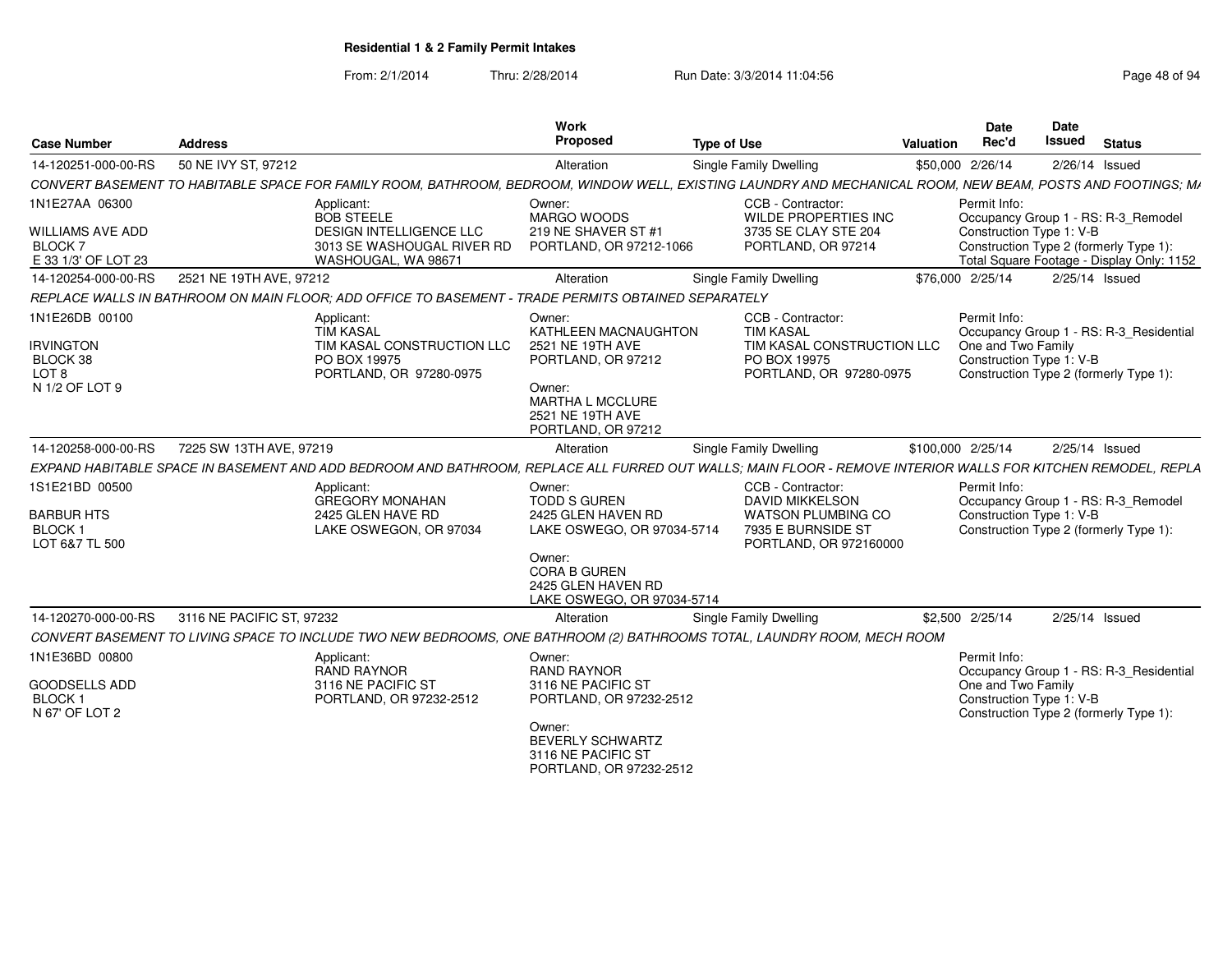# Residential 1 & 2 Family Permit Intakes

From: 2/1/2014 Thru: 2/28/2014 Run Date: 3/3/2014 11:04:56

| Case Number | Address | Work Proposed | Type of Use | Valuation | Date Rec'd | Date Issued | Status |
|---|---|---|---|---|---|---|---|
| 14-120251-000-00-RS | 50 NE IVY ST, 97212 | Alteration | Single Family Dwelling | $50,000 | 2/26/14 | 2/26/14 | Issued |

CONVERT BASEMENT TO HABITABLE SPACE FOR FAMILY ROOM, BATHROOM, BEDROOM, WINDOW WELL, EXISTING LAUNDRY AND MECHANICAL ROOM, NEW BEAM, POSTS AND FOOTINGS; MA

1N1E27AA 06300
WILLIAMS AVE ADD
BLOCK 7
E 33 1/3' OF LOT 23

Applicant:
BOB STEELE
DESIGN INTELLIGENCE LLC
3013 SE WASHOUGAL RIVER RD
WASHOUGAL, WA 98671

Owner:
MARGO WOODS
219 NE SHAVER ST #1
PORTLAND, OR 97212-1066

CCB - Contractor:
WILDE PROPERTIES INC
3735 SE CLAY STE 204
PORTLAND, OR 97214

Permit Info:
Occupancy Group 1 - RS: R-3_Remodel
Construction Type 1: V-B
Construction Type 2 (formerly Type 1):
Total Square Footage - Display Only: 1152

| Case Number | Address | Work Proposed | Type of Use | Valuation | Date Rec'd | Date Issued | Status |
|---|---|---|---|---|---|---|---|
| 14-120254-000-00-RS | 2521 NE 19TH AVE, 97212 | Alteration | Single Family Dwelling | $76,000 | 2/25/14 | 2/25/14 | Issued |

REPLACE WALLS IN BATHROOM ON MAIN FLOOR; ADD OFFICE TO BASEMENT - TRADE PERMITS OBTAINED SEPARATELY

1N1E26DB 00100
IRVINGTON
BLOCK 38
LOT 8
N 1/2 OF LOT 9

Applicant:
TIM KASAL
TIM KASAL CONSTRUCTION LLC
PO BOX 19975
PORTLAND, OR 97280-0975

Owner:
KATHLEEN MACNAUGHTON
2521 NE 19TH AVE
PORTLAND, OR 97212

Owner:
MARTHA L MCCLURE
2521 NE 19TH AVE
PORTLAND, OR 97212

CCB - Contractor:
TIM KASAL
TIM KASAL CONSTRUCTION LLC
PO BOX 19975
PORTLAND, OR 97280-0975

Permit Info:
Occupancy Group 1 - RS: R-3_Residential One and Two Family
Construction Type 1: V-B
Construction Type 2 (formerly Type 1):

| Case Number | Address | Work Proposed | Type of Use | Valuation | Date Rec'd | Date Issued | Status |
|---|---|---|---|---|---|---|---|
| 14-120258-000-00-RS | 7225 SW 13TH AVE, 97219 | Alteration | Single Family Dwelling | $100,000 | 2/25/14 | 2/25/14 | Issued |

EXPAND HABITABLE SPACE IN BASEMENT AND ADD BEDROOM AND BATHROOM, REPLACE ALL FURRED OUT WALLS; MAIN FLOOR - REMOVE INTERIOR WALLS FOR KITCHEN REMODEL, REPLA

1S1E21BD 00500
BARBUR HTS
BLOCK 1
LOT 6&7 TL 500

Applicant:
GREGORY MONAHAN
2425 GLEN HAVE RD
LAKE OSWEGON, OR 97034

Owner:
TODD S GUREN
2425 GLEN HAVEN RD
LAKE OSWEGO, OR 97034-5714

Owner:
CORA B GUREN
2425 GLEN HAVEN RD
LAKE OSWEGO, OR 97034-5714

CCB - Contractor:
DAVID MIKKELSON
WATSON PLUMBING CO
7935 E BURNSIDE ST
PORTLAND, OR 972160000

Permit Info:
Occupancy Group 1 - RS: R-3_Remodel
Construction Type 1: V-B
Construction Type 2 (formerly Type 1):

| Case Number | Address | Work Proposed | Type of Use | Valuation | Date Rec'd | Date Issued | Status |
|---|---|---|---|---|---|---|---|
| 14-120270-000-00-RS | 3116 NE PACIFIC ST, 97232 | Alteration | Single Family Dwelling | $2,500 | 2/25/14 | 2/25/14 | Issued |

CONVERT BASEMENT TO LIVING SPACE TO INCLUDE TWO NEW BEDROOMS, ONE BATHROOM (2) BATHROOMS TOTAL, LAUNDRY ROOM, MECH ROOM

1N1E36BD 00800
GOODSELLS ADD
BLOCK 1
N 67' OF LOT 2

Applicant:
RAND RAYNOR
3116 NE PACIFIC ST
PORTLAND, OR 97232-2512

Owner:
RAND RAYNOR
3116 NE PACIFIC ST
PORTLAND, OR 97232-2512

Owner:
BEVERLY SCHWARTZ
3116 NE PACIFIC ST
PORTLAND, OR 97232-2512

Permit Info:
Occupancy Group 1 - RS: R-3_Residential One and Two Family
Construction Type 1: V-B
Construction Type 2 (formerly Type 1):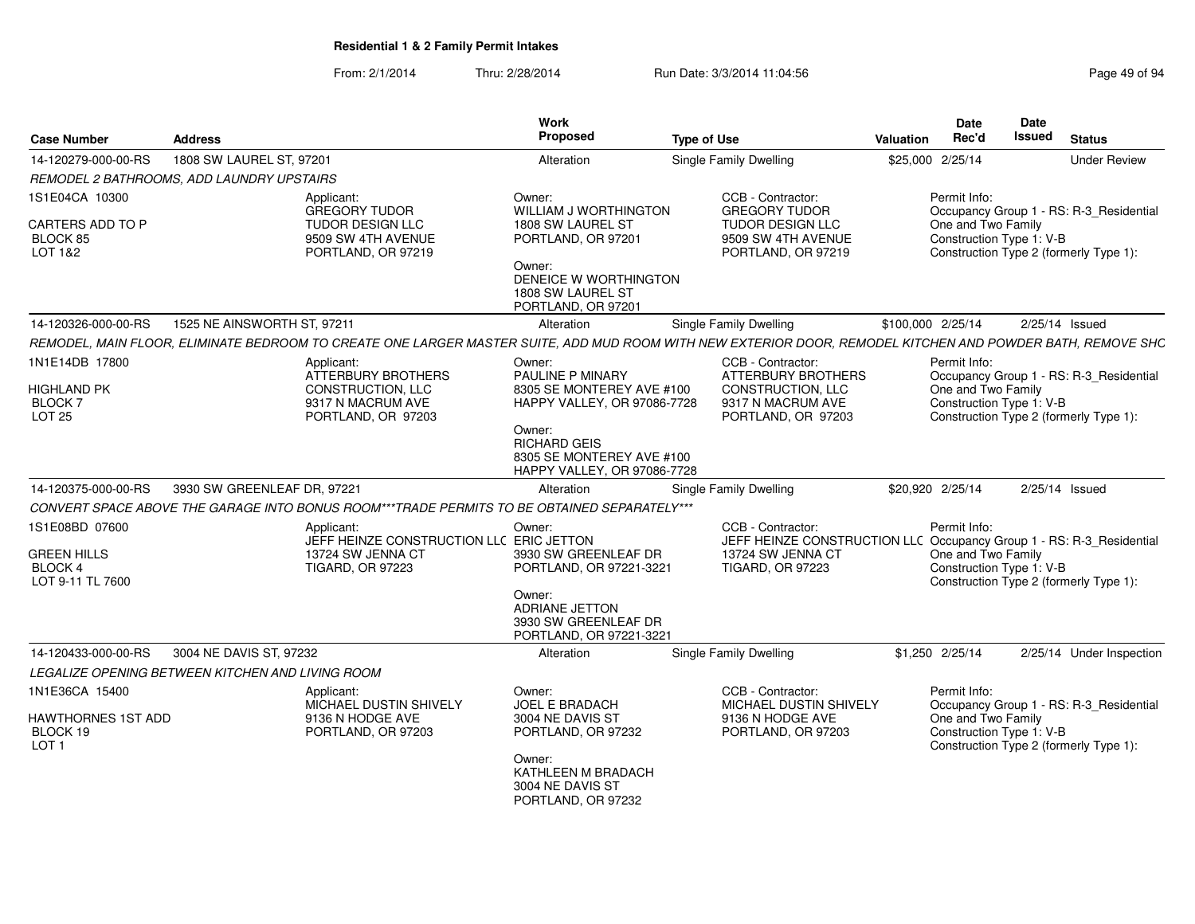## Residential 1 & 2 Family Permit Intakes

From: 2/1/2014 Thru: 2/28/2014 Run Date: 3/3/2014 11:04:56

| Case Number | Address | Work Proposed | Type of Use | Valuation | Date Rec'd | Date Issued | Status |
|---|---|---|---|---|---|---|---|
| 14-120279-000-00-RS | 1808 SW LAUREL ST, 97201 | Alteration | Single Family Dwelling | $25,000 | 2/25/14 | | Under Review |
| 14-120326-000-00-RS | 1525 NE AINSWORTH ST, 97211 | Alteration | Single Family Dwelling | $100,000 | 2/25/14 | 2/25/14 | Issued |
| 14-120375-000-00-RS | 3930 SW GREENLEAF DR, 97221 | Alteration | Single Family Dwelling | $20,920 | 2/25/14 | 2/25/14 | Issued |
| 14-120433-000-00-RS | 3004 NE DAVIS ST, 97232 | Alteration | Single Family Dwelling | $1,250 | 2/25/14 | 2/25/14 | Under Inspection |

### 14-120279-000-00-RS — 1808 SW LAUREL ST, 97201

*REMODEL 2 BATHROOMS, ADD LAUNDRY UPSTAIRS*

1S1E04CA 10300
CARTERS ADD TO P
BLOCK 85
LOT 1&2

Applicant:
GREGORY TUDOR
TUDOR DESIGN LLC
9509 SW 4TH AVENUE
PORTLAND, OR 97219

Owner:
WILLIAM J WORTHINGTON
1808 SW LAUREL ST
PORTLAND, OR 97201

Owner:
DENEICE W WORTHINGTON
1808 SW LAUREL ST
PORTLAND, OR 97201

CCB - Contractor:
GREGORY TUDOR
TUDOR DESIGN LLC
9509 SW 4TH AVENUE
PORTLAND, OR 97219

Permit Info:
Occupancy Group 1 - RS: R-3_Residential One and Two Family
Construction Type 1: V-B
Construction Type 2 (formerly Type 1):

### 14-120326-000-00-RS — 1525 NE AINSWORTH ST, 97211

*REMODEL, MAIN FLOOR, ELIMINATE BEDROOM TO CREATE ONE LARGER MASTER SUITE, ADD MUD ROOM WITH NEW EXTERIOR DOOR, REMODEL KITCHEN AND POWDER BATH, REMOVE SHC*

1N1E14DB 17800
HIGHLAND PK
BLOCK 7
LOT 25

Applicant:
ATTERBURY BROTHERS
CONSTRUCTION, LLC
9317 N MACRUM AVE
PORTLAND, OR 97203

Owner:
PAULINE P MINARY
8305 SE MONTEREY AVE #100
HAPPY VALLEY, OR 97086-7728

Owner:
RICHARD GEIS
8305 SE MONTEREY AVE #100
HAPPY VALLEY, OR 97086-7728

CCB - Contractor:
ATTERBURY BROTHERS
CONSTRUCTION, LLC
9317 N MACRUM AVE
PORTLAND, OR 97203

Permit Info:
Occupancy Group 1 - RS: R-3_Residential One and Two Family
Construction Type 1: V-B
Construction Type 2 (formerly Type 1):

### 14-120375-000-00-RS — 3930 SW GREENLEAF DR, 97221

*CONVERT SPACE ABOVE THE GARAGE INTO BONUS ROOM***TRADE PERMITS TO BE OBTAINED SEPARATELY****

1S1E08BD 07600
GREEN HILLS
BLOCK 4
LOT 9-11 TL 7600

Applicant:
JEFF HEINZE CONSTRUCTION LLC
13724 SW JENNA CT
TIGARD, OR 97223

Owner:
ERIC JETTON
3930 SW GREENLEAF DR
PORTLAND, OR 97221-3221

Owner:
ADRIANE JETTON
3930 SW GREENLEAF DR
PORTLAND, OR 97221-3221

CCB - Contractor:
JEFF HEINZE CONSTRUCTION LLC
13724 SW JENNA CT
TIGARD, OR 97223

Permit Info:
Occupancy Group 1 - RS: R-3_Residential One and Two Family
Construction Type 1: V-B
Construction Type 2 (formerly Type 1):

### 14-120433-000-00-RS — 3004 NE DAVIS ST, 97232

*LEGALIZE OPENING BETWEEN KITCHEN AND LIVING ROOM*

1N1E36CA 15400
HAWTHORNES 1ST ADD
BLOCK 19
LOT 1

Applicant:
MICHAEL DUSTIN SHIVELY
9136 N HODGE AVE
PORTLAND, OR 97203

Owner:
JOEL E BRADACH
3004 NE DAVIS ST
PORTLAND, OR 97232

Owner:
KATHLEEN M BRADACH
3004 NE DAVIS ST
PORTLAND, OR 97232

CCB - Contractor:
MICHAEL DUSTIN SHIVELY
9136 N HODGE AVE
PORTLAND, OR 97203

Permit Info:
Occupancy Group 1 - RS: R-3_Residential One and Two Family
Construction Type 1: V-B
Construction Type 2 (formerly Type 1):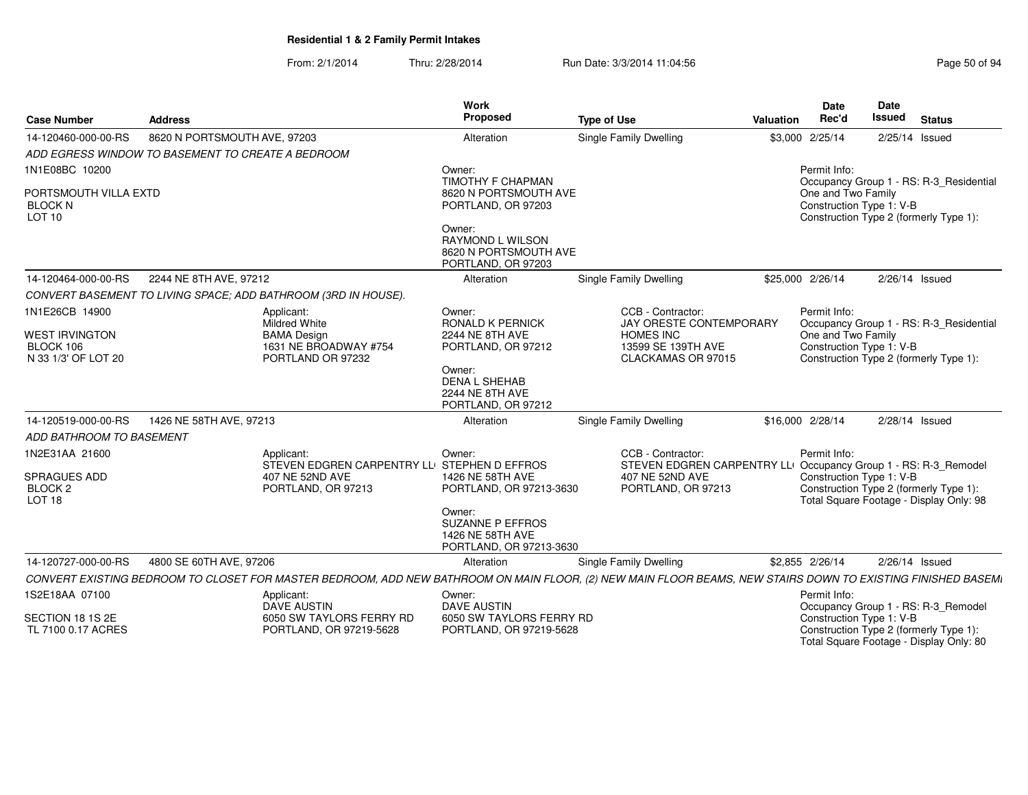# Residential 1 & 2 Family Permit Intakes

From: 2/1/2014 Thru: 2/28/2014 Run Date: 3/3/2014 11:04:56

| Case Number | Address | Work Proposed | Type of Use | Valuation | Date Rec'd | Date Issued | Status |
|---|---|---|---|---|---|---|---|
| 14-120460-000-00-RS | 8620 N PORTSMOUTH AVE, 97203 | Alteration | Single Family Dwelling | $3,000 | 2/25/14 | 2/25/14 | Issued |

*ADD EGRESS WINDOW TO BASEMENT TO CREATE A BEDROOM*

1N1E08BC 10200

PORTSMOUTH VILLA EXTD
BLOCK N
LOT 10

Owner:
TIMOTHY F CHAPMAN
8620 N PORTSMOUTH AVE
PORTLAND, OR 97203

Owner:
RAYMOND L WILSON
8620 N PORTSMOUTH AVE
PORTLAND, OR 97203

Permit Info:
Occupancy Group 1 - RS: R-3_Residential One and Two Family
Construction Type 1: V-B
Construction Type 2 (formerly Type 1):

---

| Case Number | Address | Work Proposed | Type of Use | Valuation | Date Rec'd | Date Issued | Status |
|---|---|---|---|---|---|---|---|
| 14-120464-000-00-RS | 2244 NE 8TH AVE, 97212 | Alteration | Single Family Dwelling | $25,000 | 2/26/14 | 2/26/14 | Issued |

*CONVERT BASEMENT TO LIVING SPACE; ADD BATHROOM (3RD IN HOUSE).*

1N1E26CB 14900

WEST IRVINGTON
BLOCK 106
N 33 1/3' OF LOT 20

Applicant:
Mildred White
BAMA Design
1631 NE BROADWAY #754
PORTLAND OR 97232

Owner:
RONALD K PERNICK
2244 NE 8TH AVE
PORTLAND, OR 97212

Owner:
DENA L SHEHAB
2244 NE 8TH AVE
PORTLAND, OR 97212

CCB - Contractor:
JAY ORESTE CONTEMPORARY HOMES INC
13599 SE 139TH AVE
CLACKAMAS OR 97015

Permit Info:
Occupancy Group 1 - RS: R-3_Residential One and Two Family
Construction Type 1: V-B
Construction Type 2 (formerly Type 1):

---

| Case Number | Address | Work Proposed | Type of Use | Valuation | Date Rec'd | Date Issued | Status |
|---|---|---|---|---|---|---|---|
| 14-120519-000-00-RS | 1426 NE 58TH AVE, 97213 | Alteration | Single Family Dwelling | $16,000 | 2/28/14 | 2/28/14 | Issued |

*ADD BATHROOM TO BASEMENT*

1N2E31AA 21600

SPRAGUES ADD
BLOCK 2
LOT 18

Applicant:
STEVEN EDGREN CARPENTRY LLC
407 NE 52ND AVE
PORTLAND, OR 97213

Owner:
STEPHEN D EFFROS
1426 NE 58TH AVE
PORTLAND, OR 97213-3630

Owner:
SUZANNE P EFFROS
1426 NE 58TH AVE
PORTLAND, OR 97213-3630

CCB - Contractor:
STEVEN EDGREN CARPENTRY LLC
407 NE 52ND AVE
PORTLAND, OR 97213

Permit Info:
Occupancy Group 1 - RS: R-3_Remodel
Construction Type 1: V-B
Construction Type 2 (formerly Type 1):
Total Square Footage - Display Only: 98

---

| Case Number | Address | Work Proposed | Type of Use | Valuation | Date Rec'd | Date Issued | Status |
|---|---|---|---|---|---|---|---|
| 14-120727-000-00-RS | 4800 SE 60TH AVE, 97206 | Alteration | Single Family Dwelling | $2,855 | 2/26/14 | 2/26/14 | Issued |

*CONVERT EXISTING BEDROOM TO CLOSET FOR MASTER BEDROOM, ADD NEW BATHROOM ON MAIN FLOOR, (2) NEW MAIN FLOOR BEAMS, NEW STAIRS DOWN TO EXISTING FINISHED BASEMI*

1S2E18AA 07100

SECTION 18 1S 2E
TL 7100 0.17 ACRES

Applicant:
DAVE AUSTIN
6050 SW TAYLORS FERRY RD
PORTLAND, OR 97219-5628

Owner:
DAVE AUSTIN
6050 SW TAYLORS FERRY RD
PORTLAND, OR 97219-5628

Permit Info:
Occupancy Group 1 - RS: R-3_Remodel
Construction Type 1: V-B
Construction Type 2 (formerly Type 1):
Total Square Footage - Display Only: 80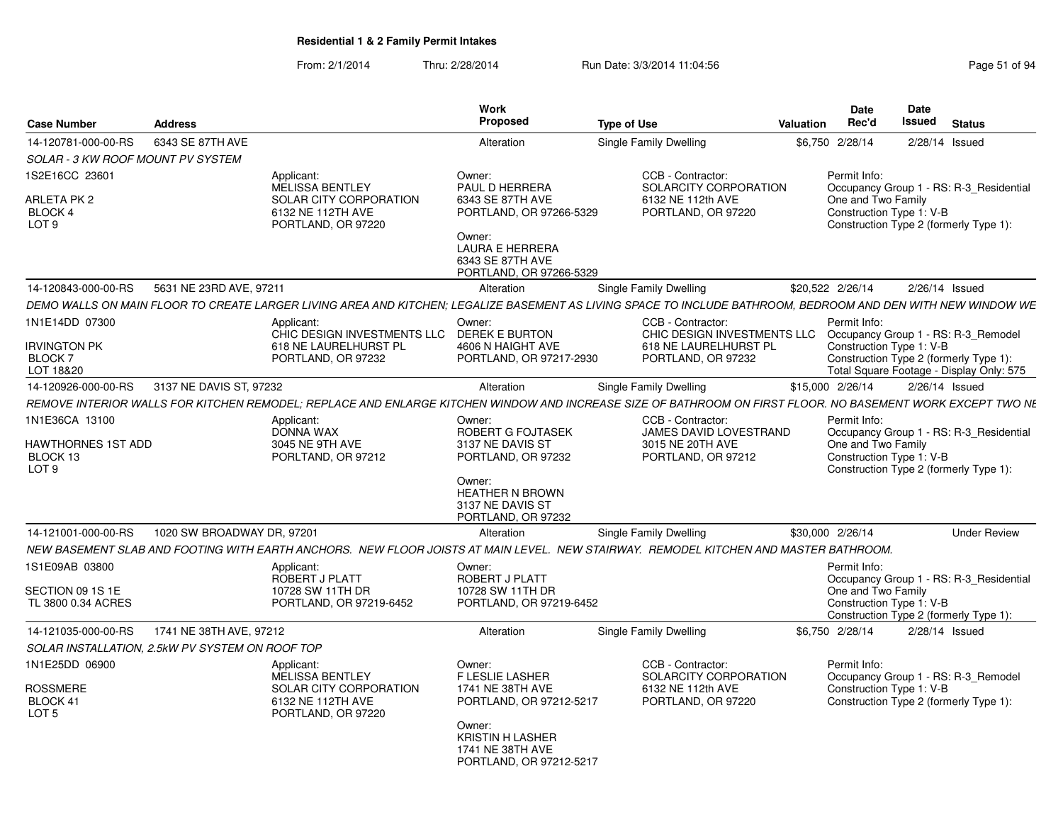## Residential 1 & 2 Family Permit Intakes

From: 2/1/2014 Thru: 2/28/2014 Run Date: 3/3/2014 11:04:56

| Case Number | Address | Work Proposed | Type of Use | Valuation | Date Rec'd | Date Issued | Status |
|---|---|---|---|---|---|---|---|
| 14-120781-000-00-RS | 6343 SE 87TH AVE | Alteration | Single Family Dwelling | $6,750 | 2/28/14 | 2/28/14 | Issued |

SOLAR - 3 KW ROOF MOUNT PV SYSTEM

1S2E16CC 23601
ARLETA PK 2
BLOCK 4
LOT 9

Applicant:
MELISSA BENTLEY
SOLAR CITY CORPORATION
6132 NE 112TH AVE
PORTLAND, OR 97220

Owner:
PAUL D HERRERA
6343 SE 87TH AVE
PORTLAND, OR 97266-5329

Owner:
LAURA E HERRERA
6343 SE 87TH AVE
PORTLAND, OR 97266-5329

CCB - Contractor:
SOLARCITY CORPORATION
6132 NE 112th AVE
PORTLAND, OR 97220

Permit Info:
Occupancy Group 1 - RS: R-3_Residential One and Two Family
Construction Type 1: V-B
Construction Type 2 (formerly Type 1):

| Case Number | Address | Work Proposed | Type of Use | Valuation | Date Rec'd | Date Issued | Status |
|---|---|---|---|---|---|---|---|
| 14-120843-000-00-RS | 5631 NE 23RD AVE, 97211 | Alteration | Single Family Dwelling | $20,522 | 2/26/14 | 2/26/14 | Issued |

DEMO WALLS ON MAIN FLOOR TO CREATE LARGER LIVING AREA AND KITCHEN; LEGALIZE BASEMENT AS LIVING SPACE TO INCLUDE BATHROOM, BEDROOM AND DEN WITH NEW WINDOW WE

1N1E14DD 07300
IRVINGTON PK
BLOCK 7
LOT 18&20

Applicant:
CHIC DESIGN INVESTMENTS LLC
618 NE LAURELHURST PL
PORTLAND, OR 97232

Owner:
DEREK E BURTON
4606 N HAIGHT AVE
PORTLAND, OR 97217-2930

CCB - Contractor:
CHIC DESIGN INVESTMENTS LLC
618 NE LAURELHURST PL
PORTLAND, OR 97232

Permit Info:
Occupancy Group 1 - RS: R-3_Remodel
Construction Type 1: V-B
Construction Type 2 (formerly Type 1):
Total Square Footage - Display Only: 575

| Case Number | Address | Work Proposed | Type of Use | Valuation | Date Rec'd | Date Issued | Status |
|---|---|---|---|---|---|---|---|
| 14-120926-000-00-RS | 3137 NE DAVIS ST, 97232 | Alteration | Single Family Dwelling | $15,000 | 2/26/14 | 2/26/14 | Issued |

REMOVE INTERIOR WALLS FOR KITCHEN REMODEL; REPLACE AND ENLARGE KITCHEN WINDOW AND INCREASE SIZE OF BATHROOM ON FIRST FLOOR. NO BASEMENT WORK EXCEPT TWO NE

1N1E36CA 13100
HAWTHORNES 1ST ADD
BLOCK 13
LOT 9

Applicant:
DONNA WAX
3045 NE 9TH AVE
PORLTAND, OR 97212

Owner:
ROBERT G FOJTASEK
3137 NE DAVIS ST
PORTLAND, OR 97232

Owner:
HEATHER N BROWN
3137 NE DAVIS ST
PORTLAND, OR 97232

CCB - Contractor:
JAMES DAVID LOVESTRAND
3015 NE 20TH AVE
PORTLAND, OR 97212

Permit Info:
Occupancy Group 1 - RS: R-3_Residential One and Two Family
Construction Type 1: V-B
Construction Type 2 (formerly Type 1):

| Case Number | Address | Work Proposed | Type of Use | Valuation | Date Rec'd | Date Issued | Status |
|---|---|---|---|---|---|---|---|
| 14-121001-000-00-RS | 1020 SW BROADWAY DR, 97201 | Alteration | Single Family Dwelling | $30,000 | 2/26/14 | | Under Review |

NEW BASEMENT SLAB AND FOOTING WITH EARTH ANCHORS. NEW FLOOR JOISTS AT MAIN LEVEL. NEW STAIRWAY. REMODEL KITCHEN AND MASTER BATHROOM.

1S1E09AB 03800
SECTION 09 1S 1E
TL 3800 0.34 ACRES

Applicant:
ROBERT J PLATT
10728 SW 11TH DR
PORTLAND, OR 97219-6452

Owner:
ROBERT J PLATT
10728 SW 11TH DR
PORTLAND, OR 97219-6452

Permit Info:
Occupancy Group 1 - RS: R-3_Residential One and Two Family
Construction Type 1: V-B
Construction Type 2 (formerly Type 1):

| Case Number | Address | Work Proposed | Type of Use | Valuation | Date Rec'd | Date Issued | Status |
|---|---|---|---|---|---|---|---|
| 14-121035-000-00-RS | 1741 NE 38TH AVE, 97212 | Alteration | Single Family Dwelling | $6,750 | 2/28/14 | 2/28/14 | Issued |

SOLAR INSTALLATION, 2.5kW PV SYSTEM ON ROOF TOP

1N1E25DD 06900
ROSSMERE
BLOCK 41
LOT 5

Applicant:
MELISSA BENTLEY
SOLAR CITY CORPORATION
6132 NE 112TH AVE
PORTLAND, OR 97220

Owner:
F LESLIE LASHER
1741 NE 38TH AVE
PORTLAND, OR 97212-5217

Owner:
KRISTIN H LASHER
1741 NE 38TH AVE
PORTLAND, OR 97212-5217

CCB - Contractor:
SOLARCITY CORPORATION
6132 NE 112th AVE
PORTLAND, OR 97220

Permit Info:
Occupancy Group 1 - RS: R-3_Remodel
Construction Type 1: V-B
Construction Type 2 (formerly Type 1):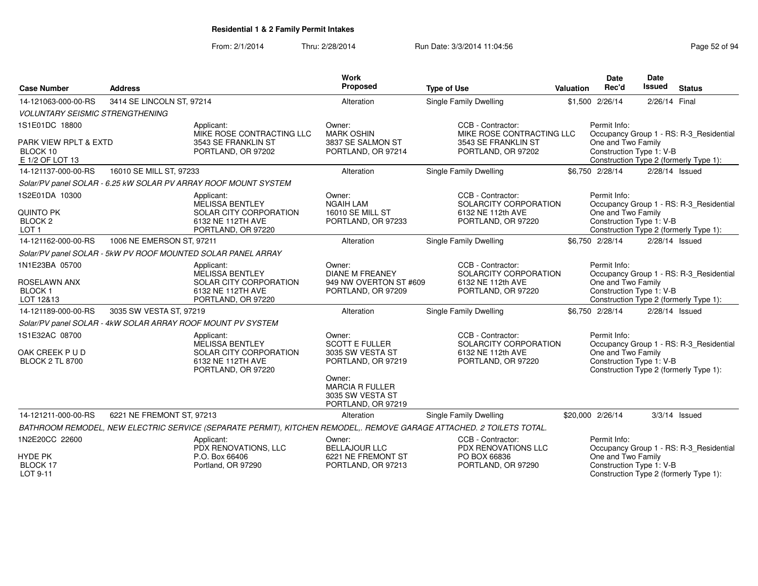# Residential 1 & 2 Family Permit Intakes

From: 2/1/2014 Thru: 2/28/2014 Run Date: 3/3/2014 11:04:56

| Case Number | Address | Work Proposed | Type of Use | Valuation | Date Rec'd | Date Issued | Status |
|---|---|---|---|---|---|---|---|
| 14-121063-000-00-RS | 3414 SE LINCOLN ST, 97214 | Alteration | Single Family Dwelling | $1,500 | 2/26/14 | 2/26/14 | Final |

*VOLUNTARY SEISMIC STRENGTHENING*

1S1E01DC 18800
PARK VIEW RPLT & EXTD
BLOCK 10
E 1/2 OF LOT 13

Applicant:
MIKE ROSE CONTRACTING LLC
3543 SE FRANKLIN ST
PORTLAND, OR 97202

Owner:
MARK OSHIN
3837 SE SALMON ST
PORTLAND, OR 97214

CCB - Contractor:
MIKE ROSE CONTRACTING LLC
3543 SE FRANKLIN ST
PORTLAND, OR 97202

Permit Info:
Occupancy Group 1 - RS: R-3_Residential One and Two Family
Construction Type 1: V-B
Construction Type 2 (formerly Type 1):

| Case Number | Address | Work Proposed | Type of Use | Valuation | Date Rec'd | Date Issued | Status |
|---|---|---|---|---|---|---|---|
| 14-121137-000-00-RS | 16010 SE MILL ST, 97233 | Alteration | Single Family Dwelling | $6,750 | 2/28/14 | 2/28/14 | Issued |

*Solar/PV panel SOLAR - 6.25 kW SOLAR PV ARRAY ROOF MOUNT SYSTEM*

1S2E01DA 10300
QUINTO PK
BLOCK 2
LOT 1

Applicant:
MELISSA BENTLEY
SOLAR CITY CORPORATION
6132 NE 112TH AVE
PORTLAND, OR 97220

Owner:
NGAIH LAM
16010 SE MILL ST
PORTLAND, OR 97233

CCB - Contractor:
SOLARCITY CORPORATION
6132 NE 112th AVE
PORTLAND, OR 97220

Permit Info:
Occupancy Group 1 - RS: R-3_Residential One and Two Family
Construction Type 1: V-B
Construction Type 2 (formerly Type 1):

| Case Number | Address | Work Proposed | Type of Use | Valuation | Date Rec'd | Date Issued | Status |
|---|---|---|---|---|---|---|---|
| 14-121162-000-00-RS | 1006 NE EMERSON ST, 97211 | Alteration | Single Family Dwelling | $6,750 | 2/28/14 | 2/28/14 | Issued |

*Solar/PV panel SOLAR - 5kW PV ROOF MOUNTED SOLAR PANEL ARRAY*

1N1E23BA 05700
ROSELAWN ANX
BLOCK 1
LOT 12&13

Applicant:
MELISSA BENTLEY
SOLAR CITY CORPORATION
6132 NE 112TH AVE
PORTLAND, OR 97220

Owner:
DIANE M FREANEY
949 NW OVERTON ST #609
PORTLAND, OR 97209

CCB - Contractor:
SOLARCITY CORPORATION
6132 NE 112th AVE
PORTLAND, OR 97220

Permit Info:
Occupancy Group 1 - RS: R-3_Residential One and Two Family
Construction Type 1: V-B
Construction Type 2 (formerly Type 1):

| Case Number | Address | Work Proposed | Type of Use | Valuation | Date Rec'd | Date Issued | Status |
|---|---|---|---|---|---|---|---|
| 14-121189-000-00-RS | 3035 SW VESTA ST, 97219 | Alteration | Single Family Dwelling | $6,750 | 2/28/14 | 2/28/14 | Issued |

*Solar/PV panel SOLAR - 4kW SOLAR ARRAY ROOF MOUNT PV SYSTEM*

1S1E32AC 08700
OAK CREEK P U D
BLOCK 2 TL 8700

Applicant:
MELISSA BENTLEY
SOLAR CITY CORPORATION
6132 NE 112TH AVE
PORTLAND, OR 97220

Owner:
SCOTT E FULLER
3035 SW VESTA ST
PORTLAND, OR 97219

Owner:
MARCIA R FULLER
3035 SW VESTA ST
PORTLAND, OR 97219

CCB - Contractor:
SOLARCITY CORPORATION
6132 NE 112th AVE
PORTLAND, OR 97220

Permit Info:
Occupancy Group 1 - RS: R-3_Residential One and Two Family
Construction Type 1: V-B
Construction Type 2 (formerly Type 1):

| Case Number | Address | Work Proposed | Type of Use | Valuation | Date Rec'd | Date Issued | Status |
|---|---|---|---|---|---|---|---|
| 14-121211-000-00-RS | 6221 NE FREMONT ST, 97213 | Alteration | Single Family Dwelling | $20,000 | 2/26/14 | 3/3/14 | Issued |

*BATHROOM REMODEL, NEW ELECTRIC SERVICE (SEPARATE PERMIT), KITCHEN REMODEL,. REMOVE GARAGE ATTACHED. 2 TOILETS TOTAL.*

1N2E20CC 22600
HYDE PK
BLOCK 17
LOT 9-11

Applicant:
PDX RENOVATIONS, LLC
P.O. Box 66406
Portland, OR 97290

Owner:
BELLAJOUR LLC
6221 NE FREMONT ST
PORTLAND, OR 97213

CCB - Contractor:
PDX RENOVATIONS LLC
PO BOX 66836
PORTLAND, OR 97290

Permit Info:
Occupancy Group 1 - RS: R-3_Residential One and Two Family
Construction Type 1: V-B
Construction Type 2 (formerly Type 1):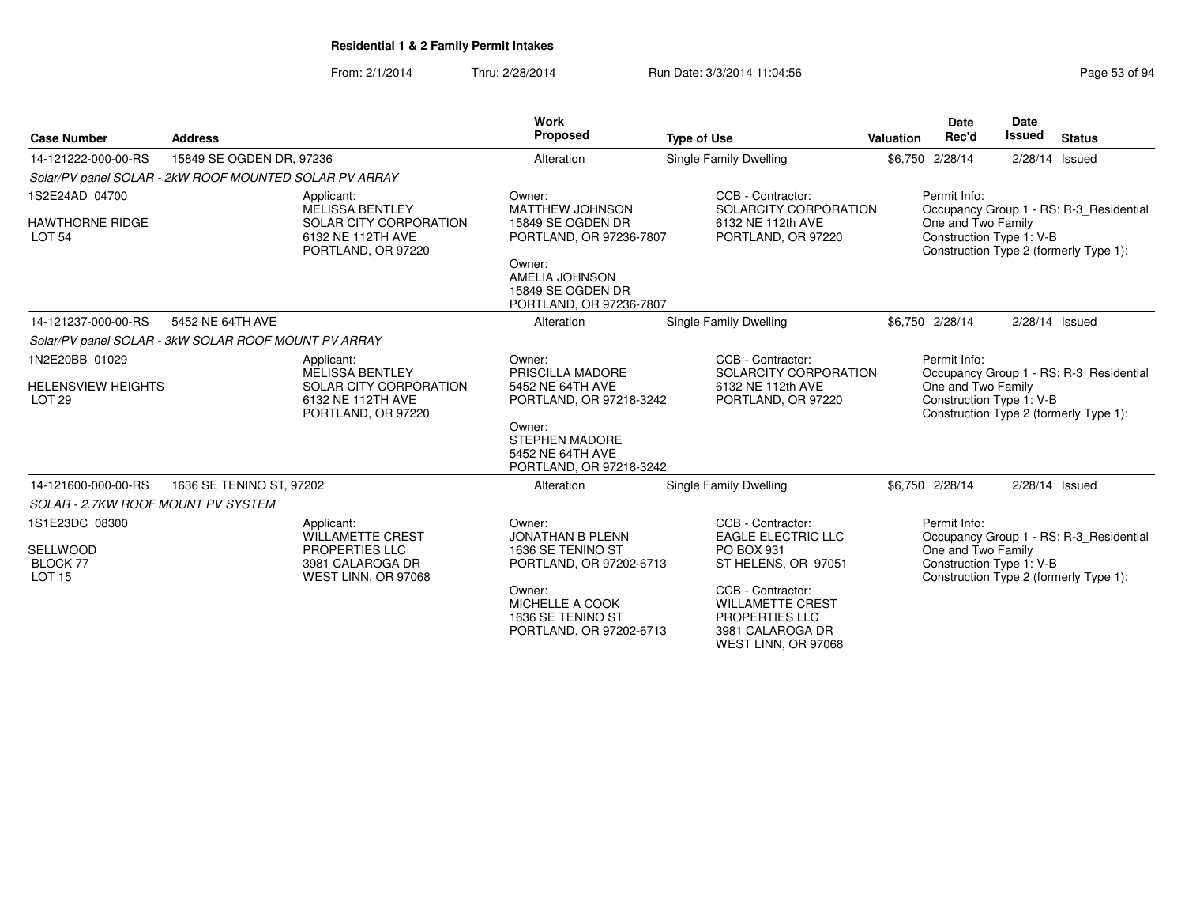**Residential 1 & 2 Family Permit Intakes**

From: 2/1/2014 Thru: 2/28/2014 Run Date: 3/3/2014 11:04:56

| Case Number | Address | Work Proposed | Type of Use | Valuation | Date Rec'd | Date Issued | Status |
|---|---|---|---|---|---|---|---|
| 14-121222-000-00-RS | 15849 SE OGDEN DR, 97236 | Alteration | Single Family Dwelling | $6,750 | 2/28/14 | 2/28/14 | Issued |

*Solar/PV panel SOLAR - 2kW ROOF MOUNTED SOLAR PV ARRAY*

1S2E24AD 04700
HAWTHORNE RIDGE
LOT 54

Applicant:
MELISSA BENTLEY
SOLAR CITY CORPORATION
6132 NE 112TH AVE
PORTLAND, OR 97220

Owner:
MATTHEW JOHNSON
15849 SE OGDEN DR
PORTLAND, OR 97236-7807

Owner:
AMELIA JOHNSON
15849 SE OGDEN DR
PORTLAND, OR 97236-7807

CCB - Contractor:
SOLARCITY CORPORATION
6132 NE 112th AVE
PORTLAND, OR 97220

Permit Info:
Occupancy Group 1 - RS: R-3_Residential One and Two Family
Construction Type 1: V-B
Construction Type 2 (formerly Type 1):

| Case Number | Address | Work Proposed | Type of Use | Valuation | Date Rec'd | Date Issued | Status |
|---|---|---|---|---|---|---|---|
| 14-121237-000-00-RS | 5452 NE 64TH AVE | Alteration | Single Family Dwelling | $6,750 | 2/28/14 | 2/28/14 | Issued |

*Solar/PV panel SOLAR - 3kW SOLAR ROOF MOUNT PV ARRAY*

1N2E20BB 01029
HELENSVIEW HEIGHTS
LOT 29

Applicant:
MELISSA BENTLEY
SOLAR CITY CORPORATION
6132 NE 112TH AVE
PORTLAND, OR 97220

Owner:
PRISCILLA MADORE
5452 NE 64TH AVE
PORTLAND, OR 97218-3242

Owner:
STEPHEN MADORE
5452 NE 64TH AVE
PORTLAND, OR 97218-3242

CCB - Contractor:
SOLARCITY CORPORATION
6132 NE 112th AVE
PORTLAND, OR 97220

Permit Info:
Occupancy Group 1 - RS: R-3_Residential One and Two Family
Construction Type 1: V-B
Construction Type 2 (formerly Type 1):

| Case Number | Address | Work Proposed | Type of Use | Valuation | Date Rec'd | Date Issued | Status |
|---|---|---|---|---|---|---|---|
| 14-121600-000-00-RS | 1636 SE TENINO ST, 97202 | Alteration | Single Family Dwelling | $6,750 | 2/28/14 | 2/28/14 | Issued |

*SOLAR - 2.7KW ROOF MOUNT PV SYSTEM*

1S1E23DC 08300
SELLWOOD
BLOCK 77
LOT 15

Applicant:
WILLAMETTE CREST PROPERTIES LLC
3981 CALAROGA DR
WEST LINN, OR 97068

Owner:
JONATHAN B PLENN
1636 SE TENINO ST
PORTLAND, OR 97202-6713

Owner:
MICHELLE A COOK
1636 SE TENINO ST
PORTLAND, OR 97202-6713

CCB - Contractor:
EAGLE ELECTRIC LLC
PO BOX 931
ST HELENS, OR 97051

CCB - Contractor:
WILLAMETTE CREST PROPERTIES LLC
3981 CALAROGA DR
WEST LINN, OR 97068

Permit Info:
Occupancy Group 1 - RS: R-3_Residential One and Two Family
Construction Type 1: V-B
Construction Type 2 (formerly Type 1):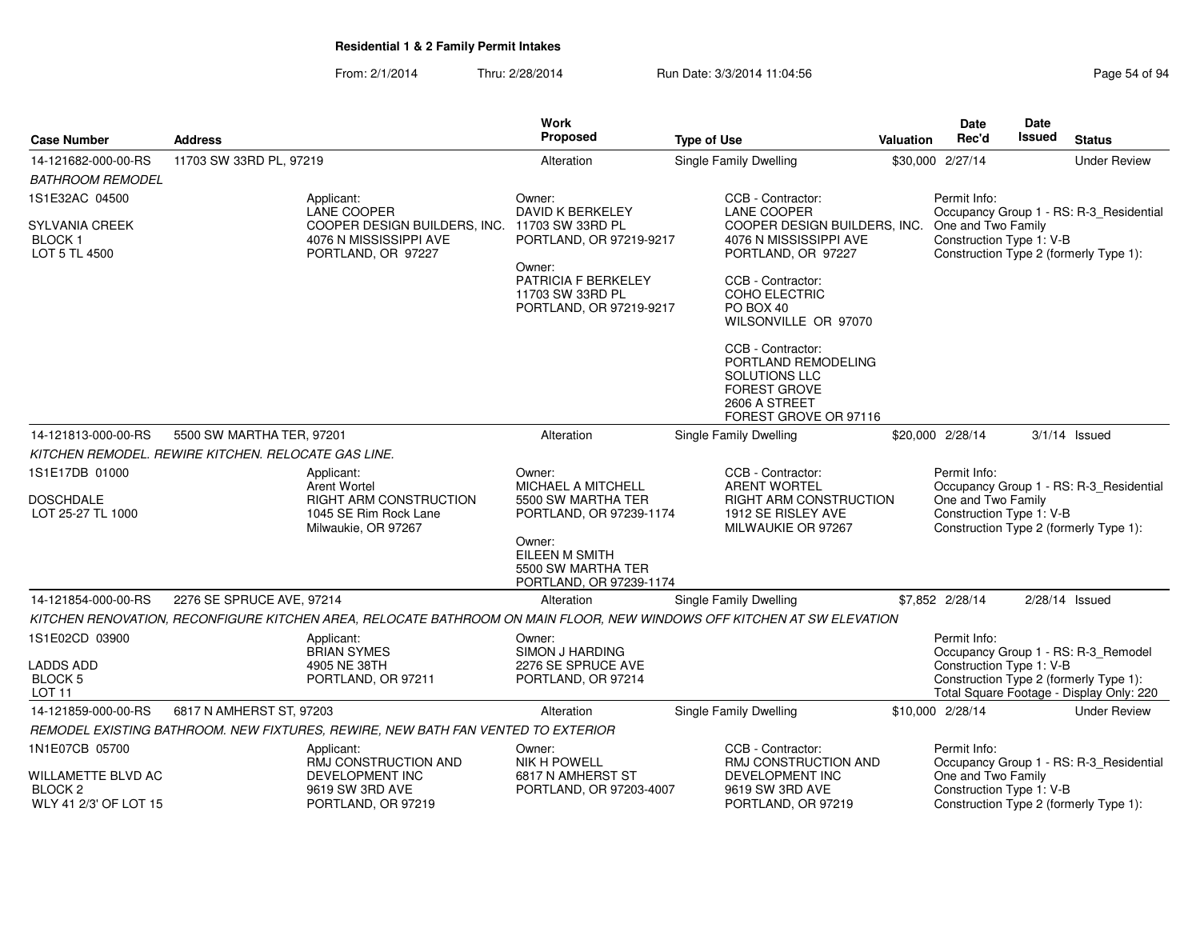## Residential 1 & 2 Family Permit Intakes

From: 2/1/2014 Thru: 2/28/2014 Run Date: 3/3/2014 11:04:56

| Case Number | Address | Work Proposed | Type of Use | Valuation | Date Rec'd | Date Issued | Status |
|---|---|---|---|---|---|---|---|
| 14-121682-000-00-RS | 11703 SW 33RD PL, 97219 | Alteration | Single Family Dwelling | $30,000 | 2/27/14 | | Under Review |

*BATHROOM REMODEL*

1S1E32AC 04500
SYLVANIA CREEK
BLOCK 1
LOT 5 TL 4500

Applicant:
LANE COOPER
COOPER DESIGN BUILDERS, INC.
4076 N MISSISSIPPI AVE
PORTLAND, OR 97227

Owner:
DAVID K BERKELEY
11703 SW 33RD PL
PORTLAND, OR 97219-9217

Owner:
PATRICIA F BERKELEY
11703 SW 33RD PL
PORTLAND, OR 97219-9217

CCB - Contractor:
LANE COOPER
COOPER DESIGN BUILDERS, INC.
4076 N MISSISSIPPI AVE
PORTLAND, OR 97227

CCB - Contractor:
COHO ELECTRIC
PO BOX 40
WILSONVILLE OR 97070

CCB - Contractor:
PORTLAND REMODELING SOLUTIONS LLC
FOREST GROVE
2606 A STREET
FOREST GROVE OR 97116

Permit Info:
Occupancy Group 1 - RS: R-3_Residential One and Two Family
Construction Type 1: V-B
Construction Type 2 (formerly Type 1):

| Case Number | Address | Work Proposed | Type of Use | Valuation | Date Rec'd | Date Issued | Status |
|---|---|---|---|---|---|---|---|
| 14-121813-000-00-RS | 5500 SW MARTHA TER, 97201 | Alteration | Single Family Dwelling | $20,000 | 2/28/14 | 3/1/14 | Issued |

*KITCHEN REMODEL. REWIRE KITCHEN. RELOCATE GAS LINE.*

1S1E17DB 01000
DOSCHDALE
LOT 25-27 TL 1000

Applicant:
Arent Wortel
RIGHT ARM CONSTRUCTION
1045 SE Rim Rock Lane
Milwaukie, OR 97267

Owner:
MICHAEL A MITCHELL
5500 SW MARTHA TER
PORTLAND, OR 97239-1174

Owner:
EILEEN M SMITH
5500 SW MARTHA TER
PORTLAND, OR 97239-1174

CCB - Contractor:
ARENT WORTEL
RIGHT ARM CONSTRUCTION
1912 SE RISLEY AVE
MILWAUKIE OR 97267

Permit Info:
Occupancy Group 1 - RS: R-3_Residential One and Two Family
Construction Type 1: V-B
Construction Type 2 (formerly Type 1):

| Case Number | Address | Work Proposed | Type of Use | Valuation | Date Rec'd | Date Issued | Status |
|---|---|---|---|---|---|---|---|
| 14-121854-000-00-RS | 2276 SE SPRUCE AVE, 97214 | Alteration | Single Family Dwelling | $7,852 | 2/28/14 | 2/28/14 | Issued |

*KITCHEN RENOVATION, RECONFIGURE KITCHEN AREA, RELOCATE BATHROOM ON MAIN FLOOR, NEW WINDOWS OFF KITCHEN AT SW ELEVATION*

1S1E02CD 03900
LADDS ADD
BLOCK 5
LOT 11

Applicant:
BRIAN SYMES
4905 NE 38TH
PORTLAND, OR 97211

Owner:
SIMON J HARDING
2276 SE SPRUCE AVE
PORTLAND, OR 97214

Permit Info:
Occupancy Group 1 - RS: R-3_Remodel
Construction Type 1: V-B
Construction Type 2 (formerly Type 1):
Total Square Footage - Display Only: 220

| Case Number | Address | Work Proposed | Type of Use | Valuation | Date Rec'd | Date Issued | Status |
|---|---|---|---|---|---|---|---|
| 14-121859-000-00-RS | 6817 N AMHERST ST, 97203 | Alteration | Single Family Dwelling | $10,000 | 2/28/14 | | Under Review |

*REMODEL EXISTING BATHROOM. NEW FIXTURES, REWIRE, NEW BATH FAN VENTED TO EXTERIOR*

1N1E07CB 05700
WILLAMETTE BLVD AC
BLOCK 2
WLY 41 2/3' OF LOT 15

Applicant:
RMJ CONSTRUCTION AND DEVELOPMENT INC
9619 SW 3RD AVE
PORTLAND, OR 97219

Owner:
NIK H POWELL
6817 N AMHERST ST
PORTLAND, OR 97203-4007

CCB - Contractor:
RMJ CONSTRUCTION AND DEVELOPMENT INC
9619 SW 3RD AVE
PORTLAND, OR 97219

Permit Info:
Occupancy Group 1 - RS: R-3_Residential One and Two Family
Construction Type 1: V-B
Construction Type 2 (formerly Type 1):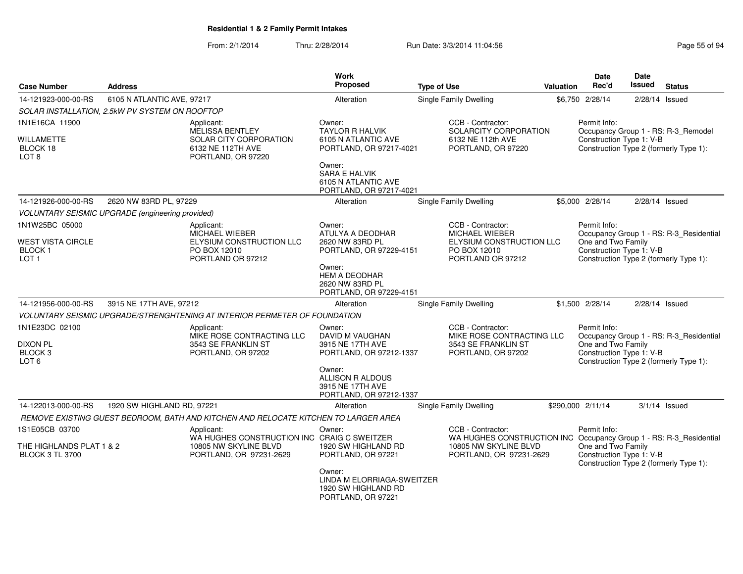**Residential 1 & 2 Family Permit Intakes**

From: 2/1/2014 Thru: 2/28/2014 Run Date: 3/3/2014 11:04:56

| Case Number | Address | Work Proposed | Type of Use | Valuation | Date Rec'd | Date Issued | Status |
|---|---|---|---|---|---|---|---|
| 14-121923-000-00-RS | 6105 N ATLANTIC AVE, 97217 | Alteration | Single Family Dwelling | $6,750 | 2/28/14 | 2/28/14 | Issued |

*SOLAR INSTALLATION, 2.5kW PV SYSTEM ON ROOFTOP*

1N1E16CA 11900
WILLAMETTE
BLOCK 18
LOT 8

Applicant:
MELISSA BENTLEY
SOLAR CITY CORPORATION
6132 NE 112TH AVE
PORTLAND, OR 97220

Owner:
TAYLOR R HALVIK
6105 N ATLANTIC AVE
PORTLAND, OR 97217-4021

Owner:
SARA E HALVIK
6105 N ATLANTIC AVE
PORTLAND, OR 97217-4021

CCB - Contractor:
SOLARCITY CORPORATION
6132 NE 112th AVE
PORTLAND, OR 97220

Permit Info:
Occupancy Group 1 - RS: R-3_Remodel
Construction Type 1: V-B
Construction Type 2 (formerly Type 1):

| Case Number | Address | Work Proposed | Type of Use | Valuation | Date Rec'd | Date Issued | Status |
|---|---|---|---|---|---|---|---|
| 14-121926-000-00-RS | 2620 NW 83RD PL, 97229 | Alteration | Single Family Dwelling | $5,000 | 2/28/14 | 2/28/14 | Issued |

*VOLUNTARY SEISMIC UPGRADE (engineering provided)*

1N1W25BC 05000
WEST VISTA CIRCLE
BLOCK 1
LOT 1

Applicant:
MICHAEL WIEBER
ELYSIUM CONSTRUCTION LLC
PO BOX 12010
PORTLAND OR 97212

Owner:
ATULYA A DEODHAR
2620 NW 83RD PL
PORTLAND, OR 97229-4151

Owner:
HEM A DEODHAR
2620 NW 83RD PL
PORTLAND, OR 97229-4151

CCB - Contractor:
MICHAEL WIEBER
ELYSIUM CONSTRUCTION LLC
PO BOX 12010
PORTLAND OR 97212

Permit Info:
Occupancy Group 1 - RS: R-3_Residential One and Two Family
Construction Type 1: V-B
Construction Type 2 (formerly Type 1):

| Case Number | Address | Work Proposed | Type of Use | Valuation | Date Rec'd | Date Issued | Status |
|---|---|---|---|---|---|---|---|
| 14-121956-000-00-RS | 3915 NE 17TH AVE, 97212 | Alteration | Single Family Dwelling | $1,500 | 2/28/14 | 2/28/14 | Issued |

*VOLUNTARY SEISMIC UPGRADE/STRENGHTENING AT INTERIOR PERMETER OF FOUNDATION*

1N1E23DC 02100
DIXON PL
BLOCK 3
LOT 6

Applicant:
MIKE ROSE CONTRACTING LLC
3543 SE FRANKLIN ST
PORTLAND, OR 97202

Owner:
DAVID M VAUGHAN
3915 NE 17TH AVE
PORTLAND, OR 97212-1337

Owner:
ALLISON R ALDOUS
3915 NE 17TH AVE
PORTLAND, OR 97212-1337

CCB - Contractor:
MIKE ROSE CONTRACTING LLC
3543 SE FRANKLIN ST
PORTLAND, OR 97202

Permit Info:
Occupancy Group 1 - RS: R-3_Residential One and Two Family
Construction Type 1: V-B
Construction Type 2 (formerly Type 1):

| Case Number | Address | Work Proposed | Type of Use | Valuation | Date Rec'd | Date Issued | Status |
|---|---|---|---|---|---|---|---|
| 14-122013-000-00-RS | 1920 SW HIGHLAND RD, 97221 | Alteration | Single Family Dwelling | $290,000 | 2/11/14 | 3/1/14 | Issued |

*REMOVE EXISTING GUEST BEDROOM, BATH AND KITCHEN AND RELOCATE KITCHEN TO LARGER AREA*

1S1E05CB 03700
THE HIGHLANDS PLAT 1 & 2
BLOCK 3 TL 3700

Applicant:
WA HUGHES CONSTRUCTION INC
10805 NW SKYLINE BLVD
PORTLAND, OR 97231-2629

Owner:
CRAIG C SWEITZER
1920 SW HIGHLAND RD
PORTLAND, OR 97221

Owner:
LINDA M ELORRIAGA-SWEITZER
1920 SW HIGHLAND RD
PORTLAND, OR 97221

CCB - Contractor:
WA HUGHES CONSTRUCTION INC
10805 NW SKYLINE BLVD
PORTLAND, OR 97231-2629

Permit Info:
Occupancy Group 1 - RS: R-3_Residential One and Two Family
Construction Type 1: V-B
Construction Type 2 (formerly Type 1):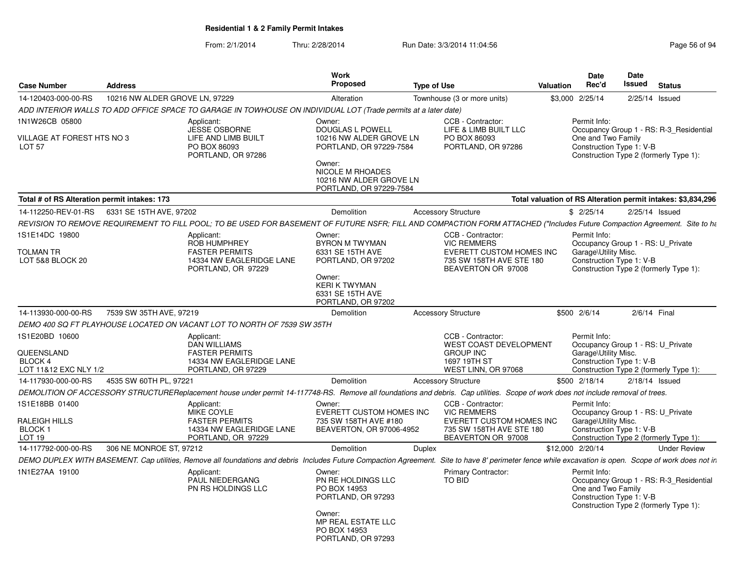**Residential 1 & 2 Family Permit Intakes**

From: 2/1/2014 Thru: 2/28/2014 Run Date: 3/3/2014 11:04:56

| Case Number | Address | Work Proposed | Type of Use | Valuation | Date Rec'd | Date Issued | Status |
|---|---|---|---|---|---|---|---|
| 14-120403-000-00-RS | 10216 NW ALDER GROVE LN, 97229 | Alteration | Townhouse (3 or more units) | $3,000 | 2/25/14 | 2/25/14 | Issued |

*ADD INTERIOR WALLS TO ADD OFFICE SPACE TO GARAGE IN TOWHOUSE ON INDIVIDUAL LOT (Trade permits at a later date)*

1N1W26CB 05800
VILLAGE AT FOREST HTS NO 3
LOT 57

Applicant: JESSE OSBORNE, LIFE AND LIMB BUILT, PO BOX 86093, PORTLAND, OR 97286

Owner: DOUGLAS L POWELL, 10216 NW ALDER GROVE LN, PORTLAND, OR 97229-7584

Owner: NICOLE M RHOADES, 10216 NW ALDER GROVE LN, PORTLAND, OR 97229-7584

CCB - Contractor: LIFE & LIMB BUILT LLC, PO BOX 86093, PORTLAND, OR 97286

Permit Info: Occupancy Group 1 - RS: R-3_Residential One and Two Family; Construction Type 1: V-B; Construction Type 2 (formerly Type 1):

**Total # of RS Alteration permit intakes: 173** — **Total valuation of RS Alteration permit intakes: $3,834,296**

| Case Number | Address | Work Proposed | Type of Use | Valuation | Date Rec'd | Date Issued | Status |
|---|---|---|---|---|---|---|---|
| 14-112250-REV-01-RS | 6331 SE 15TH AVE, 97202 | Demolition | Accessory Structure | $ | 2/25/14 | 2/25/14 | Issued |

*REVISION TO REMOVE REQUIREMENT TO FILL POOL; TO BE USED FOR BASEMENT OF FUTURE NSFR; FILL AND COMPACTION FORM ATTACHED ("Includes Future Compaction Agreement. Site to ha*

1S1E14DC 19800
TOLMAN TR
LOT 5&8 BLOCK 20

Applicant: ROB HUMPHREY, FASTER PERMITS, 14334 NW EAGLERIDGE LANE, PORTLAND, OR 97229

Owner: BYRON M TWYMAN, 6331 SE 15TH AVE, PORTLAND, OR 97202

Owner: KERI K TWYMAN, 6331 SE 15TH AVE, PORTLAND, OR 97202

CCB - Contractor: VIC REMMERS, EVERETT CUSTOM HOMES INC, 735 SW 158TH AVE STE 180, BEAVERTON OR 97008

Permit Info: Occupancy Group 1 - RS: U_Private Garage\Utility Misc.; Construction Type 1: V-B; Construction Type 2 (formerly Type 1):

| Case Number | Address | Work Proposed | Type of Use | Valuation | Date Rec'd | Date Issued | Status |
|---|---|---|---|---|---|---|---|
| 14-113930-000-00-RS | 7539 SW 35TH AVE, 97219 | Demolition | Accessory Structure | $500 | 2/6/14 | 2/6/14 | Final |

*DEMO 400 SQ FT PLAYHOUSE LOCATED ON VACANT LOT TO NORTH OF 7539 SW 35TH*

1S1E20BD 10600
QUEENSLAND
BLOCK 4
LOT 11&12 EXC NLY 1/2

Applicant: DAN WILLIAMS, FASTER PERMITS, 14334 NW EAGLERIDGE LANE, PORTLAND, OR 97229

CCB - Contractor: WEST COAST DEVELOPMENT GROUP INC, 1697 19TH ST, WEST LINN, OR 97068

Permit Info: Occupancy Group 1 - RS: U_Private Garage\Utility Misc.; Construction Type 1: V-B; Construction Type 2 (formerly Type 1):

| Case Number | Address | Work Proposed | Type of Use | Valuation | Date Rec'd | Date Issued | Status |
|---|---|---|---|---|---|---|---|
| 14-117930-000-00-RS | 4535 SW 60TH PL, 97221 | Demolition | Accessory Structure | $500 | 2/18/14 | 2/18/14 | Issued |

*DEMOLITION OF ACCESSORY STRUCTUREReplacement house under permit 14-117748-RS. Remove all foundations and debris. Cap utilities. Scope of work does not include removal of trees.*

1S1E18BB 01400
RALEIGH HILLS
BLOCK 1
LOT 19

Applicant: MIKE COYLE, FASTER PERMITS, 14334 NW EAGLERIDGE LANE, PORTLAND, OR 97229

Owner: EVERETT CUSTOM HOMES INC, 735 SW 158TH AVE #180, BEAVERTON, OR 97006-4952

CCB - Contractor: VIC REMMERS, EVERETT CUSTOM HOMES INC, 735 SW 158TH AVE STE 180, BEAVERTON OR 97008

Permit Info: Occupancy Group 1 - RS: U_Private Garage\Utility Misc.; Construction Type 1: V-B; Construction Type 2 (formerly Type 1):

| Case Number | Address | Work Proposed | Type of Use | Valuation | Date Rec'd | Date Issued | Status |
|---|---|---|---|---|---|---|---|
| 14-117792-000-00-RS | 306 NE MONROE ST, 97212 | Demolition | Duplex | $12,000 | 2/20/14 | | Under Review |

*DEMO DUPLEX WITH BASEMENT. Cap utilities, Remove all foundations and debris Includes Future Compaction Agreement. Site to have 8' perimeter fence while excavation is open. Scope of work does not in*

1N1E27AA 19100

Applicant: PAUL NIEDERGANG, PN RS HOLDINGS LLC

Owner: PN RE HOLDINGS LLC, PO BOX 14953, PORTLAND, OR 97293

Owner: MP REAL ESTATE LLC, PO BOX 14953, PORTLAND, OR 97293

Primary Contractor: TO BID

Permit Info: Occupancy Group 1 - RS: R-3_Residential One and Two Family; Construction Type 1: V-B; Construction Type 2 (formerly Type 1):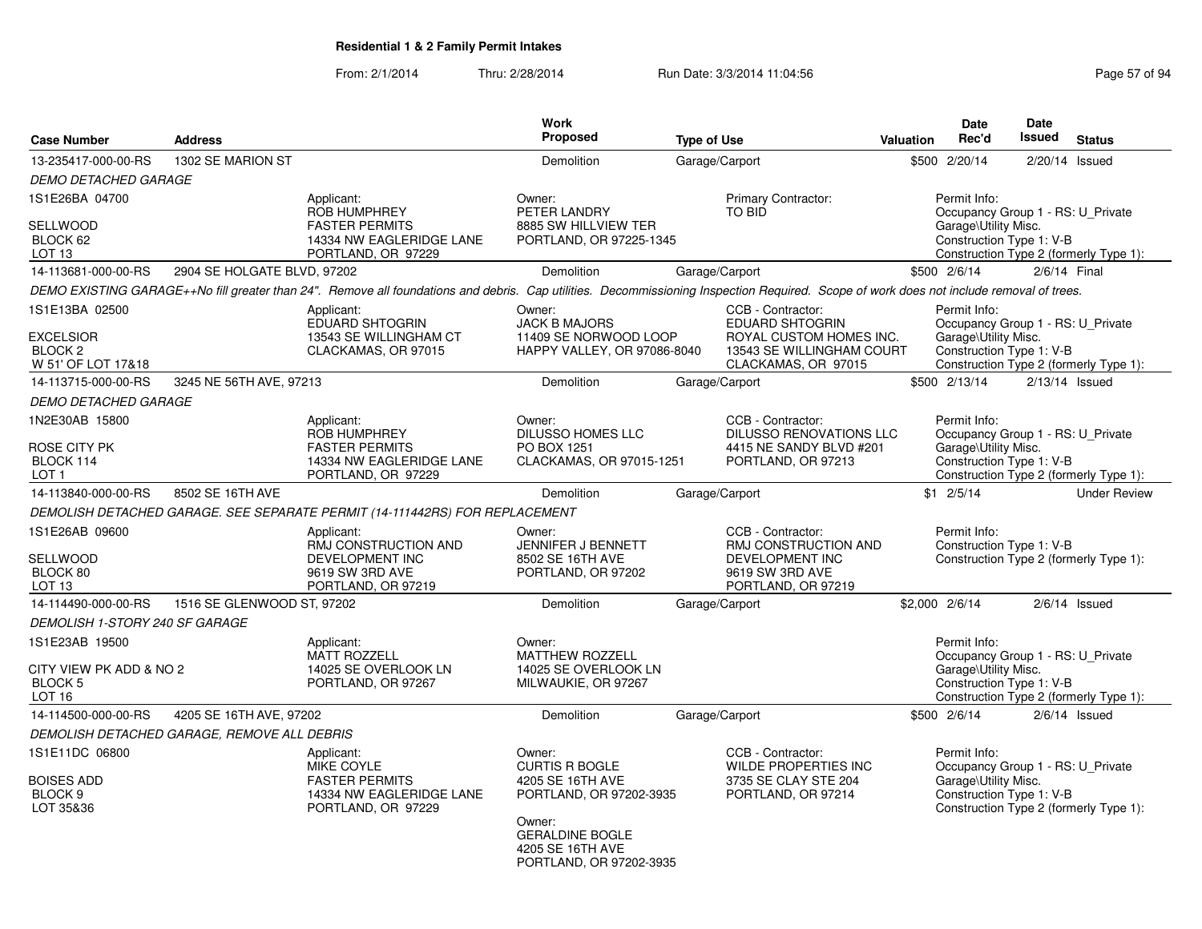**Residential 1 & 2 Family Permit Intakes**

From: 2/1/2014 Thru: 2/28/2014 Run Date: 3/3/2014 11:04:56

| Case Number | Address | | Work Proposed | Type of Use | | Valuation | Date Rec'd | Date Issued | Status |
|---|---|---|---|---|---|---|---|---|---|
| 13-235417-000-00-RS | 1302 SE MARION ST | | Demolition | Garage/Carport | | $500 | 2/20/14 | 2/20/14 | Issued |
| *DEMO DETACHED GARAGE* | | | | | | | | | |
| 1S1E26BA 04700<br><br>SELLWOOD<br>BLOCK 62<br>LOT 13 | | Applicant:<br>ROB HUMPHREY<br>FASTER PERMITS<br>14334 NW EAGLERIDGE LANE<br>PORTLAND, OR 97229 | Owner:<br>PETER LANDRY<br>8885 SW HILLVIEW TER<br>PORTLAND, OR 97225-1345 | | Primary Contractor:<br>TO BID | | Permit Info:<br>Occupancy Group 1 - RS: U_Private Garage\Utility Misc.<br>Construction Type 1: V-B<br>Construction Type 2 (formerly Type 1): | | |
| 14-113681-000-00-RS | 2904 SE HOLGATE BLVD, 97202 | | Demolition | Garage/Carport | | $500 | 2/6/14 | 2/6/14 | Final |
| *DEMO EXISTING GARAGE++No fill greater than 24". Remove all foundations and debris. Cap utilities. Decommissioning Inspection Required. Scope of work does not include removal of trees.* | | | | | | | | | |
| 1S1E13BA 02500<br><br>EXCELSIOR<br>BLOCK 2<br>W 51' OF LOT 17&18 | | Applicant:<br>EDUARD SHTOGRIN<br>13543 SE WILLINGHAM CT<br>CLACKAMAS, OR 97015 | Owner:<br>JACK B MAJORS<br>11409 SE NORWOOD LOOP<br>HAPPY VALLEY, OR 97086-8040 | | CCB - Contractor:<br>EDUARD SHTOGRIN<br>ROYAL CUSTOM HOMES INC.<br>13543 SE WILLINGHAM COURT<br>CLACKAMAS, OR 97015 | | Permit Info:<br>Occupancy Group 1 - RS: U_Private Garage\Utility Misc.<br>Construction Type 1: V-B<br>Construction Type 2 (formerly Type 1): | | |
| 14-113715-000-00-RS | 3245 NE 56TH AVE, 97213 | | Demolition | Garage/Carport | | $500 | 2/13/14 | 2/13/14 | Issued |
| *DEMO DETACHED GARAGE* | | | | | | | | | |
| 1N2E30AB 15800<br><br>ROSE CITY PK<br>BLOCK 114<br>LOT 1 | | Applicant:<br>ROB HUMPHREY<br>FASTER PERMITS<br>14334 NW EAGLERIDGE LANE<br>PORTLAND, OR 97229 | Owner:<br>DILUSSO HOMES LLC<br>PO BOX 1251<br>CLACKAMAS, OR 97015-1251 | | CCB - Contractor:<br>DILUSSO RENOVATIONS LLC<br>4415 NE SANDY BLVD #201<br>PORTLAND, OR 97213 | | Permit Info:<br>Occupancy Group 1 - RS: U_Private Garage\Utility Misc.<br>Construction Type 1: V-B<br>Construction Type 2 (formerly Type 1): | | |
| 14-113840-000-00-RS | 8502 SE 16TH AVE | | Demolition | Garage/Carport | | $1 | 2/5/14 | | Under Review |
| *DEMOLISH DETACHED GARAGE. SEE SEPARATE PERMIT (14-111442RS) FOR REPLACEMENT* | | | | | | | | | |
| 1S1E26AB 09600<br><br>SELLWOOD<br>BLOCK 80<br>LOT 13 | | Applicant:<br>RMJ CONSTRUCTION AND DEVELOPMENT INC<br>9619 SW 3RD AVE<br>PORTLAND, OR 97219 | Owner:<br>JENNIFER J BENNETT<br>8502 SE 16TH AVE<br>PORTLAND, OR 97202 | | CCB - Contractor:<br>RMJ CONSTRUCTION AND DEVELOPMENT INC<br>9619 SW 3RD AVE<br>PORTLAND, OR 97219 | | Permit Info:<br>Construction Type 1: V-B<br>Construction Type 2 (formerly Type 1): | | |
| 14-114490-000-00-RS | 1516 SE GLENWOOD ST, 97202 | | Demolition | Garage/Carport | | $2,000 | 2/6/14 | 2/6/14 | Issued |
| *DEMOLISH 1-STORY 240 SF GARAGE* | | | | | | | | | |
| 1S1E23AB 19500<br><br>CITY VIEW PK ADD & NO 2<br>BLOCK 5<br>LOT 16 | | Applicant:<br>MATT ROZZELL<br>14025 SE OVERLOOK LN<br>PORTLAND, OR 97267 | Owner:<br>MATTHEW ROZZELL<br>14025 SE OVERLOOK LN<br>MILWAUKIE, OR 97267 | | | | Permit Info:<br>Occupancy Group 1 - RS: U_Private Garage\Utility Misc.<br>Construction Type 1: V-B<br>Construction Type 2 (formerly Type 1): | | |
| 14-114500-000-00-RS | 4205 SE 16TH AVE, 97202 | | Demolition | Garage/Carport | | $500 | 2/6/14 | 2/6/14 | Issued |
| *DEMOLISH DETACHED GARAGE, REMOVE ALL DEBRIS* | | | | | | | | | |
| 1S1E11DC 06800<br><br>BOISES ADD<br>BLOCK 9<br>LOT 35&36 | | Applicant:<br>MIKE COYLE<br>FASTER PERMITS<br>14334 NW EAGLERIDGE LANE<br>PORTLAND, OR 97229 | Owner:<br>CURTIS R BOGLE<br>4205 SE 16TH AVE<br>PORTLAND, OR 97202-3935<br><br>Owner:<br>GERALDINE BOGLE<br>4205 SE 16TH AVE<br>PORTLAND, OR 97202-3935 | | CCB - Contractor:<br>WILDE PROPERTIES INC<br>3735 SE CLAY STE 204<br>PORTLAND, OR 97214 | | Permit Info:<br>Occupancy Group 1 - RS: U_Private Garage\Utility Misc.<br>Construction Type 1: V-B<br>Construction Type 2 (formerly Type 1): | | |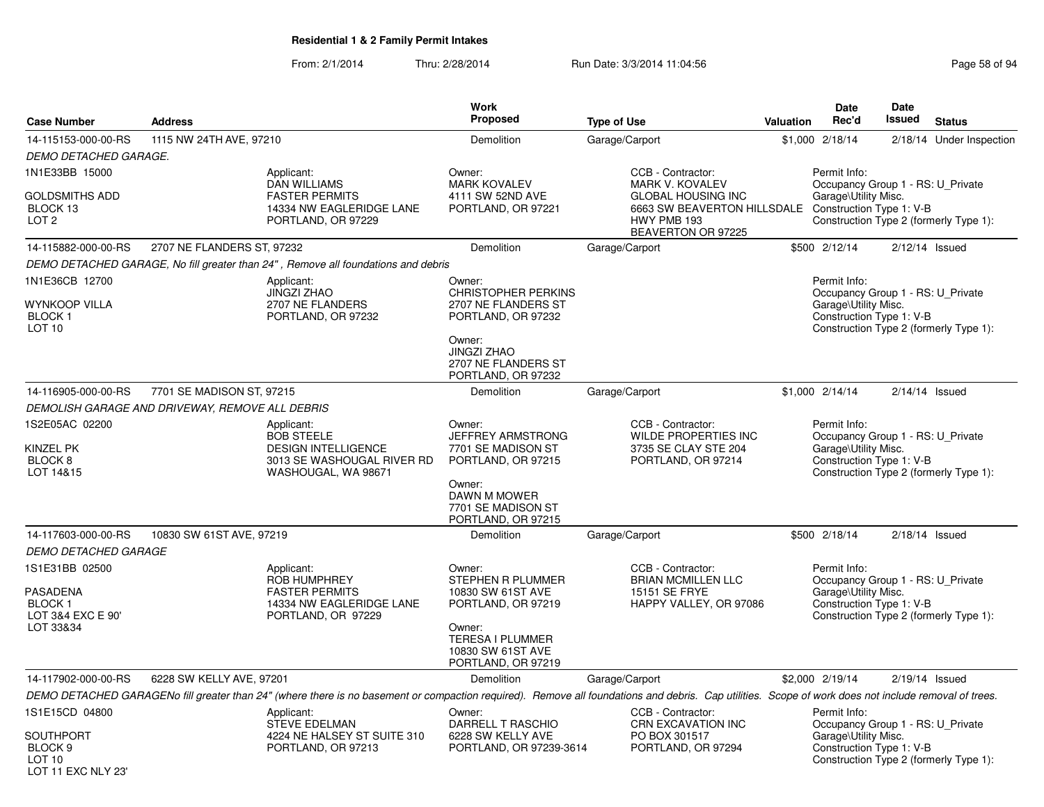**Residential 1 & 2 Family Permit Intakes**

From: 2/1/2014 Thru: 2/28/2014 Run Date: 3/3/2014 11:04:56

| Case Number | Address | Work Proposed | Type of Use | Valuation | Date Rec'd | Date Issued | Status |
|---|---|---|---|---|---|---|---|
| 14-115153-000-00-RS | 1115 NW 24TH AVE, 97210 | Demolition | Garage/Carport | $1,000 | 2/18/14 | 2/18/14 | Under Inspection |

*DEMO DETACHED GARAGE.*

1N1E33BB 15000
GOLDSMITHS ADD
BLOCK 13
LOT 2

Applicant: DAN WILLIAMS, FASTER PERMITS, 14334 NW EAGLERIDGE LANE, PORTLAND, OR 97229

Owner: MARK KOVALEV, 4111 SW 52ND AVE, PORTLAND, OR 97221

CCB - Contractor: MARK V. KOVALEV, GLOBAL HOUSING INC, 6663 SW BEAVERTON HILLSDALE HWY PMB 193, BEAVERTON OR 97225

Permit Info: Occupancy Group 1 - RS: U_Private Garage\Utility Misc. Construction Type 1: V-B Construction Type 2 (formerly Type 1):

| Case Number | Address | Work Proposed | Type of Use | Valuation | Date Rec'd | Date Issued | Status |
|---|---|---|---|---|---|---|---|
| 14-115882-000-00-RS | 2707 NE FLANDERS ST, 97232 | Demolition | Garage/Carport | $500 | 2/12/14 | 2/12/14 | Issued |

*DEMO DETACHED GARAGE, No fill greater than 24" , Remove all foundations and debris*

1N1E36CB 12700
WYNKOOP VILLA
BLOCK 1
LOT 10

Applicant: JINGZI ZHAO, 2707 NE FLANDERS, PORTLAND, OR 97232

Owner: CHRISTOPHER PERKINS, 2707 NE FLANDERS ST, PORTLAND, OR 97232

Owner: JINGZI ZHAO, 2707 NE FLANDERS ST, PORTLAND, OR 97232

Permit Info: Occupancy Group 1 - RS: U_Private Garage\Utility Misc. Construction Type 1: V-B Construction Type 2 (formerly Type 1):

| Case Number | Address | Work Proposed | Type of Use | Valuation | Date Rec'd | Date Issued | Status |
|---|---|---|---|---|---|---|---|
| 14-116905-000-00-RS | 7701 SE MADISON ST, 97215 | Demolition | Garage/Carport | $1,000 | 2/14/14 | 2/14/14 | Issued |

*DEMOLISH GARAGE AND DRIVEWAY, REMOVE ALL DEBRIS*

1S2E05AC 02200
KINZEL PK
BLOCK 8
LOT 14&15

Applicant: BOB STEELE, DESIGN INTELLIGENCE, 3013 SE WASHOUGAL RIVER RD, WASHOUGAL, WA 98671

Owner: JEFFREY ARMSTRONG, 7701 SE MADISON ST, PORTLAND, OR 97215

Owner: DAWN M MOWER, 7701 SE MADISON ST, PORTLAND, OR 97215

CCB - Contractor: WILDE PROPERTIES INC, 3735 SE CLAY STE 204, PORTLAND, OR 97214

Permit Info: Occupancy Group 1 - RS: U_Private Garage\Utility Misc. Construction Type 1: V-B Construction Type 2 (formerly Type 1):

| Case Number | Address | Work Proposed | Type of Use | Valuation | Date Rec'd | Date Issued | Status |
|---|---|---|---|---|---|---|---|
| 14-117603-000-00-RS | 10830 SW 61ST AVE, 97219 | Demolition | Garage/Carport | $500 | 2/18/14 | 2/18/14 | Issued |

*DEMO DETACHED GARAGE*

1S1E31BB 02500
PASADENA
BLOCK 1
LOT 3&4 EXC E 90'
LOT 33&34

Applicant: ROB HUMPHREY, FASTER PERMITS, 14334 NW EAGLERIDGE LANE, PORTLAND, OR 97229

Owner: STEPHEN R PLUMMER, 10830 SW 61ST AVE, PORTLAND, OR 97219

Owner: TERESA I PLUMMER, 10830 SW 61ST AVE, PORTLAND, OR 97219

CCB - Contractor: BRIAN MCMILLEN LLC, 15151 SE FRYE, HAPPY VALLEY, OR 97086

Permit Info: Occupancy Group 1 - RS: U_Private Garage\Utility Misc. Construction Type 1: V-B Construction Type 2 (formerly Type 1):

| Case Number | Address | Work Proposed | Type of Use | Valuation | Date Rec'd | Date Issued | Status |
|---|---|---|---|---|---|---|---|
| 14-117902-000-00-RS | 6228 SW KELLY AVE, 97201 | Demolition | Garage/Carport | $2,000 | 2/19/14 | 2/19/14 | Issued |

*DEMO DETACHED GARAGENo fill greater than 24" (where there is no basement or compaction required). Remove all foundations and debris. Cap utilities. Scope of work does not include removal of trees.*

1S1E15CD 04800
SOUTHPORT
BLOCK 9
LOT 10
LOT 11 EXC NLY 23'

Applicant: STEVE EDELMAN, 4224 NE HALSEY ST SUITE 310, PORTLAND, OR 97213

Owner: DARRELL T RASCHIO, 6228 SW KELLY AVE, PORTLAND, OR 97239-3614

CCB - Contractor: CRN EXCAVATION INC, PO BOX 301517, PORTLAND, OR 97294

Permit Info: Occupancy Group 1 - RS: U_Private Garage\Utility Misc. Construction Type 1: V-B Construction Type 2 (formerly Type 1):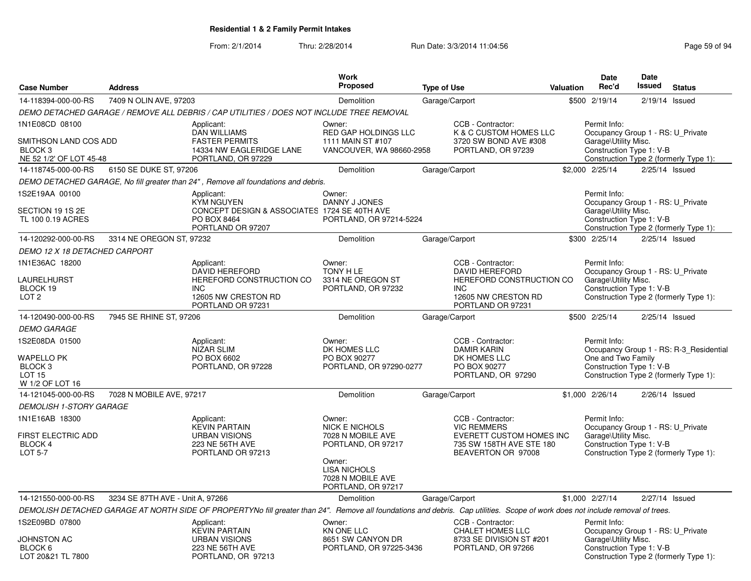# Residential 1 & 2 Family Permit Intakes

From: 2/1/2014 Thru: 2/28/2014 Run Date: 3/3/2014 11:04:56

| Case Number | Address | Work Proposed | Type of Use | Valuation | Date Rec'd | Date Issued | Status |
|---|---|---|---|---|---|---|---|
| 14-118394-000-00-RS | 7409 N OLIN AVE, 97203 | Demolition | Garage/Carport | $500 | 2/19/14 | 2/19/14 | Issued |

*DEMO DETACHED GARAGE / REMOVE ALL DEBRIS / CAP UTILITIES / DOES NOT INCLUDE TREE REMOVAL*

1N1E08CD 08100
SMITHSON LAND COS ADD
BLOCK 3
NE 52 1/2' OF LOT 45-48

Applicant: DAN WILLIAMS, FASTER PERMITS, 14334 NW EAGLERIDGE LANE, PORTLAND, OR 97229

Owner: RED GAP HOLDINGS LLC, 1111 MAIN ST #107, VANCOUVER, WA 98660-2958

CCB - Contractor: K & C CUSTOM HOMES LLC, 3720 SW BOND AVE #308, PORTLAND, OR 97239

Permit Info: Occupancy Group 1 - RS: U_Private Garage\Utility Misc. Construction Type 1: V-B Construction Type 2 (formerly Type 1):

| Case Number | Address | Work Proposed | Type of Use | Valuation | Date Rec'd | Date Issued | Status |
|---|---|---|---|---|---|---|---|
| 14-118745-000-00-RS | 6150 SE DUKE ST, 97206 | Demolition | Garage/Carport | $2,000 | 2/25/14 | 2/25/14 | Issued |

*DEMO DETACHED GARAGE, No fill greater than 24" , Remove all foundations and debris.*

1S2E19AA 00100
SECTION 19 1S 2E
TL 100 0.19 ACRES

Applicant: KYM NGUYEN, CONCEPT DESIGN & ASSOCIATES, PO BOX 8464, PORTLAND OR 97207

Owner: DANNY J JONES, 1724 SE 40TH AVE, PORTLAND, OR 97214-5224

Permit Info: Occupancy Group 1 - RS: U_Private Garage\Utility Misc. Construction Type 1: V-B Construction Type 2 (formerly Type 1):

| Case Number | Address | Work Proposed | Type of Use | Valuation | Date Rec'd | Date Issued | Status |
|---|---|---|---|---|---|---|---|
| 14-120292-000-00-RS | 3314 NE OREGON ST, 97232 | Demolition | Garage/Carport | $300 | 2/25/14 | 2/25/14 | Issued |

*DEMO 12 X 18 DETACHED CARPORT*

1N1E36AC 18200
LAURELHURST
BLOCK 19
LOT 2

Applicant: DAVID HEREFORD, HEREFORD CONSTRUCTION CO INC, 12605 NW CRESTON RD, PORTLAND OR 97231

Owner: TONY H LE, 3314 NE OREGON ST, PORTLAND, OR 97232

CCB - Contractor: DAVID HEREFORD, HEREFORD CONSTRUCTION CO INC, 12605 NW CRESTON RD, PORTLAND OR 97231

Permit Info: Occupancy Group 1 - RS: U_Private Garage\Utility Misc. Construction Type 1: V-B Construction Type 2 (formerly Type 1):

| Case Number | Address | Work Proposed | Type of Use | Valuation | Date Rec'd | Date Issued | Status |
|---|---|---|---|---|---|---|---|
| 14-120490-000-00-RS | 7945 SE RHINE ST, 97206 | Demolition | Garage/Carport | $500 | 2/25/14 | 2/25/14 | Issued |

*DEMO GARAGE*

1S2E08DA 01500
WAPELLO PK
BLOCK 3
LOT 15
W 1/2 OF LOT 16

Applicant: NIZAR SLIM, PO BOX 6602, PORTLAND, OR 97228

Owner: DK HOMES LLC, PO BOX 90277, PORTLAND, OR 97290-0277

CCB - Contractor: DAMIR KARIN, DK HOMES LLC, PO BOX 90277, PORTLAND, OR 97290

Permit Info: Occupancy Group 1 - RS: R-3_Residential One and Two Family Construction Type 1: V-B Construction Type 2 (formerly Type 1):

| Case Number | Address | Work Proposed | Type of Use | Valuation | Date Rec'd | Date Issued | Status |
|---|---|---|---|---|---|---|---|
| 14-121045-000-00-RS | 7028 N MOBILE AVE, 97217 | Demolition | Garage/Carport | $1,000 | 2/26/14 | 2/26/14 | Issued |

*DEMOLISH 1-STORY GARAGE*

1N1E16AB 18300
FIRST ELECTRIC ADD
BLOCK 4
LOT 5-7

Applicant: KEVIN PARTAIN, URBAN VISIONS, 223 NE 56TH AVE, PORTLAND OR 97213

Owner: NICK E NICHOLS, 7028 N MOBILE AVE, PORTLAND, OR 97217

Owner: LISA NICHOLS, 7028 N MOBILE AVE, PORTLAND, OR 97217

CCB - Contractor: VIC REMMERS, EVERETT CUSTOM HOMES INC, 735 SW 158TH AVE STE 180, BEAVERTON OR 97008

Permit Info: Occupancy Group 1 - RS: U_Private Garage\Utility Misc. Construction Type 1: V-B Construction Type 2 (formerly Type 1):

| Case Number | Address | Work Proposed | Type of Use | Valuation | Date Rec'd | Date Issued | Status |
|---|---|---|---|---|---|---|---|
| 14-121550-000-00-RS | 3234 SE 87TH AVE - Unit A, 97266 | Demolition | Garage/Carport | $1,000 | 2/27/14 | 2/27/14 | Issued |

*DEMOLISH DETACHED GARAGE AT NORTH SIDE OF PROPERTYNo fill greater than 24". Remove all foundations and debris. Cap utilities. Scope of work does not include removal of trees.*

1S2E09BD 07800
JOHNSTON AC
BLOCK 6
LOT 20&21 TL 7800

Applicant: KEVIN PARTAIN, URBAN VISIONS, 223 NE 56TH AVE, PORTLAND, OR 97213

Owner: KN ONE LLC, 8651 SW CANYON DR, PORTLAND, OR 97225-3436

CCB - Contractor: CHALET HOMES LLC, 8733 SE DIVISION ST #201, PORTLAND, OR 97266

Permit Info: Occupancy Group 1 - RS: U_Private Garage\Utility Misc. Construction Type 1: V-B Construction Type 2 (formerly Type 1):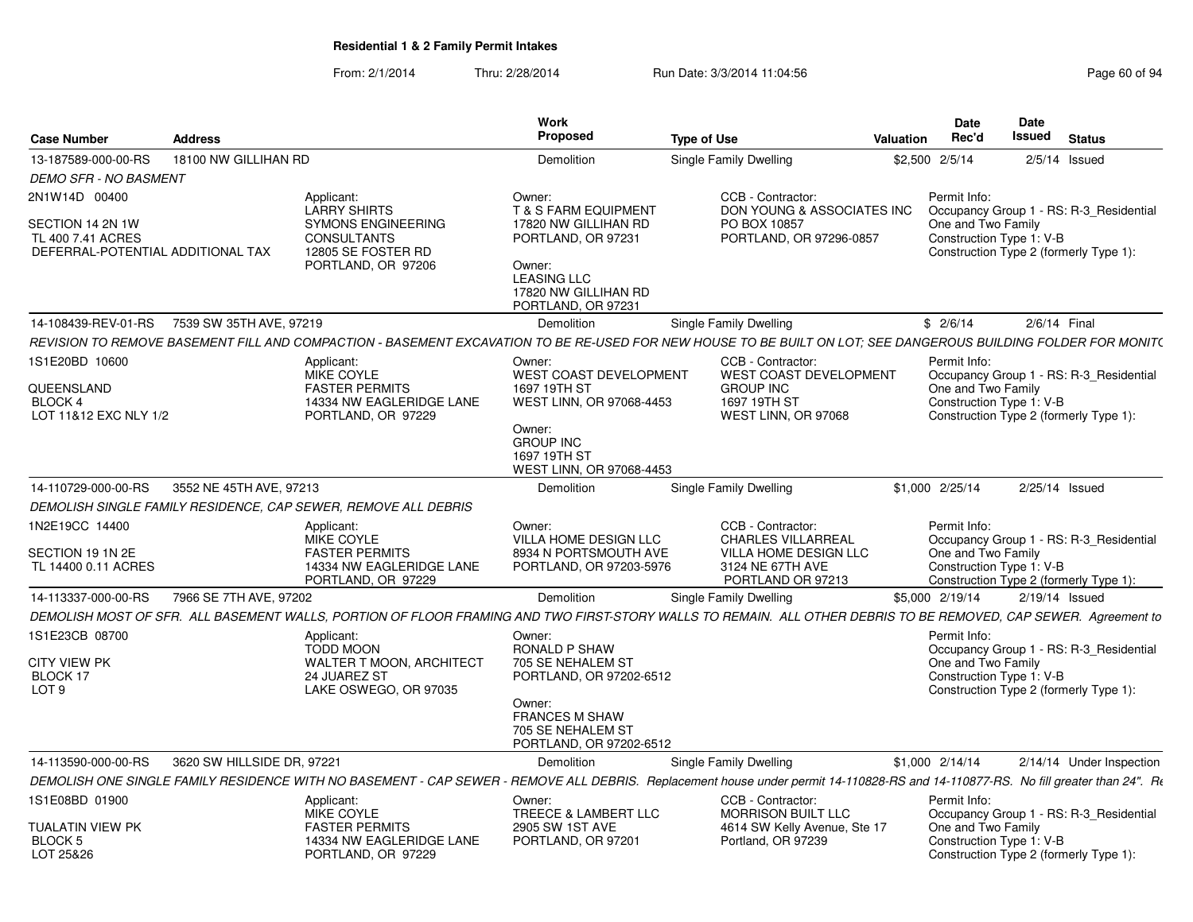**Residential 1 & 2 Family Permit Intakes**

From: 2/1/2014 Thru: 2/28/2014 Run Date: 3/3/2014 11:04:56

| Case Number | Address | Work Proposed | Type of Use | Valuation | Date Rec'd | Date Issued | Status |
|---|---|---|---|---|---|---|---|
| 13-187589-000-00-RS | 18100 NW GILLIHAN RD | Demolition | Single Family Dwelling | $2,500 | 2/5/14 | 2/5/14 | Issued |

*DEMO SFR - NO BASMENT*

2N1W14D 00400

SECTION 14 2N 1W
TL 400 7.41 ACRES
DEFERRAL-POTENTIAL ADDITIONAL TAX

Applicant: LARRY SHIRTS, SYMONS ENGINEERING CONSULTANTS, 12805 SE FOSTER RD, PORTLAND, OR 97206

Owner: T & S FARM EQUIPMENT, 17820 NW GILLIHAN RD, PORTLAND, OR 97231

Owner: LEASING LLC, 17820 NW GILLIHAN RD, PORTLAND, OR 97231

CCB - Contractor: DON YOUNG & ASSOCIATES INC, PO BOX 10857, PORTLAND, OR 97296-0857

Permit Info: Occupancy Group 1 - RS: R-3_Residential One and Two Family; Construction Type 1: V-B; Construction Type 2 (formerly Type 1):

---

| Case Number | Address | Work Proposed | Type of Use | Valuation | Date Rec'd | Date Issued | Status |
|---|---|---|---|---|---|---|---|
| 14-108439-REV-01-RS | 7539 SW 35TH AVE, 97219 | Demolition | Single Family Dwelling | $ | 2/6/14 | 2/6/14 | Final |

*REVISION TO REMOVE BASEMENT FILL AND COMPACTION - BASEMENT EXCAVATION TO BE RE-USED FOR NEW HOUSE TO BE BUILT ON LOT; SEE DANGEROUS BUILDING FOLDER FOR MONITO*

1S1E20BD 10600

QUEENSLAND
BLOCK 4
LOT 11&12 EXC NLY 1/2

Applicant: MIKE COYLE, FASTER PERMITS, 14334 NW EAGLERIDGE LANE, PORTLAND, OR 97229

Owner: WEST COAST DEVELOPMENT, 1697 19TH ST, WEST LINN, OR 97068-4453

Owner: GROUP INC, 1697 19TH ST, WEST LINN, OR 97068-4453

CCB - Contractor: WEST COAST DEVELOPMENT GROUP INC, 1697 19TH ST, WEST LINN, OR 97068

Permit Info: Occupancy Group 1 - RS: R-3_Residential One and Two Family; Construction Type 1: V-B; Construction Type 2 (formerly Type 1):

---

| Case Number | Address | Work Proposed | Type of Use | Valuation | Date Rec'd | Date Issued | Status |
|---|---|---|---|---|---|---|---|
| 14-110729-000-00-RS | 3552 NE 45TH AVE, 97213 | Demolition | Single Family Dwelling | $1,000 | 2/25/14 | 2/25/14 | Issued |

*DEMOLISH SINGLE FAMILY RESIDENCE, CAP SEWER, REMOVE ALL DEBRIS*

1N2E19CC 14400

SECTION 19 1N 2E
TL 14400 0.11 ACRES

Applicant: MIKE COYLE, FASTER PERMITS, 14334 NW EAGLERIDGE LANE, PORTLAND, OR 97229

Owner: VILLA HOME DESIGN LLC, 8934 N PORTSMOUTH AVE, PORTLAND, OR 97203-5976

CCB - Contractor: CHARLES VILLARREAL, VILLA HOME DESIGN LLC, 3124 NE 67TH AVE, PORTLAND OR 97213

Permit Info: Occupancy Group 1 - RS: R-3_Residential One and Two Family; Construction Type 1: V-B; Construction Type 2 (formerly Type 1):

---

| Case Number | Address | Work Proposed | Type of Use | Valuation | Date Rec'd | Date Issued | Status |
|---|---|---|---|---|---|---|---|
| 14-113337-000-00-RS | 7966 SE 7TH AVE, 97202 | Demolition | Single Family Dwelling | $5,000 | 2/19/14 | 2/19/14 | Issued |

*DEMOLISH MOST OF SFR. ALL BASEMENT WALLS, PORTION OF FLOOR FRAMING AND TWO FIRST-STORY WALLS TO REMAIN. ALL OTHER DEBRIS TO BE REMOVED, CAP SEWER. Agreement to*

1S1E23CB 08700

CITY VIEW PK
BLOCK 17
LOT 9

Applicant: TODD MOON, WALTER T MOON, ARCHITECT, 24 JUAREZ ST, LAKE OSWEGO, OR 97035

Owner: RONALD P SHAW, 705 SE NEHALEM ST, PORTLAND, OR 97202-6512

Owner: FRANCES M SHAW, 705 SE NEHALEM ST, PORTLAND, OR 97202-6512

Permit Info: Occupancy Group 1 - RS: R-3_Residential One and Two Family; Construction Type 1: V-B; Construction Type 2 (formerly Type 1):

---

| Case Number | Address | Work Proposed | Type of Use | Valuation | Date Rec'd | Date Issued | Status |
|---|---|---|---|---|---|---|---|
| 14-113590-000-00-RS | 3620 SW HILLSIDE DR, 97221 | Demolition | Single Family Dwelling | $1,000 | 2/14/14 | 2/14/14 | Under Inspection |

*DEMOLISH ONE SINGLE FAMILY RESIDENCE WITH NO BASEMENT - CAP SEWER - REMOVE ALL DEBRIS. Replacement house under permit 14-110828-RS and 14-110877-RS. No fill greater than 24". Re*

1S1E08BD 01900

TUALATIN VIEW PK
BLOCK 5
LOT 25&26

Applicant: MIKE COYLE, FASTER PERMITS, 14334 NW EAGLERIDGE LANE, PORTLAND, OR 97229

Owner: TREECE & LAMBERT LLC, 2905 SW 1ST AVE, PORTLAND, OR 97201

CCB - Contractor: MORRISON BUILT LLC, 4614 SW Kelly Avenue, Ste 17, Portland, OR 97239

Permit Info: Occupancy Group 1 - RS: R-3_Residential One and Two Family; Construction Type 1: V-B; Construction Type 2 (formerly Type 1):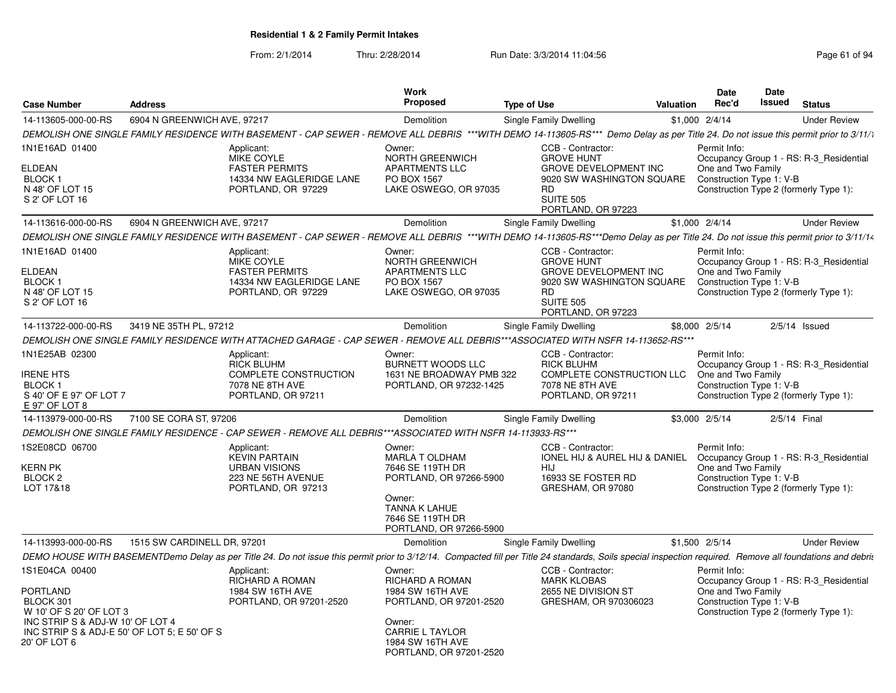# Residential 1 & 2 Family Permit Intakes

From: 2/1/2014 Thru: 2/28/2014 Run Date: 3/3/2014 11:04:56

| Case Number | Address | Work Proposed | Type of Use | Valuation | Date Rec'd | Date Issued | Status |
|---|---|---|---|---|---|---|---|
| 14-113605-000-00-RS | 6904 N GREENWICH AVE, 97217 | Demolition | Single Family Dwelling | $1,000 | 2/4/14 | | Under Review |

*DEMOLISH ONE SINGLE FAMILY RESIDENCE WITH BASEMENT - CAP SEWER - REMOVE ALL DEBRIS \*\*\*WITH DEMO 14-113605-RS\*\*\* Demo Delay as per Title 24. Do not issue this permit prior to 3/11/1*

1N1E16AD 01400
ELDEAN
BLOCK 1
N 48' OF LOT 15
S 2' OF LOT 16

Applicant:
MIKE COYLE
FASTER PERMITS
14334 NW EAGLERIDGE LANE
PORTLAND, OR 97229

Owner:
NORTH GREENWICH APARTMENTS LLC
PO BOX 1567
LAKE OSWEGO, OR 97035

CCB - Contractor:
GROVE HUNT
GROVE DEVELOPMENT INC
9020 SW WASHINGTON SQUARE RD
SUITE 505
PORTLAND, OR 97223

Permit Info:
Occupancy Group 1 - RS: R-3_Residential One and Two Family
Construction Type 1: V-B
Construction Type 2 (formerly Type 1):

| Case Number | Address | Work Proposed | Type of Use | Valuation | Date Rec'd | Date Issued | Status |
|---|---|---|---|---|---|---|---|
| 14-113616-000-00-RS | 6904 N GREENWICH AVE, 97217 | Demolition | Single Family Dwelling | $1,000 | 2/4/14 | | Under Review |

*DEMOLISH ONE SINGLE FAMILY RESIDENCE WITH BASEMENT - CAP SEWER - REMOVE ALL DEBRIS \*\*\*WITH DEMO 14-113605-RS\*\*\*Demo Delay as per Title 24. Do not issue this permit prior to 3/11/14*

1N1E16AD 01400
ELDEAN
BLOCK 1
N 48' OF LOT 15
S 2' OF LOT 16

Applicant:
MIKE COYLE
FASTER PERMITS
14334 NW EAGLERIDGE LANE
PORTLAND, OR 97229

Owner:
NORTH GREENWICH APARTMENTS LLC
PO BOX 1567
LAKE OSWEGO, OR 97035

CCB - Contractor:
GROVE HUNT
GROVE DEVELOPMENT INC
9020 SW WASHINGTON SQUARE RD
SUITE 505
PORTLAND, OR 97223

Permit Info:
Occupancy Group 1 - RS: R-3_Residential One and Two Family
Construction Type 1: V-B
Construction Type 2 (formerly Type 1):

| Case Number | Address | Work Proposed | Type of Use | Valuation | Date Rec'd | Date Issued | Status |
|---|---|---|---|---|---|---|---|
| 14-113722-000-00-RS | 3419 NE 35TH PL, 97212 | Demolition | Single Family Dwelling | $8,000 | 2/5/14 | 2/5/14 | Issued |

*DEMOLISH ONE SINGLE FAMILY RESIDENCE WITH ATTACHED GARAGE - CAP SEWER - REMOVE ALL DEBRIS\*\*\*ASSOCIATED WITH NSFR 14-113652-RS\*\*\**

1N1E25AB 02300
IRENE HTS
BLOCK 1
S 40' OF E 97' OF LOT 7
E 97' OF LOT 8

Applicant:
RICK BLUHM
COMPLETE CONSTRUCTION
7078 NE 8TH AVE
PORTLAND, OR 97211

Owner:
BURNETT WOODS LLC
1631 NE BROADWAY PMB 322
PORTLAND, OR 97232-1425

CCB - Contractor:
RICK BLUHM
COMPLETE CONSTRUCTION LLC
7078 NE 8TH AVE
PORTLAND, OR 97211

Permit Info:
Occupancy Group 1 - RS: R-3_Residential One and Two Family
Construction Type 1: V-B
Construction Type 2 (formerly Type 1):

| Case Number | Address | Work Proposed | Type of Use | Valuation | Date Rec'd | Date Issued | Status |
|---|---|---|---|---|---|---|---|
| 14-113979-000-00-RS | 7100 SE CORA ST, 97206 | Demolition | Single Family Dwelling | $3,000 | 2/5/14 | 2/5/14 | Final |

*DEMOLISH ONE SINGLE FAMILY RESIDENCE - CAP SEWER - REMOVE ALL DEBRIS\*\*\*ASSOCIATED WITH NSFR 14-113933-RS\*\*\**

1S2E08CD 06700
KERN PK
BLOCK 2
LOT 17&18

Applicant:
KEVIN PARTAIN
URBAN VISIONS
223 NE 56TH AVENUE
PORTLAND, OR 97213

Owner:
MARLA T OLDHAM
7646 SE 119TH DR
PORTLAND, OR 97266-5900

Owner:
TANNA K LAHUE
7646 SE 119TH DR
PORTLAND, OR 97266-5900

CCB - Contractor:
IONEL HIJ & AUREL HIJ & DANIEL HIJ
16933 SE FOSTER RD
GRESHAM, OR 97080

Permit Info:
Occupancy Group 1 - RS: R-3_Residential One and Two Family
Construction Type 1: V-B
Construction Type 2 (formerly Type 1):

| Case Number | Address | Work Proposed | Type of Use | Valuation | Date Rec'd | Date Issued | Status |
|---|---|---|---|---|---|---|---|
| 14-113993-000-00-RS | 1515 SW CARDINELL DR, 97201 | Demolition | Single Family Dwelling | $1,500 | 2/5/14 | | Under Review |

*DEMO HOUSE WITH BASEMENTDemo Delay as per Title 24. Do not issue this permit prior to 3/12/14. Compacted fill per Title 24 standards, Soils special inspection required. Remove all foundations and debris*

1S1E04CA 00400
PORTLAND
BLOCK 301
W 10' OF S 20' OF LOT 3
INC STRIP S & ADJ-W 10' OF LOT 4
INC STRIP S & ADJ-E 50' OF LOT 5; E 50' OF S 20' OF LOT 6

Applicant:
RICHARD A ROMAN
1984 SW 16TH AVE
PORTLAND, OR 97201-2520

Owner:
RICHARD A ROMAN
1984 SW 16TH AVE
PORTLAND, OR 97201-2520

Owner:
CARRIE L TAYLOR
1984 SW 16TH AVE
PORTLAND, OR 97201-2520

CCB - Contractor:
MARK KLOBAS
2655 NE DIVISION ST
GRESHAM, OR 970306023

Permit Info:
Occupancy Group 1 - RS: R-3_Residential One and Two Family
Construction Type 1: V-B
Construction Type 2 (formerly Type 1):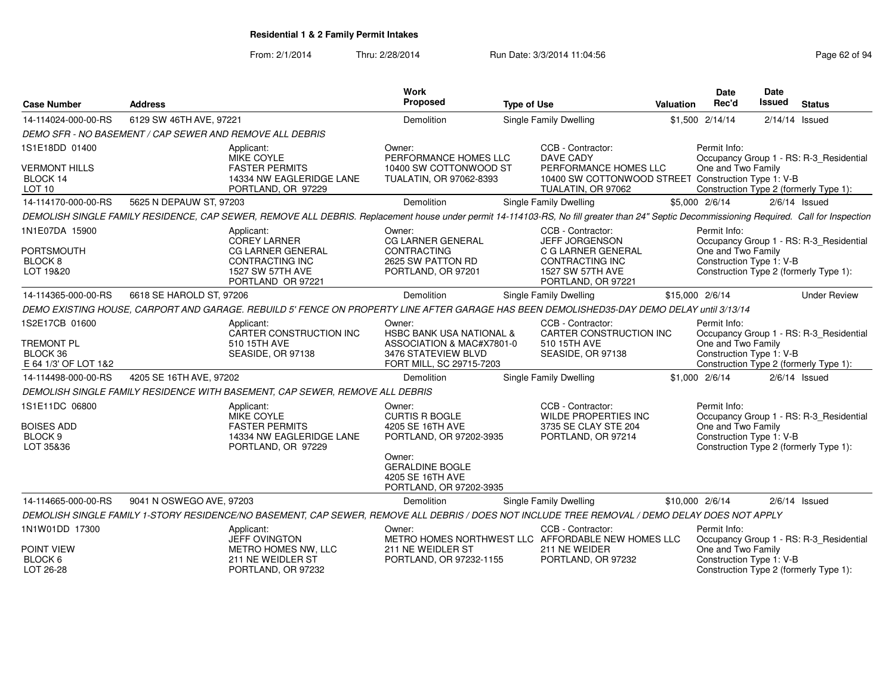## Residential 1 & 2 Family Permit Intakes

From: 2/1/2014 Thru: 2/28/2014 Run Date: 3/3/2014 11:04:56

| Case Number | Address | Work Proposed | Type of Use | Valuation | Date Rec'd | Date Issued | Status |
|---|---|---|---|---|---|---|---|
| 14-114024-000-00-RS | 6129 SW 46TH AVE, 97221 | Demolition | Single Family Dwelling | $1,500 | 2/14/14 | 2/14/14 | Issued |

DEMO SFR - NO BASEMENT / CAP SEWER AND REMOVE ALL DEBRIS

1S1E18DD 01400
VERMONT HILLS
BLOCK 14
LOT 10

Applicant:
MIKE COYLE
FASTER PERMITS
14334 NW EAGLERIDGE LANE
PORTLAND, OR 97229

Owner:
PERFORMANCE HOMES LLC
10400 SW COTTONWOOD ST
TUALATIN, OR 97062-8393

CCB - Contractor:
DAVE CADY
PERFORMANCE HOMES LLC
10400 SW COTTONWOOD STREET
TUALATIN, OR 97062

Permit Info:
Occupancy Group 1 - RS: R-3_Residential One and Two Family
Construction Type 1: V-B
Construction Type 2 (formerly Type 1):

| Case Number | Address | Work Proposed | Type of Use | Valuation | Date Rec'd | Date Issued | Status |
|---|---|---|---|---|---|---|---|
| 14-114170-000-00-RS | 5625 N DEPAUW ST, 97203 | Demolition | Single Family Dwelling | $5,000 | 2/6/14 | 2/6/14 | Issued |

DEMOLISH SINGLE FAMILY RESIDENCE, CAP SEWER, REMOVE ALL DEBRIS. Replacement house under permit 14-114103-RS, No fill greater than 24" Septic Decommissioning Required. Call for Inspection

1N1E07DA 15900
PORTSMOUTH
BLOCK 8
LOT 19&20

Applicant:
COREY LARNER
CG LARNER GENERAL CONTRACTING INC
1527 SW 57TH AVE
PORTLAND OR 97221

Owner:
CG LARNER GENERAL CONTRACTING
2625 SW PATTON RD
PORTLAND, OR 97201

CCB - Contractor:
JEFF JORGENSON
C G LARNER GENERAL CONTRACTING INC
1527 SW 57TH AVE
PORTLAND, OR 97221

Permit Info:
Occupancy Group 1 - RS: R-3_Residential One and Two Family
Construction Type 1: V-B
Construction Type 2 (formerly Type 1):

| Case Number | Address | Work Proposed | Type of Use | Valuation | Date Rec'd | Date Issued | Status |
|---|---|---|---|---|---|---|---|
| 14-114365-000-00-RS | 6618 SE HAROLD ST, 97206 | Demolition | Single Family Dwelling | $15,000 | 2/6/14 | | Under Review |

DEMO EXISTING HOUSE, CARPORT AND GARAGE. REBUILD 5' FENCE ON PROPERTY LINE AFTER GARAGE HAS BEEN DEMOLISHED35-DAY DEMO DELAY until 3/13/14

1S2E17CB 01600
TREMONT PL
BLOCK 36
E 64 1/3' OF LOT 1&2

Applicant:
CARTER CONSTRUCTION INC
510 15TH AVE
SEASIDE, OR 97138

Owner:
HSBC BANK USA NATIONAL & ASSOCIATION & MAC#X7801-0
3476 STATEVIEW BLVD
FORT MILL, SC 29715-7203

CCB - Contractor:
CARTER CONSTRUCTION INC
510 15TH AVE
SEASIDE, OR 97138

Permit Info:
Occupancy Group 1 - RS: R-3_Residential One and Two Family
Construction Type 1: V-B
Construction Type 2 (formerly Type 1):

| Case Number | Address | Work Proposed | Type of Use | Valuation | Date Rec'd | Date Issued | Status |
|---|---|---|---|---|---|---|---|
| 14-114498-000-00-RS | 4205 SE 16TH AVE, 97202 | Demolition | Single Family Dwelling | $1,000 | 2/6/14 | 2/6/14 | Issued |

DEMOLISH SINGLE FAMILY RESIDENCE WITH BASEMENT, CAP SEWER, REMOVE ALL DEBRIS

1S1E11DC 06800
BOISES ADD
BLOCK 9
LOT 35&36

Applicant:
MIKE COYLE
FASTER PERMITS
14334 NW EAGLERIDGE LANE
PORTLAND, OR 97229

Owner:
CURTIS R BOGLE
4205 SE 16TH AVE
PORTLAND, OR 97202-3935

Owner:
GERALDINE BOGLE
4205 SE 16TH AVE
PORTLAND, OR 97202-3935

CCB - Contractor:
WILDE PROPERTIES INC
3735 SE CLAY STE 204
PORTLAND, OR 97214

Permit Info:
Occupancy Group 1 - RS: R-3_Residential One and Two Family
Construction Type 1: V-B
Construction Type 2 (formerly Type 1):

| Case Number | Address | Work Proposed | Type of Use | Valuation | Date Rec'd | Date Issued | Status |
|---|---|---|---|---|---|---|---|
| 14-114665-000-00-RS | 9041 N OSWEGO AVE, 97203 | Demolition | Single Family Dwelling | $10,000 | 2/6/14 | 2/6/14 | Issued |

DEMOLISH SINGLE FAMILY 1-STORY RESIDENCE/NO BASEMENT, CAP SEWER, REMOVE ALL DEBRIS / DOES NOT INCLUDE TREE REMOVAL / DEMO DELAY DOES NOT APPLY

1N1W01DD 17300
POINT VIEW
BLOCK 6
LOT 26-28

Applicant:
JEFF OVINGTON
METRO HOMES NW, LLC
211 NE WEIDLER ST
PORTLAND, OR 97232

Owner:
METRO HOMES NORTHWEST LLC
211 NE WEIDLER ST
PORTLAND, OR 97232-1155

CCB - Contractor:
AFFORDABLE NEW HOMES LLC
211 NE WEIDER
PORTLAND, OR 97232

Permit Info:
Occupancy Group 1 - RS: R-3_Residential One and Two Family
Construction Type 1: V-B
Construction Type 2 (formerly Type 1):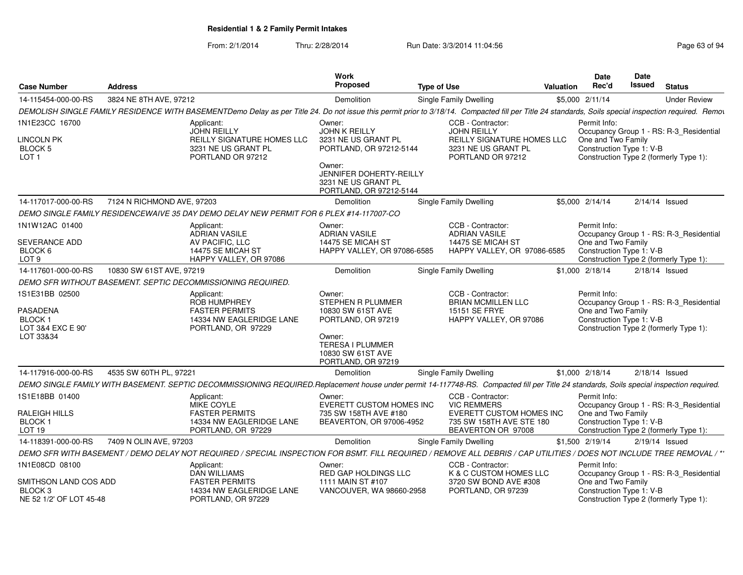## Residential 1 & 2 Family Permit Intakes

From: 2/1/2014 Thru: 2/28/2014 Run Date: 3/3/2014 11:04:56

| Case Number | Address | Work Proposed | Type of Use | Valuation | Date Rec'd | Date Issued | Status |
|---|---|---|---|---|---|---|---|
| 14-115454-000-00-RS | 3824 NE 8TH AVE, 97212 | Demolition | Single Family Dwelling | $5,000 | 2/11/14 | | Under Review |

*DEMOLISH SINGLE FAMILY RESIDENCE WITH BASEMENTDemo Delay as per Title 24. Do not issue this permit prior to 3/18/14. Compacted fill per Title 24 standards, Soils special inspection required. Remov*

1N1E23CC 16700
LINCOLN PK
BLOCK 5
LOT 1

Applicant:
JOHN REILLY
REILLY SIGNATURE HOMES LLC
3231 NE US GRANT PL
PORTLAND OR 97212

Owner:
JOHN K REILLY
3231 NE US GRANT PL
PORTLAND, OR 97212-5144

Owner:
JENNIFER DOHERTY-REILLY
3231 NE US GRANT PL
PORTLAND, OR 97212-5144

CCB - Contractor:
JOHN REILLY
REILLY SIGNATURE HOMES LLC
3231 NE US GRANT PL
PORTLAND OR 97212

Permit Info:
Occupancy Group 1 - RS: R-3_Residential One and Two Family
Construction Type 1: V-B
Construction Type 2 (formerly Type 1):

| Case Number | Address | Work Proposed | Type of Use | Valuation | Date Rec'd | Date Issued | Status |
|---|---|---|---|---|---|---|---|
| 14-117017-000-00-RS | 7124 N RICHMOND AVE, 97203 | Demolition | Single Family Dwelling | $5,000 | 2/14/14 | 2/14/14 | Issued |

*DEMO SINGLE FAMILY RESIDENCEWAIVE 35 DAY DEMO DELAY NEW PERMIT FOR 6 PLEX #14-117007-CO*

1N1W12AC 01400
SEVERANCE ADD
BLOCK 6
LOT 9

Applicant:
ADRIAN VASILE
AV PACIFIC, LLC
14475 SE MICAH ST
HAPPY VALLEY, OR 97086

Owner:
ADRIAN VASILE
14475 SE MICAH ST
HAPPY VALLEY, OR 97086-6585

CCB - Contractor:
ADRIAN VASILE
14475 SE MICAH ST
HAPPY VALLEY, OR 97086-6585

Permit Info:
Occupancy Group 1 - RS: R-3_Residential One and Two Family
Construction Type 1: V-B
Construction Type 2 (formerly Type 1):

| Case Number | Address | Work Proposed | Type of Use | Valuation | Date Rec'd | Date Issued | Status |
|---|---|---|---|---|---|---|---|
| 14-117601-000-00-RS | 10830 SW 61ST AVE, 97219 | Demolition | Single Family Dwelling | $1,000 | 2/18/14 | 2/18/14 | Issued |

*DEMO SFR WITHOUT BASEMENT. SEPTIC DECOMMISSIONING REQUIRED.*

1S1E31BB 02500
PASADENA
BLOCK 1
LOT 3&4 EXC E 90'
LOT 33&34

Applicant:
ROB HUMPHREY
FASTER PERMITS
14334 NW EAGLERIDGE LANE
PORTLAND, OR 97229

Owner:
STEPHEN R PLUMMER
10830 SW 61ST AVE
PORTLAND, OR 97219

Owner:
TERESA I PLUMMER
10830 SW 61ST AVE
PORTLAND, OR 97219

CCB - Contractor:
BRIAN MCMILLEN LLC
15151 SE FRYE
HAPPY VALLEY, OR 97086

Permit Info:
Occupancy Group 1 - RS: R-3_Residential One and Two Family
Construction Type 1: V-B
Construction Type 2 (formerly Type 1):

| Case Number | Address | Work Proposed | Type of Use | Valuation | Date Rec'd | Date Issued | Status |
|---|---|---|---|---|---|---|---|
| 14-117916-000-00-RS | 4535 SW 60TH PL, 97221 | Demolition | Single Family Dwelling | $1,000 | 2/18/14 | 2/18/14 | Issued |

*DEMO SINGLE FAMILY WITH BASEMENT. SEPTIC DECOMMISSIONING REQUIRED.Replacement house under permit 14-117748-RS. Compacted fill per Title 24 standards, Soils special inspection required.*

1S1E18BB 01400
RALEIGH HILLS
BLOCK 1
LOT 19

Applicant:
MIKE COYLE
FASTER PERMITS
14334 NW EAGLERIDGE LANE
PORTLAND, OR 97229

Owner:
EVERETT CUSTOM HOMES INC
735 SW 158TH AVE #180
BEAVERTON, OR 97006-4952

CCB - Contractor:
VIC REMMERS
EVERETT CUSTOM HOMES INC
735 SW 158TH AVE STE 180
BEAVERTON OR 97008

Permit Info:
Occupancy Group 1 - RS: R-3_Residential One and Two Family
Construction Type 1: V-B
Construction Type 2 (formerly Type 1):

| Case Number | Address | Work Proposed | Type of Use | Valuation | Date Rec'd | Date Issued | Status |
|---|---|---|---|---|---|---|---|
| 14-118391-000-00-RS | 7409 N OLIN AVE, 97203 | Demolition | Single Family Dwelling | $1,500 | 2/19/14 | 2/19/14 | Issued |

*DEMO SFR WITH BASEMENT / DEMO DELAY NOT REQUIRED / SPECIAL INSPECTION FOR BSMT. FILL REQUIRED / REMOVE ALL DEBRIS / CAP UTILITIES / DOES NOT INCLUDE TREE REMOVAL / \*'*

1N1E08CD 08100
SMITHSON LAND COS ADD
BLOCK 3
NE 52 1/2' OF LOT 45-48

Applicant:
DAN WILLIAMS
FASTER PERMITS
14334 NW EAGLERIDGE LANE
PORTLAND, OR 97229

Owner:
RED GAP HOLDINGS LLC
1111 MAIN ST #107
VANCOUVER, WA 98660-2958

CCB - Contractor:
K & C CUSTOM HOMES LLC
3720 SW BOND AVE #308
PORTLAND, OR 97239

Permit Info:
Occupancy Group 1 - RS: R-3_Residential One and Two Family
Construction Type 1: V-B
Construction Type 2 (formerly Type 1):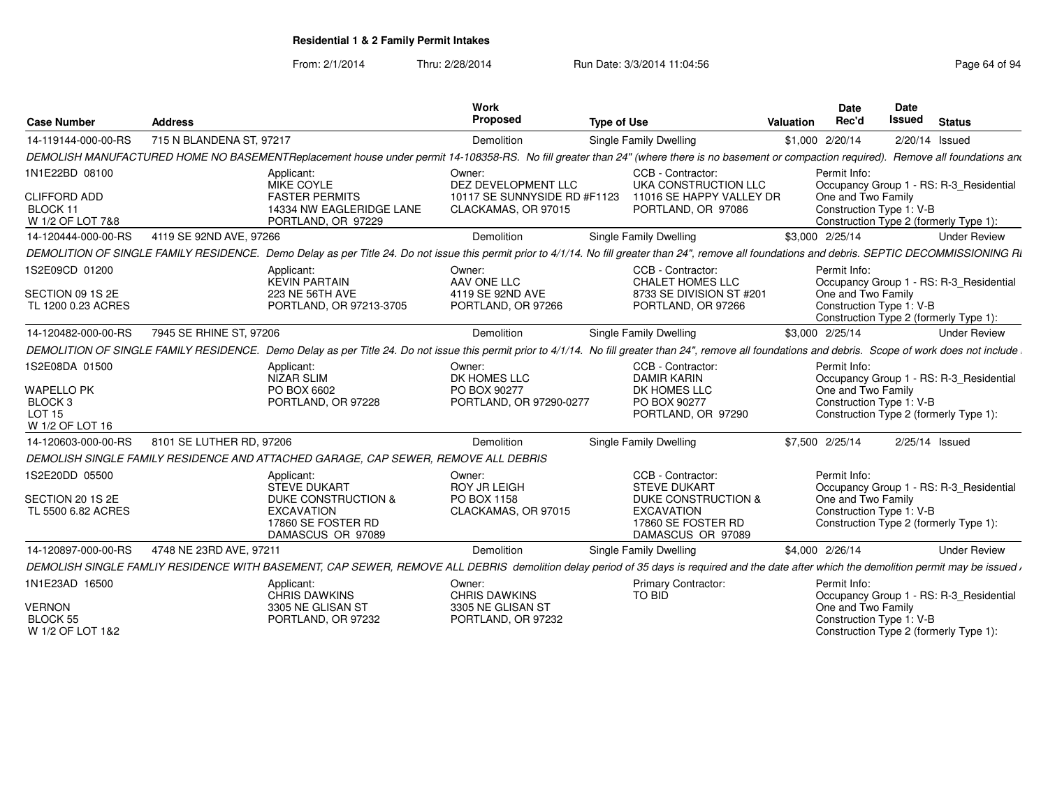**Residential 1 & 2 Family Permit Intakes**

From: 2/1/2014 Thru: 2/28/2014 Run Date: 3/3/2014 11:04:56

| Case Number | Address | Work Proposed | Type of Use | Valuation | Date Rec'd | Date Issued | Status |
|---|---|---|---|---|---|---|---|
| 14-119144-000-00-RS | 715 N BLANDENA ST, 97217 | Demolition | Single Family Dwelling | $1,000 | 2/20/14 | 2/20/14 | Issued |

*DEMOLISH MANUFACTURED HOME NO BASEMENTReplacement house under permit 14-108358-RS. No fill greater than 24" (where there is no basement or compaction required). Remove all foundations and*

1N1E22BD 08100
CLIFFORD ADD
BLOCK 11
W 1/2 OF LOT 7&8

Applicant: MIKE COYLE, FASTER PERMITS, 14334 NW EAGLERIDGE LANE, PORTLAND, OR 97229

Owner: DEZ DEVELOPMENT LLC, 10117 SE SUNNYSIDE RD #F1123, CLACKAMAS, OR 97015

CCB - Contractor: UKA CONSTRUCTION LLC, 11016 SE HAPPY VALLEY DR, PORTLAND, OR 97086

Permit Info: Occupancy Group 1 - RS: R-3_Residential One and Two Family; Construction Type 1: V-B; Construction Type 2 (formerly Type 1):

| Case Number | Address | Work Proposed | Type of Use | Valuation | Date Rec'd | Date Issued | Status |
|---|---|---|---|---|---|---|---|
| 14-120444-000-00-RS | 4119 SE 92ND AVE, 97266 | Demolition | Single Family Dwelling | $3,000 | 2/25/14 | | Under Review |

*DEMOLITION OF SINGLE FAMILY RESIDENCE. Demo Delay as per Title 24. Do not issue this permit prior to 4/1/14. No fill greater than 24", remove all foundations and debris. SEPTIC DECOMMISSIONING RI*

1S2E09CD 01200
SECTION 09 1S 2E
TL 1200 0.23 ACRES

Applicant: KEVIN PARTAIN, 223 NE 56TH AVE, PORTLAND, OR 97213-3705

Owner: AAV ONE LLC, 4119 SE 92ND AVE, PORTLAND, OR 97266

CCB - Contractor: CHALET HOMES LLC, 8733 SE DIVISION ST #201, PORTLAND, OR 97266

Permit Info: Occupancy Group 1 - RS: R-3_Residential One and Two Family; Construction Type 1: V-B; Construction Type 2 (formerly Type 1):

| Case Number | Address | Work Proposed | Type of Use | Valuation | Date Rec'd | Date Issued | Status |
|---|---|---|---|---|---|---|---|
| 14-120482-000-00-RS | 7945 SE RHINE ST, 97206 | Demolition | Single Family Dwelling | $3,000 | 2/25/14 | | Under Review |

*DEMOLITION OF SINGLE FAMILY RESIDENCE. Demo Delay as per Title 24. Do not issue this permit prior to 4/1/14. No fill greater than 24", remove all foundations and debris. Scope of work does not include*

1S2E08DA 01500
WAPELLO PK
BLOCK 3
LOT 15
W 1/2 OF LOT 16

Applicant: NIZAR SLIM, PO BOX 6602, PORTLAND, OR 97228

Owner: DK HOMES LLC, PO BOX 90277, PORTLAND, OR 97290-0277

CCB - Contractor: DAMIR KARIN, DK HOMES LLC, PO BOX 90277, PORTLAND, OR 97290

Permit Info: Occupancy Group 1 - RS: R-3_Residential One and Two Family; Construction Type 1: V-B; Construction Type 2 (formerly Type 1):

| Case Number | Address | Work Proposed | Type of Use | Valuation | Date Rec'd | Date Issued | Status |
|---|---|---|---|---|---|---|---|
| 14-120603-000-00-RS | 8101 SE LUTHER RD, 97206 | Demolition | Single Family Dwelling | $7,500 | 2/25/14 | 2/25/14 | Issued |

*DEMOLISH SINGLE FAMILY RESIDENCE AND ATTACHED GARAGE, CAP SEWER, REMOVE ALL DEBRIS*

1S2E20DD 05500
SECTION 20 1S 2E
TL 5500 6.82 ACRES

Applicant: STEVE DUKART, DUKE CONSTRUCTION & EXCAVATION, 17860 SE FOSTER RD, DAMASCUS OR 97089

Owner: ROY JR LEIGH, PO BOX 1158, CLACKAMAS, OR 97015

CCB - Contractor: STEVE DUKART, DUKE CONSTRUCTION & EXCAVATION, 17860 SE FOSTER RD, DAMASCUS OR 97089

Permit Info: Occupancy Group 1 - RS: R-3_Residential One and Two Family; Construction Type 1: V-B; Construction Type 2 (formerly Type 1):

| Case Number | Address | Work Proposed | Type of Use | Valuation | Date Rec'd | Date Issued | Status |
|---|---|---|---|---|---|---|---|
| 14-120897-000-00-RS | 4748 NE 23RD AVE, 97211 | Demolition | Single Family Dwelling | $4,000 | 2/26/14 | | Under Review |

*DEMOLISH SINGLE FAMLIY RESIDENCE WITH BASEMENT, CAP SEWER, REMOVE ALL DEBRIS demolition delay period of 35 days is required and the date after which the demolition permit may be issued*

1N1E23AD 16500
VERNON
BLOCK 55
W 1/2 OF LOT 1&2

Applicant: CHRIS DAWKINS, 3305 NE GLISAN ST, PORTLAND, OR 97232

Owner: CHRIS DAWKINS, 3305 NE GLISAN ST, PORTLAND, OR 97232

Primary Contractor: TO BID

Permit Info: Occupancy Group 1 - RS: R-3_Residential One and Two Family; Construction Type 1: V-B; Construction Type 2 (formerly Type 1):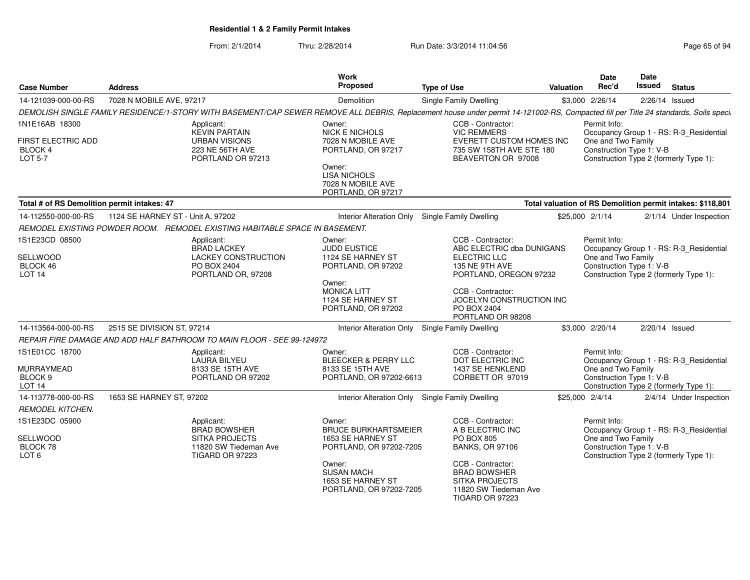**Residential 1 & 2 Family Permit Intakes**

From: 2/1/2014 Thru: 2/28/2014 Run Date: 3/3/2014 11:04:56

| Case Number | Address | Work Proposed | Type of Use | Valuation | Date Rec'd | Date Issued | Status |
|---|---|---|---|---|---|---|---|
| 14-121039-000-00-RS | 7028 N MOBILE AVE, 97217 | Demolition | Single Family Dwelling | $3,000 | 2/26/14 | 2/26/14 | Issued |

*DEMOLISH SINGLE FAMILY RESIDENCE/1-STORY WITH BASEMENT/CAP SEWER REMOVE ALL DEBRIS, Replacement house under permit 14-121002-RS, Compacted fill per Title 24 standards, Soils speci*

1N1E16AB 18300
FIRST ELECTRIC ADD
BLOCK 4
LOT 5-7

Applicant:
KEVIN PARTAIN
URBAN VISIONS
223 NE 56TH AVE
PORTLAND OR 97213

Owner:
NICK E NICHOLS
7028 N MOBILE AVE
PORTLAND, OR 97217

Owner:
LISA NICHOLS
7028 N MOBILE AVE
PORTLAND, OR 97217

CCB - Contractor:
VIC REMMERS
EVERETT CUSTOM HOMES INC
735 SW 158TH AVE STE 180
BEAVERTON OR 97008

Permit Info:
Occupancy Group 1 - RS: R-3_Residential One and Two Family
Construction Type 1: V-B
Construction Type 2 (formerly Type 1):

**Total # of RS Demolition permit intakes: 47**

**Total valuation of RS Demolition permit intakes: $118,801**

| Case Number | Address | Work Proposed | Type of Use | Valuation | Date Rec'd | Date Issued | Status |
|---|---|---|---|---|---|---|---|
| 14-112550-000-00-RS | 1124 SE HARNEY ST - Unit A, 97202 | Interior Alteration Only | Single Family Dwelling | $25,000 | 2/1/14 | 2/1/14 | Under Inspection |

*REMODEL EXISTING POWDER ROOM. REMODEL EXISTING HABITABLE SPACE IN BASEMENT.*

1S1E23CD 08500
SELLWOOD
BLOCK 46
LOT 14

Applicant:
BRAD LACKEY
LACKEY CONSTRUCTION
PO BOX 2404
PORTLAND OR, 97208

Owner:
JUDD EUSTICE
1124 SE HARNEY ST
PORTLAND, OR 97202

Owner:
MONICA LITT
1124 SE HARNEY ST
PORTLAND, OR 97202

CCB - Contractor:
ABC ELECTRIC dba DUNIGANS ELECTRIC LLC
135 NE 9TH AVE
PORTLAND, OREGON 97232

CCB - Contractor:
JOCELYN CONSTRUCTION INC
PO BOX 2404
PORTLAND OR 98208

Permit Info:
Occupancy Group 1 - RS: R-3_Residential One and Two Family
Construction Type 1: V-B
Construction Type 2 (formerly Type 1):

| Case Number | Address | Work Proposed | Type of Use | Valuation | Date Rec'd | Date Issued | Status |
|---|---|---|---|---|---|---|---|
| 14-113564-000-00-RS | 2515 SE DIVISION ST, 97214 | Interior Alteration Only | Single Family Dwelling | $3,000 | 2/20/14 | 2/20/14 | Issued |

*REPAIR FIRE DAMAGE AND ADD HALF BATHROOM TO MAIN FLOOR - SEE 99-124972*

1S1E01CC 18700
MURRAYMEAD
BLOCK 9
LOT 14

Applicant:
LAURA BILYEU
8133 SE 15TH AVE
PORTLAND OR 97202

Owner:
BLEECKER & PERRY LLC
8133 SE 15TH AVE
PORTLAND, OR 97202-6613

CCB - Contractor:
DOT ELECTRIC INC
1437 SE HENKLEND
CORBETT OR 97019

Permit Info:
Occupancy Group 1 - RS: R-3_Residential One and Two Family
Construction Type 1: V-B
Construction Type 2 (formerly Type 1):

| Case Number | Address | Work Proposed | Type of Use | Valuation | Date Rec'd | Date Issued | Status |
|---|---|---|---|---|---|---|---|
| 14-113778-000-00-RS | 1653 SE HARNEY ST, 97202 | Interior Alteration Only | Single Family Dwelling | $25,000 | 2/4/14 | 2/4/14 | Under Inspection |

*REMODEL KITCHEN.*

1S1E23DC 05900
SELLWOOD
BLOCK 78
LOT 6

Applicant:
BRAD BOWSHER
SITKA PROJECTS
11820 SW Tiedeman Ave
TIGARD OR 97223

Owner:
BRUCE BURKHARTSMEIER
1653 SE HARNEY ST
PORTLAND, OR 97202-7205

Owner:
SUSAN MACH
1653 SE HARNEY ST
PORTLAND, OR 97202-7205

CCB - Contractor:
A B ELECTRIC INC
PO BOX 805
BANKS, OR 97106

CCB - Contractor:
BRAD BOWSHER
SITKA PROJECTS
11820 SW Tiedeman Ave
TIGARD OR 97223

Permit Info:
Occupancy Group 1 - RS: R-3_Residential One and Two Family
Construction Type 1: V-B
Construction Type 2 (formerly Type 1):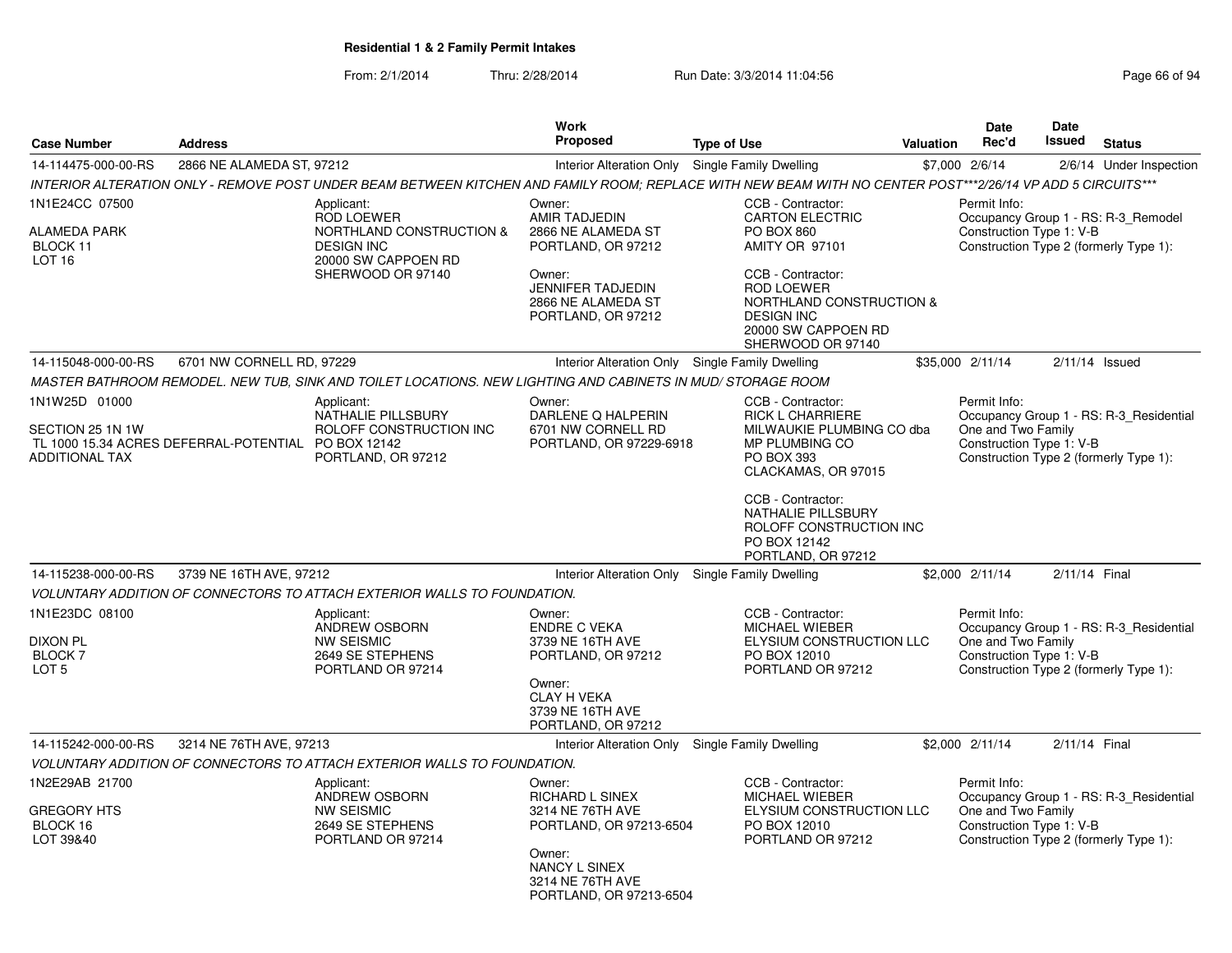**Residential 1 & 2 Family Permit Intakes**

From: 2/1/2014 Thru: 2/28/2014 Run Date: 3/3/2014 11:04:56

| Case Number | Address | Work Proposed | Type of Use | Valuation | Date Rec'd | Date Issued | Status |
|---|---|---|---|---|---|---|---|
| 14-114475-000-00-RS | 2866 NE ALAMEDA ST, 97212 | Interior Alteration Only | Single Family Dwelling | $7,000 | 2/6/14 | 2/6/14 | Under Inspection |

*INTERIOR ALTERATION ONLY - REMOVE POST UNDER BEAM BETWEEN KITCHEN AND FAMILY ROOM; REPLACE WITH NEW BEAM WITH NO CENTER POST***2/26/14 VP ADD 5 CIRCUITS****

1N1E24CC 07500
ALAMEDA PARK
BLOCK 11
LOT 16

Applicant:
ROD LOEWER
NORTHLAND CONSTRUCTION & DESIGN INC
20000 SW CAPPOEN RD
SHERWOOD OR 97140

Owner:
AMIR TADJEDIN
2866 NE ALAMEDA ST
PORTLAND, OR 97212

Owner:
JENNIFER TADJEDIN
2866 NE ALAMEDA ST
PORTLAND, OR 97212

CCB - Contractor:
CARTON ELECTRIC
PO BOX 860
AMITY OR 97101

CCB - Contractor:
ROD LOEWER
NORTHLAND CONSTRUCTION & DESIGN INC
20000 SW CAPPOEN RD
SHERWOOD OR 97140

Permit Info:
Occupancy Group 1 - RS: R-3_Remodel
Construction Type 1: V-B
Construction Type 2 (formerly Type 1):

| Case Number | Address | Work Proposed | Type of Use | Valuation | Date Rec'd | Date Issued | Status |
|---|---|---|---|---|---|---|---|
| 14-115048-000-00-RS | 6701 NW CORNELL RD, 97229 | Interior Alteration Only | Single Family Dwelling | $35,000 | 2/11/14 | 2/11/14 | Issued |

*MASTER BATHROOM REMODEL. NEW TUB, SINK AND TOILET LOCATIONS. NEW LIGHTING AND CABINETS IN MUD/ STORAGE ROOM*

1N1W25D 01000
SECTION 25 1N 1W
TL 1000 15.34 ACRES DEFERRAL-POTENTIAL ADDITIONAL TAX

Applicant:
NATHALIE PILLSBURY
ROLOFF CONSTRUCTION INC
PO BOX 12142
PORTLAND, OR 97212

Owner:
DARLENE Q HALPERIN
6701 NW CORNELL RD
PORTLAND, OR 97229-6918

CCB - Contractor:
RICK L CHARRIERE
MILWAUKIE PLUMBING CO dba MP PLUMBING CO
PO BOX 393
CLACKAMAS, OR 97015

CCB - Contractor:
NATHALIE PILLSBURY
ROLOFF CONSTRUCTION INC
PO BOX 12142
PORTLAND, OR 97212

Permit Info:
Occupancy Group 1 - RS: R-3_Residential One and Two Family
Construction Type 1: V-B
Construction Type 2 (formerly Type 1):

| Case Number | Address | Work Proposed | Type of Use | Valuation | Date Rec'd | Date Issued | Status |
|---|---|---|---|---|---|---|---|
| 14-115238-000-00-RS | 3739 NE 16TH AVE, 97212 | Interior Alteration Only | Single Family Dwelling | $2,000 | 2/11/14 | 2/11/14 | Final |

*VOLUNTARY ADDITION OF CONNECTORS TO ATTACH EXTERIOR WALLS TO FOUNDATION.*

1N1E23DC 08100
DIXON PL
BLOCK 7
LOT 5

Applicant:
ANDREW OSBORN
NW SEISMIC
2649 SE STEPHENS
PORTLAND OR 97214

Owner:
ENDRE C VEKA
3739 NE 16TH AVE
PORTLAND, OR 97212

Owner:
CLAY H VEKA
3739 NE 16TH AVE
PORTLAND, OR 97212

CCB - Contractor:
MICHAEL WIEBER
ELYSIUM CONSTRUCTION LLC
PO BOX 12010
PORTLAND OR 97212

Permit Info:
Occupancy Group 1 - RS: R-3_Residential One and Two Family
Construction Type 1: V-B
Construction Type 2 (formerly Type 1):

| Case Number | Address | Work Proposed | Type of Use | Valuation | Date Rec'd | Date Issued | Status |
|---|---|---|---|---|---|---|---|
| 14-115242-000-00-RS | 3214 NE 76TH AVE, 97213 | Interior Alteration Only | Single Family Dwelling | $2,000 | 2/11/14 | 2/11/14 | Final |

*VOLUNTARY ADDITION OF CONNECTORS TO ATTACH EXTERIOR WALLS TO FOUNDATION.*

1N2E29AB 21700
GREGORY HTS
BLOCK 16
LOT 39&40

Applicant:
ANDREW OSBORN
NW SEISMIC
2649 SE STEPHENS
PORTLAND OR 97214

Owner:
RICHARD L SINEX
3214 NE 76TH AVE
PORTLAND, OR 97213-6504

Owner:
NANCY L SINEX
3214 NE 76TH AVE
PORTLAND, OR 97213-6504

CCB - Contractor:
MICHAEL WIEBER
ELYSIUM CONSTRUCTION LLC
PO BOX 12010
PORTLAND OR 97212

Permit Info:
Occupancy Group 1 - RS: R-3_Residential One and Two Family
Construction Type 1: V-B
Construction Type 2 (formerly Type 1):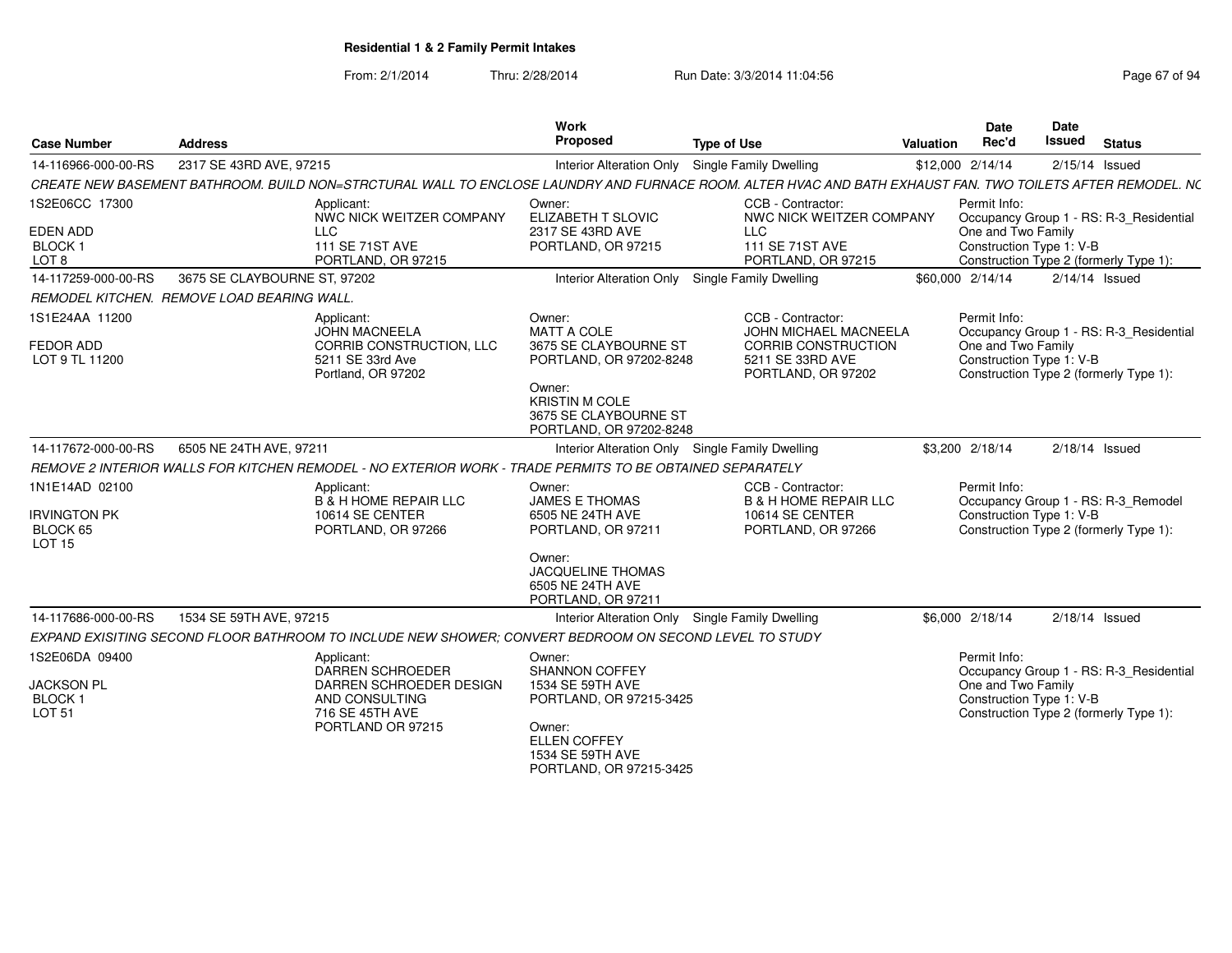**Residential 1 & 2 Family Permit Intakes**

From: 2/1/2014 Thru: 2/28/2014 Run Date: 3/3/2014 11:04:56

| Case Number | Address | Work Proposed | Type of Use | Valuation | Date Rec'd | Date Issued | Status |
|---|---|---|---|---|---|---|---|
| 14-116966-000-00-RS | 2317 SE 43RD AVE, 97215 | Interior Alteration Only | Single Family Dwelling | $12,000 | 2/14/14 | 2/15/14 | Issued |

*CREATE NEW BASEMENT BATHROOM. BUILD NON=STRCTURAL WALL TO ENCLOSE LAUNDRY AND FURNACE ROOM. ALTER HVAC AND BATH EXHAUST FAN. TWO TOILETS AFTER REMODEL. NC*

1S2E06CC 17300
EDEN ADD
BLOCK 1
LOT 8

Applicant: NWC NICK WEITZER COMPANY LLC, 111 SE 71ST AVE, PORTLAND, OR 97215

Owner: ELIZABETH T SLOVIC, 2317 SE 43RD AVE, PORTLAND, OR 97215

CCB - Contractor: NWC NICK WEITZER COMPANY LLC, 111 SE 71ST AVE, PORTLAND, OR 97215

Permit Info: Occupancy Group 1 - RS: R-3_Residential One and Two Family; Construction Type 1: V-B; Construction Type 2 (formerly Type 1):

| Case Number | Address | Work Proposed | Type of Use | Valuation | Date Rec'd | Date Issued | Status |
|---|---|---|---|---|---|---|---|
| 14-117259-000-00-RS | 3675 SE CLAYBOURNE ST, 97202 | Interior Alteration Only | Single Family Dwelling | $60,000 | 2/14/14 | 2/14/14 | Issued |

*REMODEL KITCHEN. REMOVE LOAD BEARING WALL.*

1S1E24AA 11200
FEDOR ADD
LOT 9 TL 11200

Applicant: JOHN MACNEELA, CORRIB CONSTRUCTION, LLC, 5211 SE 33rd Ave, Portland, OR 97202

Owner: MATT A COLE, 3675 SE CLAYBOURNE ST, PORTLAND, OR 97202-8248

Owner: KRISTIN M COLE, 3675 SE CLAYBOURNE ST, PORTLAND, OR 97202-8248

CCB - Contractor: JOHN MICHAEL MACNEELA, CORRIB CONSTRUCTION, 5211 SE 33RD AVE, PORTLAND, OR 97202

Permit Info: Occupancy Group 1 - RS: R-3_Residential One and Two Family; Construction Type 1: V-B; Construction Type 2 (formerly Type 1):

| Case Number | Address | Work Proposed | Type of Use | Valuation | Date Rec'd | Date Issued | Status |
|---|---|---|---|---|---|---|---|
| 14-117672-000-00-RS | 6505 NE 24TH AVE, 97211 | Interior Alteration Only | Single Family Dwelling | $3,200 | 2/18/14 | 2/18/14 | Issued |

*REMOVE 2 INTERIOR WALLS FOR KITCHEN REMODEL - NO EXTERIOR WORK - TRADE PERMITS TO BE OBTAINED SEPARATELY*

1N1E14AD 02100
IRVINGTON PK
BLOCK 65
LOT 15

Applicant: B & H HOME REPAIR LLC, 10614 SE CENTER, PORTLAND, OR 97266

Owner: JAMES E THOMAS, 6505 NE 24TH AVE, PORTLAND, OR 97211

Owner: JACQUELINE THOMAS, 6505 NE 24TH AVE, PORTLAND, OR 97211

CCB - Contractor: B & H HOME REPAIR LLC, 10614 SE CENTER, PORTLAND, OR 97266

Permit Info: Occupancy Group 1 - RS: R-3_Remodel; Construction Type 1: V-B; Construction Type 2 (formerly Type 1):

| Case Number | Address | Work Proposed | Type of Use | Valuation | Date Rec'd | Date Issued | Status |
|---|---|---|---|---|---|---|---|
| 14-117686-000-00-RS | 1534 SE 59TH AVE, 97215 | Interior Alteration Only | Single Family Dwelling | $6,000 | 2/18/14 | 2/18/14 | Issued |

*EXPAND EXISITING SECOND FLOOR BATHROOM TO INCLUDE NEW SHOWER; CONVERT BEDROOM ON SECOND LEVEL TO STUDY*

1S2E06DA 09400
JACKSON PL
BLOCK 1
LOT 51

Applicant: DARREN SCHROEDER, DARREN SCHROEDER DESIGN AND CONSULTING, 716 SE 45TH AVE, PORTLAND OR 97215

Owner: SHANNON COFFEY, 1534 SE 59TH AVE, PORTLAND, OR 97215-3425

Owner: ELLEN COFFEY, 1534 SE 59TH AVE, PORTLAND, OR 97215-3425

Permit Info: Occupancy Group 1 - RS: R-3_Residential One and Two Family; Construction Type 1: V-B; Construction Type 2 (formerly Type 1):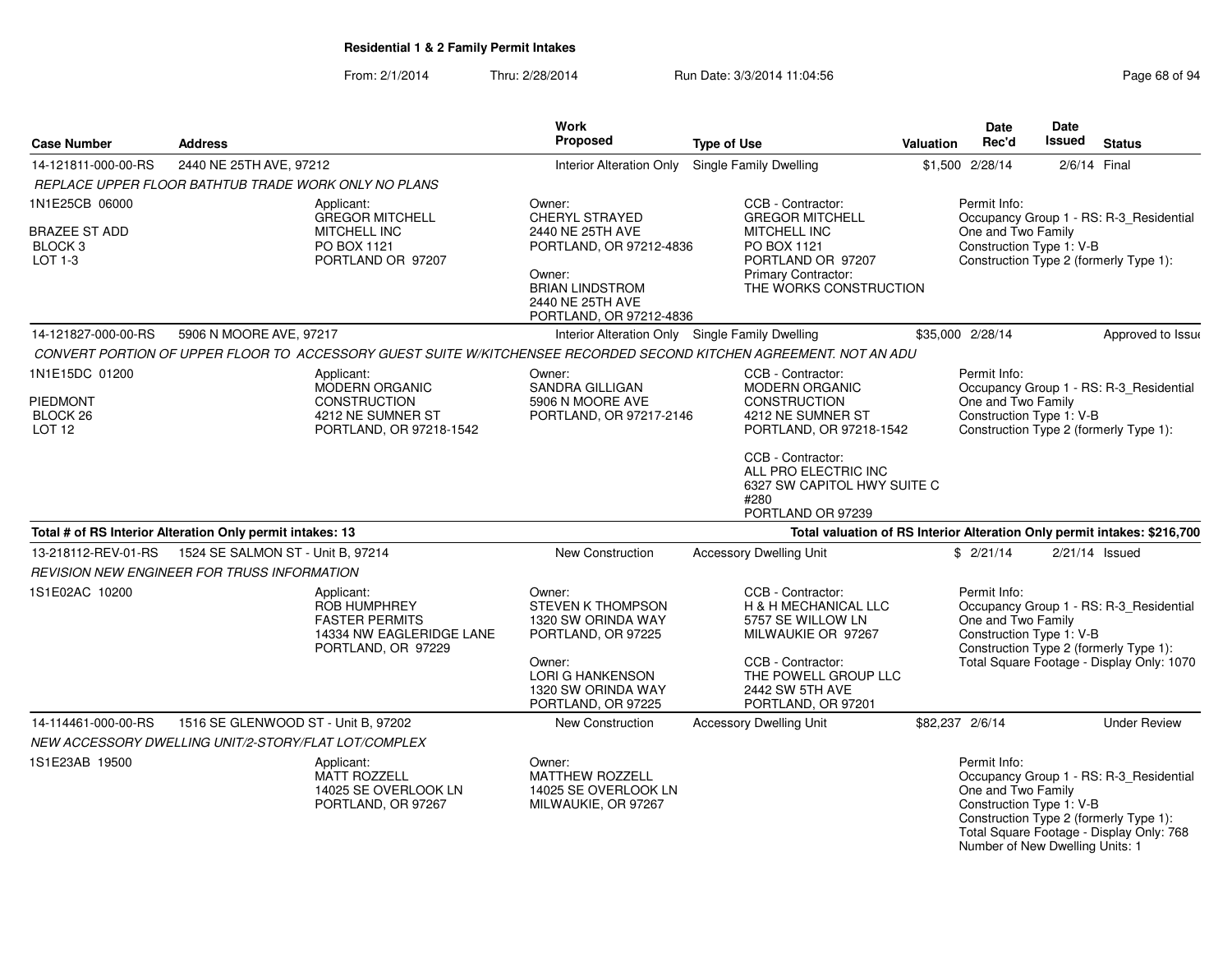## Residential 1 & 2 Family Permit Intakes

From: 2/1/2014 Thru: 2/28/2014 Run Date: 3/3/2014 11:04:56

| Case Number | Address | Work Proposed | Type of Use | Valuation | Date Rec'd | Date Issued | Status |
|---|---|---|---|---|---|---|---|
| 14-121811-000-00-RS | 2440 NE 25TH AVE, 97212 | Interior Alteration Only | Single Family Dwelling | $1,500 | 2/28/14 | 2/6/14 | Final |

*REPLACE UPPER FLOOR BATHTUB TRADE WORK ONLY NO PLANS*

1N1E25CB 06000

BRAZEE ST ADD
BLOCK 3
LOT 1-3

Applicant:
GREGOR MITCHELL
MITCHELL INC
PO BOX 1121
PORTLAND OR 97207

Owner:
CHERYL STRAYED
2440 NE 25TH AVE
PORTLAND, OR 97212-4836

Owner:
BRIAN LINDSTROM
2440 NE 25TH AVE
PORTLAND, OR 97212-4836

CCB - Contractor:
GREGOR MITCHELL
MITCHELL INC
PO BOX 1121
PORTLAND OR 97207
Primary Contractor:
THE WORKS CONSTRUCTION

Permit Info:
Occupancy Group 1 - RS: R-3_Residential One and Two Family
Construction Type 1: V-B
Construction Type 2 (formerly Type 1):

| Case Number | Address | Work Proposed | Type of Use | Valuation | Date Rec'd | Date Issued | Status |
|---|---|---|---|---|---|---|---|
| 14-121827-000-00-RS | 5906 N MOORE AVE, 97217 | Interior Alteration Only | Single Family Dwelling | $35,000 | 2/28/14 | | Approved to Issue |

*CONVERT PORTION OF UPPER FLOOR TO ACCESSORY GUEST SUITE W/KITCHENSEE RECORDED SECOND KITCHEN AGREEMENT. NOT AN ADU*

1N1E15DC 01200

PIEDMONT
BLOCK 26
LOT 12

Applicant:
MODERN ORGANIC CONSTRUCTION
4212 NE SUMNER ST
PORTLAND, OR 97218-1542

Owner:
SANDRA GILLIGAN
5906 N MOORE AVE
PORTLAND, OR 97217-2146

CCB - Contractor:
MODERN ORGANIC CONSTRUCTION
4212 NE SUMNER ST
PORTLAND, OR 97218-1542

CCB - Contractor:
ALL PRO ELECTRIC INC
6327 SW CAPITOL HWY SUITE C #280
PORTLAND OR 97239

Permit Info:
Occupancy Group 1 - RS: R-3_Residential One and Two Family
Construction Type 1: V-B
Construction Type 2 (formerly Type 1):

**Total # of RS Interior Alteration Only permit intakes: 13**

**Total valuation of RS Interior Alteration Only permit intakes: $216,700**

| Case Number | Address | Work Proposed | Type of Use | Valuation | Date Rec'd | Date Issued | Status |
|---|---|---|---|---|---|---|---|
| 13-218112-REV-01-RS | 1524 SE SALMON ST - Unit B, 97214 | New Construction | Accessory Dwelling Unit | $ | 2/21/14 | 2/21/14 | Issued |

*REVISION NEW ENGINEER FOR TRUSS INFORMATION*

1S1E02AC 10200

Applicant:
ROB HUMPHREY
FASTER PERMITS
14334 NW EAGLERIDGE LANE
PORTLAND, OR 97229

Owner:
STEVEN K THOMPSON
1320 SW ORINDA WAY
PORTLAND, OR 97225

Owner:
LORI G HANKENSON
1320 SW ORINDA WAY
PORTLAND, OR 97225

CCB - Contractor:
H & H MECHANICAL LLC
5757 SE WILLOW LN
MILWAUKIE OR 97267

CCB - Contractor:
THE POWELL GROUP LLC
2442 SW 5TH AVE
PORTLAND, OR 97201

Permit Info:
Occupancy Group 1 - RS: R-3_Residential One and Two Family
Construction Type 1: V-B
Construction Type 2 (formerly Type 1):
Total Square Footage - Display Only: 1070

| Case Number | Address | Work Proposed | Type of Use | Valuation | Date Rec'd | Date Issued | Status |
|---|---|---|---|---|---|---|---|
| 14-114461-000-00-RS | 1516 SE GLENWOOD ST - Unit B, 97202 | New Construction | Accessory Dwelling Unit | $82,237 | 2/6/14 | | Under Review |

*NEW ACCESSORY DWELLING UNIT/2-STORY/FLAT LOT/COMPLEX*

1S1E23AB 19500

Applicant:
MATT ROZZELL
14025 SE OVERLOOK LN
PORTLAND, OR 97267

Owner:
MATTHEW ROZZELL
14025 SE OVERLOOK LN
MILWAUKIE, OR 97267

Permit Info:
Occupancy Group 1 - RS: R-3_Residential One and Two Family
Construction Type 1: V-B
Construction Type 2 (formerly Type 1):
Total Square Footage - Display Only: 768
Number of New Dwelling Units: 1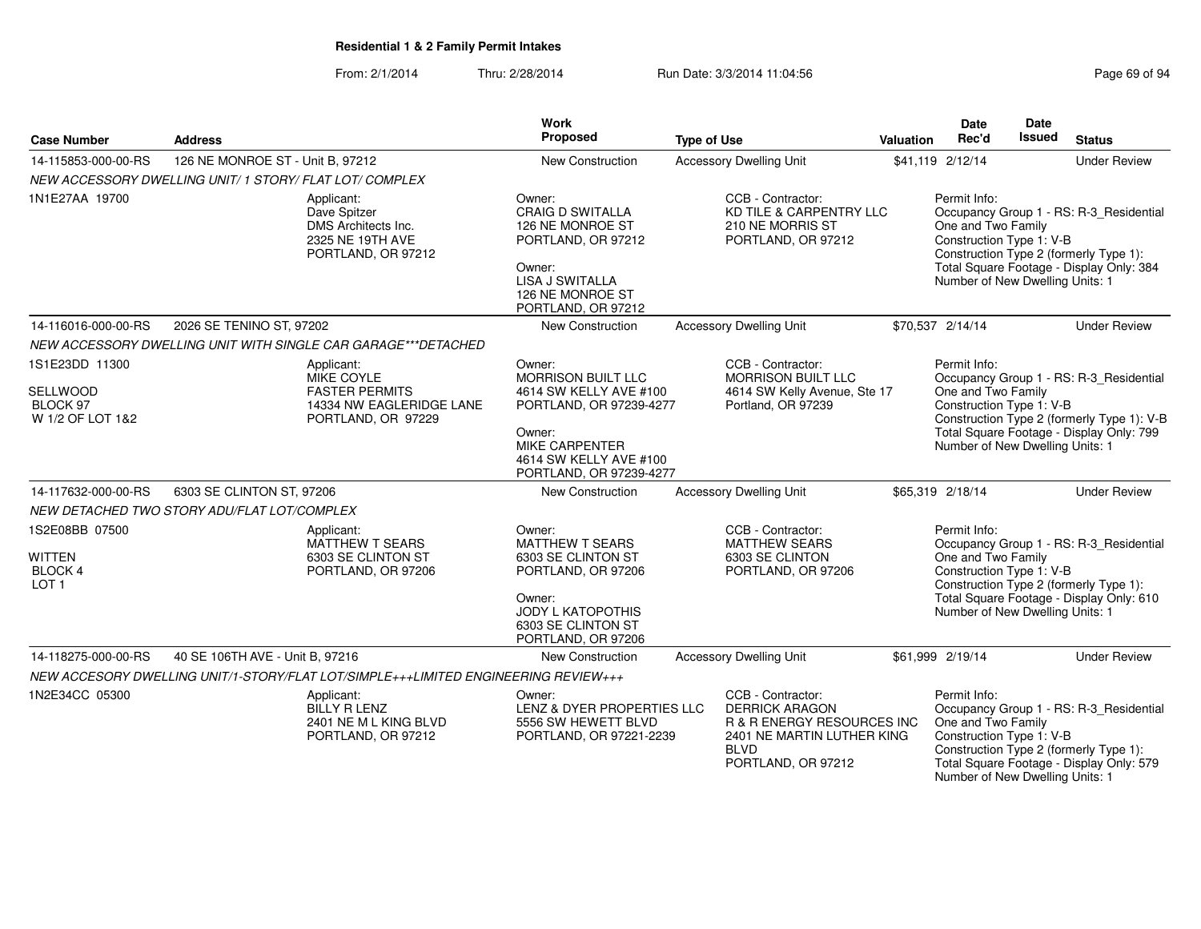**Residential 1 & 2 Family Permit Intakes**

From: 2/1/2014 Thru: 2/28/2014 Run Date: 3/3/2014 11:04:56

| Case Number | Address | Work Proposed | Type of Use | Valuation | Date Rec'd | Date Issued | Status |
|---|---|---|---|---|---|---|---|
| 14-115853-000-00-RS | 126 NE MONROE ST - Unit B, 97212 | New Construction | Accessory Dwelling Unit | $41,119 | 2/12/14 | | Under Review |

NEW ACCESSORY DWELLING UNIT/ 1 STORY/ FLAT LOT/ COMPLEX

1N1E27AA 19700

Applicant:
Dave Spitzer
DMS Architects Inc.
2325 NE 19TH AVE
PORTLAND, OR 97212

Owner:
CRAIG D SWITALLA
126 NE MONROE ST
PORTLAND, OR 97212

Owner:
LISA J SWITALLA
126 NE MONROE ST
PORTLAND, OR 97212

CCB - Contractor:
KD TILE & CARPENTRY LLC
210 NE MORRIS ST
PORTLAND, OR 97212

Permit Info:
Occupancy Group 1 - RS: R-3_Residential One and Two Family
Construction Type 1: V-B
Construction Type 2 (formerly Type 1):
Total Square Footage - Display Only: 384
Number of New Dwelling Units: 1

| Case Number | Address | Work Proposed | Type of Use | Valuation | Date Rec'd | Date Issued | Status |
|---|---|---|---|---|---|---|---|
| 14-116016-000-00-RS | 2026 SE TENINO ST, 97202 | New Construction | Accessory Dwelling Unit | $70,537 | 2/14/14 | | Under Review |

NEW ACCESSORY DWELLING UNIT WITH SINGLE CAR GARAGE***DETACHED

1S1E23DD 11300
SELLWOOD
BLOCK 97
W 1/2 OF LOT 1&2

Applicant:
MIKE COYLE
FASTER PERMITS
14334 NW EAGLERIDGE LANE
PORTLAND, OR 97229

Owner:
MORRISON BUILT LLC
4614 SW KELLY AVE #100
PORTLAND, OR 97239-4277

Owner:
MIKE CARPENTER
4614 SW KELLY AVE #100
PORTLAND, OR 97239-4277

CCB - Contractor:
MORRISON BUILT LLC
4614 SW Kelly Avenue, Ste 17
Portland, OR 97239

Permit Info:
Occupancy Group 1 - RS: R-3_Residential One and Two Family
Construction Type 1: V-B
Construction Type 2 (formerly Type 1): V-B
Total Square Footage - Display Only: 799
Number of New Dwelling Units: 1

| Case Number | Address | Work Proposed | Type of Use | Valuation | Date Rec'd | Date Issued | Status |
|---|---|---|---|---|---|---|---|
| 14-117632-000-00-RS | 6303 SE CLINTON ST, 97206 | New Construction | Accessory Dwelling Unit | $65,319 | 2/18/14 | | Under Review |

NEW DETACHED TWO STORY ADU/FLAT LOT/COMPLEX

1S2E08BB 07500
WITTEN
BLOCK 4
LOT 1

Applicant:
MATTHEW T SEARS
6303 SE CLINTON ST
PORTLAND, OR 97206

Owner:
MATTHEW T SEARS
6303 SE CLINTON ST
PORTLAND, OR 97206

Owner:
JODY L KATOPOTHIS
6303 SE CLINTON ST
PORTLAND, OR 97206

CCB - Contractor:
MATTHEW SEARS
6303 SE CLINTON
PORTLAND, OR 97206

Permit Info:
Occupancy Group 1 - RS: R-3_Residential One and Two Family
Construction Type 1: V-B
Construction Type 2 (formerly Type 1):
Total Square Footage - Display Only: 610
Number of New Dwelling Units: 1

| Case Number | Address | Work Proposed | Type of Use | Valuation | Date Rec'd | Date Issued | Status |
|---|---|---|---|---|---|---|---|
| 14-118275-000-00-RS | 40 SE 106TH AVE - Unit B, 97216 | New Construction | Accessory Dwelling Unit | $61,999 | 2/19/14 | | Under Review |

NEW ACCESORY DWELLING UNIT/1-STORY/FLAT LOT/SIMPLE+++LIMITED ENGINEERING REVIEW+++

1N2E34CC 05300

Applicant:
BILLY R LENZ
2401 NE M L KING BLVD
PORTLAND, OR 97212

Owner:
LENZ & DYER PROPERTIES LLC
5556 SW HEWETT BLVD
PORTLAND, OR 97221-2239

CCB - Contractor:
DERRICK ARAGON
R & R ENERGY RESOURCES INC
2401 NE MARTIN LUTHER KING BLVD
PORTLAND, OR 97212

Permit Info:
Occupancy Group 1 - RS: R-3_Residential One and Two Family
Construction Type 1: V-B
Construction Type 2 (formerly Type 1):
Total Square Footage - Display Only: 579
Number of New Dwelling Units: 1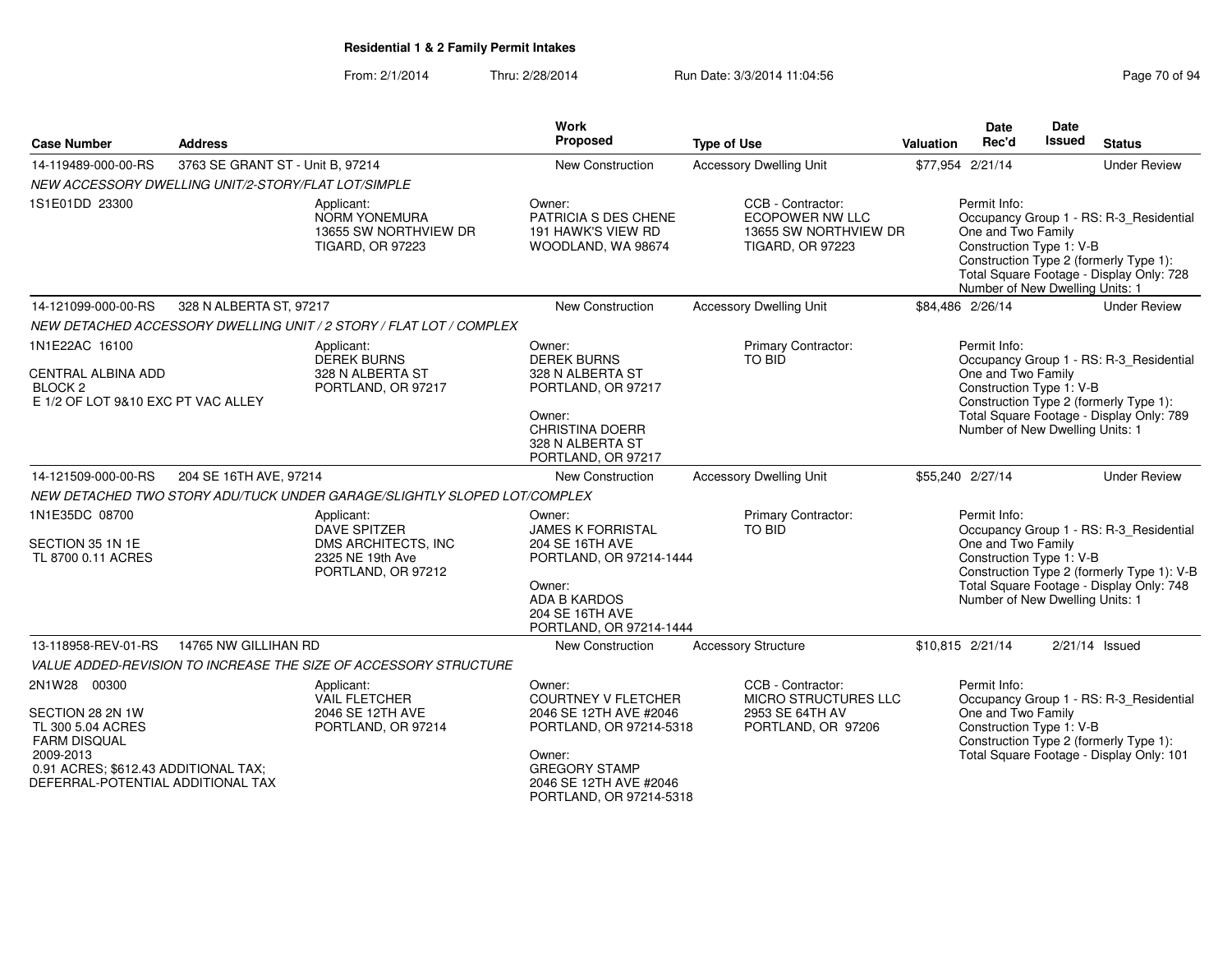**Residential 1 & 2 Family Permit Intakes**

From: 2/1/2014 Thru: 2/28/2014 Run Date: 3/3/2014 11:04:56

| Case Number | Address | Work Proposed | Type of Use | Valuation | Date Rec'd | Date Issued | Status |
|---|---|---|---|---|---|---|---|
| 14-119489-000-00-RS | 3763 SE GRANT ST - Unit B, 97214 | New Construction | Accessory Dwelling Unit | $77,954 | 2/21/14 | | Under Review |

*NEW ACCESSORY DWELLING UNIT/2-STORY/FLAT LOT/SIMPLE*

1S1E01DD 23300

Applicant: NORM YONEMURA, 13655 SW NORTHVIEW DR, TIGARD, OR 97223

Owner: PATRICIA S DES CHENE, 191 HAWK'S VIEW RD, WOODLAND, WA 98674

CCB - Contractor: ECOPOWER NW LLC, 13655 SW NORTHVIEW DR, TIGARD, OR 97223

Permit Info:
Occupancy Group 1 - RS: R-3_Residential One and Two Family
Construction Type 1: V-B
Construction Type 2 (formerly Type 1):
Total Square Footage - Display Only: 728
Number of New Dwelling Units: 1

| Case Number | Address | Work Proposed | Type of Use | Valuation | Date Rec'd | Date Issued | Status |
|---|---|---|---|---|---|---|---|
| 14-121099-000-00-RS | 328 N ALBERTA ST, 97217 | New Construction | Accessory Dwelling Unit | $84,486 | 2/26/14 | | Under Review |

*NEW DETACHED ACCESSORY DWELLING UNIT / 2 STORY / FLAT LOT / COMPLEX*

1N1E22AC 16100

CENTRAL ALBINA ADD
BLOCK 2
E 1/2 OF LOT 9&10 EXC PT VAC ALLEY

Applicant: DEREK BURNS, 328 N ALBERTA ST, PORTLAND, OR 97217

Owner: DEREK BURNS, 328 N ALBERTA ST, PORTLAND, OR 97217

Owner: CHRISTINA DOERR, 328 N ALBERTA ST, PORTLAND, OR 97217

Primary Contractor: TO BID

Permit Info:
Occupancy Group 1 - RS: R-3_Residential One and Two Family
Construction Type 1: V-B
Construction Type 2 (formerly Type 1):
Total Square Footage - Display Only: 789
Number of New Dwelling Units: 1

| Case Number | Address | Work Proposed | Type of Use | Valuation | Date Rec'd | Date Issued | Status |
|---|---|---|---|---|---|---|---|
| 14-121509-000-00-RS | 204 SE 16TH AVE, 97214 | New Construction | Accessory Dwelling Unit | $55,240 | 2/27/14 | | Under Review |

*NEW DETACHED TWO STORY ADU/TUCK UNDER GARAGE/SLIGHTLY SLOPED LOT/COMPLEX*

1N1E35DC 08700

SECTION 35 1N 1E
TL 8700 0.11 ACRES

Applicant: DAVE SPITZER, DMS ARCHITECTS, INC, 2325 NE 19th Ave, PORTLAND, OR 97212

Owner: JAMES K FORRISTAL, 204 SE 16TH AVE, PORTLAND, OR 97214-1444

Owner: ADA B KARDOS, 204 SE 16TH AVE, PORTLAND, OR 97214-1444

Primary Contractor: TO BID

Permit Info:
Occupancy Group 1 - RS: R-3_Residential One and Two Family
Construction Type 1: V-B
Construction Type 2 (formerly Type 1): V-B
Total Square Footage - Display Only: 748
Number of New Dwelling Units: 1

| Case Number | Address | Work Proposed | Type of Use | Valuation | Date Rec'd | Date Issued | Status |
|---|---|---|---|---|---|---|---|
| 13-118958-REV-01-RS | 14765 NW GILLIHAN RD | New Construction | Accessory Structure | $10,815 | 2/21/14 | 2/21/14 | Issued |

*VALUE ADDED-REVISION TO INCREASE THE SIZE OF ACCESSORY STRUCTURE*

2N1W28 00300

SECTION 28 2N 1W
TL 300 5.04 ACRES
FARM DISQUAL
2009-2013
0.91 ACRES; $612.43 ADDITIONAL TAX;
DEFERRAL-POTENTIAL ADDITIONAL TAX

Applicant: VAIL FLETCHER, 2046 SE 12TH AVE, PORTLAND, OR 97214

Owner: COURTNEY V FLETCHER, 2046 SE 12TH AVE #2046, PORTLAND, OR 97214-5318

Owner: GREGORY STAMP, 2046 SE 12TH AVE #2046, PORTLAND, OR 97214-5318

CCB - Contractor: MICRO STRUCTURES LLC, 2953 SE 64TH AV, PORTLAND, OR 97206

Permit Info:
Occupancy Group 1 - RS: R-3_Residential One and Two Family
Construction Type 1: V-B
Construction Type 2 (formerly Type 1):
Total Square Footage - Display Only: 101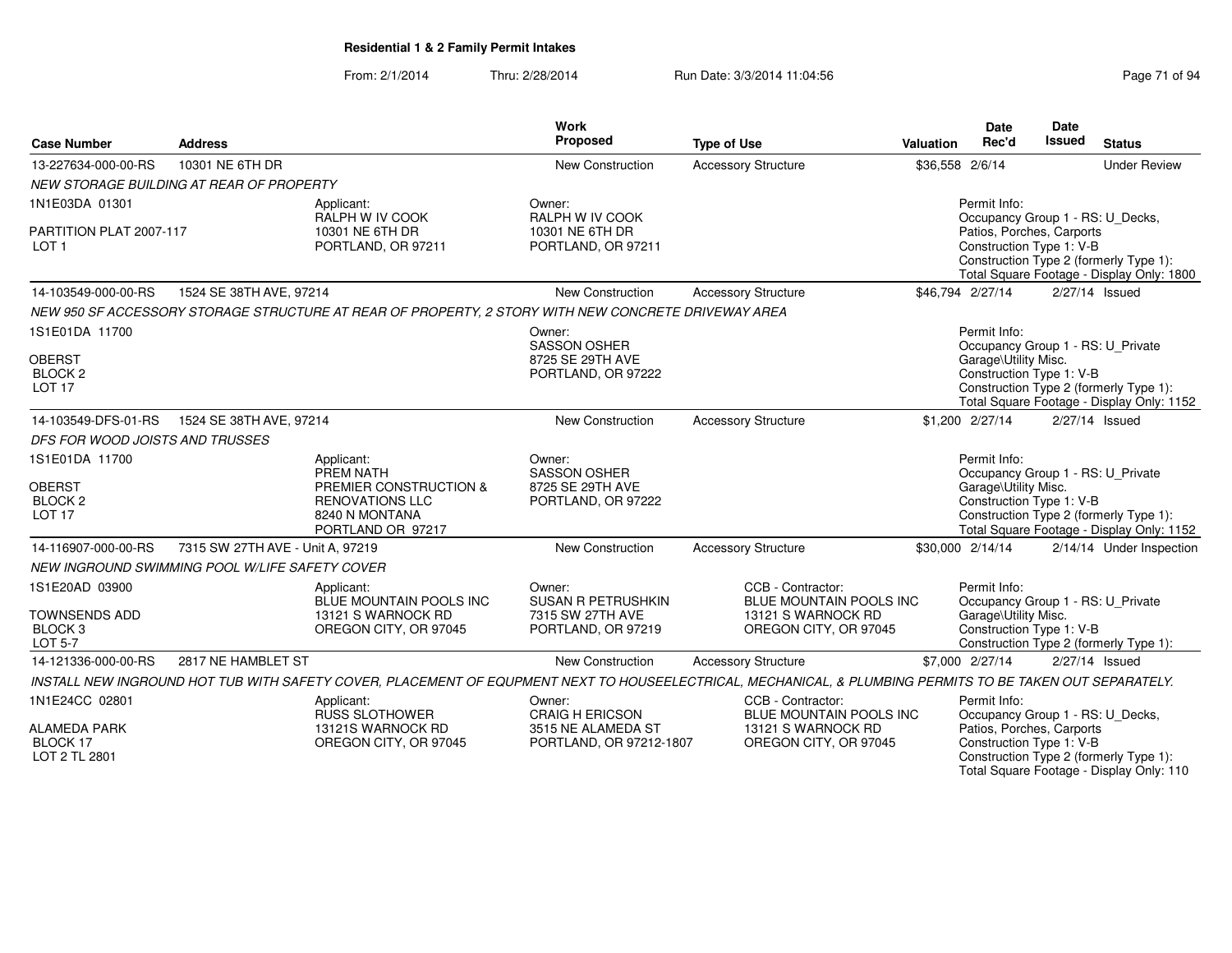## Residential 1 & 2 Family Permit Intakes

From: 2/1/2014 Thru: 2/28/2014 Run Date: 3/3/2014 11:04:56

| Case Number | Address | | Work Proposed | Type of Use | Valuation | Date Rec'd | Date Issued | Status |
|---|---|---|---|---|---|---|---|---|
| 13-227634-000-00-RS | 10301 NE 6TH DR | | New Construction | Accessory Structure | $36,558 | 2/6/14 | | Under Review |
| *NEW STORAGE BUILDING AT REAR OF PROPERTY* | | | | | | | | |
| 1N1E03DA 01301<br><br>PARTITION PLAT 2007-117<br>LOT 1 | | Applicant:<br>RALPH W IV COOK<br>10301 NE 6TH DR<br>PORTLAND, OR 97211 | Owner:<br>RALPH W IV COOK<br>10301 NE 6TH DR<br>PORTLAND, OR 97211 | | | Permit Info:<br>Occupancy Group 1 - RS: U_Decks, Patios, Porches, Carports<br>Construction Type 1: V-B<br>Construction Type 2 (formerly Type 1):<br>Total Square Footage - Display Only: 1800 | | |
| 14-103549-000-00-RS | 1524 SE 38TH AVE, 97214 | | New Construction | Accessory Structure | $46,794 | 2/27/14 | 2/27/14 | Issued |
| *NEW 950 SF ACCESSORY STORAGE STRUCTURE AT REAR OF PROPERTY, 2 STORY WITH NEW CONCRETE DRIVEWAY AREA* | | | | | | | | |
| 1S1E01DA 11700<br><br>OBERST<br>BLOCK 2<br>LOT 17 | | | Owner:<br>SASSON OSHER<br>8725 SE 29TH AVE<br>PORTLAND, OR 97222 | | | Permit Info:<br>Occupancy Group 1 - RS: U_Private Garage\Utility Misc.<br>Construction Type 1: V-B<br>Construction Type 2 (formerly Type 1):<br>Total Square Footage - Display Only: 1152 | | |
| 14-103549-DFS-01-RS | 1524 SE 38TH AVE, 97214 | | New Construction | Accessory Structure | $1,200 | 2/27/14 | 2/27/14 | Issued |
| *DFS FOR WOOD JOISTS AND TRUSSES* | | | | | | | | |
| 1S1E01DA 11700<br><br>OBERST<br>BLOCK 2<br>LOT 17 | | Applicant:<br>PREM NATH<br>PREMIER CONSTRUCTION & RENOVATIONS LLC<br>8240 N MONTANA<br>PORTLAND OR 97217 | Owner:<br>SASSON OSHER<br>8725 SE 29TH AVE<br>PORTLAND, OR 97222 | | | Permit Info:<br>Occupancy Group 1 - RS: U_Private Garage\Utility Misc.<br>Construction Type 1: V-B<br>Construction Type 2 (formerly Type 1):<br>Total Square Footage - Display Only: 1152 | | |
| 14-116907-000-00-RS | 7315 SW 27TH AVE - Unit A, 97219 | | New Construction | Accessory Structure | $30,000 | 2/14/14 | 2/14/14 | Under Inspection |
| *NEW INGROUND SWIMMING POOL W/LIFE SAFETY COVER* | | | | | | | | |
| 1S1E20AD 03900<br><br>TOWNSENDS ADD<br>BLOCK 3<br>LOT 5-7 | | Applicant:<br>BLUE MOUNTAIN POOLS INC<br>13121 S WARNOCK RD<br>OREGON CITY, OR 97045 | Owner:<br>SUSAN R PETRUSHKIN<br>7315 SW 27TH AVE<br>PORTLAND, OR 97219 | CCB - Contractor:<br>BLUE MOUNTAIN POOLS INC<br>13121 S WARNOCK RD<br>OREGON CITY, OR 97045 | | Permit Info:<br>Occupancy Group 1 - RS: U_Private Garage\Utility Misc.<br>Construction Type 1: V-B<br>Construction Type 2 (formerly Type 1): | | |
| 14-121336-000-00-RS | 2817 NE HAMBLET ST | | New Construction | Accessory Structure | $7,000 | 2/27/14 | 2/27/14 | Issued |
| *INSTALL NEW INGROUND HOT TUB WITH SAFETY COVER, PLACEMENT OF EQUPMENT NEXT TO HOUSEELECTRICAL, MECHANICAL, & PLUMBING PERMITS TO BE TAKEN OUT SEPARATELY.* | | | | | | | | |
| 1N1E24CC 02801<br><br>ALAMEDA PARK<br>BLOCK 17<br>LOT 2 TL 2801 | | Applicant:<br>RUSS SLOTHOWER<br>13121S WARNOCK RD<br>OREGON CITY, OR 97045 | Owner:<br>CRAIG H ERICSON<br>3515 NE ALAMEDA ST<br>PORTLAND, OR 97212-1807 | CCB - Contractor:<br>BLUE MOUNTAIN POOLS INC<br>13121 S WARNOCK RD<br>OREGON CITY, OR 97045 | | Permit Info:<br>Occupancy Group 1 - RS: U_Decks, Patios, Porches, Carports<br>Construction Type 1: V-B<br>Construction Type 2 (formerly Type 1):<br>Total Square Footage - Display Only: 110 | | |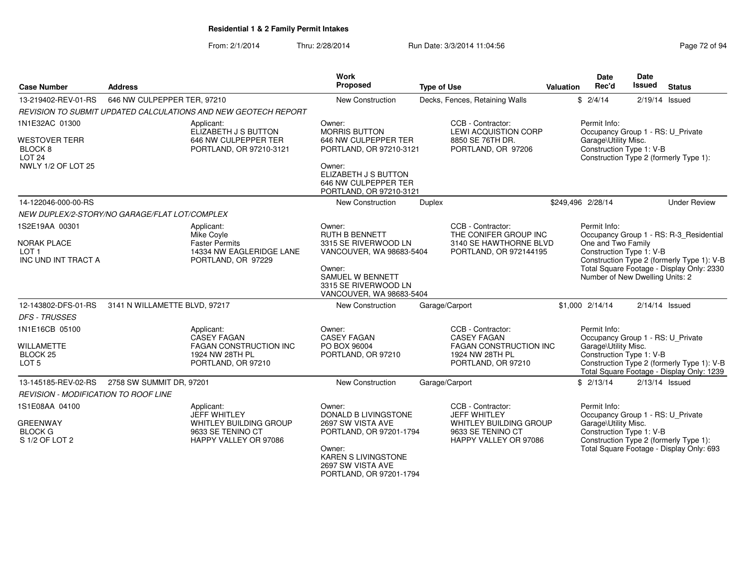**Residential 1 & 2 Family Permit Intakes**

From: 2/1/2014 Thru: 2/28/2014 Run Date: 3/3/2014 11:04:56

| Case Number | Address | Work Proposed | Type of Use | Valuation | Date Rec'd | Date Issued | Status |
|---|---|---|---|---|---|---|---|
| 13-219402-REV-01-RS | 646 NW CULPEPPER TER, 97210 | New Construction | Decks, Fences, Retaining Walls | $ | 2/4/14 | 2/19/14 | Issued |

*REVISION TO SUBMIT UPDATED CALCULATIONS AND NEW GEOTECH REPORT*

1N1E32AC 01300
WESTOVER TERR
BLOCK 8
LOT 24
NWLY 1/2 OF LOT 25

Applicant:
ELIZABETH J S BUTTON
646 NW CULPEPPER TER
PORTLAND, OR 97210-3121

Owner:
MORRIS BUTTON
646 NW CULPEPPER TER
PORTLAND, OR 97210-3121

Owner:
ELIZABETH J S BUTTON
646 NW CULPEPPER TER
PORTLAND, OR 97210-3121

CCB - Contractor:
LEWI ACQUISTION CORP
8850 SE 76TH DR.
PORTLAND, OR 97206

Permit Info:
Occupancy Group 1 - RS: U_Private Garage\Utility Misc.
Construction Type 1: V-B
Construction Type 2 (formerly Type 1):

---

| Case Number | Address | Work Proposed | Type of Use | Valuation | Date Rec'd | Date Issued | Status |
|---|---|---|---|---|---|---|---|
| 14-122046-000-00-RS | | New Construction | Duplex | $249,496 | 2/28/14 | | Under Review |

*NEW DUPLEX/2-STORY/NO GARAGE/FLAT LOT/COMPLEX*

1S2E19AA 00301
NORAK PLACE
LOT 1
INC UND INT TRACT A

Applicant:
Mike Coyle
Faster Permits
14334 NW EAGLERIDGE LANE
PORTLAND, OR 97229

Owner:
RUTH B BENNETT
3315 SE RIVERWOOD LN
VANCOUVER, WA 98683-5404

Owner:
SAMUEL W BENNETT
3315 SE RIVERWOOD LN
VANCOUVER, WA 98683-5404

CCB - Contractor:
THE CONIFER GROUP INC
3140 SE HAWTHORNE BLVD
PORTLAND, OR 972144195

Permit Info:
Occupancy Group 1 - RS: R-3_Residential One and Two Family
Construction Type 1: V-B
Construction Type 2 (formerly Type 1): V-B
Total Square Footage - Display Only: 2330
Number of New Dwelling Units: 2

---

| Case Number | Address | Work Proposed | Type of Use | Valuation | Date Rec'd | Date Issued | Status |
|---|---|---|---|---|---|---|---|
| 12-143802-DFS-01-RS | 3141 N WILLAMETTE BLVD, 97217 | New Construction | Garage/Carport | $1,000 | 2/14/14 | 2/14/14 | Issued |

*DFS - TRUSSES*

1N1E16CB 05100
WILLAMETTE
BLOCK 25
LOT 5

Applicant:
CASEY FAGAN
FAGAN CONSTRUCTION INC
1924 NW 28TH PL
PORTLAND, OR 97210

Owner:
CASEY FAGAN
PO BOX 96004
PORTLAND, OR 97210

CCB - Contractor:
CASEY FAGAN
FAGAN CONSTRUCTION INC
1924 NW 28TH PL
PORTLAND, OR 97210

Permit Info:
Occupancy Group 1 - RS: U_Private Garage\Utility Misc.
Construction Type 1: V-B
Construction Type 2 (formerly Type 1): V-B
Total Square Footage - Display Only: 1239

---

| Case Number | Address | Work Proposed | Type of Use | Valuation | Date Rec'd | Date Issued | Status |
|---|---|---|---|---|---|---|---|
| 13-145185-REV-02-RS | 2758 SW SUMMIT DR, 97201 | New Construction | Garage/Carport | $ | 2/13/14 | 2/13/14 | Issued |

*REVISION - MODIFICATION TO ROOF LINE*

1S1E08AA 04100
GREENWAY
BLOCK G
S 1/2 OF LOT 2

Applicant:
JEFF WHITLEY
WHITLEY BUILDING GROUP
9633 SE TENINO CT
HAPPY VALLEY OR 97086

Owner:
DONALD B LIVINGSTONE
2697 SW VISTA AVE
PORTLAND, OR 97201-1794

Owner:
KAREN S LIVINGSTONE
2697 SW VISTA AVE
PORTLAND, OR 97201-1794

CCB - Contractor:
JEFF WHITLEY
WHITLEY BUILDING GROUP
9633 SE TENINO CT
HAPPY VALLEY OR 97086

Permit Info:
Occupancy Group 1 - RS: U_Private Garage\Utility Misc.
Construction Type 1: V-B
Construction Type 2 (formerly Type 1):
Total Square Footage - Display Only: 693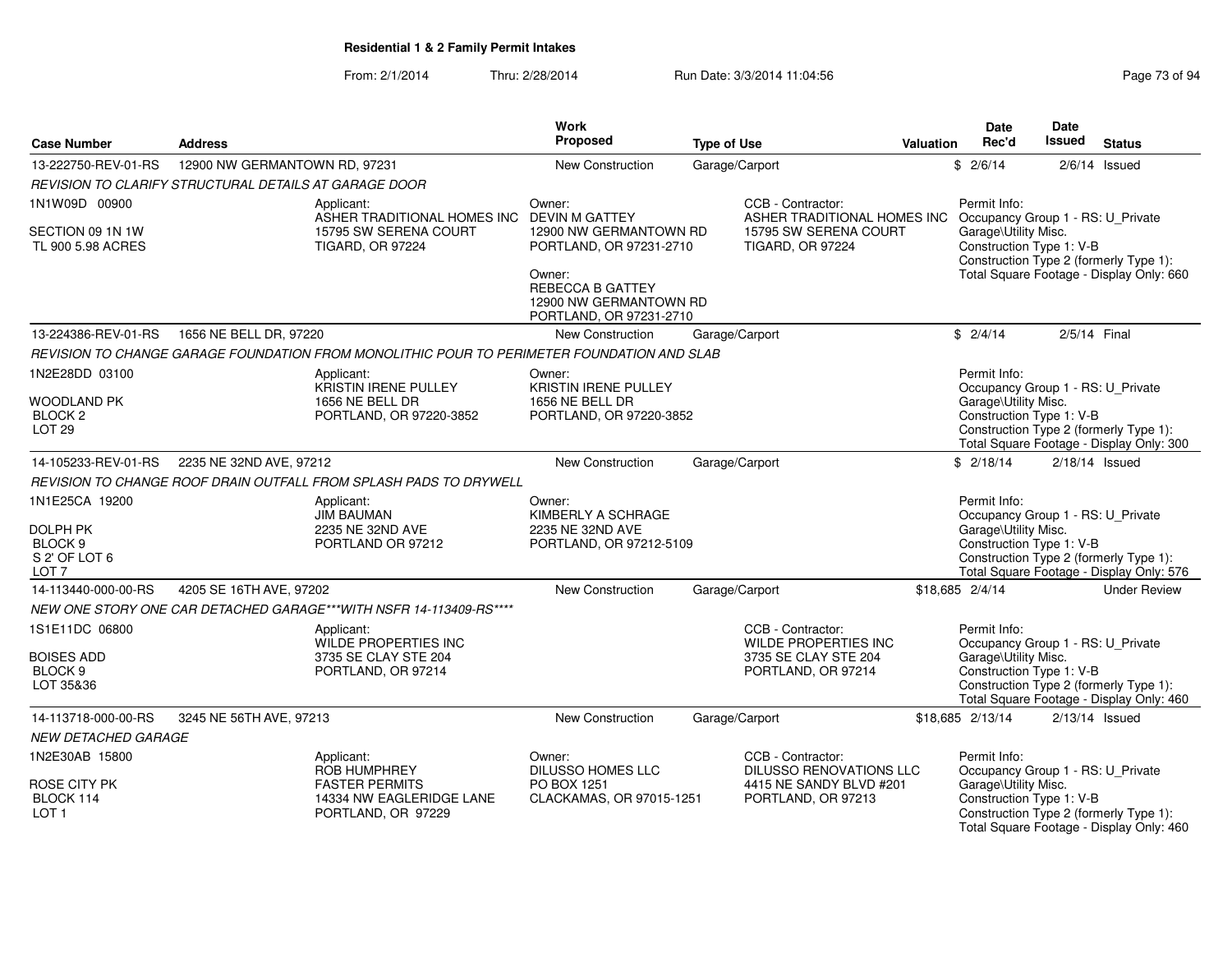## Residential 1 & 2 Family Permit Intakes

From: 2/1/2014 Thru: 2/28/2014 Run Date: 3/3/2014 11:04:56

| Case Number | Address | Work Proposed | Type of Use | Valuation | Date Rec'd | Date Issued | Status |
|---|---|---|---|---|---|---|---|
| 13-222750-REV-01-RS | 12900 NW GERMANTOWN RD, 97231 | New Construction | Garage/Carport | $ | 2/6/14 | 2/6/14 | Issued |

*REVISION TO CLARIFY STRUCTURAL DETAILS AT GARAGE DOOR*

1N1W09D 00900

SECTION 09 1N 1W
TL 900 5.98 ACRES

Applicant:
ASHER TRADITIONAL HOMES INC
15795 SW SERENA COURT
TIGARD, OR 97224

Owner:
DEVIN M GATTEY
12900 NW GERMANTOWN RD
PORTLAND, OR 97231-2710

Owner:
REBECCA B GATTEY
12900 NW GERMANTOWN RD
PORTLAND, OR 97231-2710

CCB - Contractor:
ASHER TRADITIONAL HOMES INC
15795 SW SERENA COURT
TIGARD, OR 97224

Permit Info:
Occupancy Group 1 - RS: U_Private Garage\Utility Misc.
Construction Type 1: V-B
Construction Type 2 (formerly Type 1):
Total Square Footage - Display Only: 660

| Case Number | Address | Work Proposed | Type of Use | Valuation | Date Rec'd | Date Issued | Status |
|---|---|---|---|---|---|---|---|
| 13-224386-REV-01-RS | 1656 NE BELL DR, 97220 | New Construction | Garage/Carport | $ | 2/4/14 | 2/5/14 | Final |

*REVISION TO CHANGE GARAGE FOUNDATION FROM MONOLITHIC POUR TO PERIMETER FOUNDATION AND SLAB*

1N2E28DD 03100

WOODLAND PK
BLOCK 2
LOT 29

Applicant:
KRISTIN IRENE PULLEY
1656 NE BELL DR
PORTLAND, OR 97220-3852

Owner:
KRISTIN IRENE PULLEY
1656 NE BELL DR
PORTLAND, OR 97220-3852

Permit Info:
Occupancy Group 1 - RS: U_Private Garage\Utility Misc.
Construction Type 1: V-B
Construction Type 2 (formerly Type 1):
Total Square Footage - Display Only: 300

| Case Number | Address | Work Proposed | Type of Use | Valuation | Date Rec'd | Date Issued | Status |
|---|---|---|---|---|---|---|---|
| 14-105233-REV-01-RS | 2235 NE 32ND AVE, 97212 | New Construction | Garage/Carport | $ | 2/18/14 | 2/18/14 | Issued |

*REVISION TO CHANGE ROOF DRAIN OUTFALL FROM SPLASH PADS TO DRYWELL*

1N1E25CA 19200

DOLPH PK
BLOCK 9
S 2' OF LOT 6
LOT 7

Applicant:
JIM BAUMAN
2235 NE 32ND AVE
PORTLAND OR 97212

Owner:
KIMBERLY A SCHRAGE
2235 NE 32ND AVE
PORTLAND, OR 97212-5109

Permit Info:
Occupancy Group 1 - RS: U_Private Garage\Utility Misc.
Construction Type 1: V-B
Construction Type 2 (formerly Type 1):
Total Square Footage - Display Only: 576

| Case Number | Address | Work Proposed | Type of Use | Valuation | Date Rec'd | Date Issued | Status |
|---|---|---|---|---|---|---|---|
| 14-113440-000-00-RS | 4205 SE 16TH AVE, 97202 | New Construction | Garage/Carport | $18,685 | 2/4/14 | | Under Review |

*NEW ONE STORY ONE CAR DETACHED GARAGE***WITH NSFR 14-113409-RS*****

1S1E11DC 06800

BOISES ADD
BLOCK 9
LOT 35&36

Applicant:
WILDE PROPERTIES INC
3735 SE CLAY STE 204
PORTLAND, OR 97214

CCB - Contractor:
WILDE PROPERTIES INC
3735 SE CLAY STE 204
PORTLAND, OR 97214

Permit Info:
Occupancy Group 1 - RS: U_Private Garage\Utility Misc.
Construction Type 1: V-B
Construction Type 2 (formerly Type 1):
Total Square Footage - Display Only: 460

| Case Number | Address | Work Proposed | Type of Use | Valuation | Date Rec'd | Date Issued | Status |
|---|---|---|---|---|---|---|---|
| 14-113718-000-00-RS | 3245 NE 56TH AVE, 97213 | New Construction | Garage/Carport | $18,685 | 2/13/14 | 2/13/14 | Issued |

*NEW DETACHED GARAGE*

1N2E30AB 15800

ROSE CITY PK
BLOCK 114
LOT 1

Applicant:
ROB HUMPHREY
FASTER PERMITS
14334 NW EAGLERIDGE LANE
PORTLAND, OR 97229

Owner:
DILUSSO HOMES LLC
PO BOX 1251
CLACKAMAS, OR 97015-1251

CCB - Contractor:
DILUSSO RENOVATIONS LLC
4415 NE SANDY BLVD #201
PORTLAND, OR 97213

Permit Info:
Occupancy Group 1 - RS: U_Private Garage\Utility Misc.
Construction Type 1: V-B
Construction Type 2 (formerly Type 1):
Total Square Footage - Display Only: 460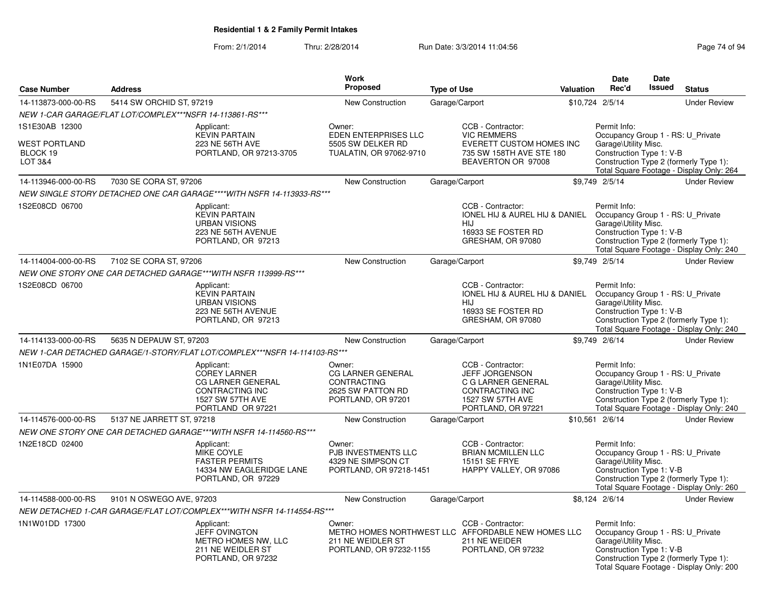**Residential 1 & 2 Family Permit Intakes**

From: 2/1/2014 Thru: 2/28/2014 Run Date: 3/3/2014 11:04:56

| Case Number | Address | Work Proposed | Type of Use | Valuation | Date Rec'd | Date Issued | Status |
|---|---|---|---|---|---|---|---|
| 14-113873-000-00-RS | 5414 SW ORCHID ST, 97219 | New Construction | Garage/Carport | $10,724 | 2/5/14 | | Under Review |

*NEW 1-CAR GARAGE/FLAT LOT/COMPLEX***NSFR 14-113861-RS****

1S1E30AB 12300

WEST PORTLAND
BLOCK 19
LOT 3&4

Applicant:
KEVIN PARTAIN
223 NE 56TH AVE
PORTLAND, OR 97213-3705

Owner:
EDEN ENTERPRISES LLC
5505 SW DELKER RD
TUALATIN, OR 97062-9710

CCB - Contractor:
VIC REMMERS
EVERETT CUSTOM HOMES INC
735 SW 158TH AVE STE 180
BEAVERTON OR 97008

Permit Info:
Occupancy Group 1 - RS: U_Private Garage\Utility Misc.
Construction Type 1: V-B
Construction Type 2 (formerly Type 1):
Total Square Footage - Display Only: 264

| Case Number | Address | Work Proposed | Type of Use | Valuation | Date Rec'd | Date Issued | Status |
|---|---|---|---|---|---|---|---|
| 14-113946-000-00-RS | 7030 SE CORA ST, 97206 | New Construction | Garage/Carport | $9,749 | 2/5/14 | | Under Review |

*NEW SINGLE STORY DETACHED ONE CAR GARAGE****WITH NSFR 14-113933-RS****

1S2E08CD 06700

Applicant:
KEVIN PARTAIN
URBAN VISIONS
223 NE 56TH AVENUE
PORTLAND, OR 97213

CCB - Contractor:
IONEL HIJ & AUREL HIJ & DANIEL HIJ
16933 SE FOSTER RD
GRESHAM, OR 97080

Permit Info:
Occupancy Group 1 - RS: U_Private Garage\Utility Misc.
Construction Type 1: V-B
Construction Type 2 (formerly Type 1):
Total Square Footage - Display Only: 240

| Case Number | Address | Work Proposed | Type of Use | Valuation | Date Rec'd | Date Issued | Status |
|---|---|---|---|---|---|---|---|
| 14-114004-000-00-RS | 7102 SE CORA ST, 97206 | New Construction | Garage/Carport | $9,749 | 2/5/14 | | Under Review |

*NEW ONE STORY ONE CAR DETACHED GARAGE***WITH NSFR 113999-RS****

1S2E08CD 06700

Applicant:
KEVIN PARTAIN
URBAN VISIONS
223 NE 56TH AVENUE
PORTLAND, OR 97213

CCB - Contractor:
IONEL HIJ & AUREL HIJ & DANIEL HIJ
16933 SE FOSTER RD
GRESHAM, OR 97080

Permit Info:
Occupancy Group 1 - RS: U_Private Garage\Utility Misc.
Construction Type 1: V-B
Construction Type 2 (formerly Type 1):
Total Square Footage - Display Only: 240

| Case Number | Address | Work Proposed | Type of Use | Valuation | Date Rec'd | Date Issued | Status |
|---|---|---|---|---|---|---|---|
| 14-114133-000-00-RS | 5635 N DEPAUW ST, 97203 | New Construction | Garage/Carport | $9,749 | 2/6/14 | | Under Review |

*NEW 1-CAR DETACHED GARAGE/1-STORY/FLAT LOT/COMPLEX***NSFR 14-114103-RS****

1N1E07DA 15900

Applicant:
COREY LARNER
CG LARNER GENERAL CONTRACTING INC
1527 SW 57TH AVE
PORTLAND OR 97221

Owner:
CG LARNER GENERAL CONTRACTING
2625 SW PATTON RD
PORTLAND, OR 97201

CCB - Contractor:
JEFF JORGENSON
C G LARNER GENERAL CONTRACTING INC
1527 SW 57TH AVE
PORTLAND, OR 97221

Permit Info:
Occupancy Group 1 - RS: U_Private Garage\Utility Misc.
Construction Type 1: V-B
Construction Type 2 (formerly Type 1):
Total Square Footage - Display Only: 240

| Case Number | Address | Work Proposed | Type of Use | Valuation | Date Rec'd | Date Issued | Status |
|---|---|---|---|---|---|---|---|
| 14-114576-000-00-RS | 5137 NE JARRETT ST, 97218 | New Construction | Garage/Carport | $10,561 | 2/6/14 | | Under Review |

*NEW ONE STORY ONE CAR DETACHED GARAGE***WITH NSFR 14-114560-RS****

1N2E18CD 02400

Applicant:
MIKE COYLE
FASTER PERMITS
14334 NW EAGLERIDGE LANE
PORTLAND, OR 97229

Owner:
PJB INVESTMENTS LLC
4329 NE SIMPSON CT
PORTLAND, OR 97218-1451

CCB - Contractor:
BRIAN MCMILLEN LLC
15151 SE FRYE
HAPPY VALLEY, OR 97086

Permit Info:
Occupancy Group 1 - RS: U_Private Garage\Utility Misc.
Construction Type 1: V-B
Construction Type 2 (formerly Type 1):
Total Square Footage - Display Only: 260

| Case Number | Address | Work Proposed | Type of Use | Valuation | Date Rec'd | Date Issued | Status |
|---|---|---|---|---|---|---|---|
| 14-114588-000-00-RS | 9101 N OSWEGO AVE, 97203 | New Construction | Garage/Carport | $8,124 | 2/6/14 | | Under Review |

*NEW DETACHED 1-CAR GARAGE/FLAT LOT/COMPLEX***WITH NSFR 14-114554-RS****

1N1W01DD 17300

Applicant:
JEFF OVINGTON
METRO HOMES NW, LLC
211 NE WEIDLER ST
PORTLAND, OR 97232

Owner:
METRO HOMES NORTHWEST LLC
211 NE WEIDLER ST
PORTLAND, OR 97232-1155

CCB - Contractor:
AFFORDABLE NEW HOMES LLC
211 NE WEIDER
PORTLAND, OR 97232

Permit Info:
Occupancy Group 1 - RS: U_Private Garage\Utility Misc.
Construction Type 1: V-B
Construction Type 2 (formerly Type 1):
Total Square Footage - Display Only: 200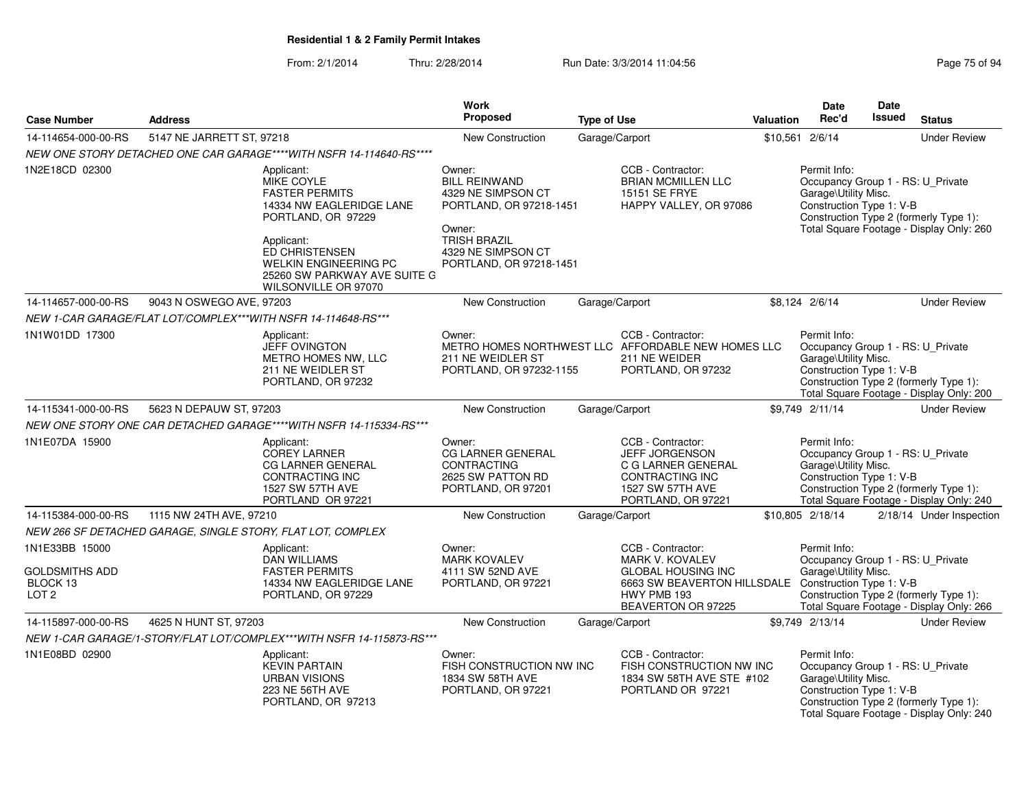## Residential 1 & 2 Family Permit Intakes

From: 2/1/2014 Thru: 2/28/2014 Run Date: 3/3/2014 11:04:56

| Case Number | Address | Work Proposed | Type of Use | Valuation | Date Rec'd | Date Issued | Status |
|---|---|---|---|---|---|---|---|
| 14-114654-000-00-RS | 5147 NE JARRETT ST, 97218 | New Construction | Garage/Carport | $10,561 | 2/6/14 | | Under Review |

NEW ONE STORY DETACHED ONE CAR GARAGE****WITH NSFR 14-114640-RS****

1N2E18CD 02300

Applicant: MIKE COYLE, FASTER PERMITS, 14334 NW EAGLERIDGE LANE, PORTLAND, OR 97229

Applicant: ED CHRISTENSEN, WELKIN ENGINEERING PC, 25260 SW PARKWAY AVE SUITE G, WILSONVILLE OR 97070

Owner: BILL REINWAND, 4329 NE SIMPSON CT, PORTLAND, OR 97218-1451

Owner: TRISH BRAZIL, 4329 NE SIMPSON CT, PORTLAND, OR 97218-1451

CCB - Contractor: BRIAN MCMILLEN LLC, 15151 SE FRYE, HAPPY VALLEY, OR 97086

Permit Info: Occupancy Group 1 - RS: U_Private Garage\Utility Misc. Construction Type 1: V-B Construction Type 2 (formerly Type 1): Total Square Footage - Display Only: 260

| Case Number | Address | Work Proposed | Type of Use | Valuation | Date Rec'd | Date Issued | Status |
|---|---|---|---|---|---|---|---|
| 14-114657-000-00-RS | 9043 N OSWEGO AVE, 97203 | New Construction | Garage/Carport | $8,124 | 2/6/14 | | Under Review |

NEW 1-CAR GARAGE/FLAT LOT/COMPLEX***WITH NSFR 14-114648-RS***

1N1W01DD 17300

Applicant: JEFF OVINGTON, METRO HOMES NW, LLC, 211 NE WEIDLER ST, PORTLAND, OR 97232

Owner: METRO HOMES NORTHWEST LLC, 211 NE WEIDLER ST, PORTLAND, OR 97232-1155

CCB - Contractor: AFFORDABLE NEW HOMES LLC, 211 NE WEIDER, PORTLAND, OR 97232

Permit Info: Occupancy Group 1 - RS: U_Private Garage\Utility Misc. Construction Type 1: V-B Construction Type 2 (formerly Type 1): Total Square Footage - Display Only: 200

| Case Number | Address | Work Proposed | Type of Use | Valuation | Date Rec'd | Date Issued | Status |
|---|---|---|---|---|---|---|---|
| 14-115341-000-00-RS | 5623 N DEPAUW ST, 97203 | New Construction | Garage/Carport | $9,749 | 2/11/14 | | Under Review |

NEW ONE STORY ONE CAR DETACHED GARAGE****WITH NSFR 14-115334-RS***

1N1E07DA 15900

Applicant: COREY LARNER, CG LARNER GENERAL CONTRACTING INC, 1527 SW 57TH AVE, PORTLAND OR 97221

Owner: CG LARNER GENERAL CONTRACTING, 2625 SW PATTON RD, PORTLAND, OR 97201

CCB - Contractor: JEFF JORGENSON, C G LARNER GENERAL CONTRACTING INC, 1527 SW 57TH AVE, PORTLAND, OR 97221

Permit Info: Occupancy Group 1 - RS: U_Private Garage\Utility Misc. Construction Type 1: V-B Construction Type 2 (formerly Type 1): Total Square Footage - Display Only: 240

| Case Number | Address | Work Proposed | Type of Use | Valuation | Date Rec'd | Date Issued | Status |
|---|---|---|---|---|---|---|---|
| 14-115384-000-00-RS | 1115 NW 24TH AVE, 97210 | New Construction | Garage/Carport | $10,805 | 2/18/14 | 2/18/14 | Under Inspection |

NEW 266 SF DETACHED GARAGE, SINGLE STORY, FLAT LOT, COMPLEX

1N1E33BB 15000
GOLDSMITHS ADD
BLOCK 13
LOT 2

Applicant: DAN WILLIAMS, FASTER PERMITS, 14334 NW EAGLERIDGE LANE, PORTLAND, OR 97229

Owner: MARK KOVALEV, 4111 SW 52ND AVE, PORTLAND, OR 97221

CCB - Contractor: MARK V. KOVALEV, GLOBAL HOUSING INC, 6663 SW BEAVERTON HILLSDALE HWY PMB 193, BEAVERTON OR 97225

Permit Info: Occupancy Group 1 - RS: U_Private Garage\Utility Misc. Construction Type 1: V-B Construction Type 2 (formerly Type 1): Total Square Footage - Display Only: 266

| Case Number | Address | Work Proposed | Type of Use | Valuation | Date Rec'd | Date Issued | Status |
|---|---|---|---|---|---|---|---|
| 14-115897-000-00-RS | 4625 N HUNT ST, 97203 | New Construction | Garage/Carport | $9,749 | 2/13/14 | | Under Review |

NEW 1-CAR GARAGE/1-STORY/FLAT LOT/COMPLEX***WITH NSFR 14-115873-RS***

1N1E08BD 02900

Applicant: KEVIN PARTAIN, URBAN VISIONS, 223 NE 56TH AVE, PORTLAND, OR 97213

Owner: FISH CONSTRUCTION NW INC, 1834 SW 58TH AVE, PORTLAND, OR 97221

CCB - Contractor: FISH CONSTRUCTION NW INC, 1834 SW 58TH AVE STE #102, PORTLAND OR 97221

Permit Info: Occupancy Group 1 - RS: U_Private Garage\Utility Misc. Construction Type 1: V-B Construction Type 2 (formerly Type 1): Total Square Footage - Display Only: 240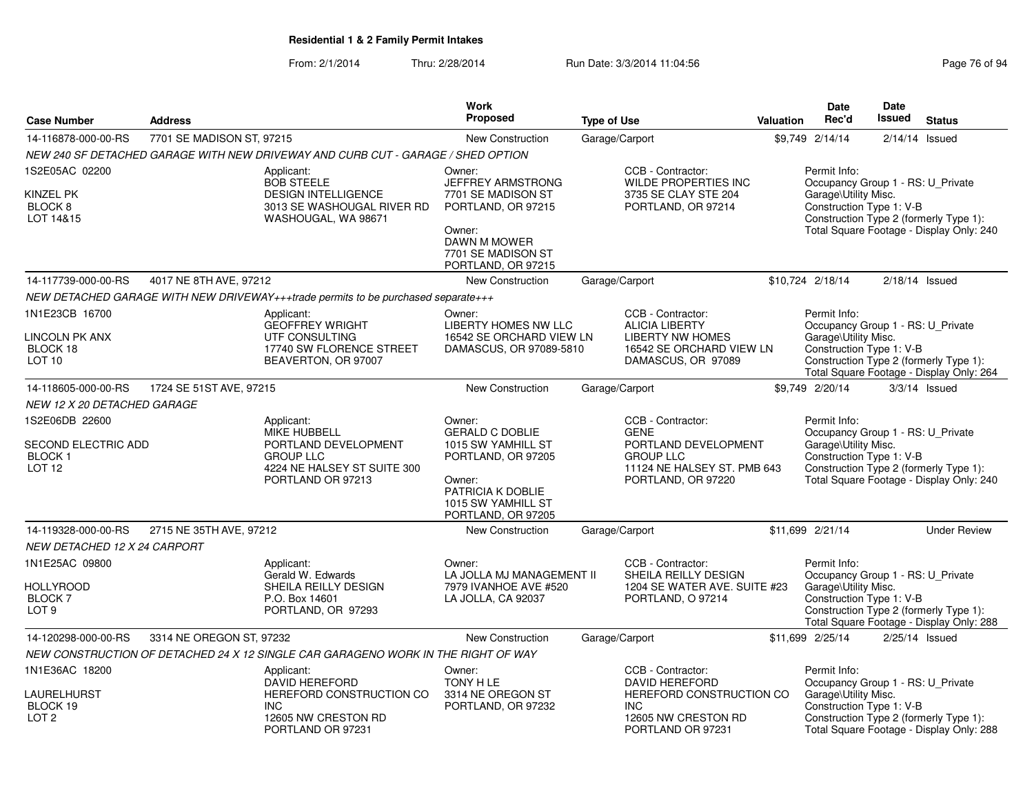## Residential 1 & 2 Family Permit Intakes

From: 2/1/2014 Thru: 2/28/2014 Run Date: 3/3/2014 11:04:56

| Case Number | Address | Work Proposed | Type of Use | Valuation | Date Rec'd | Date Issued | Status |
|---|---|---|---|---|---|---|---|
| 14-116878-000-00-RS | 7701 SE MADISON ST, 97215 | New Construction | Garage/Carport | $9,749 | 2/14/14 | 2/14/14 | Issued |

*NEW 240 SF DETACHED GARAGE WITH NEW DRIVEWAY AND CURB CUT - GARAGE / SHED OPTION*

1S2E05AC 02200
KINZEL PK
BLOCK 8
LOT 14&15

Applicant:
BOB STEELE
DESIGN INTELLIGENCE
3013 SE WASHOUGAL RIVER RD
WASHOUGAL, WA 98671

Owner:
JEFFREY ARMSTRONG
7701 SE MADISON ST
PORTLAND, OR 97215

Owner:
DAWN M MOWER
7701 SE MADISON ST
PORTLAND, OR 97215

CCB - Contractor:
WILDE PROPERTIES INC
3735 SE CLAY STE 204
PORTLAND, OR 97214

Permit Info:
Occupancy Group 1 - RS: U_Private Garage\Utility Misc.
Construction Type 1: V-B
Construction Type 2 (formerly Type 1):
Total Square Footage - Display Only: 240

| Case Number | Address | Work Proposed | Type of Use | Valuation | Date Rec'd | Date Issued | Status |
|---|---|---|---|---|---|---|---|
| 14-117739-000-00-RS | 4017 NE 8TH AVE, 97212 | New Construction | Garage/Carport | $10,724 | 2/18/14 | 2/18/14 | Issued |

*NEW DETACHED GARAGE WITH NEW DRIVEWAY+++trade permits to be purchased separate+++*

1N1E23CB 16700
LINCOLN PK ANX
BLOCK 18
LOT 10

Applicant:
GEOFFREY WRIGHT
UTF CONSULTING
17740 SW FLORENCE STREET
BEAVERTON, OR 97007

Owner:
LIBERTY HOMES NW LLC
16542 SE ORCHARD VIEW LN
DAMASCUS, OR 97089-5810

CCB - Contractor:
ALICIA LIBERTY
LIBERTY NW HOMES
16542 SE ORCHARD VIEW LN
DAMASCUS, OR 97089

Permit Info:
Occupancy Group 1 - RS: U_Private Garage\Utility Misc.
Construction Type 1: V-B
Construction Type 2 (formerly Type 1):
Total Square Footage - Display Only: 264

| Case Number | Address | Work Proposed | Type of Use | Valuation | Date Rec'd | Date Issued | Status |
|---|---|---|---|---|---|---|---|
| 14-118605-000-00-RS | 1724 SE 51ST AVE, 97215 | New Construction | Garage/Carport | $9,749 | 2/20/14 | 3/3/14 | Issued |

*NEW 12 X 20 DETACHED GARAGE*

1S2E06DB 22600
SECOND ELECTRIC ADD
BLOCK 1
LOT 12

Applicant:
MIKE HUBBELL
PORTLAND DEVELOPMENT GROUP LLC
4224 NE HALSEY ST SUITE 300
PORTLAND OR 97213

Owner:
GERALD C DOBLIE
1015 SW YAMHILL ST
PORTLAND, OR 97205

Owner:
PATRICIA K DOBLIE
1015 SW YAMHILL ST
PORTLAND, OR 97205

CCB - Contractor:
GENE
PORTLAND DEVELOPMENT GROUP LLC
11124 NE HALSEY ST. PMB 643
PORTLAND, OR 97220

Permit Info:
Occupancy Group 1 - RS: U_Private Garage\Utility Misc.
Construction Type 1: V-B
Construction Type 2 (formerly Type 1):
Total Square Footage - Display Only: 240

| Case Number | Address | Work Proposed | Type of Use | Valuation | Date Rec'd | Date Issued | Status |
|---|---|---|---|---|---|---|---|
| 14-119328-000-00-RS | 2715 NE 35TH AVE, 97212 | New Construction | Garage/Carport | $11,699 | 2/21/14 | | Under Review |

*NEW DETACHED 12 X 24 CARPORT*

1N1E25AC 09800
HOLLYROOD
BLOCK 7
LOT 9

Applicant:
Gerald W. Edwards
SHEILA REILLY DESIGN
P.O. Box 14601
PORTLAND, OR 97293

Owner:
LA JOLLA MJ MANAGEMENT II
7979 IVANHOE AVE #520
LA JOLLA, CA 92037

CCB - Contractor:
SHEILA REILLY DESIGN
1204 SE WATER AVE. SUITE #23
PORTLAND, O 97214

Permit Info:
Occupancy Group 1 - RS: U_Private Garage\Utility Misc.
Construction Type 1: V-B
Construction Type 2 (formerly Type 1):
Total Square Footage - Display Only: 288

| Case Number | Address | Work Proposed | Type of Use | Valuation | Date Rec'd | Date Issued | Status |
|---|---|---|---|---|---|---|---|
| 14-120298-000-00-RS | 3314 NE OREGON ST, 97232 | New Construction | Garage/Carport | $11,699 | 2/25/14 | 2/25/14 | Issued |

*NEW CONSTRUCTION OF DETACHED 24 X 12 SINGLE CAR GARAGENO WORK IN THE RIGHT OF WAY*

1N1E36AC 18200
LAURELHURST
BLOCK 19
LOT 2

Applicant:
DAVID HEREFORD
HEREFORD CONSTRUCTION CO INC
12605 NW CRESTON RD
PORTLAND OR 97231

Owner:
TONY H LE
3314 NE OREGON ST
PORTLAND, OR 97232

CCB - Contractor:
DAVID HEREFORD
HEREFORD CONSTRUCTION CO INC
12605 NW CRESTON RD
PORTLAND OR 97231

Permit Info:
Occupancy Group 1 - RS: U_Private Garage\Utility Misc.
Construction Type 1: V-B
Construction Type 2 (formerly Type 1):
Total Square Footage - Display Only: 288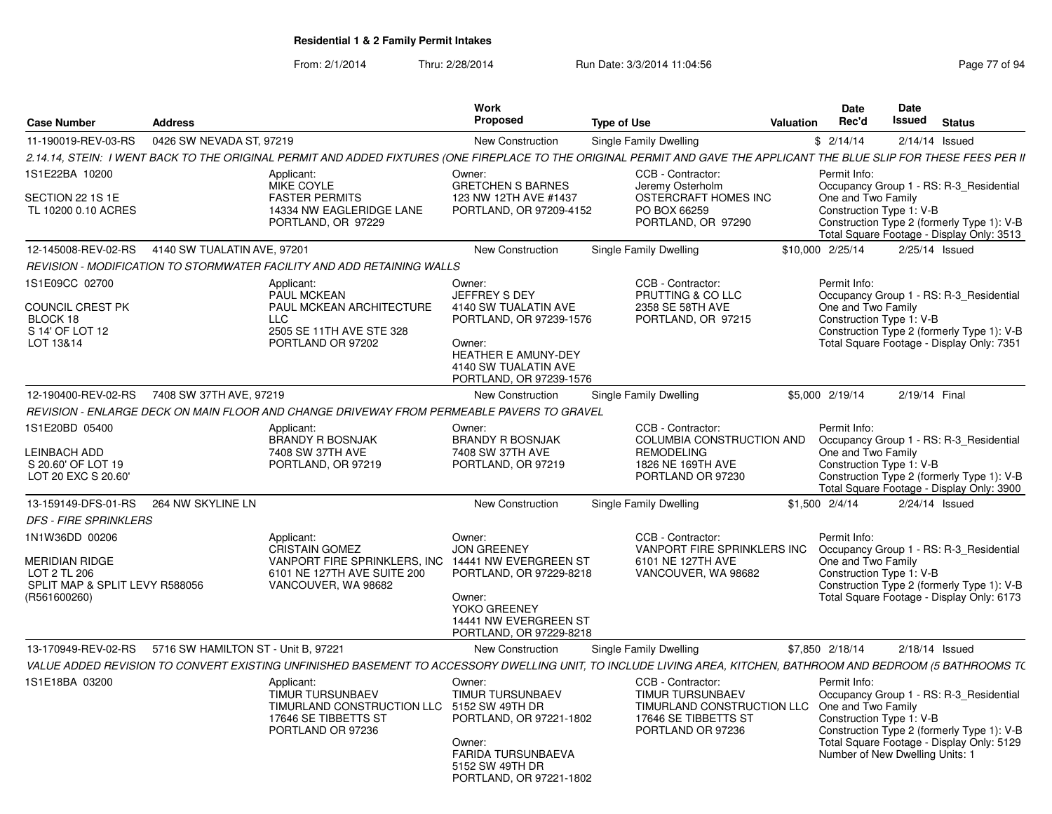# Residential 1 & 2 Family Permit Intakes

From: 2/1/2014 Thru: 2/28/2014 Run Date: 3/3/2014 11:04:56

| Case Number | Address | Work Proposed | Type of Use | Valuation | Date Rec'd | Date Issued | Status |
|---|---|---|---|---|---|---|---|
| 11-190019-REV-03-RS | 0426 SW NEVADA ST, 97219 | New Construction | Single Family Dwelling | $ | 2/14/14 | 2/14/14 | Issued |

2.14.14, STEIN: I WENT BACK TO THE ORIGINAL PERMIT AND ADDED FIXTURES (ONE FIREPLACE TO THE ORIGINAL PERMIT AND GAVE THE APPLICANT THE BLUE SLIP FOR THESE FEES PER II

1S1E22BA 10200

SECTION 22 1S 1E
TL 10200 0.10 ACRES

Applicant:
MIKE COYLE
FASTER PERMITS
14334 NW EAGLERIDGE LANE
PORTLAND, OR 97229

Owner:
GRETCHEN S BARNES
123 NW 12TH AVE #1437
PORTLAND, OR 97209-4152

CCB - Contractor:
Jeremy Osterholm
OSTERCRAFT HOMES INC
PO BOX 66259
PORTLAND, OR 97290

Permit Info:
Occupancy Group 1 - RS: R-3_Residential One and Two Family
Construction Type 1: V-B
Construction Type 2 (formerly Type 1): V-B
Total Square Footage - Display Only: 3513

---

| Case Number | Address | Work Proposed | Type of Use | Valuation | Date Rec'd | Date Issued | Status |
|---|---|---|---|---|---|---|---|
| 12-145008-REV-02-RS | 4140 SW TUALATIN AVE, 97201 | New Construction | Single Family Dwelling | $10,000 | 2/25/14 | 2/25/14 | Issued |

REVISION - MODIFICATION TO STORMWATER FACILITY AND ADD RETAINING WALLS

1S1E09CC 02700

COUNCIL CREST PK
BLOCK 18
S 14' OF LOT 12
LOT 13&14

Applicant:
PAUL MCKEAN
PAUL MCKEAN ARCHITECTURE LLC
2505 SE 11TH AVE STE 328
PORTLAND OR 97202

Owner:
JEFFREY S DEY
4140 SW TUALATIN AVE
PORTLAND, OR 97239-1576

Owner:
HEATHER E AMUNY-DEY
4140 SW TUALATIN AVE
PORTLAND, OR 97239-1576

CCB - Contractor:
PRUTTING & CO LLC
2358 SE 58TH AVE
PORTLAND, OR 97215

Permit Info:
Occupancy Group 1 - RS: R-3_Residential One and Two Family
Construction Type 1: V-B
Construction Type 2 (formerly Type 1): V-B
Total Square Footage - Display Only: 7351

---

| Case Number | Address | Work Proposed | Type of Use | Valuation | Date Rec'd | Date Issued | Status |
|---|---|---|---|---|---|---|---|
| 12-190400-REV-02-RS | 7408 SW 37TH AVE, 97219 | New Construction | Single Family Dwelling | $5,000 | 2/19/14 | 2/19/14 | Final |

REVISION - ENLARGE DECK ON MAIN FLOOR AND CHANGE DRIVEWAY FROM PERMEABLE PAVERS TO GRAVEL

1S1E20BD 05400

LEINBACH ADD
S 20.60' OF LOT 19
LOT 20 EXC S 20.60'

Applicant:
BRANDY R BOSNJAK
7408 SW 37TH AVE
PORTLAND, OR 97219

Owner:
BRANDY R BOSNJAK
7408 SW 37TH AVE
PORTLAND, OR 97219

CCB - Contractor:
COLUMBIA CONSTRUCTION AND REMODELING
1826 NE 169TH AVE
PORTLAND OR 97230

Permit Info:
Occupancy Group 1 - RS: R-3_Residential One and Two Family
Construction Type 1: V-B
Construction Type 2 (formerly Type 1): V-B
Total Square Footage - Display Only: 3900

---

| Case Number | Address | Work Proposed | Type of Use | Valuation | Date Rec'd | Date Issued | Status |
|---|---|---|---|---|---|---|---|
| 13-159149-DFS-01-RS | 264 NW SKYLINE LN | New Construction | Single Family Dwelling | $1,500 | 2/4/14 | 2/24/14 | Issued |

DFS - FIRE SPRINKLERS

1N1W36DD 00206

MERIDIAN RIDGE
LOT 2 TL 206
SPLIT MAP & SPLIT LEVY R588056
(R561600260)

Applicant:
CRISTAIN GOMEZ
VANPORT FIRE SPRINKLERS, INC
6101 NE 127TH AVE SUITE 200
VANCOUVER, WA 98682

Owner:
JON GREENEY
14441 NW EVERGREEN ST
PORTLAND, OR 97229-8218

Owner:
YOKO GREENEY
14441 NW EVERGREEN ST
PORTLAND, OR 97229-8218

CCB - Contractor:
VANPORT FIRE SPRINKLERS INC
6101 NE 127TH AVE
VANCOUVER, WA 98682

Permit Info:
Occupancy Group 1 - RS: R-3_Residential One and Two Family
Construction Type 1: V-B
Construction Type 2 (formerly Type 1): V-B
Total Square Footage - Display Only: 6173

---

| Case Number | Address | Work Proposed | Type of Use | Valuation | Date Rec'd | Date Issued | Status |
|---|---|---|---|---|---|---|---|
| 13-170949-REV-02-RS | 5716 SW HAMILTON ST - Unit B, 97221 | New Construction | Single Family Dwelling | $7,850 | 2/18/14 | 2/18/14 | Issued |

VALUE ADDED REVISION TO CONVERT EXISTING UNFINISHED BASEMENT TO ACCESSORY DWELLING UNIT, TO INCLUDE LIVING AREA, KITCHEN, BATHROOM AND BEDROOM (5 BATHROOMS TC

1S1E18BA 03200

Applicant:
TIMUR TURSUNBAEV
TIMURLAND CONSTRUCTION LLC
17646 SE TIBBETTS ST
PORTLAND OR 97236

Owner:
TIMUR TURSUNBAEV
5152 SW 49TH DR
PORTLAND, OR 97221-1802

Owner:
FARIDA TURSUNBAEVA
5152 SW 49TH DR
PORTLAND, OR 97221-1802

CCB - Contractor:
TIMUR TURSUNBAEV
TIMURLAND CONSTRUCTION LLC
17646 SE TIBBETTS ST
PORTLAND OR 97236

Permit Info:
Occupancy Group 1 - RS: R-3_Residential One and Two Family
Construction Type 1: V-B
Construction Type 2 (formerly Type 1): V-B
Total Square Footage - Display Only: 5129
Number of New Dwelling Units: 1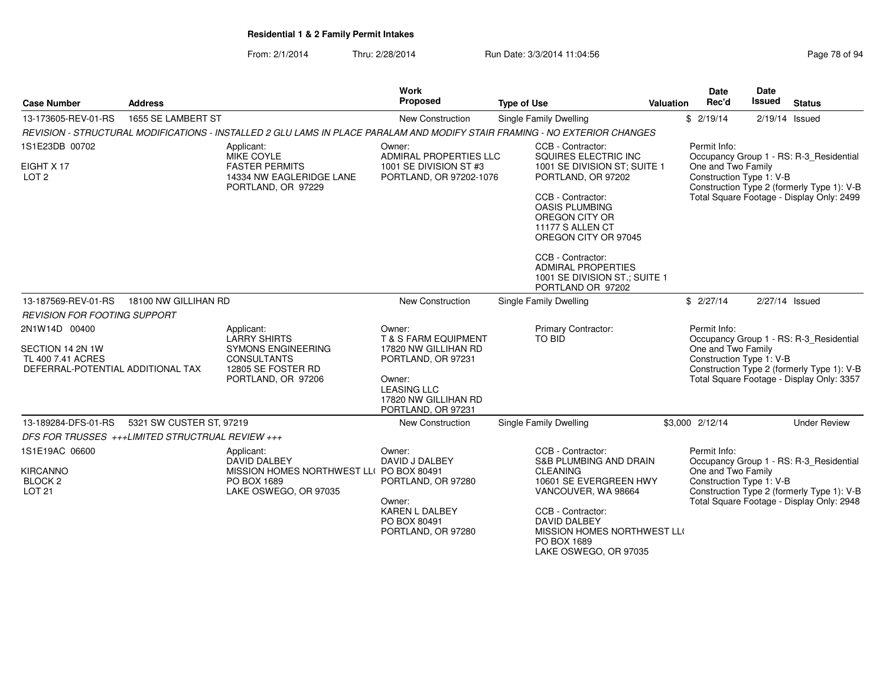**Residential 1 & 2 Family Permit Intakes**

From: 2/1/2014 Thru: 2/28/2014 Run Date: 3/3/2014 11:04:56

| Case Number | Address | Work Proposed | Type of Use | Valuation | Date Rec'd | Date Issued | Status |
|---|---|---|---|---|---|---|---|
| 13-173605-REV-01-RS | 1655 SE LAMBERT ST | New Construction | Single Family Dwelling | $ | 2/19/14 | 2/19/14 | Issued |

*REVISION - STRUCTURAL MODIFICATIONS - INSTALLED 2 GLU LAMS IN PLACE PARALAM AND MODIFY STAIR FRAMING - NO EXTERIOR CHANGES*

1S1E23DB 00702
EIGHT X 17
LOT 2

Applicant:
MIKE COYLE
FASTER PERMITS
14334 NW EAGLERIDGE LANE
PORTLAND, OR 97229

Owner:
ADMIRAL PROPERTIES LLC
1001 SE DIVISION ST #3
PORTLAND, OR 97202-1076

CCB - Contractor:
SQUIRES ELECTRIC INC
1001 SE DIVISION ST; SUITE 1
PORTLAND, OR 97202

CCB - Contractor:
OASIS PLUMBING
OREGON CITY OR
11177 S ALLEN CT
OREGON CITY OR 97045

CCB - Contractor:
ADMIRAL PROPERTIES
1001 SE DIVISION ST.; SUITE 1
PORTLAND OR 97202

Permit Info:
Occupancy Group 1 - RS: R-3_Residential One and Two Family
Construction Type 1: V-B
Construction Type 2 (formerly Type 1): V-B
Total Square Footage - Display Only: 2499

---

| Case Number | Address | Work Proposed | Type of Use | Valuation | Date Rec'd | Date Issued | Status |
|---|---|---|---|---|---|---|---|
| 13-187569-REV-01-RS | 18100 NW GILLIHAN RD | New Construction | Single Family Dwelling | $ | 2/27/14 | 2/27/14 | Issued |

*REVISION FOR FOOTING SUPPORT*

2N1W14D 00400
SECTION 14 2N 1W
TL 400 7.41 ACRES
DEFERRAL-POTENTIAL ADDITIONAL TAX

Applicant:
LARRY SHIRTS
SYMONS ENGINEERING CONSULTANTS
12805 SE FOSTER RD
PORTLAND, OR 97206

Owner:
T & S FARM EQUIPMENT
17820 NW GILLIHAN RD
PORTLAND, OR 97231

Owner:
LEASING LLC
17820 NW GILLIHAN RD
PORTLAND, OR 97231

Primary Contractor:
TO BID

Permit Info:
Occupancy Group 1 - RS: R-3_Residential One and Two Family
Construction Type 1: V-B
Construction Type 2 (formerly Type 1): V-B
Total Square Footage - Display Only: 3357

---

| Case Number | Address | Work Proposed | Type of Use | Valuation | Date Rec'd | Date Issued | Status |
|---|---|---|---|---|---|---|---|
| 13-189284-DFS-01-RS | 5321 SW CUSTER ST, 97219 | New Construction | Single Family Dwelling | $3,000 | 2/12/14 | | Under Review |

*DFS FOR TRUSSES +++LIMITED STRUCTRUAL REVIEW +++*

1S1E19AC 06600
KIRCANNO
BLOCK 2
LOT 21

Applicant:
DAVID DALBEY
MISSION HOMES NORTHWEST LL(
PO BOX 1689
LAKE OSWEGO, OR 97035

Owner:
DAVID J DALBEY
PO BOX 80491
PORTLAND, OR 97280

Owner:
KAREN L DALBEY
PO BOX 80491
PORTLAND, OR 97280

CCB - Contractor:
S&B PLUMBING AND DRAIN CLEANING
10601 SE EVERGREEN HWY
VANCOUVER, WA 98664

CCB - Contractor:
DAVID DALBEY
MISSION HOMES NORTHWEST LL(
PO BOX 1689
LAKE OSWEGO, OR 97035

Permit Info:
Occupancy Group 1 - RS: R-3_Residential One and Two Family
Construction Type 1: V-B
Construction Type 2 (formerly Type 1): V-B
Total Square Footage - Display Only: 2948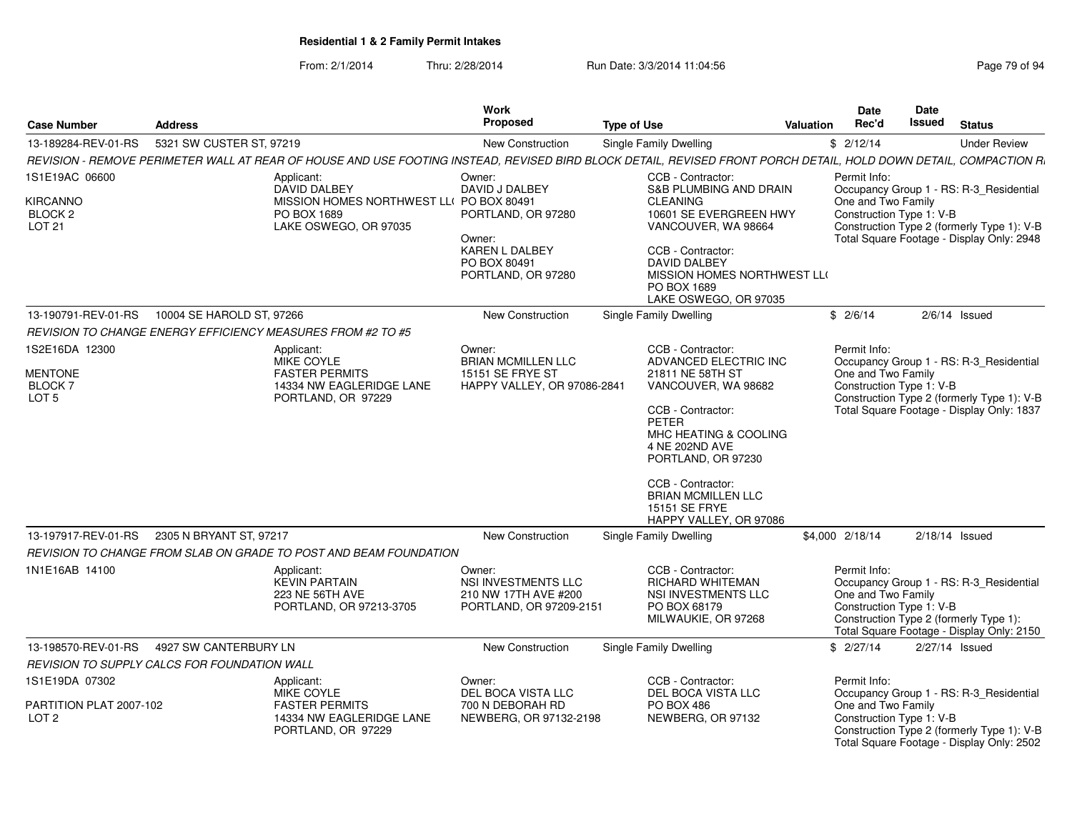**Residential 1 & 2 Family Permit Intakes**

From: 2/1/2014 Thru: 2/28/2014 Run Date: 3/3/2014 11:04:56

| Case Number | Address | Work Proposed | Type of Use | Valuation | Date Rec'd | Date Issued | Status |
|---|---|---|---|---|---|---|---|
| 13-189284-REV-01-RS | 5321 SW CUSTER ST, 97219 | New Construction | Single Family Dwelling | $ | 2/12/14 | | Under Review |

REVISION - REMOVE PERIMETER WALL AT REAR OF HOUSE AND USE FOOTING INSTEAD, REVISED BIRD BLOCK DETAIL, REVISED FRONT PORCH DETAIL, HOLD DOWN DETAIL, COMPACTION R

1S1E19AC 06600
KIRCANNO
BLOCK 2
LOT 21

Applicant:
DAVID DALBEY
MISSION HOMES NORTHWEST LL(
PO BOX 1689
LAKE OSWEGO, OR 97035

Owner:
DAVID J DALBEY
PO BOX 80491
PORTLAND, OR 97280

Owner:
KAREN L DALBEY
PO BOX 80491
PORTLAND, OR 97280

CCB - Contractor:
S&B PLUMBING AND DRAIN CLEANING
10601 SE EVERGREEN HWY
VANCOUVER, WA 98664

CCB - Contractor:
DAVID DALBEY
MISSION HOMES NORTHWEST LL(
PO BOX 1689
LAKE OSWEGO, OR 97035

Permit Info:
Occupancy Group 1 - RS: R-3_Residential One and Two Family
Construction Type 1: V-B
Construction Type 2 (formerly Type 1): V-B
Total Square Footage - Display Only: 2948

| Case Number | Address | Work Proposed | Type of Use | Valuation | Date Rec'd | Date Issued | Status |
|---|---|---|---|---|---|---|---|
| 13-190791-REV-01-RS | 10004 SE HAROLD ST, 97266 | New Construction | Single Family Dwelling | $ | 2/6/14 | 2/6/14 | Issued |

REVISION TO CHANGE ENERGY EFFICIENCY MEASURES FROM #2 TO #5

1S2E16DA 12300
MENTONE
BLOCK 7
LOT 5

Applicant:
MIKE COYLE
FASTER PERMITS
14334 NW EAGLERIDGE LANE
PORTLAND, OR 97229

Owner:
BRIAN MCMILLEN LLC
15151 SE FRYE ST
HAPPY VALLEY, OR 97086-2841

CCB - Contractor:
ADVANCED ELECTRIC INC
21811 NE 58TH ST
VANCOUVER, WA 98682

CCB - Contractor:
PETER
MHC HEATING & COOLING
4 NE 202ND AVE
PORTLAND, OR 97230

CCB - Contractor:
BRIAN MCMILLEN LLC
15151 SE FRYE
HAPPY VALLEY, OR 97086

Permit Info:
Occupancy Group 1 - RS: R-3_Residential One and Two Family
Construction Type 1: V-B
Construction Type 2 (formerly Type 1): V-B
Total Square Footage - Display Only: 1837

| Case Number | Address | Work Proposed | Type of Use | Valuation | Date Rec'd | Date Issued | Status |
|---|---|---|---|---|---|---|---|
| 13-197917-REV-01-RS | 2305 N BRYANT ST, 97217 | New Construction | Single Family Dwelling | $4,000 | 2/18/14 | 2/18/14 | Issued |

REVISION TO CHANGE FROM SLAB ON GRADE TO POST AND BEAM FOUNDATION

1N1E16AB 14100

Applicant:
KEVIN PARTAIN
223 NE 56TH AVE
PORTLAND, OR 97213-3705

Owner:
NSI INVESTMENTS LLC
210 NW 17TH AVE #200
PORTLAND, OR 97209-2151

CCB - Contractor:
RICHARD WHITEMAN
NSI INVESTMENTS LLC
PO BOX 68179
MILWAUKIE, OR 97268

Permit Info:
Occupancy Group 1 - RS: R-3_Residential One and Two Family
Construction Type 1: V-B
Construction Type 2 (formerly Type 1):
Total Square Footage - Display Only: 2150

| Case Number | Address | Work Proposed | Type of Use | Valuation | Date Rec'd | Date Issued | Status |
|---|---|---|---|---|---|---|---|
| 13-198570-REV-01-RS | 4927 SW CANTERBURY LN | New Construction | Single Family Dwelling | $ | 2/27/14 | 2/27/14 | Issued |

REVISION TO SUPPLY CALCS FOR FOUNDATION WALL

1S1E19DA 07302
PARTITION PLAT 2007-102
LOT 2

Applicant:
MIKE COYLE
FASTER PERMITS
14334 NW EAGLERIDGE LANE
PORTLAND, OR 97229

Owner:
DEL BOCA VISTA LLC
700 N DEBORAH RD
NEWBERG, OR 97132-2198

CCB - Contractor:
DEL BOCA VISTA LLC
PO BOX 486
NEWBERG, OR 97132

Permit Info:
Occupancy Group 1 - RS: R-3_Residential One and Two Family
Construction Type 1: V-B
Construction Type 2 (formerly Type 1): V-B
Total Square Footage - Display Only: 2502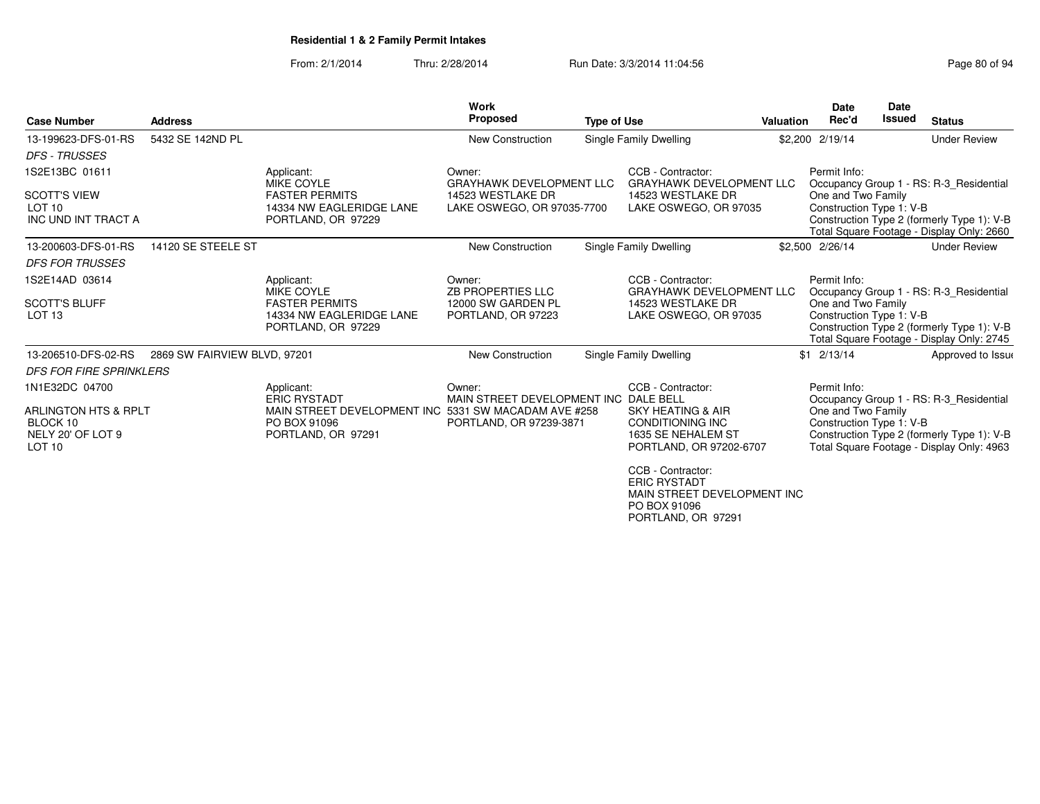**Residential 1 & 2 Family Permit Intakes**

From: 2/1/2014 Thru: 2/28/2014 Run Date: 3/3/2014 11:04:56

| Case Number | Address | | Work Proposed | Type of Use | Valuation | Date Rec'd | Date Issued | Status |
|---|---|---|---|---|---|---|---|---|
| 13-199623-DFS-01-RS | 5432 SE 142ND PL | | New Construction | Single Family Dwelling | $2,200 | 2/19/14 | | Under Review |
| *DFS - TRUSSES* | | | | | | | | |
| 1S2E13BC 01611<br><br>SCOTT'S VIEW<br>LOT 10<br>INC UND INT TRACT A | | Applicant:<br>MIKE COYLE<br>FASTER PERMITS<br>14334 NW EAGLERIDGE LANE<br>PORTLAND, OR 97229 | Owner:<br>GRAYHAWK DEVELOPMENT LLC<br>14523 WESTLAKE DR<br>LAKE OSWEGO, OR 97035-7700 | CCB - Contractor:<br>GRAYHAWK DEVELOPMENT LLC<br>14523 WESTLAKE DR<br>LAKE OSWEGO, OR 97035 | | Permit Info:<br>Occupancy Group 1 - RS: R-3_Residential One and Two Family<br>Construction Type 1: V-B<br>Construction Type 2 (formerly Type 1): V-B<br>Total Square Footage - Display Only: 2660 | | |
| 13-200603-DFS-01-RS | 14120 SE STEELE ST | | New Construction | Single Family Dwelling | $2,500 | 2/26/14 | | Under Review |
| *DFS FOR TRUSSES* | | | | | | | | |
| 1S2E14AD 03614<br><br>SCOTT'S BLUFF<br>LOT 13 | | Applicant:<br>MIKE COYLE<br>FASTER PERMITS<br>14334 NW EAGLERIDGE LANE<br>PORTLAND, OR 97229 | Owner:<br>ZB PROPERTIES LLC<br>12000 SW GARDEN PL<br>PORTLAND, OR 97223 | CCB - Contractor:<br>GRAYHAWK DEVELOPMENT LLC<br>14523 WESTLAKE DR<br>LAKE OSWEGO, OR 97035 | | Permit Info:<br>Occupancy Group 1 - RS: R-3_Residential One and Two Family<br>Construction Type 1: V-B<br>Construction Type 2 (formerly Type 1): V-B<br>Total Square Footage - Display Only: 2745 | | |
| 13-206510-DFS-02-RS | 2869 SW FAIRVIEW BLVD, 97201 | | New Construction | Single Family Dwelling | $1 | 2/13/14 | | Approved to Issue |
| *DFS FOR FIRE SPRINKLERS* | | | | | | | | |
| 1N1E32DC 04700<br><br>ARLINGTON HTS & RPLT<br>BLOCK 10<br>NELY 20' OF LOT 9<br>LOT 10 | | Applicant:<br>ERIC RYSTADT<br>MAIN STREET DEVELOPMENT INC<br>PO BOX 91096<br>PORTLAND, OR 97291 | Owner:<br>MAIN STREET DEVELOPMENT INC<br>5331 SW MACADAM AVE #258<br>PORTLAND, OR 97239-3871 | CCB - Contractor:<br>DALE BELL<br>SKY HEATING & AIR CONDITIONING INC<br>1635 SE NEHALEM ST<br>PORTLAND, OR 97202-6707<br><br>CCB - Contractor:<br>ERIC RYSTADT<br>MAIN STREET DEVELOPMENT INC<br>PO BOX 91096<br>PORTLAND, OR 97291 | | Permit Info:<br>Occupancy Group 1 - RS: R-3_Residential One and Two Family<br>Construction Type 1: V-B<br>Construction Type 2 (formerly Type 1): V-B<br>Total Square Footage - Display Only: 4963 | | |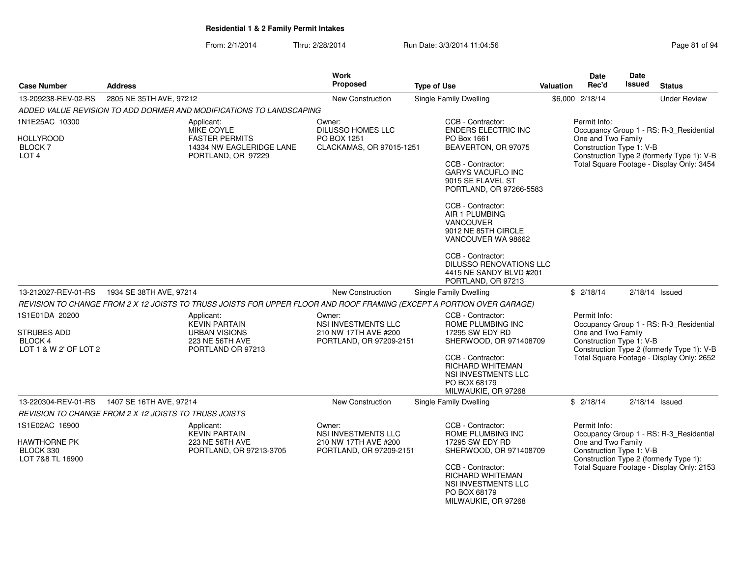# Residential 1 & 2 Family Permit Intakes

From: 2/1/2014 Thru: 2/28/2014 Run Date: 3/3/2014 11:04:56

| Case Number | Address | Work Proposed | Type of Use | Valuation | Date Rec'd | Date Issued | Status |
|---|---|---|---|---|---|---|---|
| 13-209238-REV-02-RS | 2805 NE 35TH AVE, 97212 | New Construction | Single Family Dwelling | $6,000 | 2/18/14 | | Under Review |

*ADDED VALUE REVISION TO ADD DORMER AND MODIFICATIONS TO LANDSCAPING*

1N1E25AC 10300

HOLLYROOD
BLOCK 7
LOT 4

Applicant:
MIKE COYLE
FASTER PERMITS
14334 NW EAGLERIDGE LANE
PORTLAND, OR 97229

Owner:
DILUSSO HOMES LLC
PO BOX 1251
CLACKAMAS, OR 97015-1251

CCB - Contractor:
ENDERS ELECTRIC INC
PO Box 1661
BEAVERTON, OR 97075

CCB - Contractor:
GARYS VACUFLO INC
9015 SE FLAVEL ST
PORTLAND, OR 97266-5583

CCB - Contractor:
AIR 1 PLUMBING
VANCOUVER
9012 NE 85TH CIRCLE
VANCOUVER WA 98662

CCB - Contractor:
DILUSSO RENOVATIONS LLC
4415 NE SANDY BLVD #201
PORTLAND, OR 97213

Permit Info:
Occupancy Group 1 - RS: R-3_Residential One and Two Family
Construction Type 1: V-B
Construction Type 2 (formerly Type 1): V-B
Total Square Footage - Display Only: 3454

| Case Number | Address | Work Proposed | Type of Use | Valuation | Date Rec'd | Date Issued | Status |
|---|---|---|---|---|---|---|---|
| 13-212027-REV-01-RS | 1934 SE 38TH AVE, 97214 | New Construction | Single Family Dwelling | $ | 2/18/14 | 2/18/14 | Issued |

*REVISION TO CHANGE FROM 2 X 12 JOISTS TO TRUSS JOISTS FOR UPPER FLOOR AND ROOF FRAMING (EXCEPT A PORTION OVER GARAGE)*

1S1E01DA 20200

STRUBES ADD
BLOCK 4
LOT 1 & W 2' OF LOT 2

Applicant:
KEVIN PARTAIN
URBAN VISIONS
223 NE 56TH AVE
PORTLAND OR 97213

Owner:
NSI INVESTMENTS LLC
210 NW 17TH AVE #200
PORTLAND, OR 97209-2151

CCB - Contractor:
ROME PLUMBING INC
17295 SW EDY RD
SHERWOOD, OR 971408709

CCB - Contractor:
RICHARD WHITEMAN
NSI INVESTMENTS LLC
PO BOX 68179
MILWAUKIE, OR 97268

Permit Info:
Occupancy Group 1 - RS: R-3_Residential One and Two Family
Construction Type 1: V-B
Construction Type 2 (formerly Type 1): V-B
Total Square Footage - Display Only: 2652

| Case Number | Address | Work Proposed | Type of Use | Valuation | Date Rec'd | Date Issued | Status |
|---|---|---|---|---|---|---|---|
| 13-220304-REV-01-RS | 1407 SE 16TH AVE, 97214 | New Construction | Single Family Dwelling | $ | 2/18/14 | 2/18/14 | Issued |

*REVISION TO CHANGE FROM 2 X 12 JOISTS TO TRUSS JOISTS*

1S1E02AC 16900

HAWTHORNE PK
BLOCK 330
LOT 7&8 TL 16900

Applicant:
KEVIN PARTAIN
223 NE 56TH AVE
PORTLAND, OR 97213-3705

Owner:
NSI INVESTMENTS LLC
210 NW 17TH AVE #200
PORTLAND, OR 97209-2151

CCB - Contractor:
ROME PLUMBING INC
17295 SW EDY RD
SHERWOOD, OR 971408709

CCB - Contractor:
RICHARD WHITEMAN
NSI INVESTMENTS LLC
PO BOX 68179
MILWAUKIE, OR 97268

Permit Info:
Occupancy Group 1 - RS: R-3_Residential One and Two Family
Construction Type 1: V-B
Construction Type 2 (formerly Type 1):
Total Square Footage - Display Only: 2153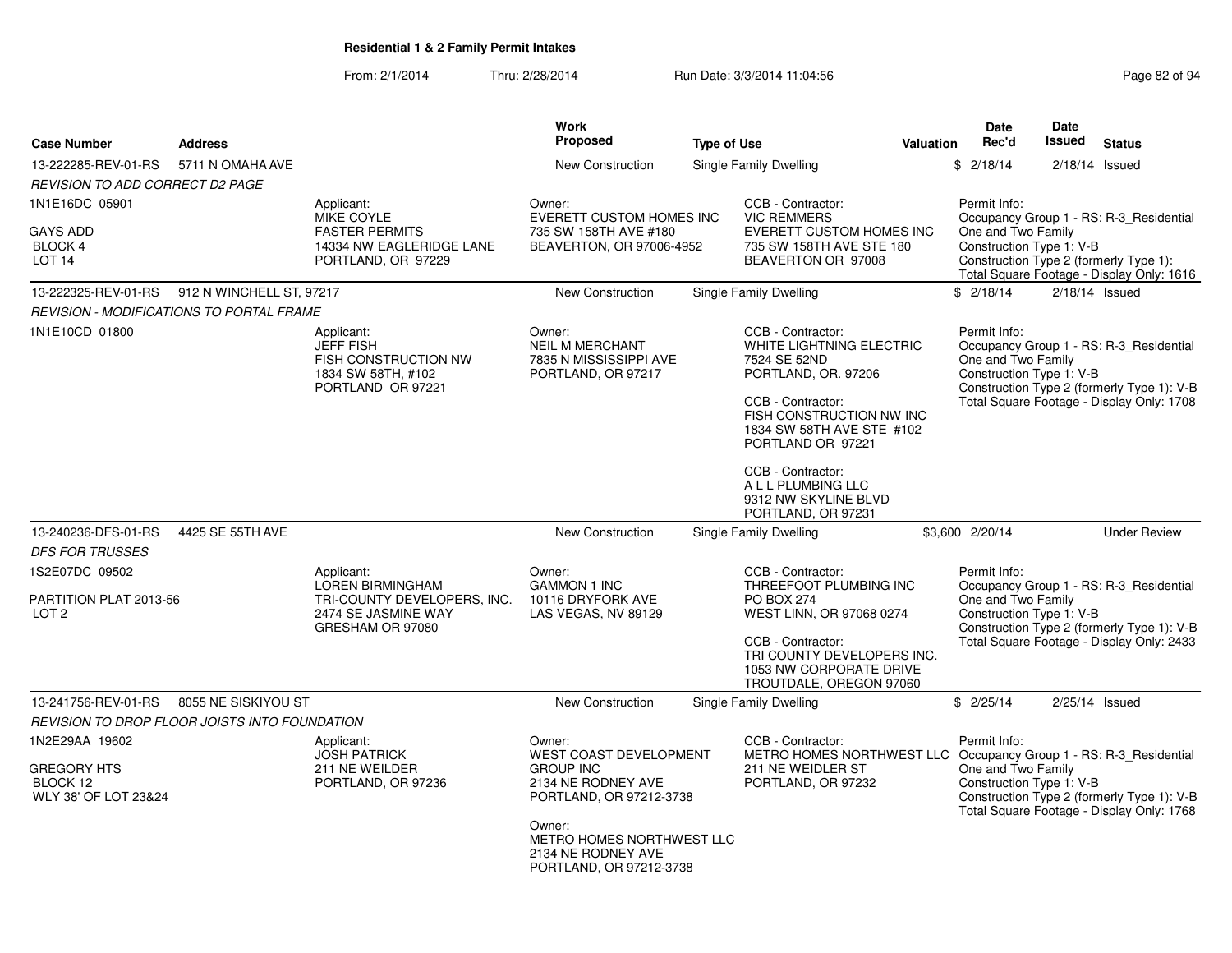**Residential 1 & 2 Family Permit Intakes**

From: 2/1/2014 Thru: 2/28/2014 Run Date: 3/3/2014 11:04:56

| Case Number | Address | | Work Proposed | Type of Use | Valuation | Date Rec'd | Date Issued | Status |
|---|---|---|---|---|---|---|---|---|
| 13-222285-REV-01-RS | 5711 N OMAHA AVE | | New Construction | Single Family Dwelling | $ | 2/18/14 | 2/18/14 | Issued |
| *REVISION TO ADD CORRECT D2 PAGE* | | | | | | | | |
| 1N1E16DC 05901<br><br>GAYS ADD<br>BLOCK 4<br>LOT 14 | | Applicant:<br>MIKE COYLE<br>FASTER PERMITS<br>14334 NW EAGLERIDGE LANE<br>PORTLAND, OR 97229 | Owner:<br>EVERETT CUSTOM HOMES INC<br>735 SW 158TH AVE #180<br>BEAVERTON, OR 97006-4952 | CCB - Contractor:<br>VIC REMMERS<br>EVERETT CUSTOM HOMES INC<br>735 SW 158TH AVE STE 180<br>BEAVERTON OR 97008 | | Permit Info:<br>Occupancy Group 1 - RS: R-3_Residential One and Two Family<br>Construction Type 1: V-B<br>Construction Type 2 (formerly Type 1):<br>Total Square Footage - Display Only: 1616 | | |
| 13-222325-REV-01-RS | 912 N WINCHELL ST, 97217 | | New Construction | Single Family Dwelling | $ | 2/18/14 | 2/18/14 | Issued |
| *REVISION - MODIFICATIONS TO PORTAL FRAME* | | | | | | | | |
| 1N1E10CD 01800 | | Applicant:<br>JEFF FISH<br>FISH CONSTRUCTION NW<br>1834 SW 58TH, #102<br>PORTLAND OR 97221 | Owner:<br>NEIL M MERCHANT<br>7835 N MISSISSIPPI AVE<br>PORTLAND, OR 97217 | CCB - Contractor:<br>WHITE LIGHTNING ELECTRIC<br>7524 SE 52ND<br>PORTLAND, OR. 97206<br><br>CCB - Contractor:<br>FISH CONSTRUCTION NW INC<br>1834 SW 58TH AVE STE #102<br>PORTLAND OR 97221<br><br>CCB - Contractor:<br>A L L PLUMBING LLC<br>9312 NW SKYLINE BLVD<br>PORTLAND, OR 97231 | | Permit Info:<br>Occupancy Group 1 - RS: R-3_Residential One and Two Family<br>Construction Type 1: V-B<br>Construction Type 2 (formerly Type 1): V-B<br>Total Square Footage - Display Only: 1708 | | |
| 13-240236-DFS-01-RS | 4425 SE 55TH AVE | | New Construction | Single Family Dwelling | $3,600 | 2/20/14 | | Under Review |
| *DFS FOR TRUSSES* | | | | | | | | |
| 1S2E07DC 09502<br><br>PARTITION PLAT 2013-56<br>LOT 2 | | Applicant:<br>LOREN BIRMINGHAM<br>TRI-COUNTY DEVELOPERS, INC.<br>2474 SE JASMINE WAY<br>GRESHAM OR 97080 | Owner:<br>GAMMON 1 INC<br>10116 DRYFORK AVE<br>LAS VEGAS, NV 89129 | CCB - Contractor:<br>THREEFOOT PLUMBING INC<br>PO BOX 274<br>WEST LINN, OR 97068 0274<br><br>CCB - Contractor:<br>TRI COUNTY DEVELOPERS INC.<br>1053 NW CORPORATE DRIVE<br>TROUTDALE, OREGON 97060 | | Permit Info:<br>Occupancy Group 1 - RS: R-3_Residential One and Two Family<br>Construction Type 1: V-B<br>Construction Type 2 (formerly Type 1): V-B<br>Total Square Footage - Display Only: 2433 | | |
| 13-241756-REV-01-RS | 8055 NE SISKIYOU ST | | New Construction | Single Family Dwelling | $ | 2/25/14 | 2/25/14 | Issued |
| *REVISION TO DROP FLOOR JOISTS INTO FOUNDATION* | | | | | | | | |
| 1N2E29AA 19602<br><br>GREGORY HTS<br>BLOCK 12<br>WLY 38' OF LOT 23&24 | | Applicant:<br>JOSH PATRICK<br>211 NE WEILDER<br>PORTLAND, OR 97236 | Owner:<br>WEST COAST DEVELOPMENT GROUP INC<br>2134 NE RODNEY AVE<br>PORTLAND, OR 97212-3738<br><br>Owner:<br>METRO HOMES NORTHWEST LLC<br>2134 NE RODNEY AVE<br>PORTLAND, OR 97212-3738 | CCB - Contractor:<br>METRO HOMES NORTHWEST LLC<br>211 NE WEIDLER ST<br>PORTLAND, OR 97232 | | Permit Info:<br>Occupancy Group 1 - RS: R-3_Residential One and Two Family<br>Construction Type 1: V-B<br>Construction Type 2 (formerly Type 1): V-B<br>Total Square Footage - Display Only: 1768 | | |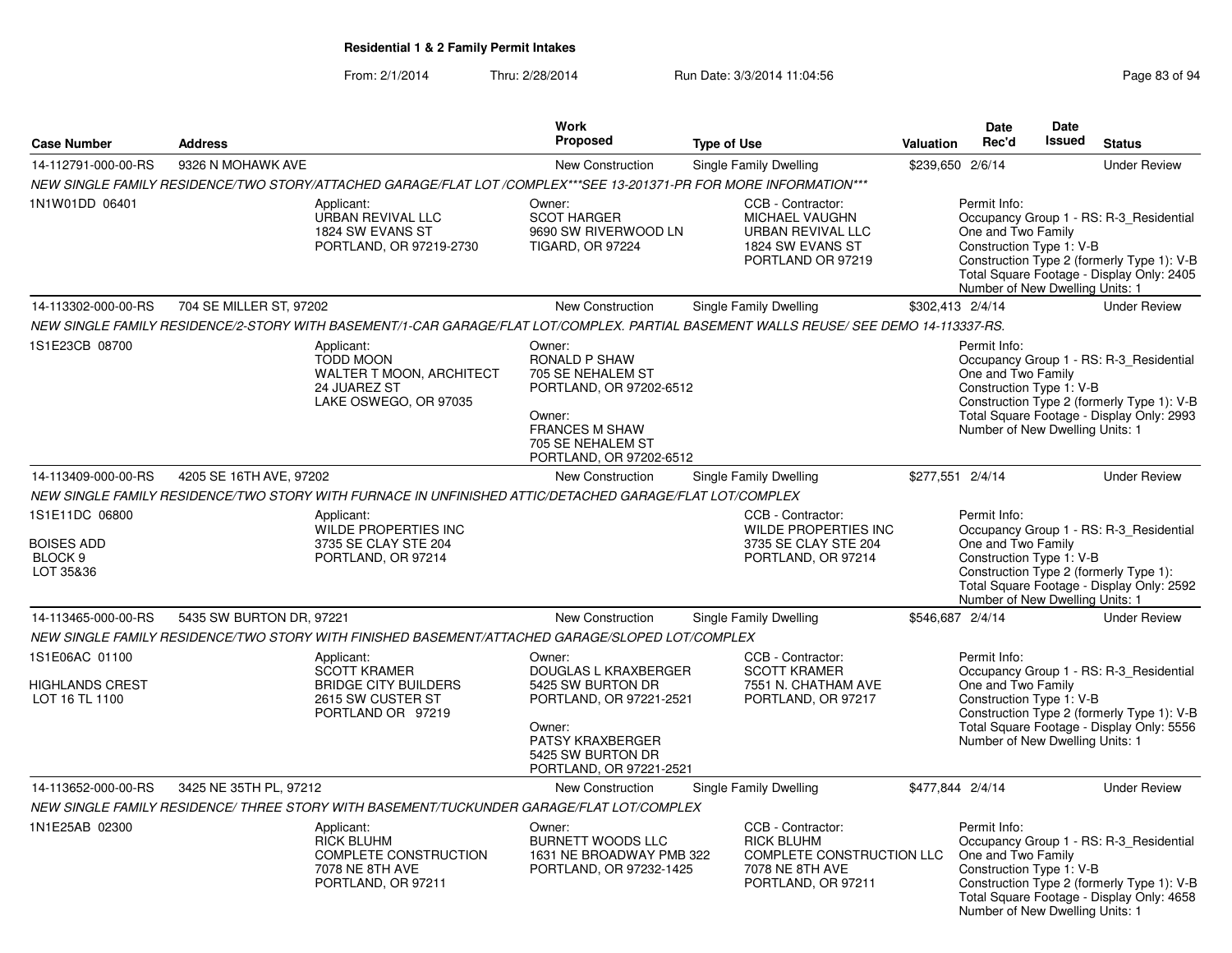**Residential 1 & 2 Family Permit Intakes**

From: 2/1/2014 Thru: 2/28/2014 Run Date: 3/3/2014 11:04:56

| Case Number | Address | Work Proposed | Type of Use | Valuation | Date Rec'd | Date Issued | Status |
|---|---|---|---|---|---|---|---|
| 14-112791-000-00-RS | 9326 N MOHAWK AVE | New Construction | Single Family Dwelling | $239,650 | 2/6/14 | | Under Review |

NEW SINGLE FAMILY RESIDENCE/TWO STORY/ATTACHED GARAGE/FLAT LOT /COMPLEX***SEE 13-201371-PR FOR MORE INFORMATION***

1N1W01DD 06401

Applicant: URBAN REVIVAL LLC, 1824 SW EVANS ST, PORTLAND, OR 97219-2730

Owner: SCOT HARGER, 9690 SW RIVERWOOD LN, TIGARD, OR 97224

CCB - Contractor: MICHAEL VAUGHN, URBAN REVIVAL LLC, 1824 SW EVANS ST, PORTLAND OR 97219

Permit Info: Occupancy Group 1 - RS: R-3_Residential One and Two Family; Construction Type 1: V-B; Construction Type 2 (formerly Type 1): V-B; Total Square Footage - Display Only: 2405; Number of New Dwelling Units: 1

| Case Number | Address | Work Proposed | Type of Use | Valuation | Date Rec'd | Date Issued | Status |
|---|---|---|---|---|---|---|---|
| 14-113302-000-00-RS | 704 SE MILLER ST, 97202 | New Construction | Single Family Dwelling | $302,413 | 2/4/14 | | Under Review |

NEW SINGLE FAMILY RESIDENCE/2-STORY WITH BASEMENT/1-CAR GARAGE/FLAT LOT/COMPLEX. PARTIAL BASEMENT WALLS REUSE/ SEE DEMO 14-113337-RS.

1S1E23CB 08700

Applicant: TODD MOON, WALTER T MOON, ARCHITECT, 24 JUAREZ ST, LAKE OSWEGO, OR 97035

Owner: RONALD P SHAW, 705 SE NEHALEM ST, PORTLAND, OR 97202-6512

Owner: FRANCES M SHAW, 705 SE NEHALEM ST, PORTLAND, OR 97202-6512

Permit Info: Occupancy Group 1 - RS: R-3_Residential One and Two Family; Construction Type 1: V-B; Construction Type 2 (formerly Type 1): V-B; Total Square Footage - Display Only: 2993; Number of New Dwelling Units: 1

| Case Number | Address | Work Proposed | Type of Use | Valuation | Date Rec'd | Date Issued | Status |
|---|---|---|---|---|---|---|---|
| 14-113409-000-00-RS | 4205 SE 16TH AVE, 97202 | New Construction | Single Family Dwelling | $277,551 | 2/4/14 | | Under Review |

NEW SINGLE FAMILY RESIDENCE/TWO STORY WITH FURNACE IN UNFINISHED ATTIC/DETACHED GARAGE/FLAT LOT/COMPLEX

1S1E11DC 06800

BOISES ADD
BLOCK 9
LOT 35&36

Applicant: WILDE PROPERTIES INC, 3735 SE CLAY STE 204, PORTLAND, OR 97214

CCB - Contractor: WILDE PROPERTIES INC, 3735 SE CLAY STE 204, PORTLAND, OR 97214

Permit Info: Occupancy Group 1 - RS: R-3_Residential One and Two Family; Construction Type 1: V-B; Construction Type 2 (formerly Type 1):; Total Square Footage - Display Only: 2592; Number of New Dwelling Units: 1

| Case Number | Address | Work Proposed | Type of Use | Valuation | Date Rec'd | Date Issued | Status |
|---|---|---|---|---|---|---|---|
| 14-113465-000-00-RS | 5435 SW BURTON DR, 97221 | New Construction | Single Family Dwelling | $546,687 | 2/4/14 | | Under Review |

NEW SINGLE FAMILY RESIDENCE/TWO STORY WITH FINISHED BASEMENT/ATTACHED GARAGE/SLOPED LOT/COMPLEX

1S1E06AC 01100

HIGHLANDS CREST
LOT 16 TL 1100

Applicant: SCOTT KRAMER, BRIDGE CITY BUILDERS, 2615 SW CUSTER ST, PORTLAND OR 97219

Owner: DOUGLAS L KRAXBERGER, 5425 SW BURTON DR, PORTLAND, OR 97221-2521

Owner: PATSY KRAXBERGER, 5425 SW BURTON DR, PORTLAND, OR 97221-2521

CCB - Contractor: SCOTT KRAMER, 7551 N. CHATHAM AVE, PORTLAND, OR 97217

Permit Info: Occupancy Group 1 - RS: R-3_Residential One and Two Family; Construction Type 1: V-B; Construction Type 2 (formerly Type 1): V-B; Total Square Footage - Display Only: 5556; Number of New Dwelling Units: 1

| Case Number | Address | Work Proposed | Type of Use | Valuation | Date Rec'd | Date Issued | Status |
|---|---|---|---|---|---|---|---|
| 14-113652-000-00-RS | 3425 NE 35TH PL, 97212 | New Construction | Single Family Dwelling | $477,844 | 2/4/14 | | Under Review |

NEW SINGLE FAMILY RESIDENCE/ THREE STORY WITH BASEMENT/TUCKUNDER GARAGE/FLAT LOT/COMPLEX

1N1E25AB 02300

Applicant: RICK BLUHM, COMPLETE CONSTRUCTION, 7078 NE 8TH AVE, PORTLAND, OR 97211

Owner: BURNETT WOODS LLC, 1631 NE BROADWAY PMB 322, PORTLAND, OR 97232-1425

CCB - Contractor: RICK BLUHM, COMPLETE CONSTRUCTION LLC, 7078 NE 8TH AVE, PORTLAND, OR 97211

Permit Info: Occupancy Group 1 - RS: R-3_Residential One and Two Family; Construction Type 1: V-B; Construction Type 2 (formerly Type 1): V-B; Total Square Footage - Display Only: 4658; Number of New Dwelling Units: 1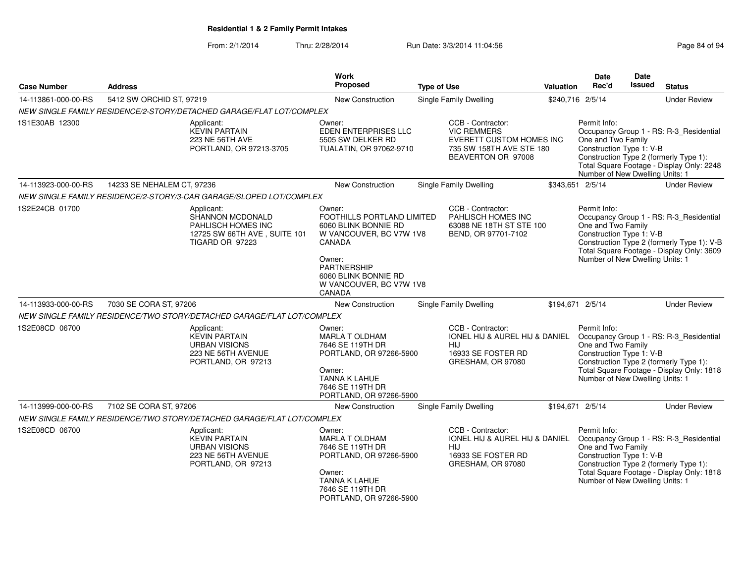**Residential 1 & 2 Family Permit Intakes**

From: 2/1/2014 Thru: 2/28/2014 Run Date: 3/3/2014 11:04:56

| Case Number | Address | Work Proposed | Type of Use | Valuation | Date Rec'd | Date Issued | Status |
|---|---|---|---|---|---|---|---|
| 14-113861-000-00-RS | 5412 SW ORCHID ST, 97219 | New Construction | Single Family Dwelling | $240,716 | 2/5/14 | | Under Review |

*NEW SINGLE FAMILY RESIDENCE/2-STORY/DETACHED GARAGE/FLAT LOT/COMPLEX*

1S1E30AB 12300

Applicant:
KEVIN PARTAIN
223 NE 56TH AVE
PORTLAND, OR 97213-3705

Owner:
EDEN ENTERPRISES LLC
5505 SW DELKER RD
TUALATIN, OR 97062-9710

CCB - Contractor:
VIC REMMERS
EVERETT CUSTOM HOMES INC
735 SW 158TH AVE STE 180
BEAVERTON OR 97008

Permit Info:
Occupancy Group 1 - RS: R-3_Residential One and Two Family
Construction Type 1: V-B
Construction Type 2 (formerly Type 1):
Total Square Footage - Display Only: 2248
Number of New Dwelling Units: 1

| Case Number | Address | Work Proposed | Type of Use | Valuation | Date Rec'd | Date Issued | Status |
|---|---|---|---|---|---|---|---|
| 14-113923-000-00-RS | 14233 SE NEHALEM CT, 97236 | New Construction | Single Family Dwelling | $343,651 | 2/5/14 | | Under Review |

*NEW SINGLE FAMILY RESIDENCE/2-STORY/3-CAR GARAGE/SLOPED LOT/COMPLEX*

1S2E24CB 01700

Applicant:
SHANNON MCDONALD
PAHLISCH HOMES INC
12725 SW 66TH AVE , SUITE 101
TIGARD OR 97223

Owner:
FOOTHILLS PORTLAND LIMITED
6060 BLINK BONNIE RD
W VANCOUVER, BC V7W 1V8
CANADA

Owner:
PARTNERSHIP
6060 BLINK BONNIE RD
W VANCOUVER, BC V7W 1V8
CANADA

CCB - Contractor:
PAHLISCH HOMES INC
63088 NE 18TH ST STE 100
BEND, OR 97701-7102

Permit Info:
Occupancy Group 1 - RS: R-3_Residential One and Two Family
Construction Type 1: V-B
Construction Type 2 (formerly Type 1): V-B
Total Square Footage - Display Only: 3609
Number of New Dwelling Units: 1

| Case Number | Address | Work Proposed | Type of Use | Valuation | Date Rec'd | Date Issued | Status |
|---|---|---|---|---|---|---|---|
| 14-113933-000-00-RS | 7030 SE CORA ST, 97206 | New Construction | Single Family Dwelling | $194,671 | 2/5/14 | | Under Review |

*NEW SINGLE FAMILY RESIDENCE/TWO STORY/DETACHED GARAGE/FLAT LOT/COMPLEX*

1S2E08CD 06700

Applicant:
KEVIN PARTAIN
URBAN VISIONS
223 NE 56TH AVENUE
PORTLAND, OR 97213

Owner:
MARLA T OLDHAM
7646 SE 119TH DR
PORTLAND, OR 97266-5900

Owner:
TANNA K LAHUE
7646 SE 119TH DR
PORTLAND, OR 97266-5900

CCB - Contractor:
IONEL HIJ & AUREL HIJ & DANIEL HIJ
16933 SE FOSTER RD
GRESHAM, OR 97080

Permit Info:
Occupancy Group 1 - RS: R-3_Residential One and Two Family
Construction Type 1: V-B
Construction Type 2 (formerly Type 1):
Total Square Footage - Display Only: 1818
Number of New Dwelling Units: 1

| Case Number | Address | Work Proposed | Type of Use | Valuation | Date Rec'd | Date Issued | Status |
|---|---|---|---|---|---|---|---|
| 14-113999-000-00-RS | 7102 SE CORA ST, 97206 | New Construction | Single Family Dwelling | $194,671 | 2/5/14 | | Under Review |

*NEW SINGLE FAMILY RESIDENCE/TWO STORY/DETACHED GARAGE/FLAT LOT/COMPLEX*

1S2E08CD 06700

Applicant:
KEVIN PARTAIN
URBAN VISIONS
223 NE 56TH AVENUE
PORTLAND, OR 97213

Owner:
MARLA T OLDHAM
7646 SE 119TH DR
PORTLAND, OR 97266-5900

Owner:
TANNA K LAHUE
7646 SE 119TH DR
PORTLAND, OR 97266-5900

CCB - Contractor:
IONEL HIJ & AUREL HIJ & DANIEL HIJ
16933 SE FOSTER RD
GRESHAM, OR 97080

Permit Info:
Occupancy Group 1 - RS: R-3_Residential One and Two Family
Construction Type 1: V-B
Construction Type 2 (formerly Type 1):
Total Square Footage - Display Only: 1818
Number of New Dwelling Units: 1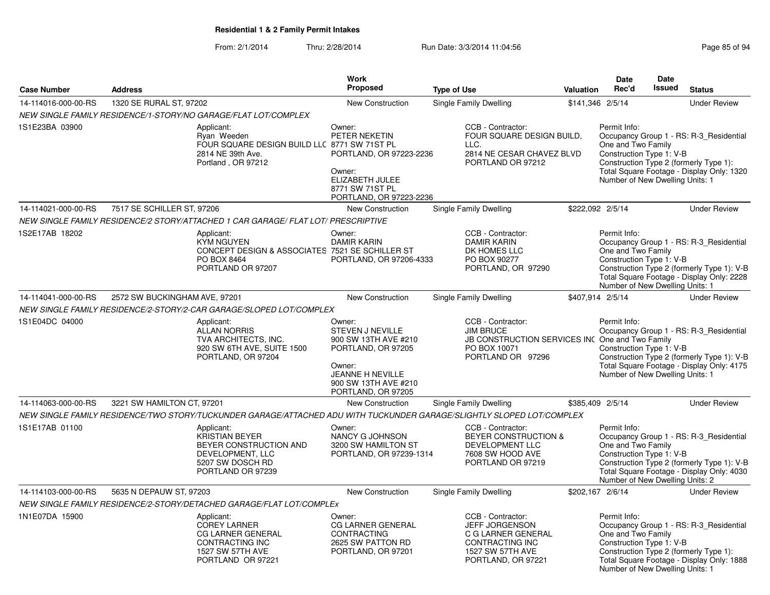**Residential 1 & 2 Family Permit Intakes**

From: 2/1/2014 Thru: 2/28/2014 Run Date: 3/3/2014 11:04:56

| Case Number | Address | Work Proposed | Type of Use | Valuation | Date Rec'd | Date Issued | Status |
|---|---|---|---|---|---|---|---|
| 14-114016-000-00-RS | 1320 SE RURAL ST, 97202 | New Construction | Single Family Dwelling | $141,346 | 2/5/14 | | Under Review |

*NEW SINGLE FAMILY RESIDENCE/1-STORY/NO GARAGE/FLAT LOT/COMPLEX*

1S1E23BA 03900

Applicant: Ryan Weeden, FOUR SQUARE DESIGN BUILD LLC, 2814 NE 39th Ave., Portland , OR 97212

Owner: PETER NEKETIN, 8771 SW 71ST PL, PORTLAND, OR 97223-2236

Owner: ELIZABETH JULEE, 8771 SW 71ST PL, PORTLAND, OR 97223-2236

CCB - Contractor: FOUR SQUARE DESIGN BUILD, LLC., 2814 NE CESAR CHAVEZ BLVD, PORTLAND OR 97212

Permit Info: Occupancy Group 1 - RS: R-3_Residential One and Two Family; Construction Type 1: V-B; Construction Type 2 (formerly Type 1):; Total Square Footage - Display Only: 1320; Number of New Dwelling Units: 1

| Case Number | Address | Work Proposed | Type of Use | Valuation | Date Rec'd | Date Issued | Status |
|---|---|---|---|---|---|---|---|
| 14-114021-000-00-RS | 7517 SE SCHILLER ST, 97206 | New Construction | Single Family Dwelling | $222,092 | 2/5/14 | | Under Review |

*NEW SINGLE FAMILY RESIDENCE/2 STORY/ATTACHED 1 CAR GARAGE/ FLAT LOT/ PRESCRIPTIVE*

1S2E17AB 18202

Applicant: KYM NGUYEN, CONCEPT DESIGN & ASSOCIATES, PO BOX 8464, PORTLAND OR 97207

Owner: DAMIR KARIN, 7521 SE SCHILLER ST, PORTLAND, OR 97206-4333

CCB - Contractor: DAMIR KARIN, DK HOMES LLC, PO BOX 90277, PORTLAND, OR 97290

Permit Info: Occupancy Group 1 - RS: R-3_Residential One and Two Family; Construction Type 1: V-B; Construction Type 2 (formerly Type 1): V-B; Total Square Footage - Display Only: 2228; Number of New Dwelling Units: 1

| Case Number | Address | Work Proposed | Type of Use | Valuation | Date Rec'd | Date Issued | Status |
|---|---|---|---|---|---|---|---|
| 14-114041-000-00-RS | 2572 SW BUCKINGHAM AVE, 97201 | New Construction | Single Family Dwelling | $407,914 | 2/5/14 | | Under Review |

*NEW SINGLE FAMILY RESIDENCE/2-STORY/2-CAR GARAGE/SLOPED LOT/COMPLEX*

1S1E04DC 04000

Applicant: ALLAN NORRIS, TVA ARCHITECTS, INC., 920 SW 6TH AVE, SUITE 1500, PORTLAND, OR 97204

Owner: STEVEN J NEVILLE, 900 SW 13TH AVE #210, PORTLAND, OR 97205

Owner: JEANNE H NEVILLE, 900 SW 13TH AVE #210, PORTLAND, OR 97205

CCB - Contractor: JIM BRUCE, JB CONSTRUCTION SERVICES INC, PO BOX 10071, PORTLAND OR 97296

Permit Info: Occupancy Group 1 - RS: R-3_Residential One and Two Family; Construction Type 1: V-B; Construction Type 2 (formerly Type 1): V-B; Total Square Footage - Display Only: 4175; Number of New Dwelling Units: 1

| Case Number | Address | Work Proposed | Type of Use | Valuation | Date Rec'd | Date Issued | Status |
|---|---|---|---|---|---|---|---|
| 14-114063-000-00-RS | 3221 SW HAMILTON CT, 97201 | New Construction | Single Family Dwelling | $385,409 | 2/5/14 | | Under Review |

*NEW SINGLE FAMILY RESIDENCE/TWO STORY/TUCKUNDER GARAGE/ATTACHED ADU WITH TUCKUNDER GARAGE/SLIGHTLY SLOPED LOT/COMPLEX*

1S1E17AB 01100

Applicant: KRISTIAN BEYER, BEYER CONSTRUCTION AND DEVELOPMENT, LLC, 5207 SW DOSCH RD, PORTLAND OR 97239

Owner: NANCY G JOHNSON, 3200 SW HAMILTON ST, PORTLAND, OR 97239-1314

CCB - Contractor: BEYER CONSTRUCTION & DEVELOPMENT LLC, 7608 SW HOOD AVE, PORTLAND OR 97219

Permit Info: Occupancy Group 1 - RS: R-3_Residential One and Two Family; Construction Type 1: V-B; Construction Type 2 (formerly Type 1): V-B; Total Square Footage - Display Only: 4030; Number of New Dwelling Units: 2

| Case Number | Address | Work Proposed | Type of Use | Valuation | Date Rec'd | Date Issued | Status |
|---|---|---|---|---|---|---|---|
| 14-114103-000-00-RS | 5635 N DEPAUW ST, 97203 | New Construction | Single Family Dwelling | $202,167 | 2/6/14 | | Under Review |

*NEW SINGLE FAMILY RESIDENCE/2-STORY/DETACHED GARAGE/FLAT LOT/COMPLEx*

1N1E07DA 15900

Applicant: COREY LARNER, CG LARNER GENERAL CONTRACTING INC, 1527 SW 57TH AVE, PORTLAND OR 97221

Owner: CG LARNER GENERAL CONTRACTING, 2625 SW PATTON RD, PORTLAND, OR 97201

CCB - Contractor: JEFF JORGENSON, C G LARNER GENERAL CONTRACTING INC, 1527 SW 57TH AVE, PORTLAND, OR 97221

Permit Info: Occupancy Group 1 - RS: R-3_Residential One and Two Family; Construction Type 1: V-B; Construction Type 2 (formerly Type 1):; Total Square Footage - Display Only: 1888; Number of New Dwelling Units: 1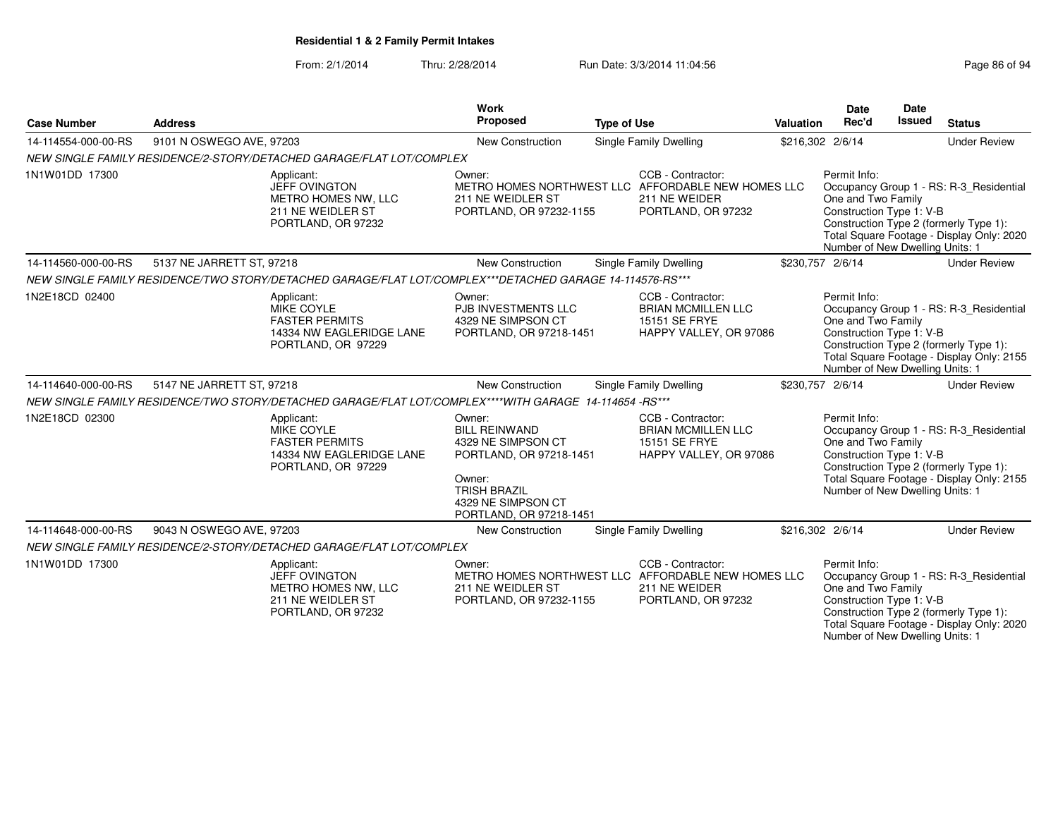**Residential 1 & 2 Family Permit Intakes**

From: 2/1/2014 Thru: 2/28/2014 Run Date: 3/3/2014 11:04:56

| Case Number | Address | Work Proposed | Type of Use | Valuation | Date Rec'd | Date Issued | Status |
|---|---|---|---|---|---|---|---|
| 14-114554-000-00-RS | 9101 N OSWEGO AVE, 97203 | New Construction | Single Family Dwelling | $216,302 | 2/6/14 | | Under Review |
| | NEW SINGLE FAMILY RESIDENCE/2-STORY/DETACHED GARAGE/FLAT LOT/COMPLEX | | | | | | |
| 1N1W01DD 17300 | Applicant: JEFF OVINGTON METRO HOMES NW, LLC 211 NE WEIDLER ST PORTLAND, OR 97232 | Owner: METRO HOMES NORTHWEST LLC 211 NE WEIDLER ST PORTLAND, OR 97232-1155 | CCB - Contractor: AFFORDABLE NEW HOMES LLC 211 NE WEIDER PORTLAND, OR 97232 | | Permit Info: Occupancy Group 1 - RS: R-3_Residential One and Two Family Construction Type 1: V-B Construction Type 2 (formerly Type 1): Total Square Footage - Display Only: 2020 Number of New Dwelling Units: 1 | | |
| 14-114560-000-00-RS | 5137 NE JARRETT ST, 97218 | New Construction | Single Family Dwelling | $230,757 | 2/6/14 | | Under Review |
| | NEW SINGLE FAMILY RESIDENCE/TWO STORY/DETACHED GARAGE/FLAT LOT/COMPLEX***DETACHED GARAGE 14-114576-RS*** | | | | | | |
| 1N2E18CD 02400 | Applicant: MIKE COYLE FASTER PERMITS 14334 NW EAGLERIDGE LANE PORTLAND, OR 97229 | Owner: PJB INVESTMENTS LLC 4329 NE SIMPSON CT PORTLAND, OR 97218-1451 | CCB - Contractor: BRIAN MCMILLEN LLC 15151 SE FRYE HAPPY VALLEY, OR 97086 | | Permit Info: Occupancy Group 1 - RS: R-3_Residential One and Two Family Construction Type 1: V-B Construction Type 2 (formerly Type 1): Total Square Footage - Display Only: 2155 Number of New Dwelling Units: 1 | | |
| 14-114640-000-00-RS | 5147 NE JARRETT ST, 97218 | New Construction | Single Family Dwelling | $230,757 | 2/6/14 | | Under Review |
| | NEW SINGLE FAMILY RESIDENCE/TWO STORY/DETACHED GARAGE/FLAT LOT/COMPLEX****WITH GARAGE 14-114654 -RS*** | | | | | | |
| 1N2E18CD 02300 | Applicant: MIKE COYLE FASTER PERMITS 14334 NW EAGLERIDGE LANE PORTLAND, OR 97229 | Owner: BILL REINWAND 4329 NE SIMPSON CT PORTLAND, OR 97218-1451 Owner: TRISH BRAZIL 4329 NE SIMPSON CT PORTLAND, OR 97218-1451 | CCB - Contractor: BRIAN MCMILLEN LLC 15151 SE FRYE HAPPY VALLEY, OR 97086 | | Permit Info: Occupancy Group 1 - RS: R-3_Residential One and Two Family Construction Type 1: V-B Construction Type 2 (formerly Type 1): Total Square Footage - Display Only: 2155 Number of New Dwelling Units: 1 | | |
| 14-114648-000-00-RS | 9043 N OSWEGO AVE, 97203 | New Construction | Single Family Dwelling | $216,302 | 2/6/14 | | Under Review |
| | NEW SINGLE FAMILY RESIDENCE/2-STORY/DETACHED GARAGE/FLAT LOT/COMPLEX | | | | | | |
| 1N1W01DD 17300 | Applicant: JEFF OVINGTON METRO HOMES NW, LLC 211 NE WEIDLER ST PORTLAND, OR 97232 | Owner: METRO HOMES NORTHWEST LLC 211 NE WEIDLER ST PORTLAND, OR 97232-1155 | CCB - Contractor: AFFORDABLE NEW HOMES LLC 211 NE WEIDER PORTLAND, OR 97232 | | Permit Info: Occupancy Group 1 - RS: R-3_Residential One and Two Family Construction Type 1: V-B Construction Type 2 (formerly Type 1): Total Square Footage - Display Only: 2020 Number of New Dwelling Units: 1 | | |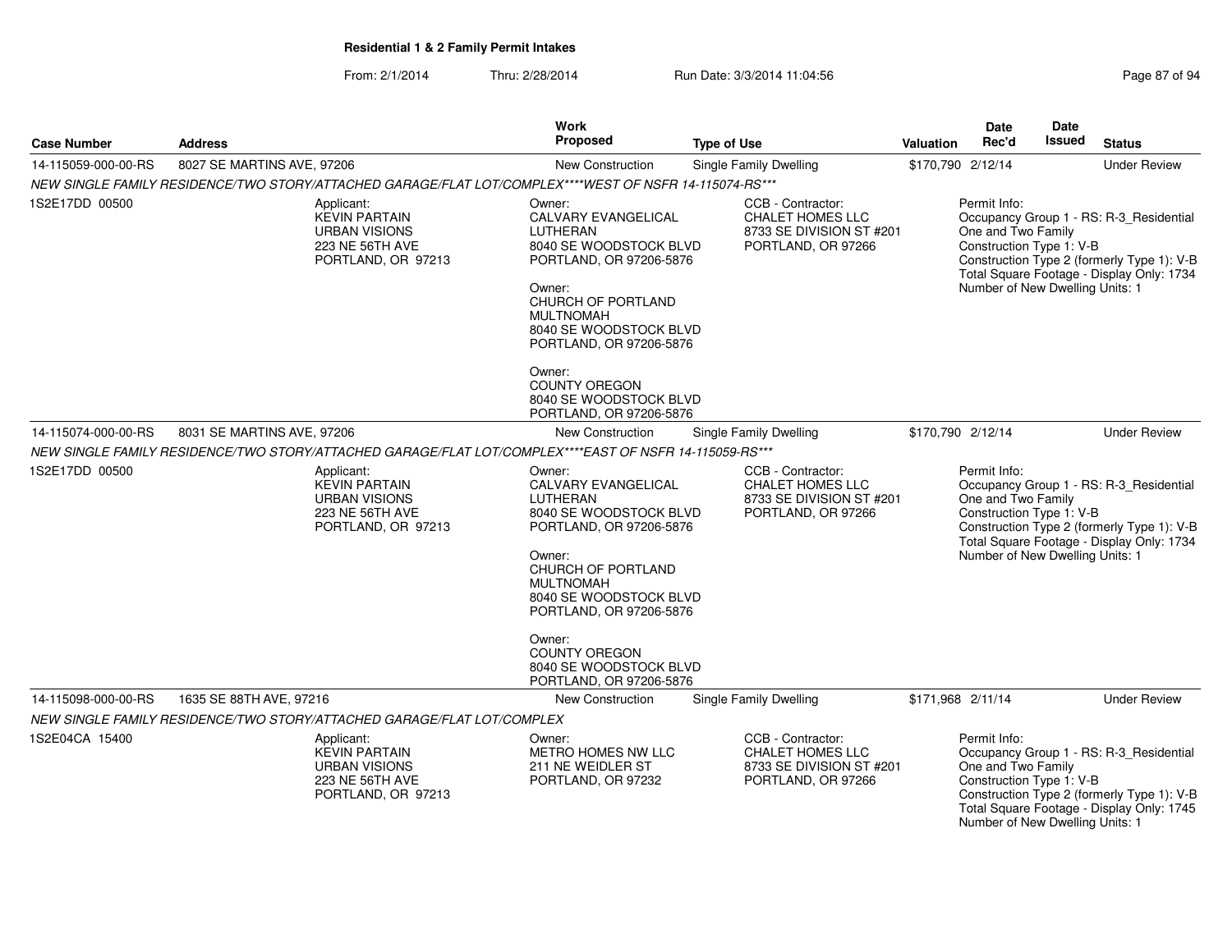**Residential 1 & 2 Family Permit Intakes**

From: 2/1/2014 Thru: 2/28/2014 Run Date: 3/3/2014 11:04:56

| Case Number | Address | Work Proposed | Type of Use | Valuation | Date Rec'd | Date Issued | Status |
|---|---|---|---|---|---|---|---|
| 14-115059-000-00-RS | 8027 SE MARTINS AVE, 97206 | New Construction | Single Family Dwelling | $170,790 | 2/12/14 | | Under Review |

NEW SINGLE FAMILY RESIDENCE/TWO STORY/ATTACHED GARAGE/FLAT LOT/COMPLEX****WEST OF NSFR 14-115074-RS***

1S2E17DD 00500

Applicant:
KEVIN PARTAIN
URBAN VISIONS
223 NE 56TH AVE
PORTLAND, OR 97213

Owner:
CALVARY EVANGELICAL LUTHERAN
8040 SE WOODSTOCK BLVD
PORTLAND, OR 97206-5876

Owner:
CHURCH OF PORTLAND MULTNOMAH
8040 SE WOODSTOCK BLVD
PORTLAND, OR 97206-5876

Owner:
COUNTY OREGON
8040 SE WOODSTOCK BLVD
PORTLAND, OR 97206-5876

CCB - Contractor:
CHALET HOMES LLC
8733 SE DIVISION ST #201
PORTLAND, OR 97266

Permit Info:
Occupancy Group 1 - RS: R-3_Residential One and Two Family
Construction Type 1: V-B
Construction Type 2 (formerly Type 1): V-B
Total Square Footage - Display Only: 1734
Number of New Dwelling Units: 1

| Case Number | Address | Work Proposed | Type of Use | Valuation | Date Rec'd | Date Issued | Status |
|---|---|---|---|---|---|---|---|
| 14-115074-000-00-RS | 8031 SE MARTINS AVE, 97206 | New Construction | Single Family Dwelling | $170,790 | 2/12/14 | | Under Review |

NEW SINGLE FAMILY RESIDENCE/TWO STORY/ATTACHED GARAGE/FLAT LOT/COMPLEX****EAST OF NSFR 14-115059-RS***

1S2E17DD 00500

Applicant:
KEVIN PARTAIN
URBAN VISIONS
223 NE 56TH AVE
PORTLAND, OR 97213

Owner:
CALVARY EVANGELICAL LUTHERAN
8040 SE WOODSTOCK BLVD
PORTLAND, OR 97206-5876

Owner:
CHURCH OF PORTLAND MULTNOMAH
8040 SE WOODSTOCK BLVD
PORTLAND, OR 97206-5876

Owner:
COUNTY OREGON
8040 SE WOODSTOCK BLVD
PORTLAND, OR 97206-5876

CCB - Contractor:
CHALET HOMES LLC
8733 SE DIVISION ST #201
PORTLAND, OR 97266

Permit Info:
Occupancy Group 1 - RS: R-3_Residential One and Two Family
Construction Type 1: V-B
Construction Type 2 (formerly Type 1): V-B
Total Square Footage - Display Only: 1734
Number of New Dwelling Units: 1

| Case Number | Address | Work Proposed | Type of Use | Valuation | Date Rec'd | Date Issued | Status |
|---|---|---|---|---|---|---|---|
| 14-115098-000-00-RS | 1635 SE 88TH AVE, 97216 | New Construction | Single Family Dwelling | $171,968 | 2/11/14 | | Under Review |

NEW SINGLE FAMILY RESIDENCE/TWO STORY/ATTACHED GARAGE/FLAT LOT/COMPLEX

1S2E04CA 15400

Applicant:
KEVIN PARTAIN
URBAN VISIONS
223 NE 56TH AVE
PORTLAND, OR 97213

Owner:
METRO HOMES NW LLC
211 NE WEIDLER ST
PORTLAND, OR 97232

CCB - Contractor:
CHALET HOMES LLC
8733 SE DIVISION ST #201
PORTLAND, OR 97266

Permit Info:
Occupancy Group 1 - RS: R-3_Residential One and Two Family
Construction Type 1: V-B
Construction Type 2 (formerly Type 1): V-B
Total Square Footage - Display Only: 1745
Number of New Dwelling Units: 1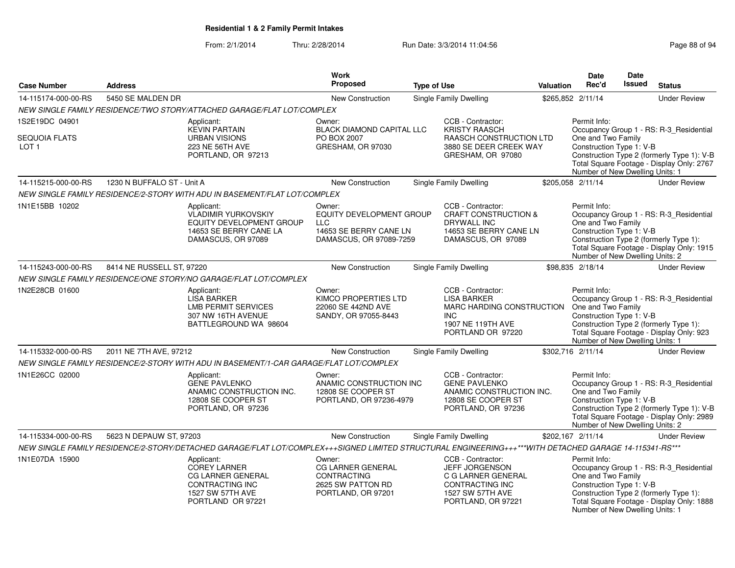## Residential 1 & 2 Family Permit Intakes

From: 2/1/2014 Thru: 2/28/2014 Run Date: 3/3/2014 11:04:56

| Case Number | Address | Work Proposed | Type of Use | Valuation | Date Rec'd | Date Issued | Status |
|---|---|---|---|---|---|---|---|
| 14-115174-000-00-RS | 5450 SE MALDEN DR | New Construction | Single Family Dwelling | $265,852 | 2/11/14 | | Under Review |

NEW SINGLE FAMILY RESIDENCE/TWO STORY/ATTACHED GARAGE/FLAT LOT/COMPLEX

1S2E19DC 04901
SEQUOIA FLATS
LOT 1

Applicant: KEVIN PARTAIN, URBAN VISIONS, 223 NE 56TH AVE, PORTLAND, OR 97213

Owner: BLACK DIAMOND CAPITAL LLC, PO BOX 2007, GRESHAM, OR 97030

CCB - Contractor: KRISTY RAASCH, RAASCH CONSTRUCTION LTD, 3880 SE DEER CREEK WAY, GRESHAM, OR 97080

Permit Info: Occupancy Group 1 - RS: R-3_Residential One and Two Family; Construction Type 1: V-B; Construction Type 2 (formerly Type 1): V-B; Total Square Footage - Display Only: 2767; Number of New Dwelling Units: 1

| Case Number | Address | Work Proposed | Type of Use | Valuation | Date Rec'd | Date Issued | Status |
|---|---|---|---|---|---|---|---|
| 14-115215-000-00-RS | 1230 N BUFFALO ST - Unit A | New Construction | Single Family Dwelling | $205,058 | 2/11/14 | | Under Review |

NEW SINGLE FAMILY RESIDENCE/2-STORY WITH ADU IN BASEMENT/FLAT LOT/COMPLEX

1N1E15BB 10202

Applicant: VLADIMIR YURKOVSKIY, EQUITY DEVELOPMENT GROUP, 14653 SE BERRY CANE LA, DAMASCUS, OR 97089

Owner: EQUITY DEVELOPMENT GROUP LLC, 14653 SE BERRY CANE LN, DAMASCUS, OR 97089-7259

CCB - Contractor: CRAFT CONSTRUCTION & DRYWALL INC, 14653 SE BERRY CANE LN, DAMASCUS, OR 97089

Permit Info: Occupancy Group 1 - RS: R-3_Residential One and Two Family; Construction Type 1: V-B; Construction Type 2 (formerly Type 1):; Total Square Footage - Display Only: 1915; Number of New Dwelling Units: 2

| Case Number | Address | Work Proposed | Type of Use | Valuation | Date Rec'd | Date Issued | Status |
|---|---|---|---|---|---|---|---|
| 14-115243-000-00-RS | 8414 NE RUSSELL ST, 97220 | New Construction | Single Family Dwelling | $98,835 | 2/18/14 | | Under Review |

NEW SINGLE FAMILY RESIDENCE/ONE STORY/NO GARAGE/FLAT LOT/COMPLEX

1N2E28CB 01600

Applicant: LISA BARKER, LMB PERMIT SERVICES, 307 NW 16TH AVENUE, BATTLEGROUND WA 98604

Owner: KIMCO PROPERTIES LTD, 22060 SE 442ND AVE, SANDY, OR 97055-8443

CCB - Contractor: LISA BARKER, MARC HARDING CONSTRUCTION INC, 1907 NE 119TH AVE, PORTLAND OR 97220

Permit Info: Occupancy Group 1 - RS: R-3_Residential One and Two Family; Construction Type 1: V-B; Construction Type 2 (formerly Type 1):; Total Square Footage - Display Only: 923; Number of New Dwelling Units: 1

| Case Number | Address | Work Proposed | Type of Use | Valuation | Date Rec'd | Date Issued | Status |
|---|---|---|---|---|---|---|---|
| 14-115332-000-00-RS | 2011 NE 7TH AVE, 97212 | New Construction | Single Family Dwelling | $302,716 | 2/11/14 | | Under Review |

NEW SINGLE FAMILY RESIDENCE/2-STORY WITH ADU IN BASEMENT/1-CAR GARAGE/FLAT LOT/COMPLEX

1N1E26CC 02000

Applicant: GENE PAVLENKO, ANAMIC CONSTRUCTION INC., 12808 SE COOPER ST, PORTLAND, OR 97236

Owner: ANAMIC CONSTRUCTION INC, 12808 SE COOPER ST, PORTLAND, OR 97236-4979

CCB - Contractor: GENE PAVLENKO, ANAMIC CONSTRUCTION INC., 12808 SE COOPER ST, PORTLAND, OR 97236

Permit Info: Occupancy Group 1 - RS: R-3_Residential One and Two Family; Construction Type 1: V-B; Construction Type 2 (formerly Type 1): V-B; Total Square Footage - Display Only: 2989; Number of New Dwelling Units: 2

| Case Number | Address | Work Proposed | Type of Use | Valuation | Date Rec'd | Date Issued | Status |
|---|---|---|---|---|---|---|---|
| 14-115334-000-00-RS | 5623 N DEPAUW ST, 97203 | New Construction | Single Family Dwelling | $202,167 | 2/11/14 | | Under Review |

NEW SINGLE FAMILY RESIDENCE/2-STORY/DETACHED GARAGE/FLAT LOT/COMPLEX+++SIGNED LIMITED STRUCTURAL ENGINEERING+++***WITH DETACHED GARAGE 14-115341-RS***

1N1E07DA 15900

Applicant: COREY LARNER, CG LARNER GENERAL CONTRACTING INC, 1527 SW 57TH AVE, PORTLAND OR 97221

Owner: CG LARNER GENERAL CONTRACTING, 2625 SW PATTON RD, PORTLAND, OR 97201

CCB - Contractor: JEFF JORGENSON, C G LARNER GENERAL CONTRACTING INC, 1527 SW 57TH AVE, PORTLAND, OR 97221

Permit Info: Occupancy Group 1 - RS: R-3_Residential One and Two Family; Construction Type 1: V-B; Construction Type 2 (formerly Type 1):; Total Square Footage - Display Only: 1888; Number of New Dwelling Units: 1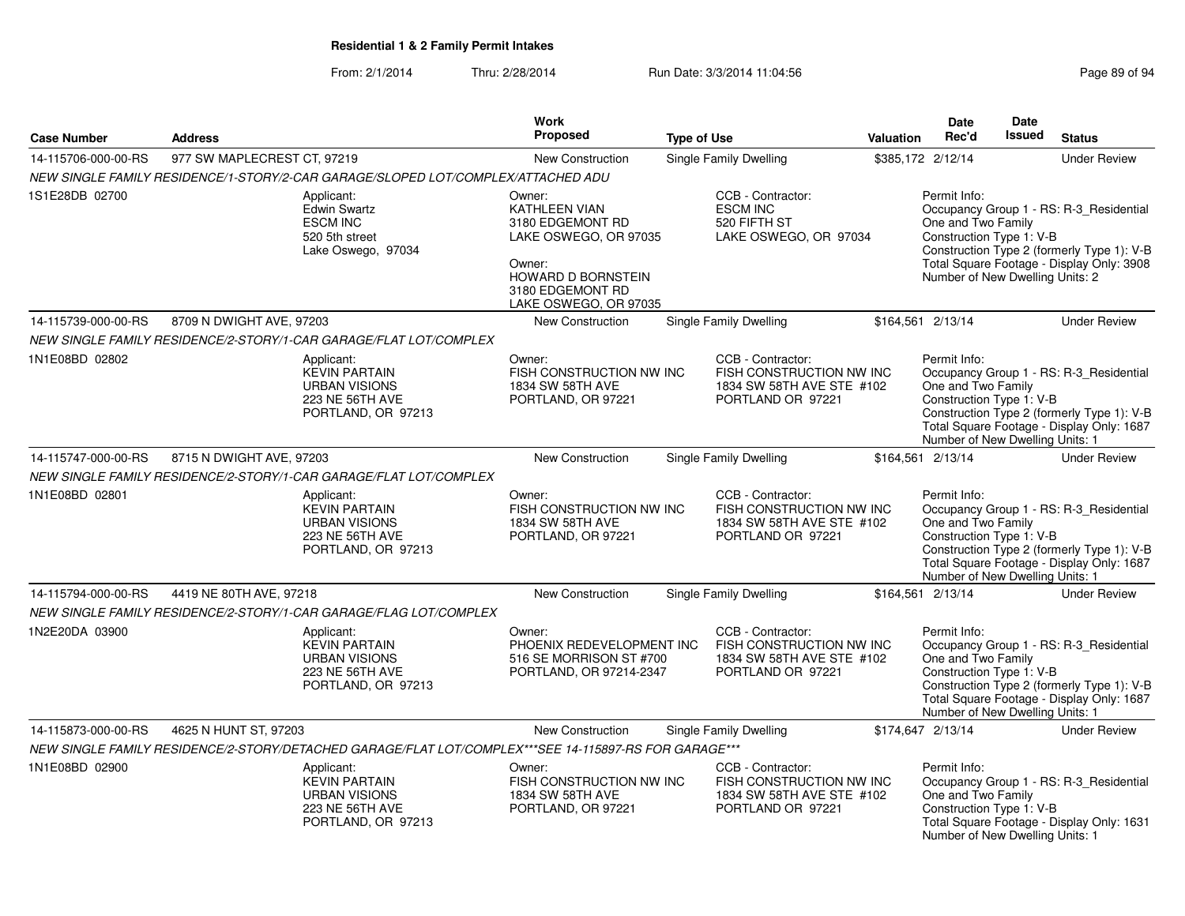**Residential 1 & 2 Family Permit Intakes**

From: 2/1/2014 Thru: 2/28/2014 Run Date: 3/3/2014 11:04:56

| Case Number | Address | Work Proposed | Type of Use | Valuation | Date Rec'd | Date Issued | Status |
|---|---|---|---|---|---|---|---|
| 14-115706-000-00-RS | 977 SW MAPLECREST CT, 97219 | New Construction | Single Family Dwelling | $385,172 | 2/12/14 | | Under Review |
| NEW SINGLE FAMILY RESIDENCE/1-STORY/2-CAR GARAGE/SLOPED LOT/COMPLEX/ATTACHED ADU | | | | | | | |
| 1S1E28DB 02700 | Applicant: Edwin Swartz ESCM INC 520 5th street Lake Oswego, 97034 | Owner: KATHLEEN VIAN 3180 EDGEMONT RD LAKE OSWEGO, OR 97035 Owner: HOWARD D BORNSTEIN 3180 EDGEMONT RD LAKE OSWEGO, OR 97035 | CCB - Contractor: ESCM INC 520 FIFTH ST LAKE OSWEGO, OR 97034 | | Permit Info: Occupancy Group 1 - RS: R-3_Residential One and Two Family Construction Type 1: V-B Construction Type 2 (formerly Type 1): V-B Total Square Footage - Display Only: 3908 Number of New Dwelling Units: 2 | | |
| 14-115739-000-00-RS | 8709 N DWIGHT AVE, 97203 | New Construction | Single Family Dwelling | $164,561 | 2/13/14 | | Under Review |
| NEW SINGLE FAMILY RESIDENCE/2-STORY/1-CAR GARAGE/FLAT LOT/COMPLEX | | | | | | | |
| 1N1E08BD 02802 | Applicant: KEVIN PARTAIN URBAN VISIONS 223 NE 56TH AVE PORTLAND, OR 97213 | Owner: FISH CONSTRUCTION NW INC 1834 SW 58TH AVE PORTLAND, OR 97221 | CCB - Contractor: FISH CONSTRUCTION NW INC 1834 SW 58TH AVE STE #102 PORTLAND OR 97221 | | Permit Info: Occupancy Group 1 - RS: R-3_Residential One and Two Family Construction Type 1: V-B Construction Type 2 (formerly Type 1): V-B Total Square Footage - Display Only: 1687 Number of New Dwelling Units: 1 | | |
| 14-115747-000-00-RS | 8715 N DWIGHT AVE, 97203 | New Construction | Single Family Dwelling | $164,561 | 2/13/14 | | Under Review |
| NEW SINGLE FAMILY RESIDENCE/2-STORY/1-CAR GARAGE/FLAT LOT/COMPLEX | | | | | | | |
| 1N1E08BD 02801 | Applicant: KEVIN PARTAIN URBAN VISIONS 223 NE 56TH AVE PORTLAND, OR 97213 | Owner: FISH CONSTRUCTION NW INC 1834 SW 58TH AVE PORTLAND, OR 97221 | CCB - Contractor: FISH CONSTRUCTION NW INC 1834 SW 58TH AVE STE #102 PORTLAND OR 97221 | | Permit Info: Occupancy Group 1 - RS: R-3_Residential One and Two Family Construction Type 1: V-B Construction Type 2 (formerly Type 1): V-B Total Square Footage - Display Only: 1687 Number of New Dwelling Units: 1 | | |
| 14-115794-000-00-RS | 4419 NE 80TH AVE, 97218 | New Construction | Single Family Dwelling | $164,561 | 2/13/14 | | Under Review |
| NEW SINGLE FAMILY RESIDENCE/2-STORY/1-CAR GARAGE/FLAG LOT/COMPLEX | | | | | | | |
| 1N2E20DA 03900 | Applicant: KEVIN PARTAIN URBAN VISIONS 223 NE 56TH AVE PORTLAND, OR 97213 | Owner: PHOENIX REDEVELOPMENT INC 516 SE MORRISON ST #700 PORTLAND, OR 97214-2347 | CCB - Contractor: FISH CONSTRUCTION NW INC 1834 SW 58TH AVE STE #102 PORTLAND OR 97221 | | Permit Info: Occupancy Group 1 - RS: R-3_Residential One and Two Family Construction Type 1: V-B Construction Type 2 (formerly Type 1): V-B Total Square Footage - Display Only: 1687 Number of New Dwelling Units: 1 | | |
| 14-115873-000-00-RS | 4625 N HUNT ST, 97203 | New Construction | Single Family Dwelling | $174,647 | 2/13/14 | | Under Review |
| NEW SINGLE FAMILY RESIDENCE/2-STORY/DETACHED GARAGE/FLAT LOT/COMPLEX***SEE 14-115897-RS FOR GARAGE*** | | | | | | | |
| 1N1E08BD 02900 | Applicant: KEVIN PARTAIN URBAN VISIONS 223 NE 56TH AVE PORTLAND, OR 97213 | Owner: FISH CONSTRUCTION NW INC 1834 SW 58TH AVE PORTLAND, OR 97221 | CCB - Contractor: FISH CONSTRUCTION NW INC 1834 SW 58TH AVE STE #102 PORTLAND OR 97221 | | Permit Info: Occupancy Group 1 - RS: R-3_Residential One and Two Family Construction Type 1: V-B Total Square Footage - Display Only: 1631 Number of New Dwelling Units: 1 | | |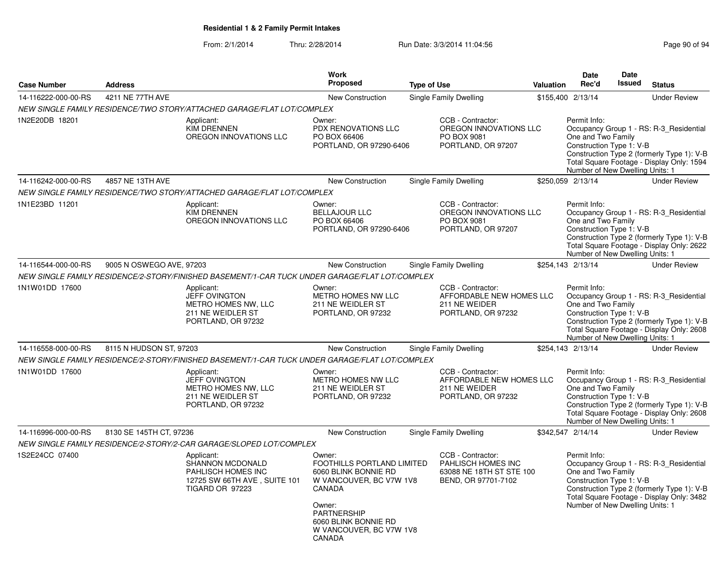# Residential 1 & 2 Family Permit Intakes

From: 2/1/2014 Thru: 2/28/2014 Run Date: 3/3/2014 11:04:56

| Case Number | Address | Work Proposed | Type of Use | Valuation | Date Rec'd | Date Issued | Status |
|---|---|---|---|---|---|---|---|
| 14-116222-000-00-RS | 4211 NE 77TH AVE | New Construction | Single Family Dwelling | $155,400 | 2/13/14 | | Under Review |

*NEW SINGLE FAMILY RESIDENCE/TWO STORY/ATTACHED GARAGE/FLAT LOT/COMPLEX*

1N2E20DB 18201

Applicant: KIM DRENNEN, OREGON INNOVATIONS LLC

Owner: PDX RENOVATIONS LLC, PO BOX 66406, PORTLAND, OR 97290-6406

CCB - Contractor: OREGON INNOVATIONS LLC, PO BOX 9081, PORTLAND, OR 97207

Permit Info: Occupancy Group 1 - RS: R-3_Residential One and Two Family; Construction Type 1: V-B; Construction Type 2 (formerly Type 1): V-B; Total Square Footage - Display Only: 1594; Number of New Dwelling Units: 1

| Case Number | Address | Work Proposed | Type of Use | Valuation | Date Rec'd | Date Issued | Status |
|---|---|---|---|---|---|---|---|
| 14-116242-000-00-RS | 4857 NE 13TH AVE | New Construction | Single Family Dwelling | $250,059 | 2/13/14 | | Under Review |

*NEW SINGLE FAMILY RESIDENCE/TWO STORY/ATTACHED GARAGE/FLAT LOT/COMPLEX*

1N1E23BD 11201

Applicant: KIM DRENNEN, OREGON INNOVATIONS LLC

Owner: BELLAJOUR LLC, PO BOX 66406, PORTLAND, OR 97290-6406

CCB - Contractor: OREGON INNOVATIONS LLC, PO BOX 9081, PORTLAND, OR 97207

Permit Info: Occupancy Group 1 - RS: R-3_Residential One and Two Family; Construction Type 1: V-B; Construction Type 2 (formerly Type 1): V-B; Total Square Footage - Display Only: 2622; Number of New Dwelling Units: 1

| Case Number | Address | Work Proposed | Type of Use | Valuation | Date Rec'd | Date Issued | Status |
|---|---|---|---|---|---|---|---|
| 14-116544-000-00-RS | 9005 N OSWEGO AVE, 97203 | New Construction | Single Family Dwelling | $254,143 | 2/13/14 | | Under Review |

*NEW SINGLE FAMILY RESIDENCE/2-STORY/FINISHED BASEMENT/1-CAR TUCK UNDER GARAGE/FLAT LOT/COMPLEX*

1N1W01DD 17600

Applicant: JEFF OVINGTON, METRO HOMES NW, LLC, 211 NE WEIDLER ST, PORTLAND, OR 97232

Owner: METRO HOMES NW LLC, 211 NE WEIDLER ST, PORTLAND, OR 97232

CCB - Contractor: AFFORDABLE NEW HOMES LLC, 211 NE WEIDER, PORTLAND, OR 97232

Permit Info: Occupancy Group 1 - RS: R-3_Residential One and Two Family; Construction Type 1: V-B; Construction Type 2 (formerly Type 1): V-B; Total Square Footage - Display Only: 2608; Number of New Dwelling Units: 1

| Case Number | Address | Work Proposed | Type of Use | Valuation | Date Rec'd | Date Issued | Status |
|---|---|---|---|---|---|---|---|
| 14-116558-000-00-RS | 8115 N HUDSON ST, 97203 | New Construction | Single Family Dwelling | $254,143 | 2/13/14 | | Under Review |

*NEW SINGLE FAMILY RESIDENCE/2-STORY/FINISHED BASEMENT/1-CAR TUCK UNDER GARAGE/FLAT LOT/COMPLEX*

1N1W01DD 17600

Applicant: JEFF OVINGTON, METRO HOMES NW, LLC, 211 NE WEIDLER ST, PORTLAND, OR 97232

Owner: METRO HOMES NW LLC, 211 NE WEIDLER ST, PORTLAND, OR 97232

CCB - Contractor: AFFORDABLE NEW HOMES LLC, 211 NE WEIDER, PORTLAND, OR 97232

Permit Info: Occupancy Group 1 - RS: R-3_Residential One and Two Family; Construction Type 1: V-B; Construction Type 2 (formerly Type 1): V-B; Total Square Footage - Display Only: 2608; Number of New Dwelling Units: 1

| Case Number | Address | Work Proposed | Type of Use | Valuation | Date Rec'd | Date Issued | Status |
|---|---|---|---|---|---|---|---|
| 14-116996-000-00-RS | 8130 SE 145TH CT, 97236 | New Construction | Single Family Dwelling | $342,547 | 2/14/14 | | Under Review |

*NEW SINGLE FAMILY RESIDENCE/2-STORY/2-CAR GARAGE/SLOPED LOT/COMPLEX*

1S2E24CC 07400

Applicant: SHANNON MCDONALD, PAHLISCH HOMES INC, 12725 SW 66TH AVE , SUITE 101, TIGARD OR 97223

Owner: FOOTHILLS PORTLAND LIMITED, 6060 BLINK BONNIE RD, W VANCOUVER, BC V7W 1V8, CANADA

Owner: PARTNERSHIP, 6060 BLINK BONNIE RD, W VANCOUVER, BC V7W 1V8, CANADA

CCB - Contractor: PAHLISCH HOMES INC, 63088 NE 18TH ST STE 100, BEND, OR 97701-7102

Permit Info: Occupancy Group 1 - RS: R-3_Residential One and Two Family; Construction Type 1: V-B; Construction Type 2 (formerly Type 1): V-B; Total Square Footage - Display Only: 3482; Number of New Dwelling Units: 1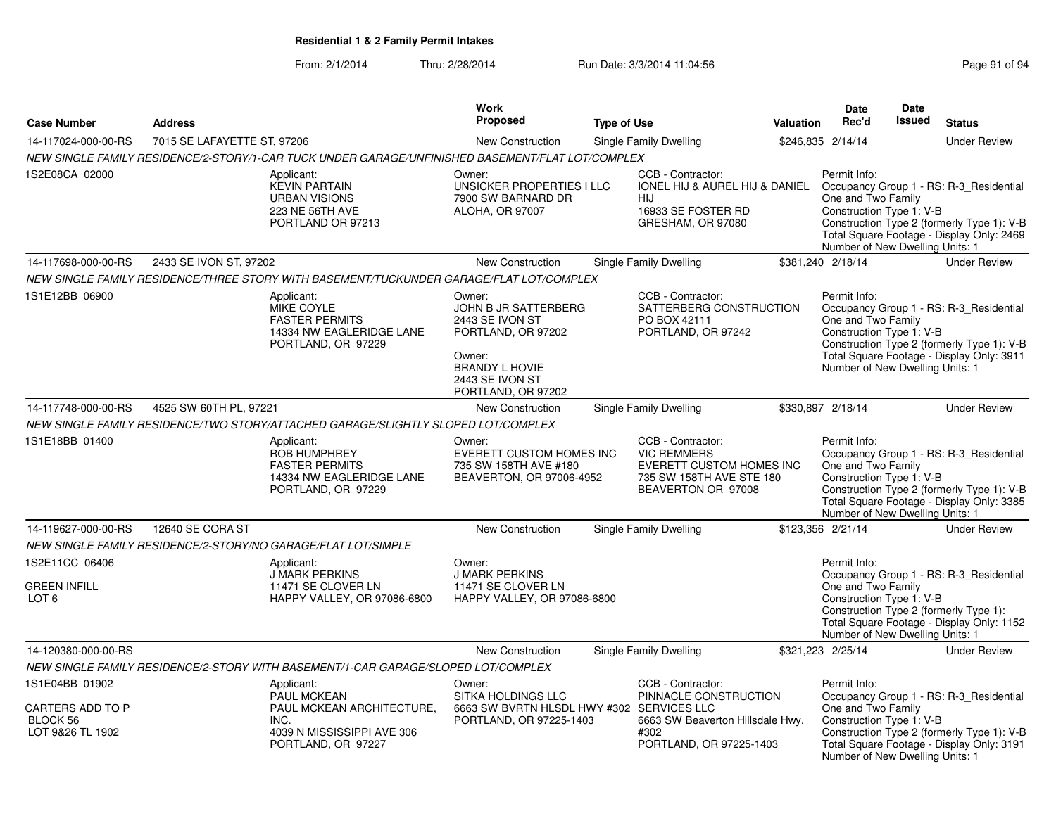**Residential 1 & 2 Family Permit Intakes**

From: 2/1/2014 Thru: 2/28/2014 Run Date: 3/3/2014 11:04:56

| Case Number | Address | Work Proposed | Type of Use | Valuation | Date Rec'd | Date Issued | Status |
|---|---|---|---|---|---|---|---|
| 14-117024-000-00-RS | 7015 SE LAFAYETTE ST, 97206 | New Construction | Single Family Dwelling | $246,835 | 2/14/14 | | Under Review |
| NEW SINGLE FAMILY RESIDENCE/2-STORY/1-CAR TUCK UNDER GARAGE/UNFINISHED BASEMENT/FLAT LOT/COMPLEX | | | | | | | |
| 1S2E08CA 02000 | Applicant: KEVIN PARTAIN URBAN VISIONS 223 NE 56TH AVE PORTLAND OR 97213 | Owner: UNSICKER PROPERTIES I LLC 7900 SW BARNARD DR ALOHA, OR 97007 | CCB - Contractor: IONEL HIJ & AUREL HIJ & DANIEL HIJ 16933 SE FOSTER RD GRESHAM, OR 97080 | Permit Info: Occupancy Group 1 - RS: R-3_Residential One and Two Family Construction Type 1: V-B Construction Type 2 (formerly Type 1): V-B Total Square Footage - Display Only: 2469 Number of New Dwelling Units: 1 | | | |
| 14-117698-000-00-RS | 2433 SE IVON ST, 97202 | New Construction | Single Family Dwelling | $381,240 | 2/18/14 | | Under Review |
| NEW SINGLE FAMILY RESIDENCE/THREE STORY WITH BASEMENT/TUCKUNDER GARAGE/FLAT LOT/COMPLEX | | | | | | | |
| 1S1E12BB 06900 | Applicant: MIKE COYLE FASTER PERMITS 14334 NW EAGLERIDGE LANE PORTLAND, OR 97229 | Owner: JOHN B JR SATTERBERG 2443 SE IVON ST PORTLAND, OR 97202 Owner: BRANDY L HOVIE 2443 SE IVON ST PORTLAND, OR 97202 | CCB - Contractor: SATTERBERG CONSTRUCTION PO BOX 42111 PORTLAND, OR 97242 | Permit Info: Occupancy Group 1 - RS: R-3_Residential One and Two Family Construction Type 1: V-B Construction Type 2 (formerly Type 1): V-B Total Square Footage - Display Only: 3911 Number of New Dwelling Units: 1 | | | |
| 14-117748-000-00-RS | 4525 SW 60TH PL, 97221 | New Construction | Single Family Dwelling | $330,897 | 2/18/14 | | Under Review |
| NEW SINGLE FAMILY RESIDENCE/TWO STORY/ATTACHED GARAGE/SLIGHTLY SLOPED LOT/COMPLEX | | | | | | | |
| 1S1E18BB 01400 | Applicant: ROB HUMPHREY FASTER PERMITS 14334 NW EAGLERIDGE LANE PORTLAND, OR 97229 | Owner: EVERETT CUSTOM HOMES INC 735 SW 158TH AVE #180 BEAVERTON, OR 97006-4952 | CCB - Contractor: VIC REMMERS EVERETT CUSTOM HOMES INC 735 SW 158TH AVE STE 180 BEAVERTON OR 97008 | Permit Info: Occupancy Group 1 - RS: R-3_Residential One and Two Family Construction Type 1: V-B Construction Type 2 (formerly Type 1): V-B Total Square Footage - Display Only: 3385 Number of New Dwelling Units: 1 | | | |
| 14-119627-000-00-RS | 12640 SE CORA ST | New Construction | Single Family Dwelling | $123,356 | 2/21/14 | | Under Review |
| NEW SINGLE FAMILY RESIDENCE/2-STORY/NO GARAGE/FLAT LOT/SIMPLE | | | | | | | |
| 1S2E11CC 06406 GREEN INFILL LOT 6 | Applicant: J MARK PERKINS 11471 SE CLOVER LN HAPPY VALLEY, OR 97086-6800 | Owner: J MARK PERKINS 11471 SE CLOVER LN HAPPY VALLEY, OR 97086-6800 | | Permit Info: Occupancy Group 1 - RS: R-3_Residential One and Two Family Construction Type 1: V-B Construction Type 2 (formerly Type 1): Total Square Footage - Display Only: 1152 Number of New Dwelling Units: 1 | | | |
| 14-120380-000-00-RS | | New Construction | Single Family Dwelling | $321,223 | 2/25/14 | | Under Review |
| NEW SINGLE FAMILY RESIDENCE/2-STORY WITH BASEMENT/1-CAR GARAGE/SLOPED LOT/COMPLEX | | | | | | | |
| 1S1E04BB 01902 CARTERS ADD TO P BLOCK 56 LOT 9&26 TL 1902 | Applicant: PAUL MCKEAN PAUL MCKEAN ARCHITECTURE, INC. 4039 N MISSISSIPPI AVE 306 PORTLAND, OR 97227 | Owner: SITKA HOLDINGS LLC 6663 SW BVRTN HLSDL HWY #302 PORTLAND, OR 97225-1403 | CCB - Contractor: PINNACLE CONSTRUCTION SERVICES LLC 6663 SW Beaverton Hillsdale Hwy. #302 PORTLAND, OR 97225-1403 | Permit Info: Occupancy Group 1 - RS: R-3_Residential One and Two Family Construction Type 1: V-B Construction Type 2 (formerly Type 1): V-B Total Square Footage - Display Only: 3191 Number of New Dwelling Units: 1 | | | |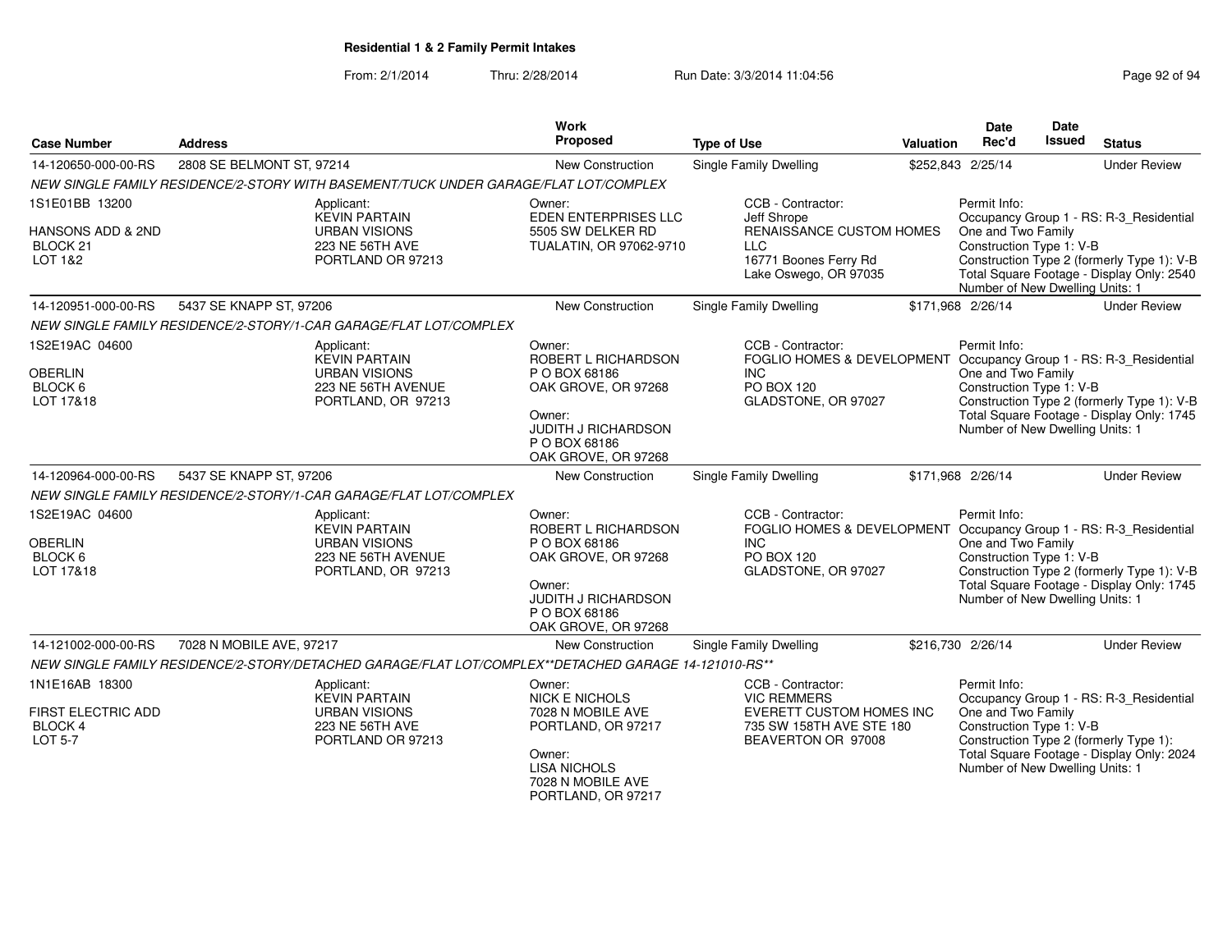**Residential 1 & 2 Family Permit Intakes**

From: 2/1/2014 Thru: 2/28/2014 Run Date: 3/3/2014 11:04:56

| Case Number | Address | Work Proposed | Type of Use | Valuation | Date Rec'd | Date Issued | Status |
|---|---|---|---|---|---|---|---|
| 14-120650-000-00-RS | 2808 SE BELMONT ST, 97214 | New Construction | Single Family Dwelling | $252,843 | 2/25/14 | | Under Review |
| *NEW SINGLE FAMILY RESIDENCE/2-STORY WITH BASEMENT/TUCK UNDER GARAGE/FLAT LOT/COMPLEX* | | | | | | | |
| 1S1E01BB 13200<br>HANSONS ADD & 2ND<br>BLOCK 21<br>LOT 1&2 | Applicant:<br>KEVIN PARTAIN<br>URBAN VISIONS<br>223 NE 56TH AVE<br>PORTLAND OR 97213 | Owner:<br>EDEN ENTERPRISES LLC<br>5505 SW DELKER RD<br>TUALATIN, OR 97062-9710 | CCB - Contractor:<br>Jeff Shrope<br>RENAISSANCE CUSTOM HOMES LLC<br>16771 Boones Ferry Rd<br>Lake Oswego, OR 97035 | | Permit Info:<br>Occupancy Group 1 - RS: R-3_Residential One and Two Family<br>Construction Type 1: V-B<br>Construction Type 2 (formerly Type 1): V-B<br>Total Square Footage - Display Only: 2540<br>Number of New Dwelling Units: 1 | | |
| 14-120951-000-00-RS | 5437 SE KNAPP ST, 97206 | New Construction | Single Family Dwelling | $171,968 | 2/26/14 | | Under Review |
| *NEW SINGLE FAMILY RESIDENCE/2-STORY/1-CAR GARAGE/FLAT LOT/COMPLEX* | | | | | | | |
| 1S2E19AC 04600<br>OBERLIN<br>BLOCK 6<br>LOT 17&18 | Applicant:<br>KEVIN PARTAIN<br>URBAN VISIONS<br>223 NE 56TH AVENUE<br>PORTLAND, OR 97213 | Owner:<br>ROBERT L RICHARDSON<br>P O BOX 68186<br>OAK GROVE, OR 97268<br>Owner:<br>JUDITH J RICHARDSON<br>P O BOX 68186<br>OAK GROVE, OR 97268 | CCB - Contractor:<br>FOGLIO HOMES & DEVELOPMENT INC<br>PO BOX 120<br>GLADSTONE, OR 97027 | | Permit Info:<br>Occupancy Group 1 - RS: R-3_Residential One and Two Family<br>Construction Type 1: V-B<br>Construction Type 2 (formerly Type 1): V-B<br>Total Square Footage - Display Only: 1745<br>Number of New Dwelling Units: 1 | | |
| 14-120964-000-00-RS | 5437 SE KNAPP ST, 97206 | New Construction | Single Family Dwelling | $171,968 | 2/26/14 | | Under Review |
| *NEW SINGLE FAMILY RESIDENCE/2-STORY/1-CAR GARAGE/FLAT LOT/COMPLEX* | | | | | | | |
| 1S2E19AC 04600<br>OBERLIN<br>BLOCK 6<br>LOT 17&18 | Applicant:<br>KEVIN PARTAIN<br>URBAN VISIONS<br>223 NE 56TH AVENUE<br>PORTLAND, OR 97213 | Owner:<br>ROBERT L RICHARDSON<br>P O BOX 68186<br>OAK GROVE, OR 97268<br>Owner:<br>JUDITH J RICHARDSON<br>P O BOX 68186<br>OAK GROVE, OR 97268 | CCB - Contractor:<br>FOGLIO HOMES & DEVELOPMENT INC<br>PO BOX 120<br>GLADSTONE, OR 97027 | | Permit Info:<br>Occupancy Group 1 - RS: R-3_Residential One and Two Family<br>Construction Type 1: V-B<br>Construction Type 2 (formerly Type 1): V-B<br>Total Square Footage - Display Only: 1745<br>Number of New Dwelling Units: 1 | | |
| 14-121002-000-00-RS | 7028 N MOBILE AVE, 97217 | New Construction | Single Family Dwelling | $216,730 | 2/26/14 | | Under Review |
| *NEW SINGLE FAMILY RESIDENCE/2-STORY/DETACHED GARAGE/FLAT LOT/COMPLEX**DETACHED GARAGE 14-121010-RS** | | | | | | | |
| 1N1E16AB 18300<br>FIRST ELECTRIC ADD<br>BLOCK 4<br>LOT 5-7 | Applicant:<br>KEVIN PARTAIN<br>URBAN VISIONS<br>223 NE 56TH AVE<br>PORTLAND OR 97213 | Owner:<br>NICK E NICHOLS<br>7028 N MOBILE AVE<br>PORTLAND, OR 97217<br>Owner:<br>LISA NICHOLS<br>7028 N MOBILE AVE<br>PORTLAND, OR 97217 | CCB - Contractor:<br>VIC REMMERS<br>EVERETT CUSTOM HOMES INC<br>735 SW 158TH AVE STE 180<br>BEAVERTON OR 97008 | | Permit Info:<br>Occupancy Group 1 - RS: R-3_Residential One and Two Family<br>Construction Type 1: V-B<br>Construction Type 2 (formerly Type 1):<br>Total Square Footage - Display Only: 2024<br>Number of New Dwelling Units: 1 | | |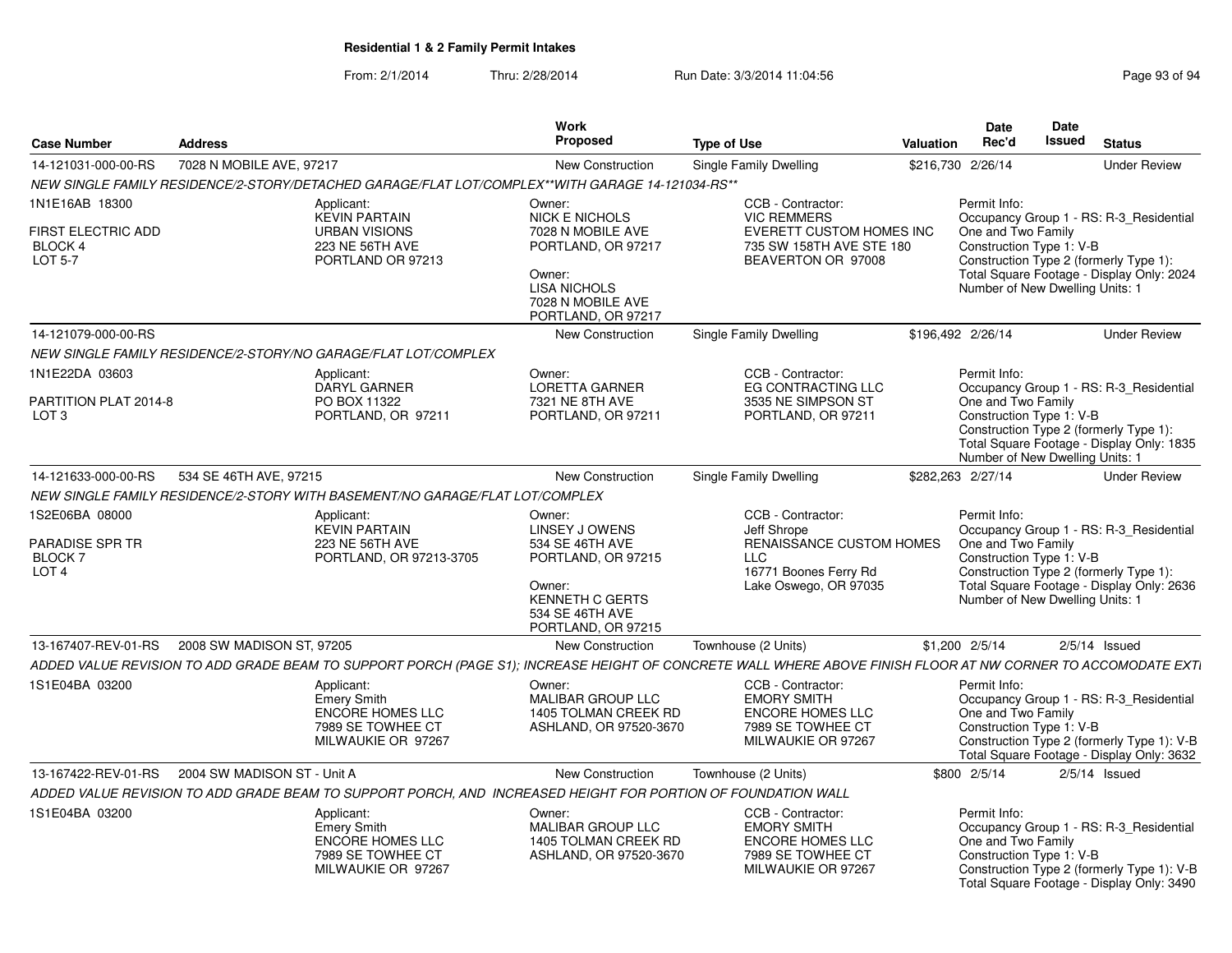**Residential 1 & 2 Family Permit Intakes**

From: 2/1/2014 Thru: 2/28/2014 Run Date: 3/3/2014 11:04:56

| Case Number | Address | Work Proposed | Type of Use | Valuation | Date Rec'd | Date Issued | Status |
|---|---|---|---|---|---|---|---|
| 14-121031-000-00-RS | 7028 N MOBILE AVE, 97217 | New Construction | Single Family Dwelling | $216,730 | 2/26/14 | | Under Review |

*NEW SINGLE FAMILY RESIDENCE/2-STORY/DETACHED GARAGE/FLAT LOT/COMPLEX\*\*WITH GARAGE 14-121034-RS\*\**

1N1E16AB 18300
FIRST ELECTRIC ADD
BLOCK 4
LOT 5-7

Applicant: KEVIN PARTAIN, URBAN VISIONS, 223 NE 56TH AVE, PORTLAND OR 97213

Owner: NICK E NICHOLS, 7028 N MOBILE AVE, PORTLAND, OR 97217

Owner: LISA NICHOLS, 7028 N MOBILE AVE, PORTLAND, OR 97217

CCB - Contractor: VIC REMMERS, EVERETT CUSTOM HOMES INC, 735 SW 158TH AVE STE 180, BEAVERTON OR 97008

Permit Info:
Occupancy Group 1 - RS: R-3_Residential One and Two Family
Construction Type 1: V-B
Construction Type 2 (formerly Type 1):
Total Square Footage - Display Only: 2024
Number of New Dwelling Units: 1

---

| Case Number | Address | Work Proposed | Type of Use | Valuation | Date Rec'd | Date Issued | Status |
|---|---|---|---|---|---|---|---|
| 14-121079-000-00-RS | | New Construction | Single Family Dwelling | $196,492 | 2/26/14 | | Under Review |

*NEW SINGLE FAMILY RESIDENCE/2-STORY/NO GARAGE/FLAT LOT/COMPLEX*

1N1E22DA 03603
PARTITION PLAT 2014-8
LOT 3

Applicant: DARYL GARNER, PO BOX 11322, PORTLAND, OR 97211

Owner: LORETTA GARNER, 7321 NE 8TH AVE, PORTLAND, OR 97211

CCB - Contractor: EG CONTRACTING LLC, 3535 NE SIMPSON ST, PORTLAND, OR 97211

Permit Info:
Occupancy Group 1 - RS: R-3_Residential One and Two Family
Construction Type 1: V-B
Construction Type 2 (formerly Type 1):
Total Square Footage - Display Only: 1835
Number of New Dwelling Units: 1

---

| Case Number | Address | Work Proposed | Type of Use | Valuation | Date Rec'd | Date Issued | Status |
|---|---|---|---|---|---|---|---|
| 14-121633-000-00-RS | 534 SE 46TH AVE, 97215 | New Construction | Single Family Dwelling | $282,263 | 2/27/14 | | Under Review |

*NEW SINGLE FAMILY RESIDENCE/2-STORY WITH BASEMENT/NO GARAGE/FLAT LOT/COMPLEX*

1S2E06BA 08000
PARADISE SPR TR
BLOCK 7
LOT 4

Applicant: KEVIN PARTAIN, 223 NE 56TH AVE, PORTLAND, OR 97213-3705

Owner: LINSEY J OWENS, 534 SE 46TH AVE, PORTLAND, OR 97215

Owner: KENNETH C GERTS, 534 SE 46TH AVE, PORTLAND, OR 97215

CCB - Contractor: Jeff Shrope, RENAISSANCE CUSTOM HOMES LLC, 16771 Boones Ferry Rd, Lake Oswego, OR 97035

Permit Info:
Occupancy Group 1 - RS: R-3_Residential One and Two Family
Construction Type 1: V-B
Construction Type 2 (formerly Type 1):
Total Square Footage - Display Only: 2636
Number of New Dwelling Units: 1

---

| Case Number | Address | Work Proposed | Type of Use | Valuation | Date Rec'd | Date Issued | Status |
|---|---|---|---|---|---|---|---|
| 13-167407-REV-01-RS | 2008 SW MADISON ST, 97205 | New Construction | Townhouse (2 Units) | $1,200 | 2/5/14 | 2/5/14 | Issued |

*ADDED VALUE REVISION TO ADD GRADE BEAM TO SUPPORT PORCH (PAGE S1); INCREASE HEIGHT OF CONCRETE WALL WHERE ABOVE FINISH FLOOR AT NW CORNER TO ACCOMODATE EXTI*

1S1E04BA 03200

Applicant: Emery Smith, ENCORE HOMES LLC, 7989 SE TOWHEE CT, MILWAUKIE OR 97267

Owner: MALIBAR GROUP LLC, 1405 TOLMAN CREEK RD, ASHLAND, OR 97520-3670

CCB - Contractor: EMORY SMITH, ENCORE HOMES LLC, 7989 SE TOWHEE CT, MILWAUKIE OR 97267

Permit Info:
Occupancy Group 1 - RS: R-3_Residential One and Two Family
Construction Type 1: V-B
Construction Type 2 (formerly Type 1): V-B
Total Square Footage - Display Only: 3632

---

| Case Number | Address | Work Proposed | Type of Use | Valuation | Date Rec'd | Date Issued | Status |
|---|---|---|---|---|---|---|---|
| 13-167422-REV-01-RS | 2004 SW MADISON ST - Unit A | New Construction | Townhouse (2 Units) | $800 | 2/5/14 | 2/5/14 | Issued |

*ADDED VALUE REVISION TO ADD GRADE BEAM TO SUPPORT PORCH, AND INCREASED HEIGHT FOR PORTION OF FOUNDATION WALL*

1S1E04BA 03200

Applicant: Emery Smith, ENCORE HOMES LLC, 7989 SE TOWHEE CT, MILWAUKIE OR 97267

Owner: MALIBAR GROUP LLC, 1405 TOLMAN CREEK RD, ASHLAND, OR 97520-3670

CCB - Contractor: EMORY SMITH, ENCORE HOMES LLC, 7989 SE TOWHEE CT, MILWAUKIE OR 97267

Permit Info:
Occupancy Group 1 - RS: R-3_Residential One and Two Family
Construction Type 1: V-B
Construction Type 2 (formerly Type 1): V-B
Total Square Footage - Display Only: 3490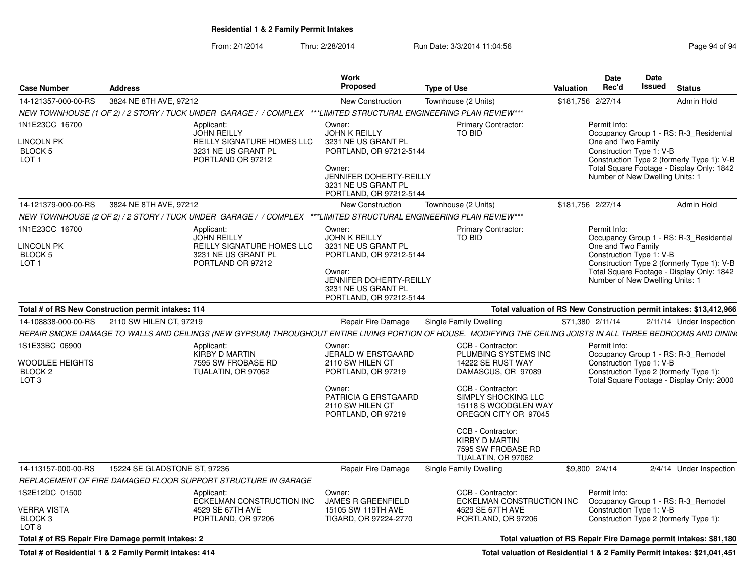## Residential 1 & 2 Family Permit Intakes

From: 2/1/2014 Thru: 2/28/2014 Run Date: 3/3/2014 11:04:56

| Case Number | Address | Work Proposed | Type of Use | Valuation | Date Rec'd | Date Issued | Status |
|---|---|---|---|---|---|---|---|
| 14-121357-000-00-RS | 3824 NE 8TH AVE, 97212 | New Construction | Townhouse (2 Units) | $181,756 | 2/27/14 | | Admin Hold |

*NEW TOWNHOUSE (1 OF 2) / 2 STORY / TUCK UNDER GARAGE / / COMPLEX ***LIMITED STRUCTURAL ENGINEERING PLAN REVIEW****

1N1E23CC 16700
LINCOLN PK
BLOCK 5
LOT 1

Applicant:
JOHN REILLY
REILLY SIGNATURE HOMES LLC
3231 NE US GRANT PL
PORTLAND OR 97212

Owner:
JOHN K REILLY
3231 NE US GRANT PL
PORTLAND, OR 97212-5144

Owner:
JENNIFER DOHERTY-REILLY
3231 NE US GRANT PL
PORTLAND, OR 97212-5144

Primary Contractor:
TO BID

Permit Info:
Occupancy Group 1 - RS: R-3_Residential One and Two Family
Construction Type 1: V-B
Construction Type 2 (formerly Type 1): V-B
Total Square Footage - Display Only: 1842
Number of New Dwelling Units: 1

| Case Number | Address | Work Proposed | Type of Use | Valuation | Date Rec'd | Date Issued | Status |
|---|---|---|---|---|---|---|---|
| 14-121379-000-00-RS | 3824 NE 8TH AVE, 97212 | New Construction | Townhouse (2 Units) | $181,756 | 2/27/14 | | Admin Hold |

*NEW TOWNHOUSE (2 OF 2) / 2 STORY / TUCK UNDER GARAGE / / COMPLEX ***LIMITED STRUCTURAL ENGINEERING PLAN REVIEW****

1N1E23CC 16700
LINCOLN PK
BLOCK 5
LOT 1

Applicant:
JOHN REILLY
REILLY SIGNATURE HOMES LLC
3231 NE US GRANT PL
PORTLAND OR 97212

Owner:
JOHN K REILLY
3231 NE US GRANT PL
PORTLAND, OR 97212-5144

Owner:
JENNIFER DOHERTY-REILLY
3231 NE US GRANT PL
PORTLAND, OR 97212-5144

Primary Contractor:
TO BID

Permit Info:
Occupancy Group 1 - RS: R-3_Residential One and Two Family
Construction Type 1: V-B
Construction Type 2 (formerly Type 1): V-B
Total Square Footage - Display Only: 1842
Number of New Dwelling Units: 1

**Total # of RS New Construction permit intakes: 114**

**Total valuation of RS New Construction permit intakes: $13,412,966**

| Case Number | Address | Work Proposed | Type of Use | Valuation | Date Rec'd | Date Issued | Status |
|---|---|---|---|---|---|---|---|
| 14-108838-000-00-RS | 2110 SW HILEN CT, 97219 | Repair Fire Damage | Single Family Dwelling | $71,380 | 2/11/14 | 2/11/14 | Under Inspection |

*REPAIR SMOKE DAMAGE TO WALLS AND CEILINGS (NEW GYPSUM) THROUGHOUT ENTIRE LIVING PORTION OF HOUSE. MODIFYING THE CEILING JOISTS IN ALL THREE BEDROOMS AND DINING*

1S1E33BC 06900
WOODLEE HEIGHTS
BLOCK 2
LOT 3

Applicant:
KIRBY D MARTIN
7595 SW FROBASE RD
TUALATIN, OR 97062

Owner:
JERALD W ERSTGAARD
2110 SW HILEN CT
PORTLAND, OR 97219

Owner:
PATRICIA G ERSTGAARD
2110 SW HILEN CT
PORTLAND, OR 97219

CCB - Contractor:
PLUMBING SYSTEMS INC
14222 SE RUST WAY
DAMASCUS, OR 97089

CCB - Contractor:
SIMPLY SHOCKING LLC
15118 S WOODGLEN WAY
OREGON CITY OR 97045

CCB - Contractor:
KIRBY D MARTIN
7595 SW FROBASE RD
TUALATIN, OR 97062

Permit Info:
Occupancy Group 1 - RS: R-3_Remodel
Construction Type 1: V-B
Construction Type 2 (formerly Type 1):
Total Square Footage - Display Only: 2000

| Case Number | Address | Work Proposed | Type of Use | Valuation | Date Rec'd | Date Issued | Status |
|---|---|---|---|---|---|---|---|
| 14-113157-000-00-RS | 15224 SE GLADSTONE ST, 97236 | Repair Fire Damage | Single Family Dwelling | $9,800 | 2/4/14 | 2/4/14 | Under Inspection |

*REPLACEMENT OF FIRE DAMAGED FLOOR SUPPORT STRUCTURE IN GARAGE*

1S2E12DC 01500
VERRA VISTA
BLOCK 3
LOT 8

Applicant:
ECKELMAN CONSTRUCTION INC
4529 SE 67TH AVE
PORTLAND, OR 97206

Owner:
JAMES R GREENFIELD
15105 SW 119TH AVE
TIGARD, OR 97224-2770

CCB - Contractor:
ECKELMAN CONSTRUCTION INC
4529 SE 67TH AVE
PORTLAND, OR 97206

Permit Info:
Occupancy Group 1 - RS: R-3_Remodel
Construction Type 1: V-B
Construction Type 2 (formerly Type 1):

**Total # of RS Repair Fire Damage permit intakes: 2**

**Total valuation of RS Repair Fire Damage permit intakes: $81,180**

**Total # of Residential 1 & 2 Family Permit intakes: 414**

**Total valuation of Residential 1 & 2 Family Permit intakes: $21,041,451**